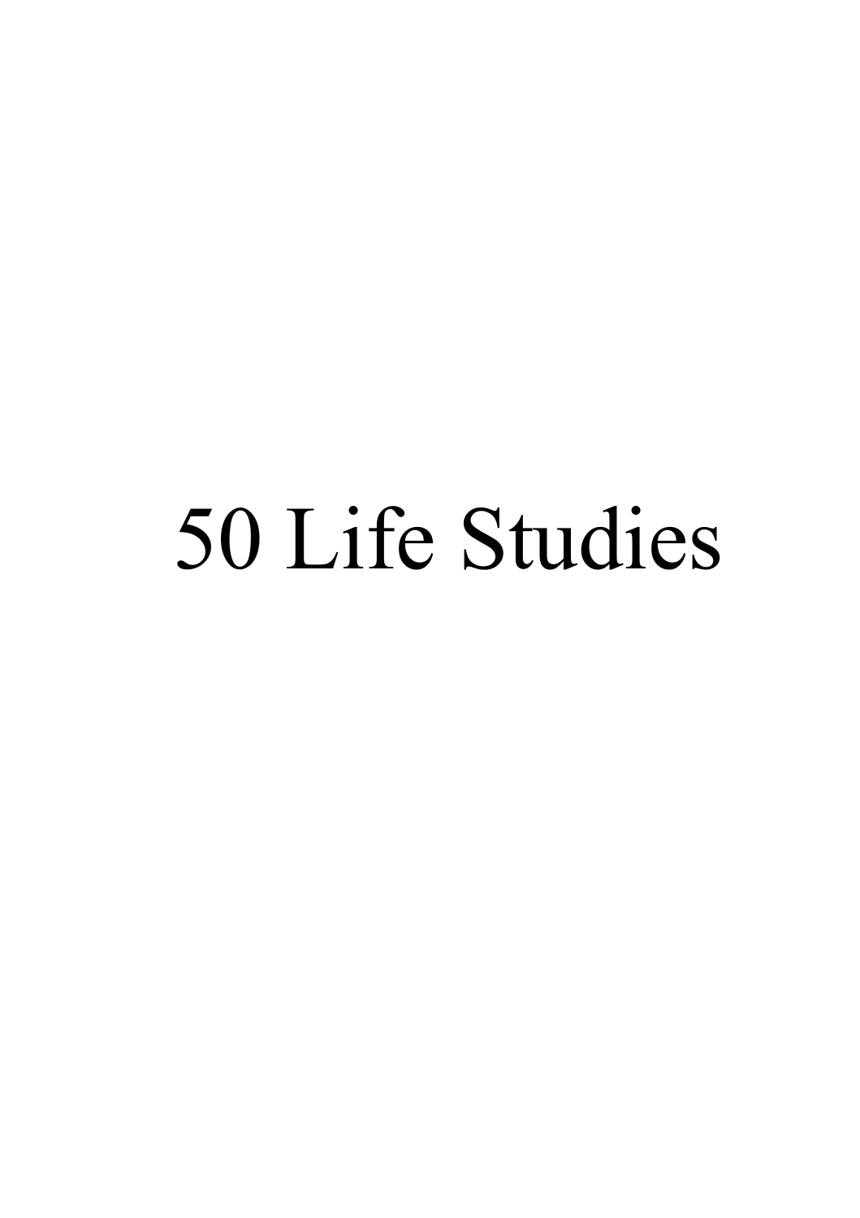# 50 Life Studies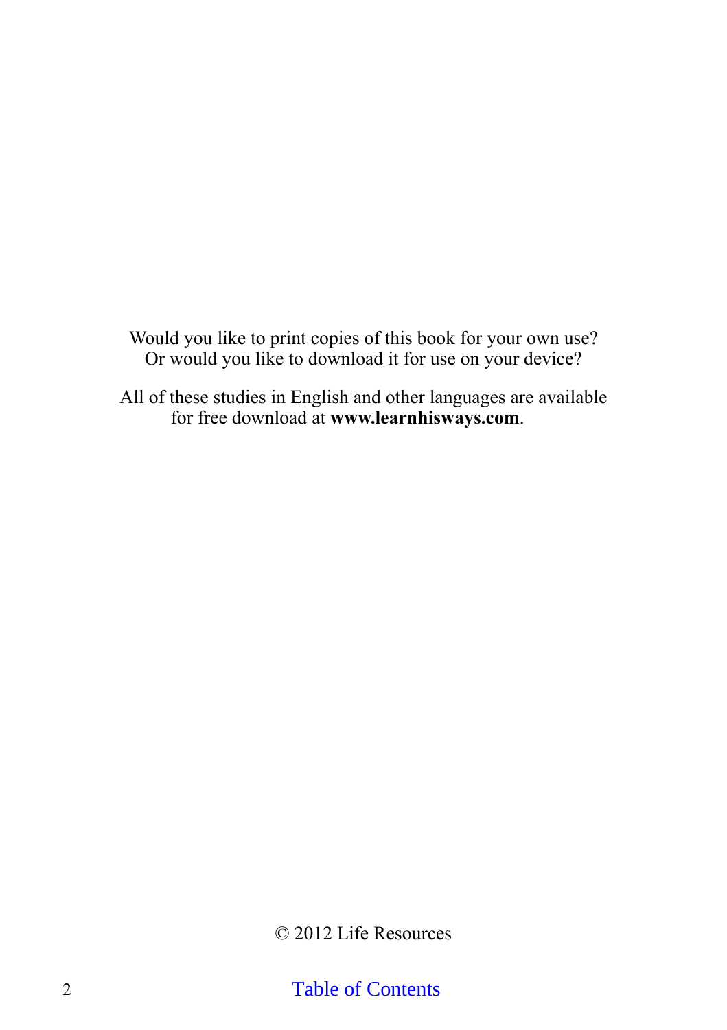Would you like to print copies of this book for your own use?
Or would you like to download it for use on your device?

All of these studies in English and other languages are available for free download at **www.learnhisways.com**.

© 2012 Life Resources

Table of Contents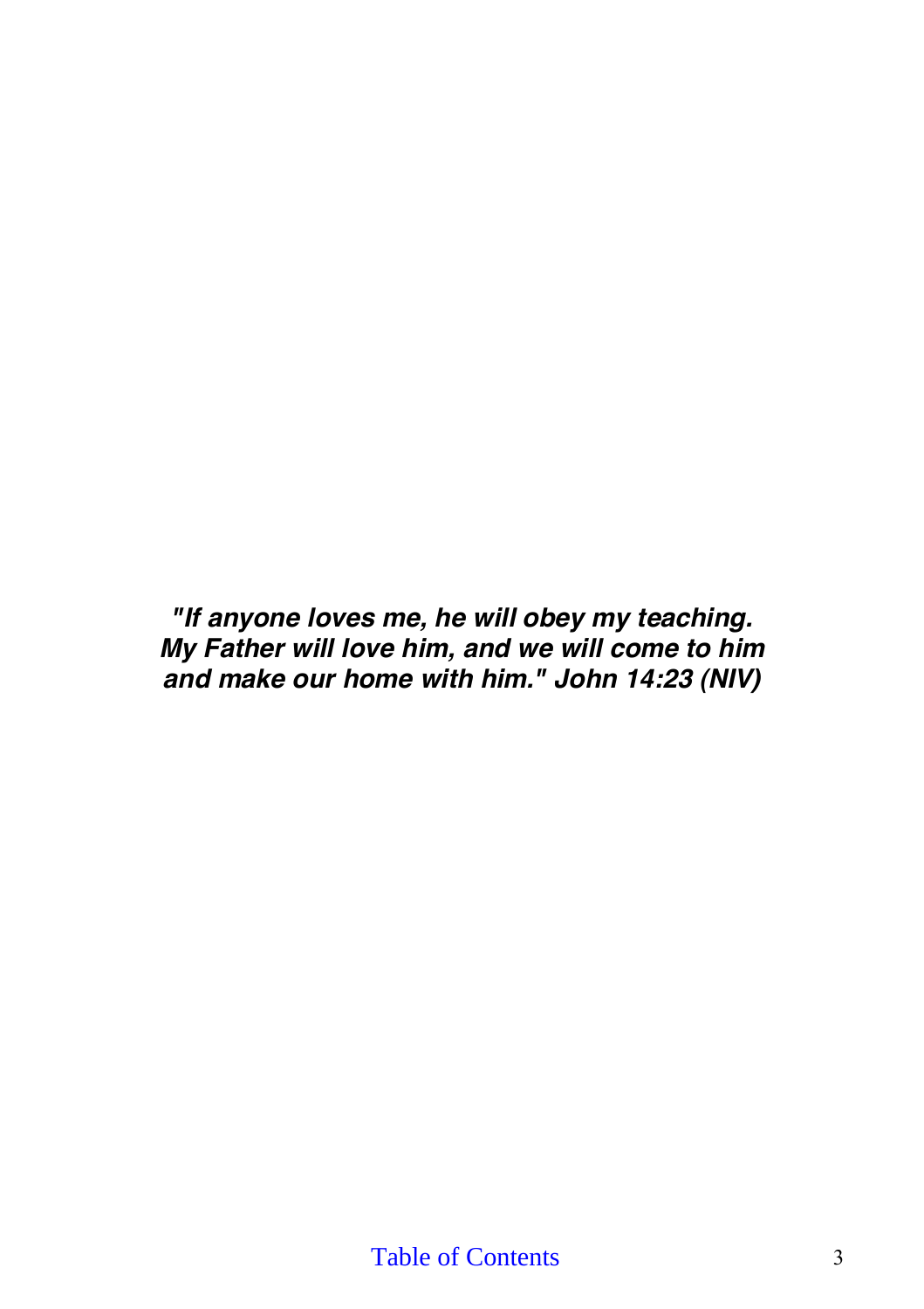***"If anyone loves me, he will obey my teaching. My Father will love him, and we will come to him and make our home with him." John 14:23 (NIV)***

Table of Contents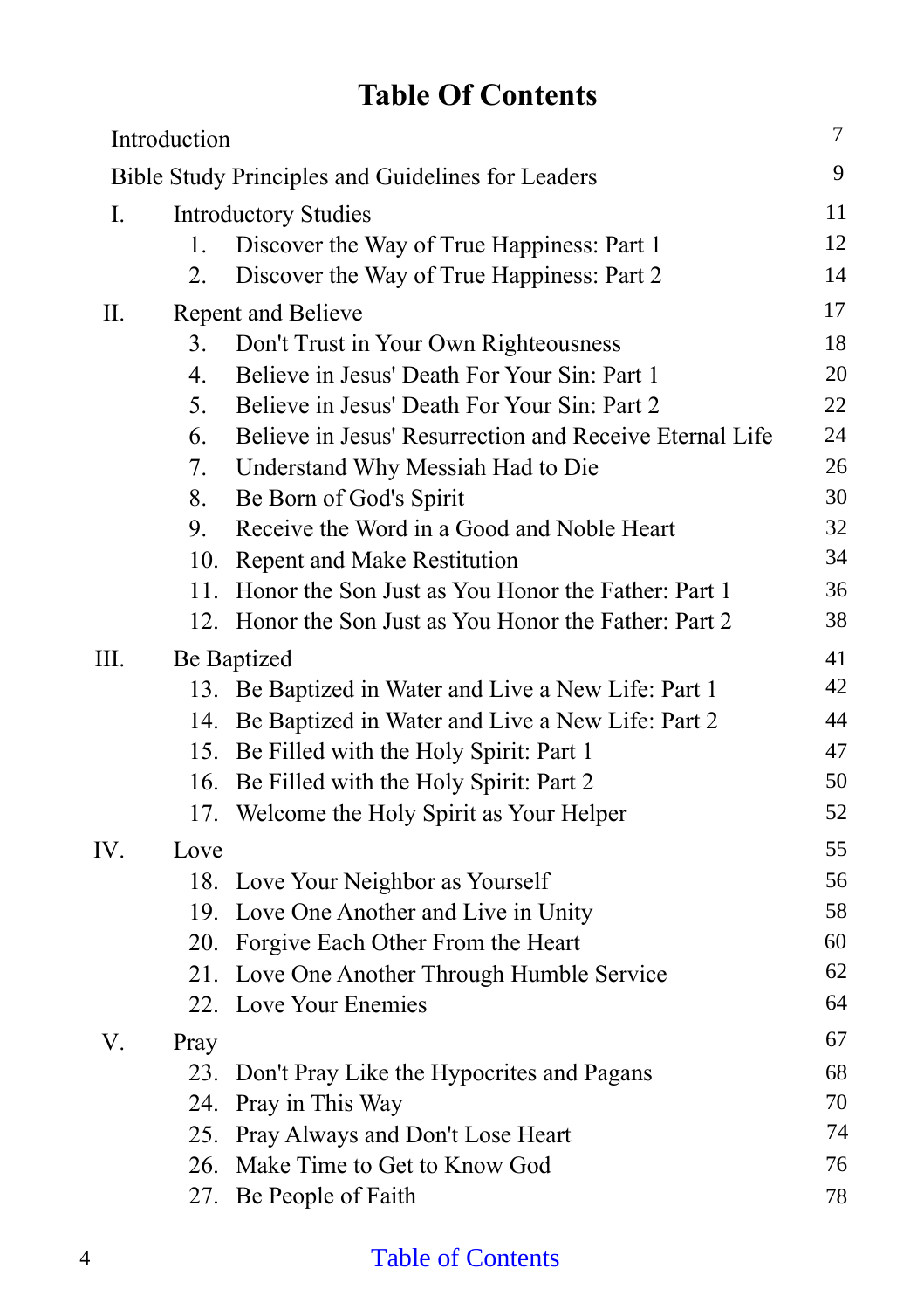# Table Of Contents

| | | |
|---|---|---|
| Introduction | | 7 |
| Bible Study Principles and Guidelines for Leaders | | 9 |
| I. | Introductory Studies | 11 |
| | 1. Discover the Way of True Happiness: Part 1 | 12 |
| | 2. Discover the Way of True Happiness: Part 2 | 14 |
| II. | Repent and Believe | 17 |
| | 3. Don't Trust in Your Own Righteousness | 18 |
| | 4. Believe in Jesus' Death For Your Sin: Part 1 | 20 |
| | 5. Believe in Jesus' Death For Your Sin: Part 2 | 22 |
| | 6. Believe in Jesus' Resurrection and Receive Eternal Life | 24 |
| | 7. Understand Why Messiah Had to Die | 26 |
| | 8. Be Born of God's Spirit | 30 |
| | 9. Receive the Word in a Good and Noble Heart | 32 |
| | 10. Repent and Make Restitution | 34 |
| | 11. Honor the Son Just as You Honor the Father: Part 1 | 36 |
| | 12. Honor the Son Just as You Honor the Father: Part 2 | 38 |
| III. | Be Baptized | 41 |
| | 13. Be Baptized in Water and Live a New Life: Part 1 | 42 |
| | 14. Be Baptized in Water and Live a New Life: Part 2 | 44 |
| | 15. Be Filled with the Holy Spirit: Part 1 | 47 |
| | 16. Be Filled with the Holy Spirit: Part 2 | 50 |
| | 17. Welcome the Holy Spirit as Your Helper | 52 |
| IV. | Love | 55 |
| | 18. Love Your Neighbor as Yourself | 56 |
| | 19. Love One Another and Live in Unity | 58 |
| | 20. Forgive Each Other From the Heart | 60 |
| | 21. Love One Another Through Humble Service | 62 |
| | 22. Love Your Enemies | 64 |
| V. | Pray | 67 |
| | 23. Don't Pray Like the Hypocrites and Pagans | 68 |
| | 24. Pray in This Way | 70 |
| | 25. Pray Always and Don't Lose Heart | 74 |
| | 26. Make Time to Get to Know God | 76 |
| | 27. Be People of Faith | 78 |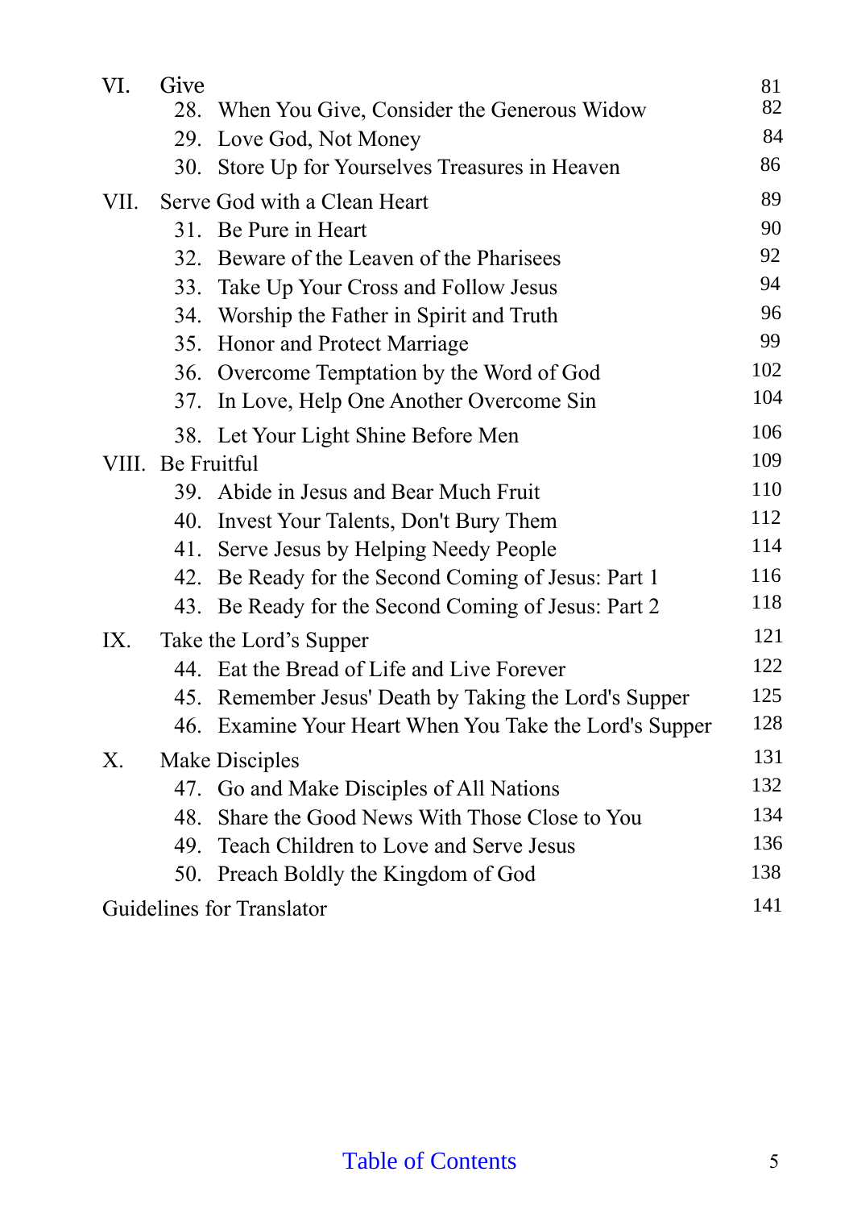| | | |
|---|---|---|
| VI. | Give | 81 |
| | 28. When You Give, Consider the Generous Widow | 82 |
| | 29. Love God, Not Money | 84 |
| | 30. Store Up for Yourselves Treasures in Heaven | 86 |
| VII. | Serve God with a Clean Heart | 89 |
| | 31. Be Pure in Heart | 90 |
| | 32. Beware of the Leaven of the Pharisees | 92 |
| | 33. Take Up Your Cross and Follow Jesus | 94 |
| | 34. Worship the Father in Spirit and Truth | 96 |
| | 35. Honor and Protect Marriage | 99 |
| | 36. Overcome Temptation by the Word of God | 102 |
| | 37. In Love, Help One Another Overcome Sin | 104 |
| | 38. Let Your Light Shine Before Men | 106 |
| VIII. | Be Fruitful | 109 |
| | 39. Abide in Jesus and Bear Much Fruit | 110 |
| | 40. Invest Your Talents, Don't Bury Them | 112 |
| | 41. Serve Jesus by Helping Needy People | 114 |
| | 42. Be Ready for the Second Coming of Jesus: Part 1 | 116 |
| | 43. Be Ready for the Second Coming of Jesus: Part 2 | 118 |
| IX. | Take the Lord’s Supper | 121 |
| | 44. Eat the Bread of Life and Live Forever | 122 |
| | 45. Remember Jesus' Death by Taking the Lord's Supper | 125 |
| | 46. Examine Your Heart When You Take the Lord's Supper | 128 |
| X. | Make Disciples | 131 |
| | 47. Go and Make Disciples of All Nations | 132 |
| | 48. Share the Good News With Those Close to You | 134 |
| | 49. Teach Children to Love and Serve Jesus | 136 |
| | 50. Preach Boldly the Kingdom of God | 138 |
| Guidelines for Translator | | 141 |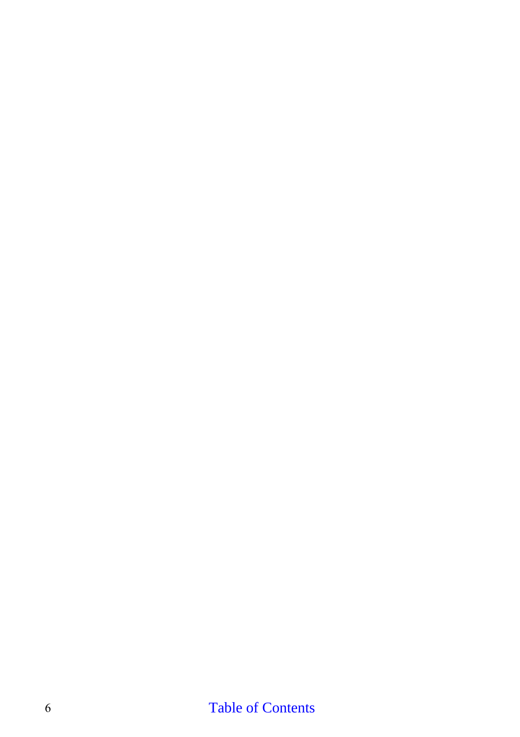[Table of Contents]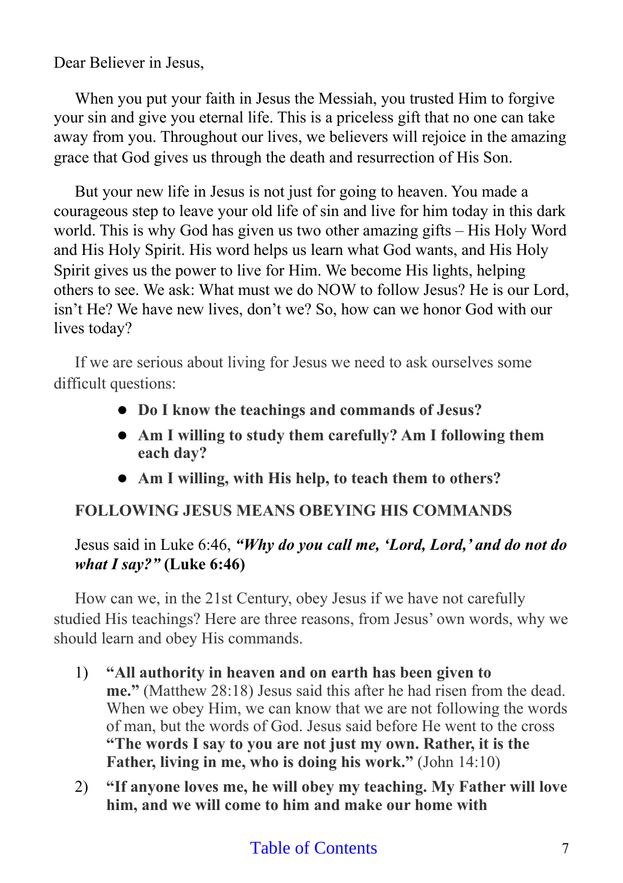Dear Believer in Jesus,

When you put your faith in Jesus the Messiah, you trusted Him to forgive your sin and give you eternal life. This is a priceless gift that no one can take away from you. Throughout our lives, we believers will rejoice in the amazing grace that God gives us through the death and resurrection of His Son.

But your new life in Jesus is not just for going to heaven. You made a courageous step to leave your old life of sin and live for him today in this dark world. This is why God has given us two other amazing gifts – His Holy Word and His Holy Spirit. His word helps us learn what God wants, and His Holy Spirit gives us the power to live for Him. We become His lights, helping others to see. We ask: What must we do NOW to follow Jesus? He is our Lord, isn't He? We have new lives, don't we? So, how can we honor God with our lives today?

If we are serious about living for Jesus we need to ask ourselves some difficult questions:

- **Do I know the teachings and commands of Jesus?**
- **Am I willing to study them carefully? Am I following them each day?**
- **Am I willing, with His help, to teach them to others?**

**FOLLOWING JESUS MEANS OBEYING HIS COMMANDS**

Jesus said in Luke 6:46, ***"Why do you call me, 'Lord, Lord,' and do not do what I say?"*** **(Luke 6:46)**

How can we, in the 21st Century, obey Jesus if we have not carefully studied His teachings? Here are three reasons, from Jesus' own words, why we should learn and obey His commands.

1) **"All authority in heaven and on earth has been given to me."** (Matthew 28:18) Jesus said this after he had risen from the dead. When we obey Him, we can know that we are not following the words of man, but the words of God. Jesus said before He went to the cross **"The words I say to you are not just my own. Rather, it is the Father, living in me, who is doing his work."** (John 14:10)

2) **"If anyone loves me, he will obey my teaching. My Father will love him, and we will come to him and make our home with**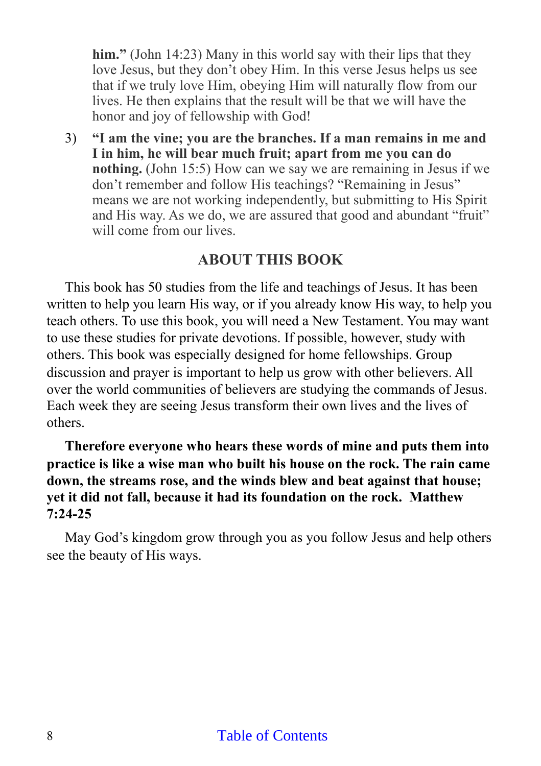**him."** (John 14:23) Many in this world say with their lips that they love Jesus, but they don't obey Him. In this verse Jesus helps us see that if we truly love Him, obeying Him will naturally flow from our lives. He then explains that the result will be that we will have the honor and joy of fellowship with God!

3) **"I am the vine; you are the branches. If a man remains in me and I in him, he will bear much fruit; apart from me you can do nothing.** (John 15:5) How can we say we are remaining in Jesus if we don't remember and follow His teachings? "Remaining in Jesus" means we are not working independently, but submitting to His Spirit and His way. As we do, we are assured that good and abundant "fruit" will come from our lives.

## ABOUT THIS BOOK

This book has 50 studies from the life and teachings of Jesus. It has been written to help you learn His way, or if you already know His way, to help you teach others. To use this book, you will need a New Testament. You may want to use these studies for private devotions. If possible, however, study with others. This book was especially designed for home fellowships. Group discussion and prayer is important to help us grow with other believers. All over the world communities of believers are studying the commands of Jesus. Each week they are seeing Jesus transform their own lives and the lives of others.

**Therefore everyone who hears these words of mine and puts them into practice is like a wise man who built his house on the rock. The rain came down, the streams rose, and the winds blew and beat against that house; yet it did not fall, because it had its foundation on the rock. Matthew 7:24-25**

May God's kingdom grow through you as you follow Jesus and help others see the beauty of His ways.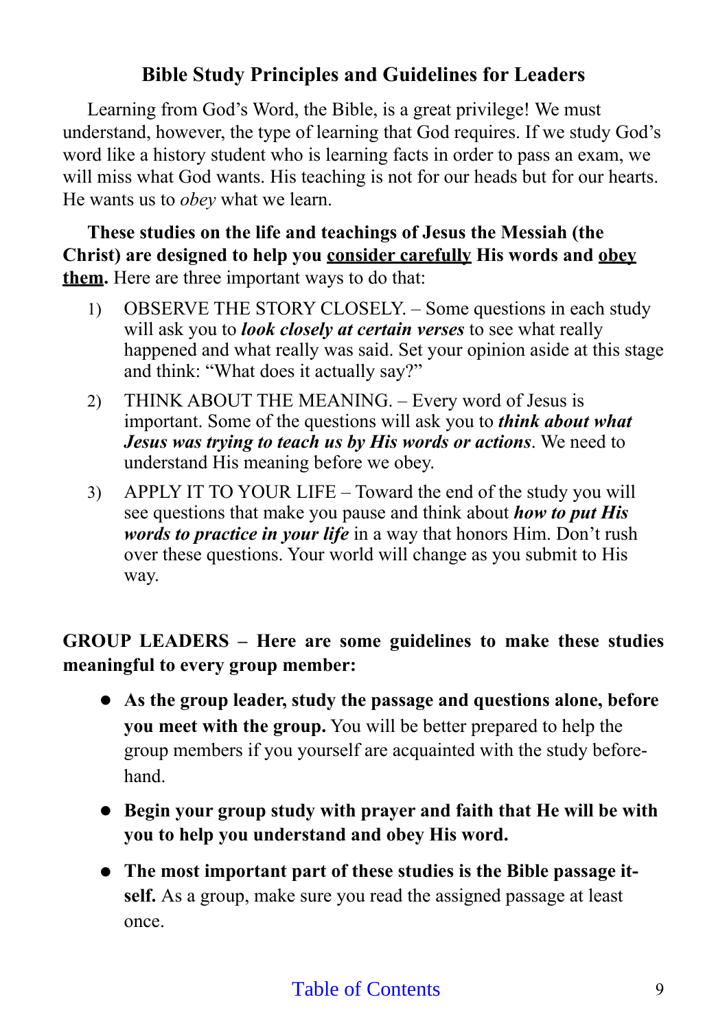## Bible Study Principles and Guidelines for Leaders

Learning from God's Word, the Bible, is a great privilege! We must understand, however, the type of learning that God requires. If we study God's word like a history student who is learning facts in order to pass an exam, we will miss what God wants. His teaching is not for our heads but for our hearts. He wants us to *obey* what we learn.

**These studies on the life and teachings of Jesus the Messiah (the Christ) are designed to help you <u>consider carefully</u> His words and <u>obey them</u>.** Here are three important ways to do that:

1) OBSERVE THE STORY CLOSELY. – Some questions in each study will ask you to ***look closely at certain verses*** to see what really happened and what really was said. Set your opinion aside at this stage and think: "What does it actually say?"
2) THINK ABOUT THE MEANING. – Every word of Jesus is important. Some of the questions will ask you to ***think about what Jesus was trying to teach us by His words or actions***. We need to understand His meaning before we obey.
3) APPLY IT TO YOUR LIFE – Toward the end of the study you will see questions that make you pause and think about ***how to put His words to practice in your life*** in a way that honors Him. Don't rush over these questions. Your world will change as you submit to His way.

**GROUP LEADERS – Here are some guidelines to make these studies meaningful to every group member:**

- **As the group leader, study the passage and questions alone, before you meet with the group.** You will be better prepared to help the group members if you yourself are acquainted with the study beforehand.
- **Begin your group study with prayer and faith that He will be with you to help you understand and obey His word.**
- **The most important part of these studies is the Bible passage itself.** As a group, make sure you read the assigned passage at least once.

Table of Contents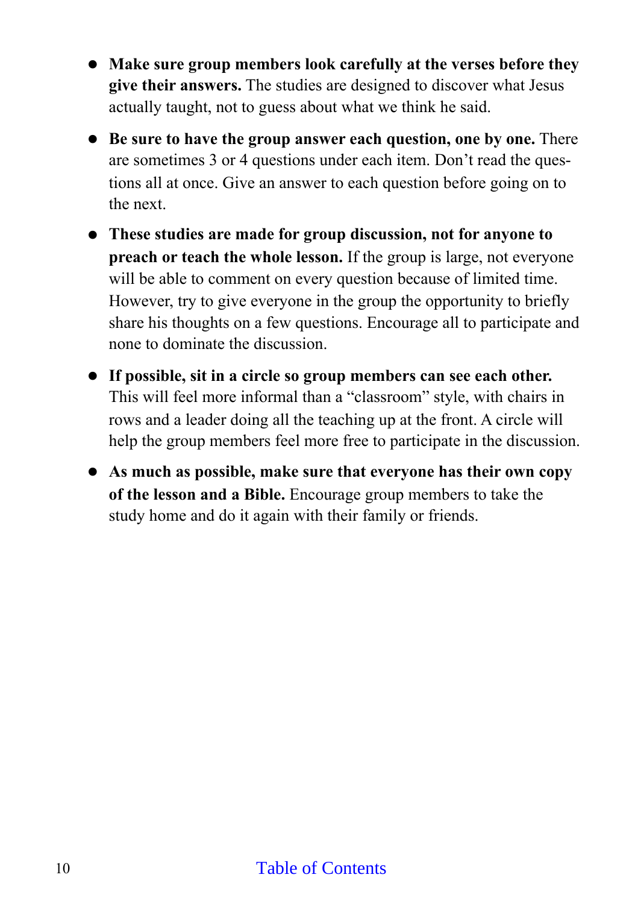- **Make sure group members look carefully at the verses before they give their answers.** The studies are designed to discover what Jesus actually taught, not to guess about what we think he said.
- **Be sure to have the group answer each question, one by one.** There are sometimes 3 or 4 questions under each item. Don't read the questions all at once. Give an answer to each question before going on to the next.
- **These studies are made for group discussion, not for anyone to preach or teach the whole lesson.** If the group is large, not everyone will be able to comment on every question because of limited time. However, try to give everyone in the group the opportunity to briefly share his thoughts on a few questions. Encourage all to participate and none to dominate the discussion.
- **If possible, sit in a circle so group members can see each other.** This will feel more informal than a "classroom" style, with chairs in rows and a leader doing all the teaching up at the front. A circle will help the group members feel more free to participate in the discussion.
- **As much as possible, make sure that everyone has their own copy of the lesson and a Bible.** Encourage group members to take the study home and do it again with their family or friends.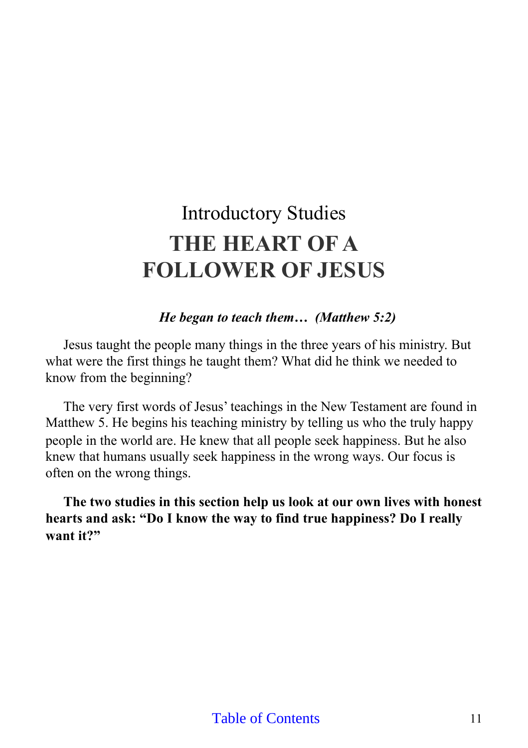## Introductory Studies

# THE HEART OF A FOLLOWER OF JESUS

***He began to teach them… (Matthew 5:2)***

Jesus taught the people many things in the three years of his ministry. But what were the first things he taught them? What did he think we needed to know from the beginning?

The very first words of Jesus' teachings in the New Testament are found in Matthew 5. He begins his teaching ministry by telling us who the truly happy people in the world are. He knew that all people seek happiness. But he also knew that humans usually seek happiness in the wrong ways. Our focus is often on the wrong things.

**The two studies in this section help us look at our own lives with honest hearts and ask: "Do I know the way to find true happiness? Do I really want it?"**

Table of Contents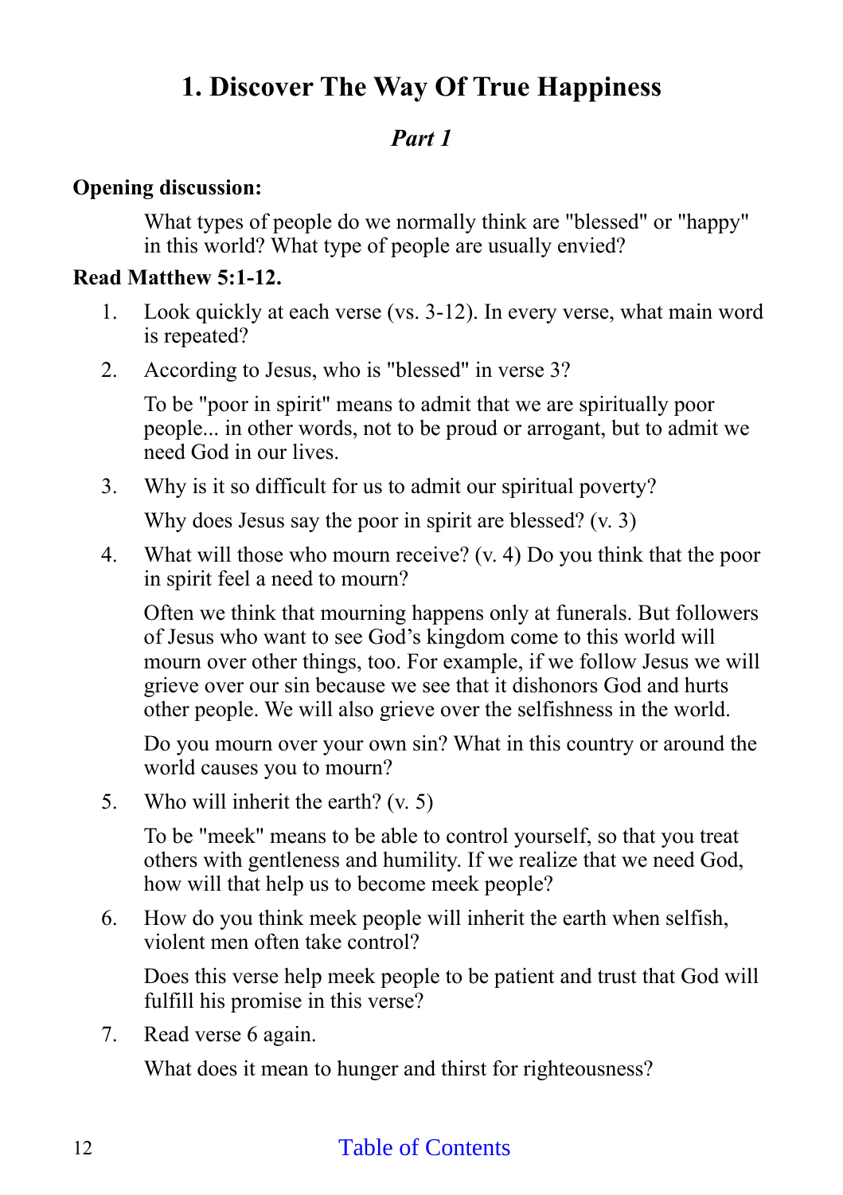# 1. Discover The Way Of True Happiness

## *Part 1*

**Opening discussion:**

What types of people do we normally think are "blessed" or "happy" in this world? What type of people are usually envied?

**Read Matthew 5:1-12.**

1. Look quickly at each verse (vs. 3-12). In every verse, what main word is repeated?

2. According to Jesus, who is "blessed" in verse 3?

   To be "poor in spirit" means to admit that we are spiritually poor people... in other words, not to be proud or arrogant, but to admit we need God in our lives.

3. Why is it so difficult for us to admit our spiritual poverty?

   Why does Jesus say the poor in spirit are blessed? (v. 3)

4. What will those who mourn receive? (v. 4) Do you think that the poor in spirit feel a need to mourn?

   Often we think that mourning happens only at funerals. But followers of Jesus who want to see God's kingdom come to this world will mourn over other things, too. For example, if we follow Jesus we will grieve over our sin because we see that it dishonors God and hurts other people. We will also grieve over the selfishness in the world.

   Do you mourn over your own sin? What in this country or around the world causes you to mourn?

5. Who will inherit the earth? (v. 5)

   To be "meek" means to be able to control yourself, so that you treat others with gentleness and humility. If we realize that we need God, how will that help us to become meek people?

6. How do you think meek people will inherit the earth when selfish, violent men often take control?

   Does this verse help meek people to be patient and trust that God will fulfill his promise in this verse?

7. Read verse 6 again.

   What does it mean to hunger and thirst for righteousness?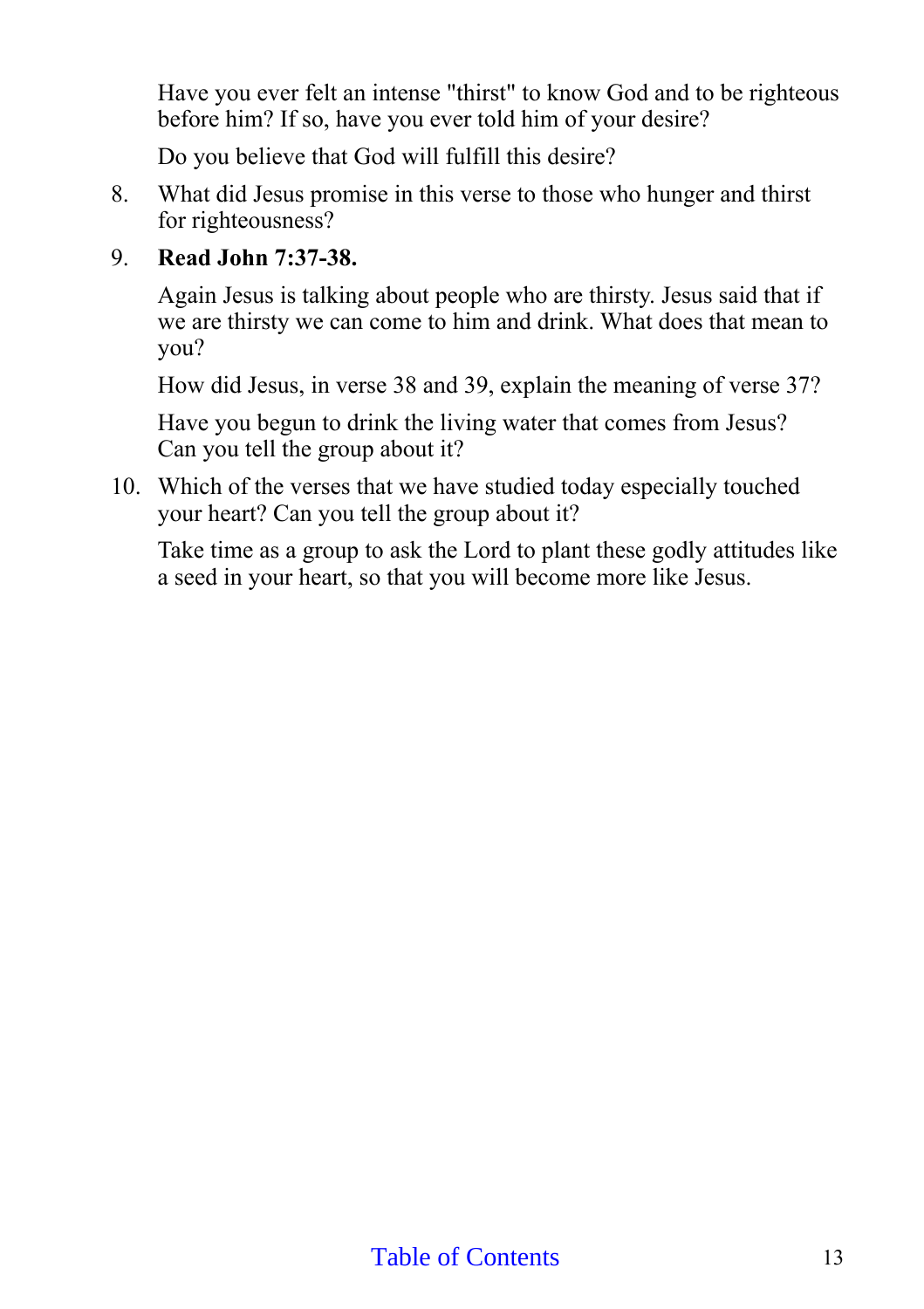Have you ever felt an intense "thirst" to know God and to be righteous before him? If so, have you ever told him of your desire?

Do you believe that God will fulfill this desire?

8. What did Jesus promise in this verse to those who hunger and thirst for righteousness?

9. **Read John 7:37-38.**

   Again Jesus is talking about people who are thirsty. Jesus said that if we are thirsty we can come to him and drink. What does that mean to you?

   How did Jesus, in verse 38 and 39, explain the meaning of verse 37?

   Have you begun to drink the living water that comes from Jesus? Can you tell the group about it?

10. Which of the verses that we have studied today especially touched your heart? Can you tell the group about it?

    Take time as a group to ask the Lord to plant these godly attitudes like a seed in your heart, so that you will become more like Jesus.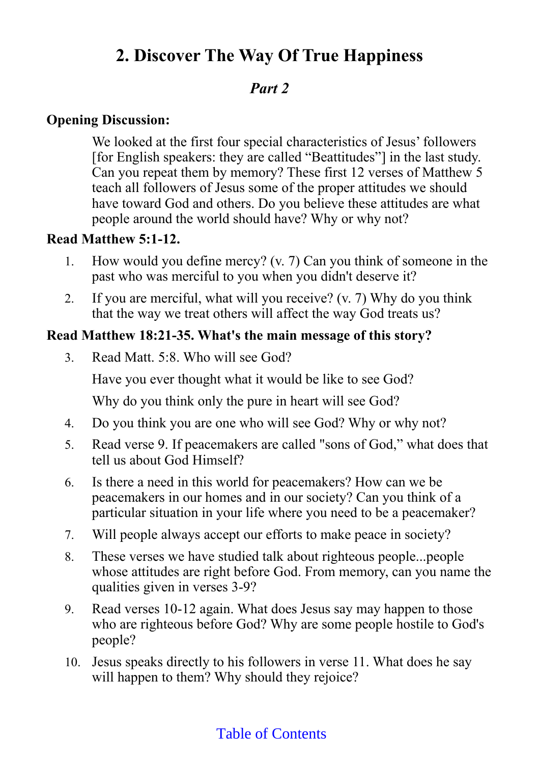# 2. Discover The Way Of True Happiness

## *Part 2*

**Opening Discussion:**

We looked at the first four special characteristics of Jesus' followers [for English speakers: they are called "Beattitudes"] in the last study. Can you repeat them by memory? These first 12 verses of Matthew 5 teach all followers of Jesus some of the proper attitudes we should have toward God and others. Do you believe these attitudes are what people around the world should have? Why or why not?

**Read Matthew 5:1-12.**

1. How would you define mercy? (v. 7) Can you think of someone in the past who was merciful to you when you didn't deserve it?
2. If you are merciful, what will you receive? (v. 7) Why do you think that the way we treat others will affect the way God treats us?

**Read Matthew 18:21-35. What's the main message of this story?**

3. Read Matt. 5:8. Who will see God?

   Have you ever thought what it would be like to see God?

   Why do you think only the pure in heart will see God?
4. Do you think you are one who will see God? Why or why not?
5. Read verse 9. If peacemakers are called "sons of God," what does that tell us about God Himself?
6. Is there a need in this world for peacemakers? How can we be peacemakers in our homes and in our society? Can you think of a particular situation in your life where you need to be a peacemaker?
7. Will people always accept our efforts to make peace in society?
8. These verses we have studied talk about righteous people...people whose attitudes are right before God. From memory, can you name the qualities given in verses 3-9?
9. Read verses 10-12 again. What does Jesus say may happen to those who are righteous before God? Why are some people hostile to God's people?
10. Jesus speaks directly to his followers in verse 11. What does he say will happen to them? Why should they rejoice?

Table of Contents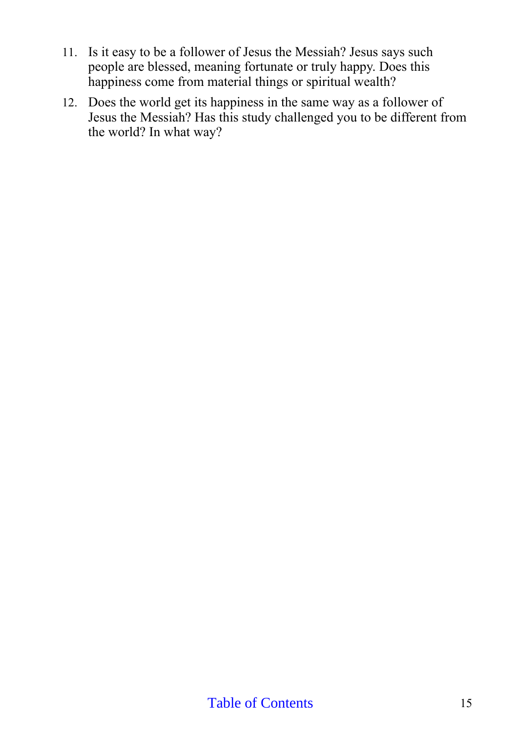11. Is it easy to be a follower of Jesus the Messiah? Jesus says such people are blessed, meaning fortunate or truly happy. Does this happiness come from material things or spiritual wealth?
12. Does the world get its happiness in the same way as a follower of Jesus the Messiah? Has this study challenged you to be different from the world? In what way?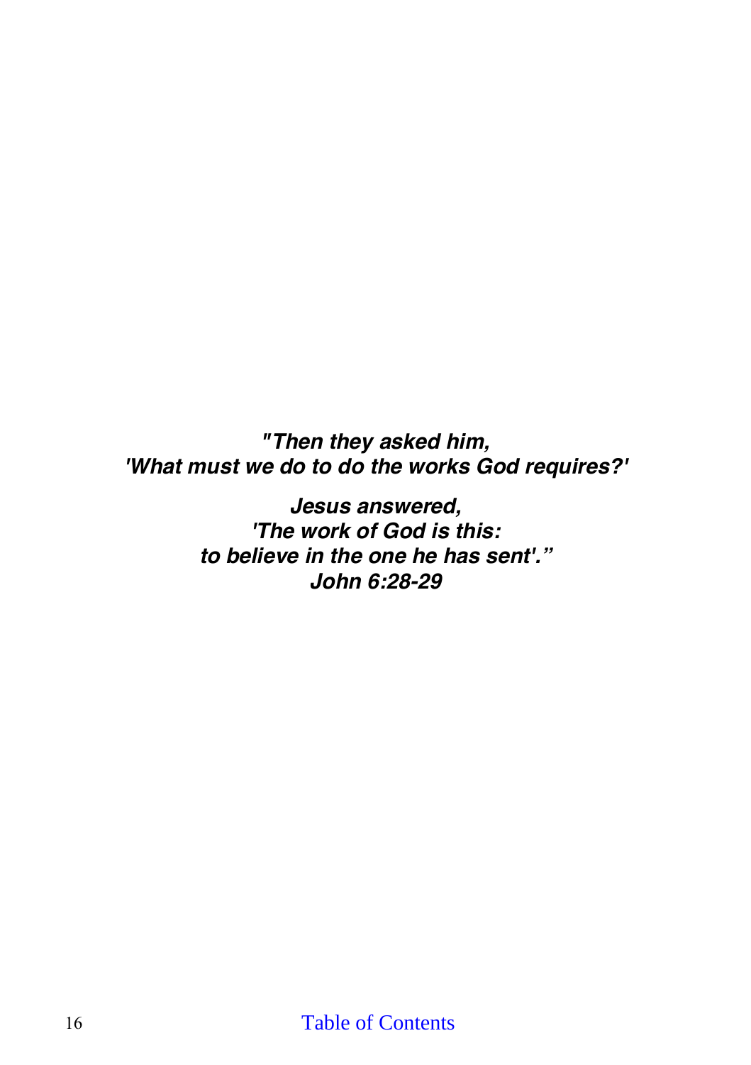***"Then they asked him,***
***'What must we do to do the works God requires?'***

***Jesus answered,***
***'The work of God is this:***
***to believe in the one he has sent'."***
***John 6:28-29***

[Table of Contents]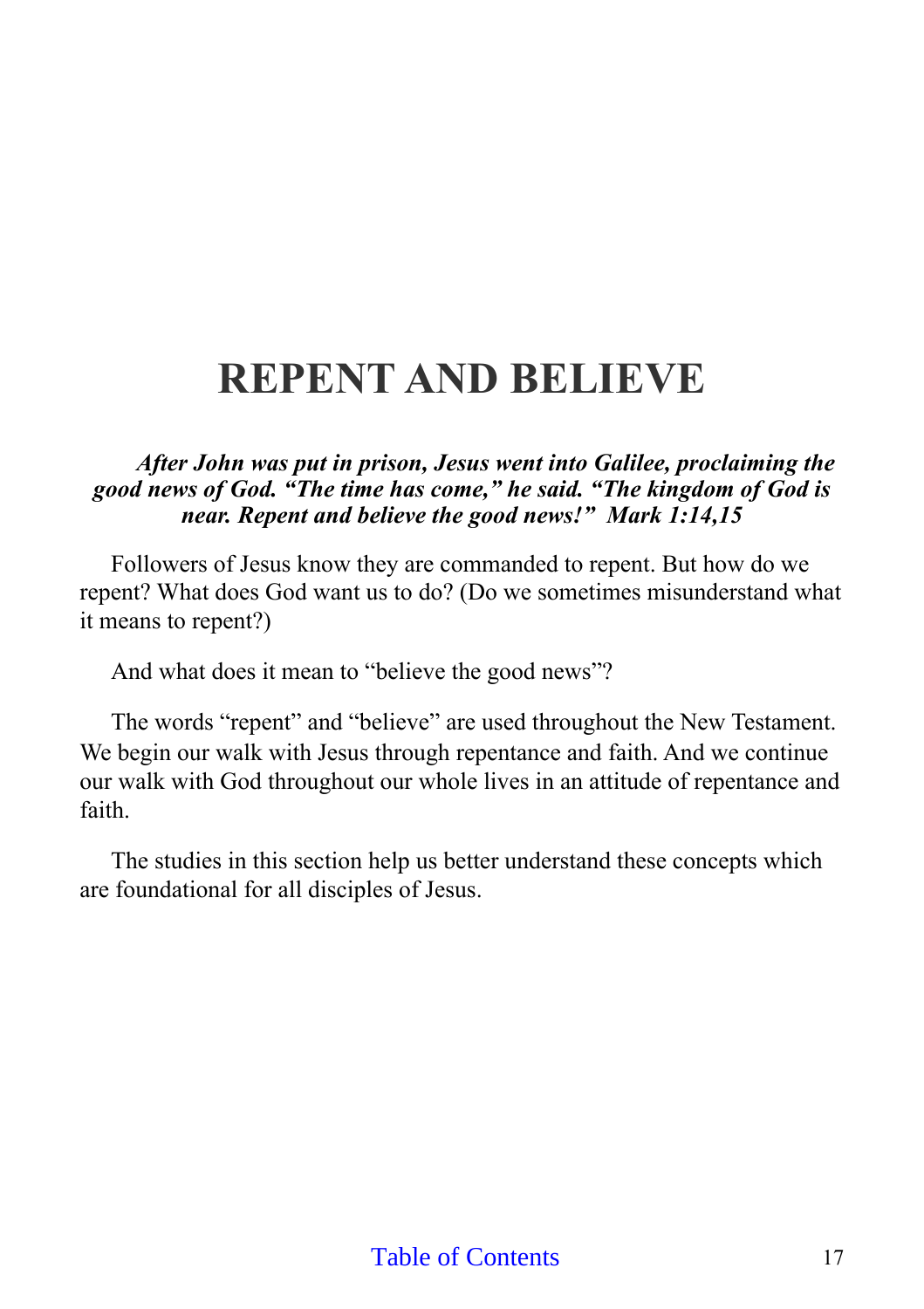# REPENT AND BELIEVE

***After John was put in prison, Jesus went into Galilee, proclaiming the good news of God. "The time has come," he said. "The kingdom of God is near. Repent and believe the good news!" Mark 1:14,15***

Followers of Jesus know they are commanded to repent. But how do we repent? What does God want us to do? (Do we sometimes misunderstand what it means to repent?)

And what does it mean to "believe the good news"?

The words "repent" and "believe" are used throughout the New Testament. We begin our walk with Jesus through repentance and faith. And we continue our walk with God throughout our whole lives in an attitude of repentance and faith.

The studies in this section help us better understand these concepts which are foundational for all disciples of Jesus.

Table of Contents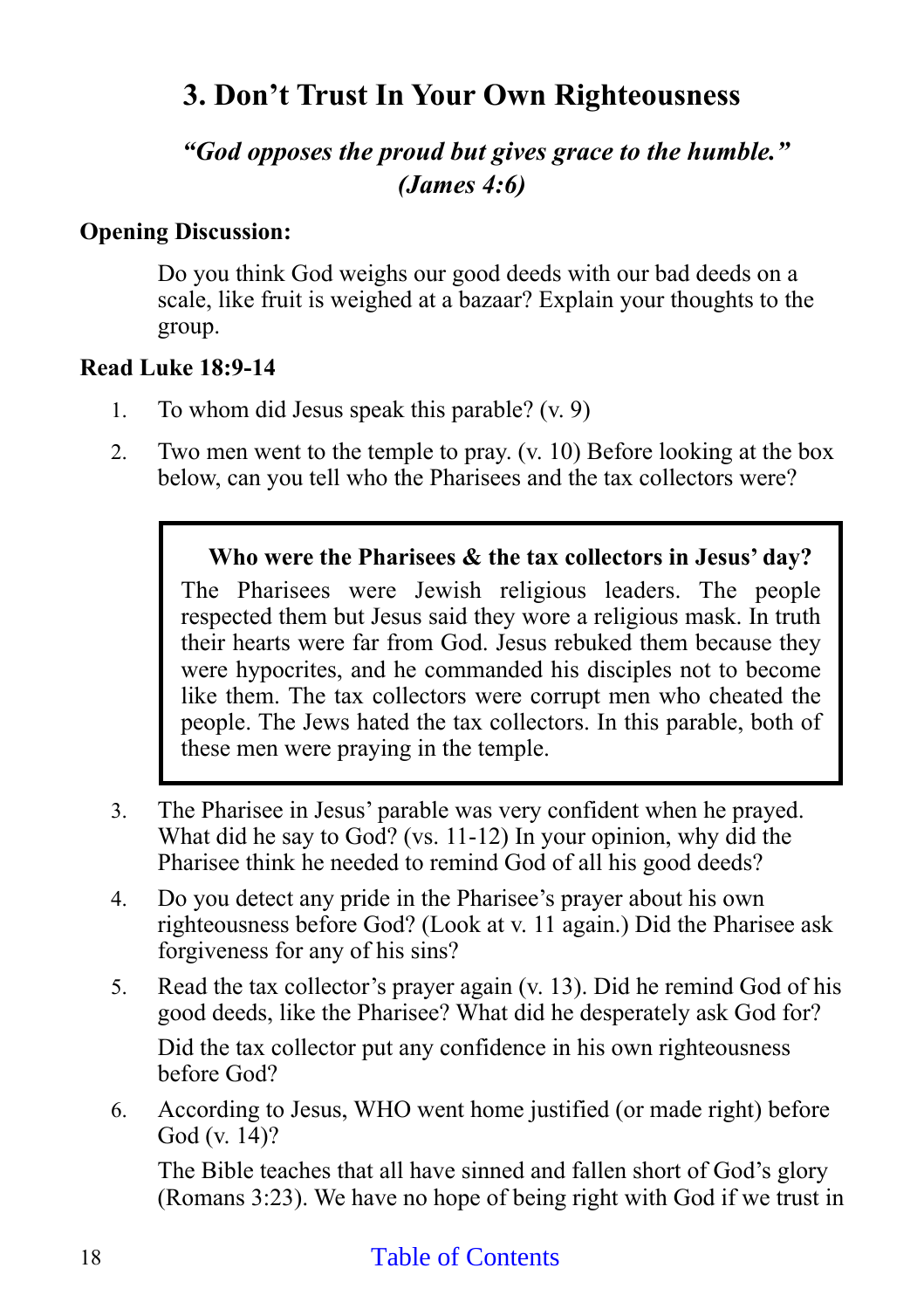## 3. Don't Trust In Your Own Righteousness

***"God opposes the proud but gives grace to the humble." (James 4:6)***

**Opening Discussion:**

Do you think God weighs our good deeds with our bad deeds on a scale, like fruit is weighed at a bazaar? Explain your thoughts to the group.

**Read Luke 18:9-14**

1. To whom did Jesus speak this parable? (v. 9)
2. Two men went to the temple to pray. (v. 10) Before looking at the box below, can you tell who the Pharisees and the tax collectors were?

> **Who were the Pharisees & the tax collectors in Jesus' day?**
>
> The Pharisees were Jewish religious leaders. The people respected them but Jesus said they wore a religious mask. In truth their hearts were far from God. Jesus rebuked them because they were hypocrites, and he commanded his disciples not to become like them. The tax collectors were corrupt men who cheated the people. The Jews hated the tax collectors. In this parable, both of these men were praying in the temple.

3. The Pharisee in Jesus' parable was very confident when he prayed. What did he say to God? (vs. 11-12) In your opinion, why did the Pharisee think he needed to remind God of all his good deeds?
4. Do you detect any pride in the Pharisee's prayer about his own righteousness before God? (Look at v. 11 again.) Did the Pharisee ask forgiveness for any of his sins?
5. Read the tax collector's prayer again (v. 13). Did he remind God of his good deeds, like the Pharisee? What did he desperately ask God for?

   Did the tax collector put any confidence in his own righteousness before God?
6. According to Jesus, WHO went home justified (or made right) before God (v. 14)?

   The Bible teaches that all have sinned and fallen short of God's glory (Romans 3:23). We have no hope of being right with God if we trust in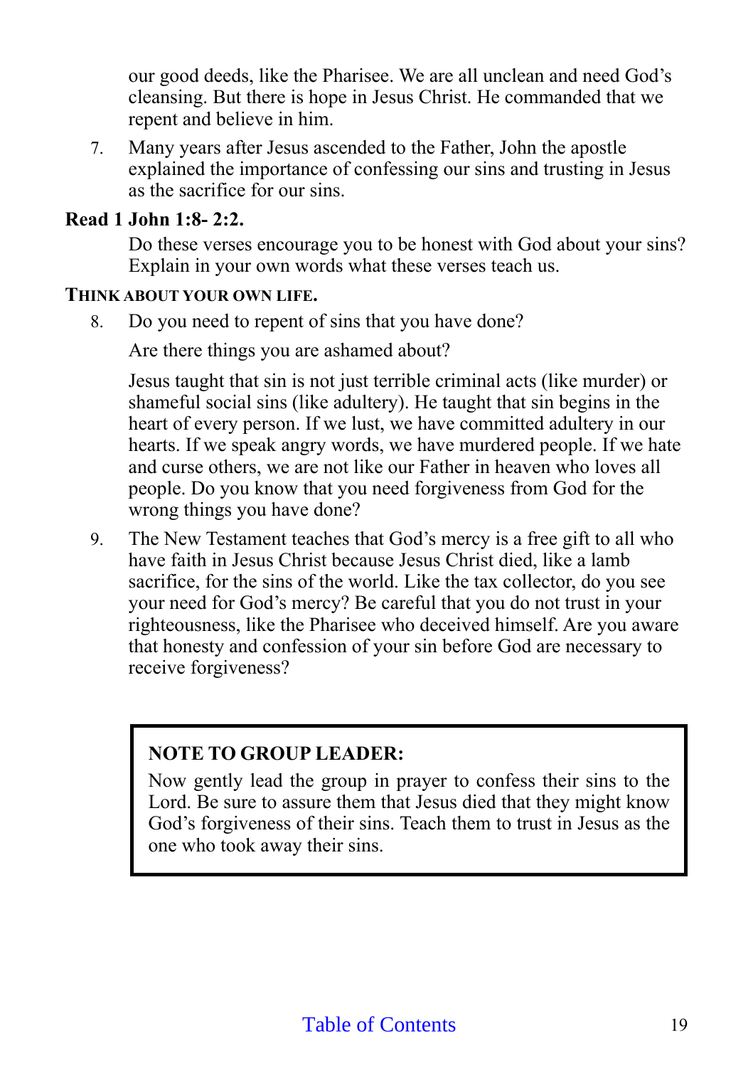our good deeds, like the Pharisee. We are all unclean and need God's cleansing. But there is hope in Jesus Christ. He commanded that we repent and believe in him.

7. Many years after Jesus ascended to the Father, John the apostle explained the importance of confessing our sins and trusting in Jesus as the sacrifice for our sins.

**Read 1 John 1:8- 2:2.**

Do these verses encourage you to be honest with God about your sins? Explain in your own words what these verses teach us.

**THINK ABOUT YOUR OWN LIFE.**

8. Do you need to repent of sins that you have done?

   Are there things you are ashamed about?

   Jesus taught that sin is not just terrible criminal acts (like murder) or shameful social sins (like adultery). He taught that sin begins in the heart of every person. If we lust, we have committed adultery in our hearts. If we speak angry words, we have murdered people. If we hate and curse others, we are not like our Father in heaven who loves all people. Do you know that you need forgiveness from God for the wrong things you have done?

9. The New Testament teaches that God's mercy is a free gift to all who have faith in Jesus Christ because Jesus Christ died, like a lamb sacrifice, for the sins of the world. Like the tax collector, do you see your need for God's mercy? Be careful that you do not trust in your righteousness, like the Pharisee who deceived himself. Are you aware that honesty and confession of your sin before God are necessary to receive forgiveness?

> **NOTE TO GROUP LEADER:**
> Now gently lead the group in prayer to confess their sins to the Lord. Be sure to assure them that Jesus died that they might know God's forgiveness of their sins. Teach them to trust in Jesus as the one who took away their sins.

Table of Contents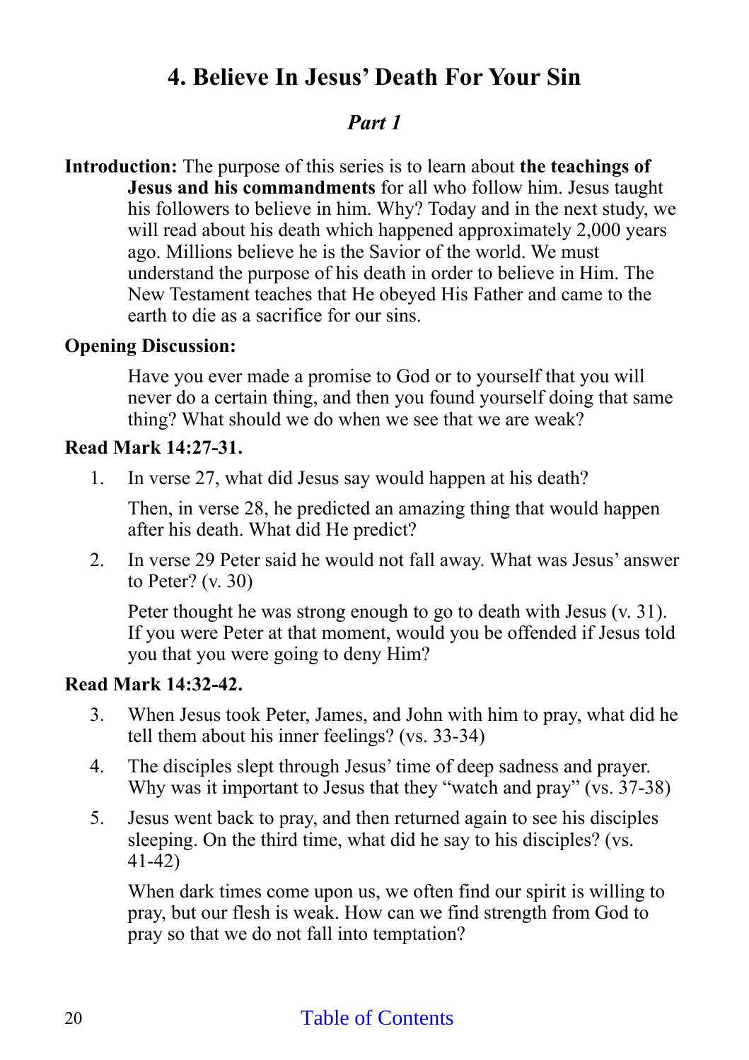# 4. Believe In Jesus' Death For Your Sin

## *Part 1*

**Introduction:** The purpose of this series is to learn about **the teachings of Jesus and his commandments** for all who follow him. Jesus taught his followers to believe in him. Why? Today and in the next study, we will read about his death which happened approximately 2,000 years ago. Millions believe he is the Savior of the world. We must understand the purpose of his death in order to believe in Him. The New Testament teaches that He obeyed His Father and came to the earth to die as a sacrifice for our sins.

**Opening Discussion:**

Have you ever made a promise to God or to yourself that you will never do a certain thing, and then you found yourself doing that same thing? What should we do when we see that we are weak?

**Read Mark 14:27-31.**

1. In verse 27, what did Jesus say would happen at his death?

   Then, in verse 28, he predicted an amazing thing that would happen after his death. What did He predict?

2. In verse 29 Peter said he would not fall away. What was Jesus' answer to Peter? (v. 30)

   Peter thought he was strong enough to go to death with Jesus (v. 31). If you were Peter at that moment, would you be offended if Jesus told you that you were going to deny Him?

**Read Mark 14:32-42.**

3. When Jesus took Peter, James, and John with him to pray, what did he tell them about his inner feelings? (vs. 33-34)

4. The disciples slept through Jesus' time of deep sadness and prayer. Why was it important to Jesus that they "watch and pray" (vs. 37-38)

5. Jesus went back to pray, and then returned again to see his disciples sleeping. On the third time, what did he say to his disciples? (vs. 41-42)

   When dark times come upon us, we often find our spirit is willing to pray, but our flesh is weak. How can we find strength from God to pray so that we do not fall into temptation?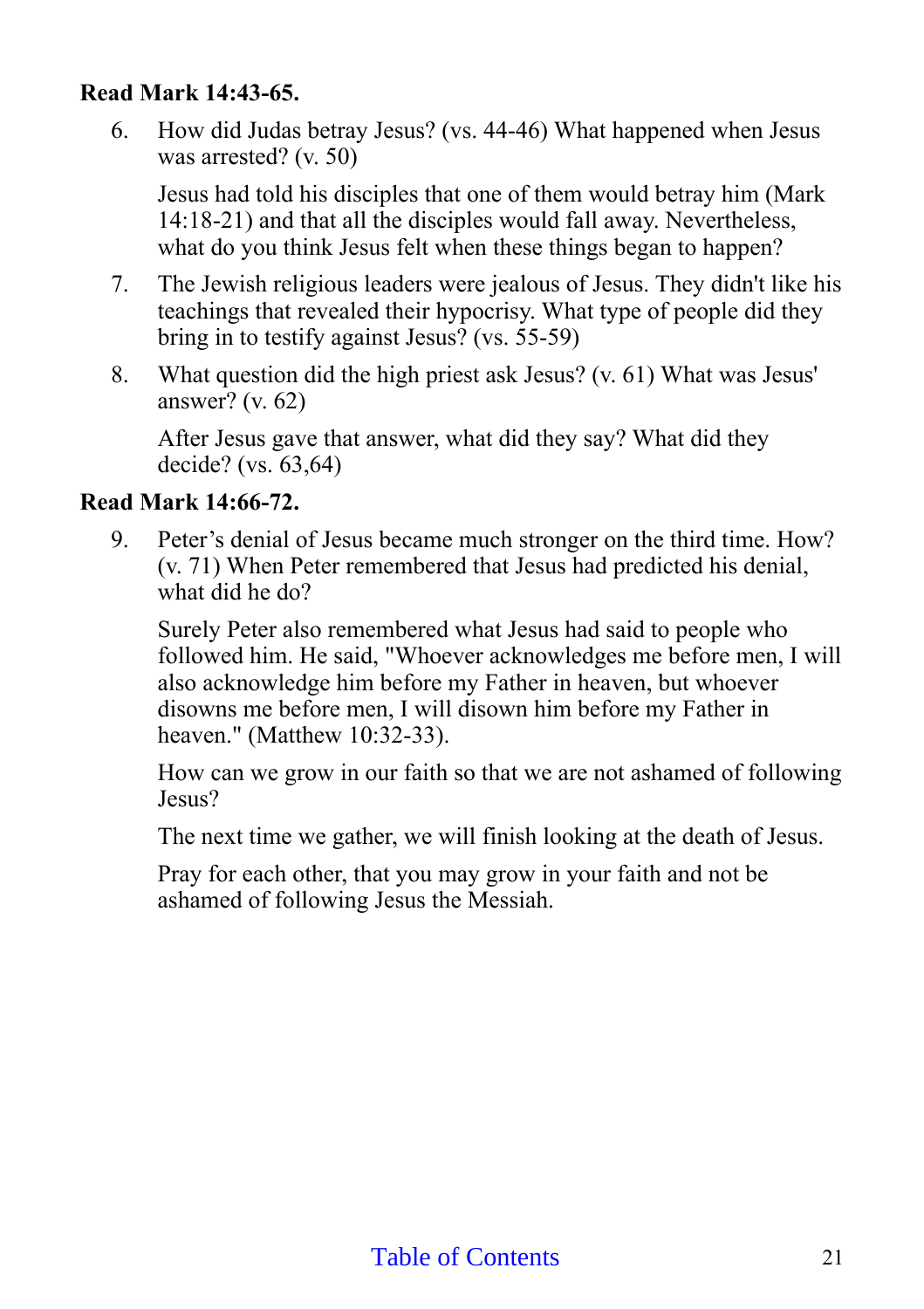**Read Mark 14:43-65.**

6. How did Judas betray Jesus? (vs. 44-46) What happened when Jesus was arrested? (v. 50)

   Jesus had told his disciples that one of them would betray him (Mark 14:18-21) and that all the disciples would fall away. Nevertheless, what do you think Jesus felt when these things began to happen?

7. The Jewish religious leaders were jealous of Jesus. They didn't like his teachings that revealed their hypocrisy. What type of people did they bring in to testify against Jesus? (vs. 55-59)

8. What question did the high priest ask Jesus? (v. 61) What was Jesus' answer? (v. 62)

   After Jesus gave that answer, what did they say? What did they decide? (vs. 63,64)

**Read Mark 14:66-72.**

9. Peter's denial of Jesus became much stronger on the third time. How? (v. 71) When Peter remembered that Jesus had predicted his denial, what did he do?

   Surely Peter also remembered what Jesus had said to people who followed him. He said, "Whoever acknowledges me before men, I will also acknowledge him before my Father in heaven, but whoever disowns me before men, I will disown him before my Father in heaven." (Matthew 10:32-33).

   How can we grow in our faith so that we are not ashamed of following Jesus?

   The next time we gather, we will finish looking at the death of Jesus.

   Pray for each other, that you may grow in your faith and not be ashamed of following Jesus the Messiah.

Table of Contents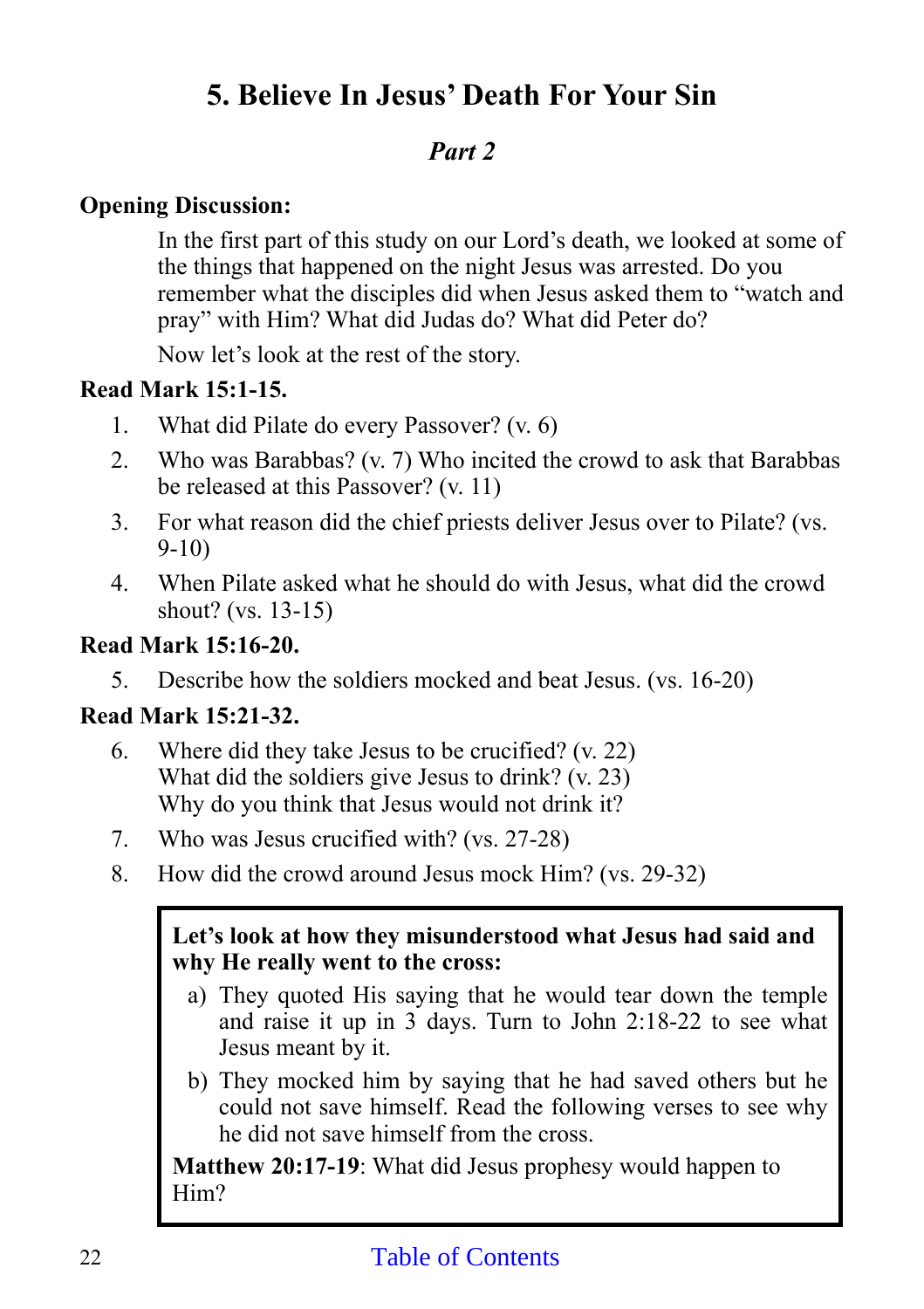# 5. Believe In Jesus' Death For Your Sin

## *Part 2*

**Opening Discussion:**

In the first part of this study on our Lord's death, we looked at some of the things that happened on the night Jesus was arrested. Do you remember what the disciples did when Jesus asked them to "watch and pray" with Him? What did Judas do? What did Peter do?

Now let's look at the rest of the story.

**Read Mark 15:1-15.**

1. What did Pilate do every Passover? (v. 6)
2. Who was Barabbas? (v. 7) Who incited the crowd to ask that Barabbas be released at this Passover? (v. 11)
3. For what reason did the chief priests deliver Jesus over to Pilate? (vs. 9-10)
4. When Pilate asked what he should do with Jesus, what did the crowd shout? (vs. 13-15)

**Read Mark 15:16-20.**

5. Describe how the soldiers mocked and beat Jesus. (vs. 16-20)

**Read Mark 15:21-32.**

6. Where did they take Jesus to be crucified? (v. 22)
   What did the soldiers give Jesus to drink? (v. 23)
   Why do you think that Jesus would not drink it?
7. Who was Jesus crucified with? (vs. 27-28)
8. How did the crowd around Jesus mock Him? (vs. 29-32)

**Let's look at how they misunderstood what Jesus had said and why He really went to the cross:**

a) They quoted His saying that he would tear down the temple and raise it up in 3 days. Turn to John 2:18-22 to see what Jesus meant by it.
b) They mocked him by saying that he had saved others but he could not save himself. Read the following verses to see why he did not save himself from the cross.

**Matthew 20:17-19**: What did Jesus prophesy would happen to Him?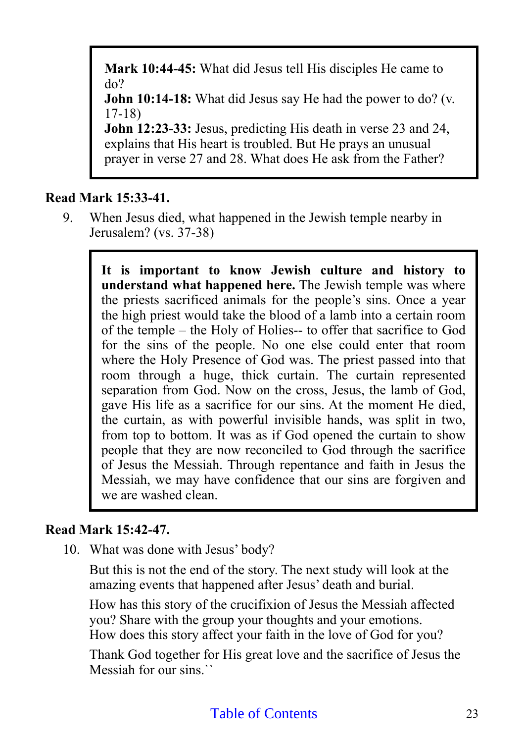> **Mark 10:44-45:** What did Jesus tell His disciples He came to do?
> **John 10:14-18:** What did Jesus say He had the power to do? (v. 17-18)
> **John 12:23-33:** Jesus, predicting His death in verse 23 and 24, explains that His heart is troubled. But He prays an unusual prayer in verse 27 and 28. What does He ask from the Father?

**Read Mark 15:33-41.**

9. When Jesus died, what happened in the Jewish temple nearby in Jerusalem? (vs. 37-38)

> **It is important to know Jewish culture and history to understand what happened here.** The Jewish temple was where the priests sacrificed animals for the people's sins. Once a year the high priest would take the blood of a lamb into a certain room of the temple – the Holy of Holies-- to offer that sacrifice to God for the sins of the people. No one else could enter that room where the Holy Presence of God was. The priest passed into that room through a huge, thick curtain. The curtain represented separation from God. Now on the cross, Jesus, the lamb of God, gave His life as a sacrifice for our sins. At the moment He died, the curtain, as with powerful invisible hands, was split in two, from top to bottom. It was as if God opened the curtain to show people that they are now reconciled to God through the sacrifice of Jesus the Messiah. Through repentance and faith in Jesus the Messiah, we may have confidence that our sins are forgiven and we are washed clean.

**Read Mark 15:42-47.**

10. What was done with Jesus' body?

    But this is not the end of the story. The next study will look at the amazing events that happened after Jesus' death and burial.

    How has this story of the crucifixion of Jesus the Messiah affected you? Share with the group your thoughts and your emotions.
    How does this story affect your faith in the love of God for you?

    Thank God together for His great love and the sacrifice of Jesus the Messiah for our sins.``

Table of Contents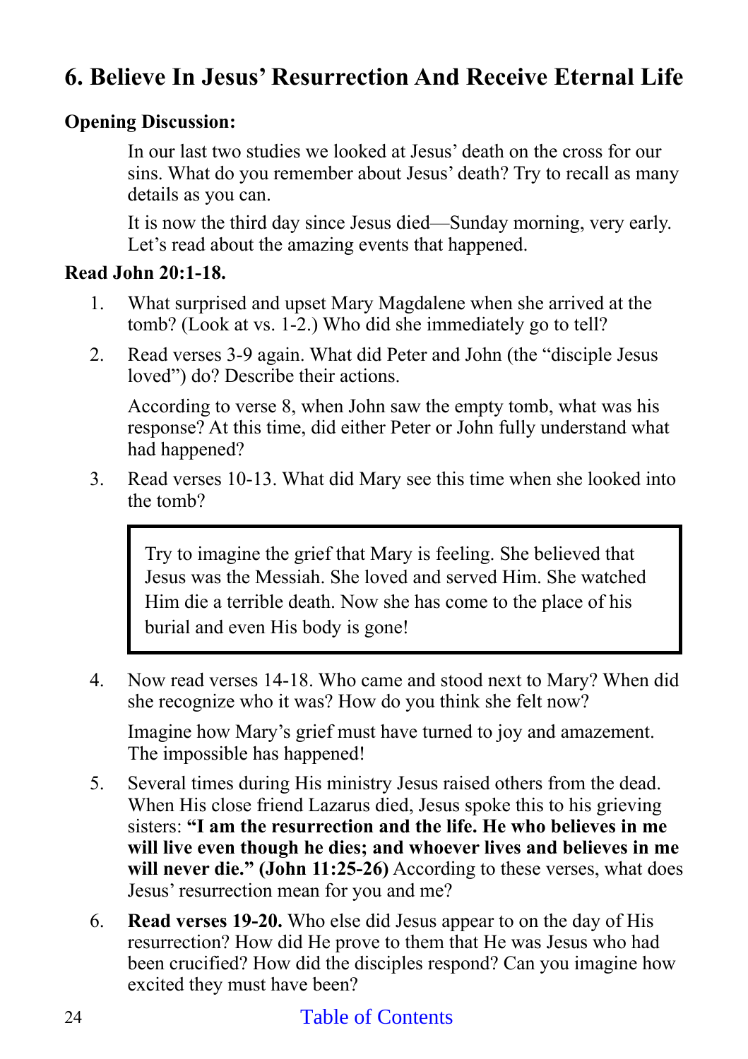## 6. Believe In Jesus' Resurrection And Receive Eternal Life

**Opening Discussion:**

In our last two studies we looked at Jesus' death on the cross for our sins. What do you remember about Jesus' death? Try to recall as many details as you can.

It is now the third day since Jesus died—Sunday morning, very early. Let's read about the amazing events that happened.

**Read John 20:1-18.**

1. What surprised and upset Mary Magdalene when she arrived at the tomb? (Look at vs. 1-2.) Who did she immediately go to tell?

2. Read verses 3-9 again. What did Peter and John (the "disciple Jesus loved") do? Describe their actions.

   According to verse 8, when John saw the empty tomb, what was his response? At this time, did either Peter or John fully understand what had happened?

3. Read verses 10-13. What did Mary see this time when she looked into the tomb?

   > Try to imagine the grief that Mary is feeling. She believed that Jesus was the Messiah. She loved and served Him. She watched Him die a terrible death. Now she has come to the place of his burial and even His body is gone!

4. Now read verses 14-18. Who came and stood next to Mary? When did she recognize who it was? How do you think she felt now?

   Imagine how Mary's grief must have turned to joy and amazement. The impossible has happened!

5. Several times during His ministry Jesus raised others from the dead. When His close friend Lazarus died, Jesus spoke this to his grieving sisters: **"I am the resurrection and the life. He who believes in me will live even though he dies; and whoever lives and believes in me will never die." (John 11:25-26)** According to these verses, what does Jesus' resurrection mean for you and me?

6. **Read verses 19-20.** Who else did Jesus appear to on the day of His resurrection? How did He prove to them that He was Jesus who had been crucified? How did the disciples respond? Can you imagine how excited they must have been?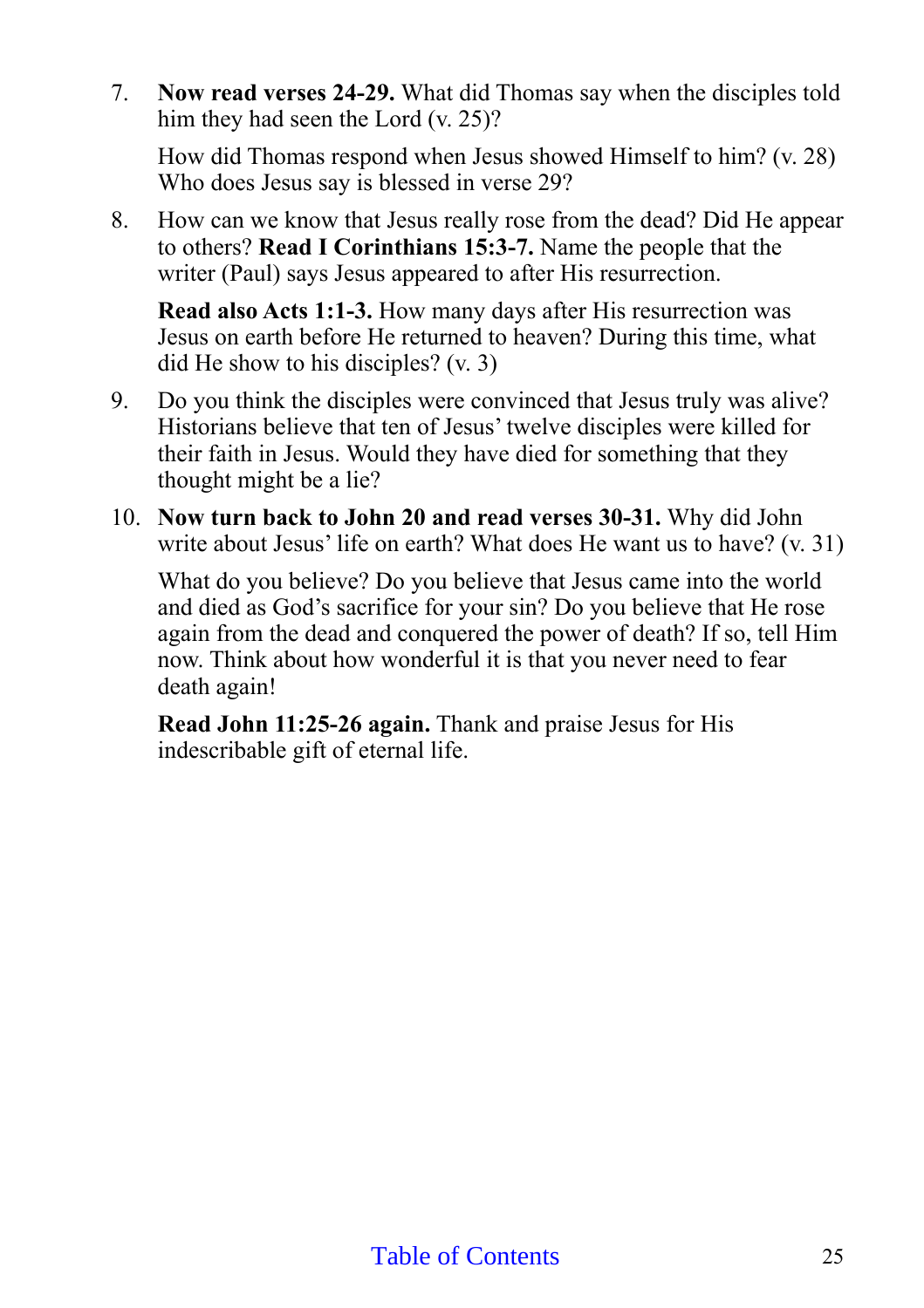7. **Now read verses 24-29.** What did Thomas say when the disciples told him they had seen the Lord (v. 25)?

   How did Thomas respond when Jesus showed Himself to him? (v. 28) Who does Jesus say is blessed in verse 29?

8. How can we know that Jesus really rose from the dead? Did He appear to others? **Read I Corinthians 15:3-7.** Name the people that the writer (Paul) says Jesus appeared to after His resurrection.

   **Read also Acts 1:1-3.** How many days after His resurrection was Jesus on earth before He returned to heaven? During this time, what did He show to his disciples? (v. 3)

9. Do you think the disciples were convinced that Jesus truly was alive? Historians believe that ten of Jesus' twelve disciples were killed for their faith in Jesus. Would they have died for something that they thought might be a lie?

10. **Now turn back to John 20 and read verses 30-31.** Why did John write about Jesus' life on earth? What does He want us to have? (v. 31)

    What do you believe? Do you believe that Jesus came into the world and died as God's sacrifice for your sin? Do you believe that He rose again from the dead and conquered the power of death? If so, tell Him now. Think about how wonderful it is that you never need to fear death again!

    **Read John 11:25-26 again.** Thank and praise Jesus for His indescribable gift of eternal life.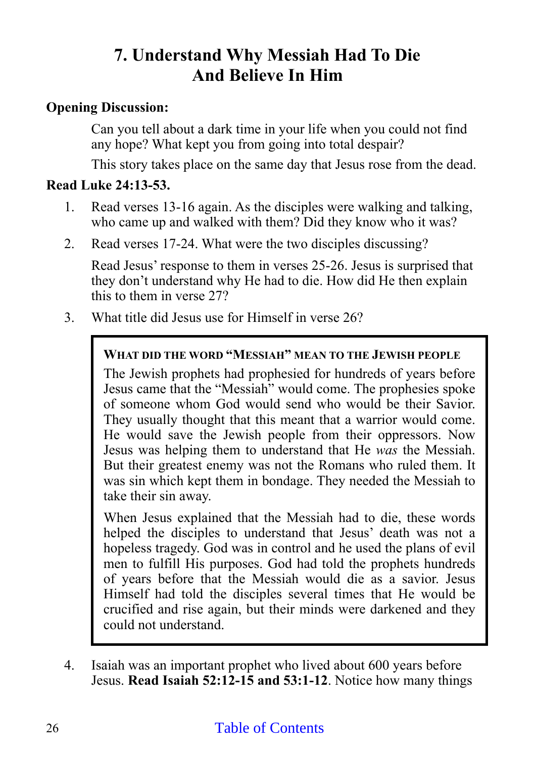# 7. Understand Why Messiah Had To Die And Believe In Him

**Opening Discussion:**

Can you tell about a dark time in your life when you could not find any hope? What kept you from going into total despair?

This story takes place on the same day that Jesus rose from the dead.

**Read Luke 24:13-53.**

1. Read verses 13-16 again. As the disciples were walking and talking, who came up and walked with them? Did they know who it was?
2. Read verses 17-24. What were the two disciples discussing?

   Read Jesus' response to them in verses 25-26. Jesus is surprised that they don't understand why He had to die. How did He then explain this to them in verse 27?
3. What title did Jesus use for Himself in verse 26?

> **WHAT DID THE WORD "MESSIAH" MEAN TO THE JEWISH PEOPLE**
>
> The Jewish prophets had prophesied for hundreds of years before Jesus came that the "Messiah" would come. The prophesies spoke of someone whom God would send who would be their Savior. They usually thought that this meant that a warrior would come. He would save the Jewish people from their oppressors. Now Jesus was helping them to understand that He *was* the Messiah. But their greatest enemy was not the Romans who ruled them. It was sin which kept them in bondage. They needed the Messiah to take their sin away.
>
> When Jesus explained that the Messiah had to die, these words helped the disciples to understand that Jesus' death was not a hopeless tragedy. God was in control and he used the plans of evil men to fulfill His purposes. God had told the prophets hundreds of years before that the Messiah would die as a savior. Jesus Himself had told the disciples several times that He would be crucified and rise again, but their minds were darkened and they could not understand.

4. Isaiah was an important prophet who lived about 600 years before Jesus. **Read Isaiah 52:12-15 and 53:1-12**. Notice how many things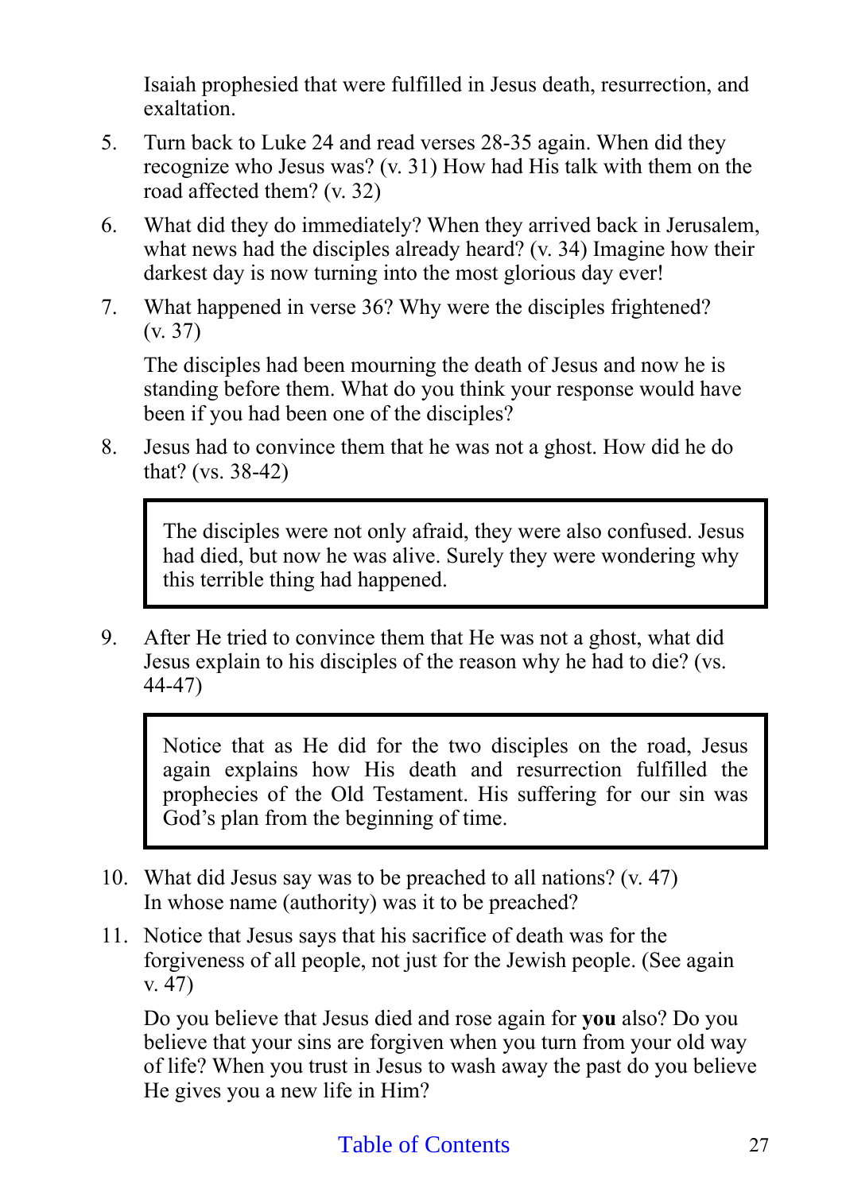Isaiah prophesied that were fulfilled in Jesus death, resurrection, and exaltation.

5. Turn back to Luke 24 and read verses 28-35 again. When did they recognize who Jesus was? (v. 31) How had His talk with them on the road affected them? (v. 32)

6. What did they do immediately? When they arrived back in Jerusalem, what news had the disciples already heard? (v. 34) Imagine how their darkest day is now turning into the most glorious day ever!

7. What happened in verse 36? Why were the disciples frightened? (v. 37)

   The disciples had been mourning the death of Jesus and now he is standing before them. What do you think your response would have been if you had been one of the disciples?

8. Jesus had to convince them that he was not a ghost. How did he do that? (vs. 38-42)

> The disciples were not only afraid, they were also confused. Jesus had died, but now he was alive. Surely they were wondering why this terrible thing had happened.

9. After He tried to convince them that He was not a ghost, what did Jesus explain to his disciples of the reason why he had to die? (vs. 44-47)

> Notice that as He did for the two disciples on the road, Jesus again explains how His death and resurrection fulfilled the prophecies of the Old Testament. His suffering for our sin was God's plan from the beginning of time.

10. What did Jesus say was to be preached to all nations? (v. 47) In whose name (authority) was it to be preached?

11. Notice that Jesus says that his sacrifice of death was for the forgiveness of all people, not just for the Jewish people. (See again v. 47)

    Do you believe that Jesus died and rose again for **you** also? Do you believe that your sins are forgiven when you turn from your old way of life? When you trust in Jesus to wash away the past do you believe He gives you a new life in Him?

Table of Contents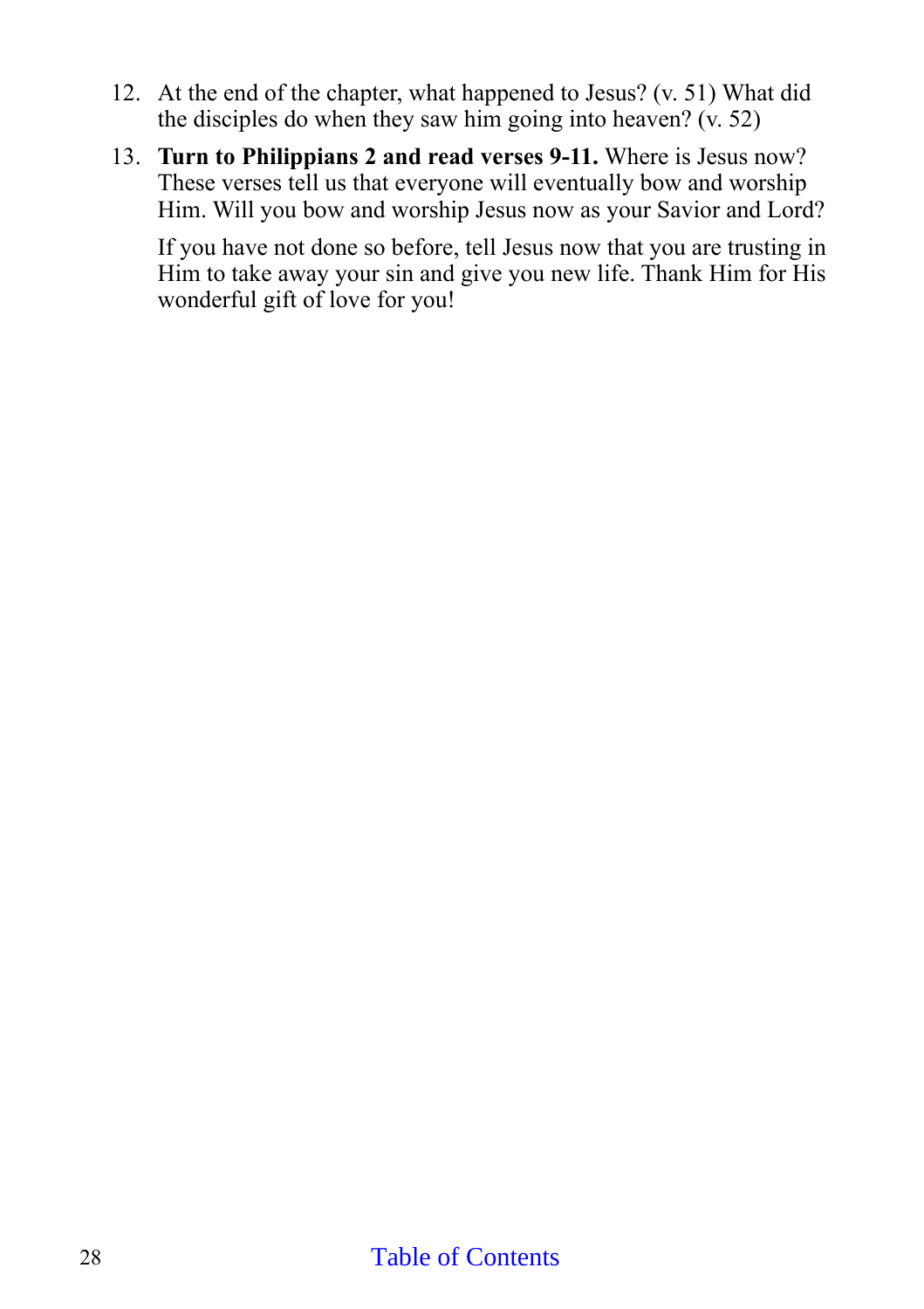12. At the end of the chapter, what happened to Jesus? (v. 51) What did the disciples do when they saw him going into heaven? (v. 52)
13. **Turn to Philippians 2 and read verses 9-11.** Where is Jesus now? These verses tell us that everyone will eventually bow and worship Him. Will you bow and worship Jesus now as your Savior and Lord?

    If you have not done so before, tell Jesus now that you are trusting in Him to take away your sin and give you new life. Thank Him for His wonderful gift of love for you!

Table of Contents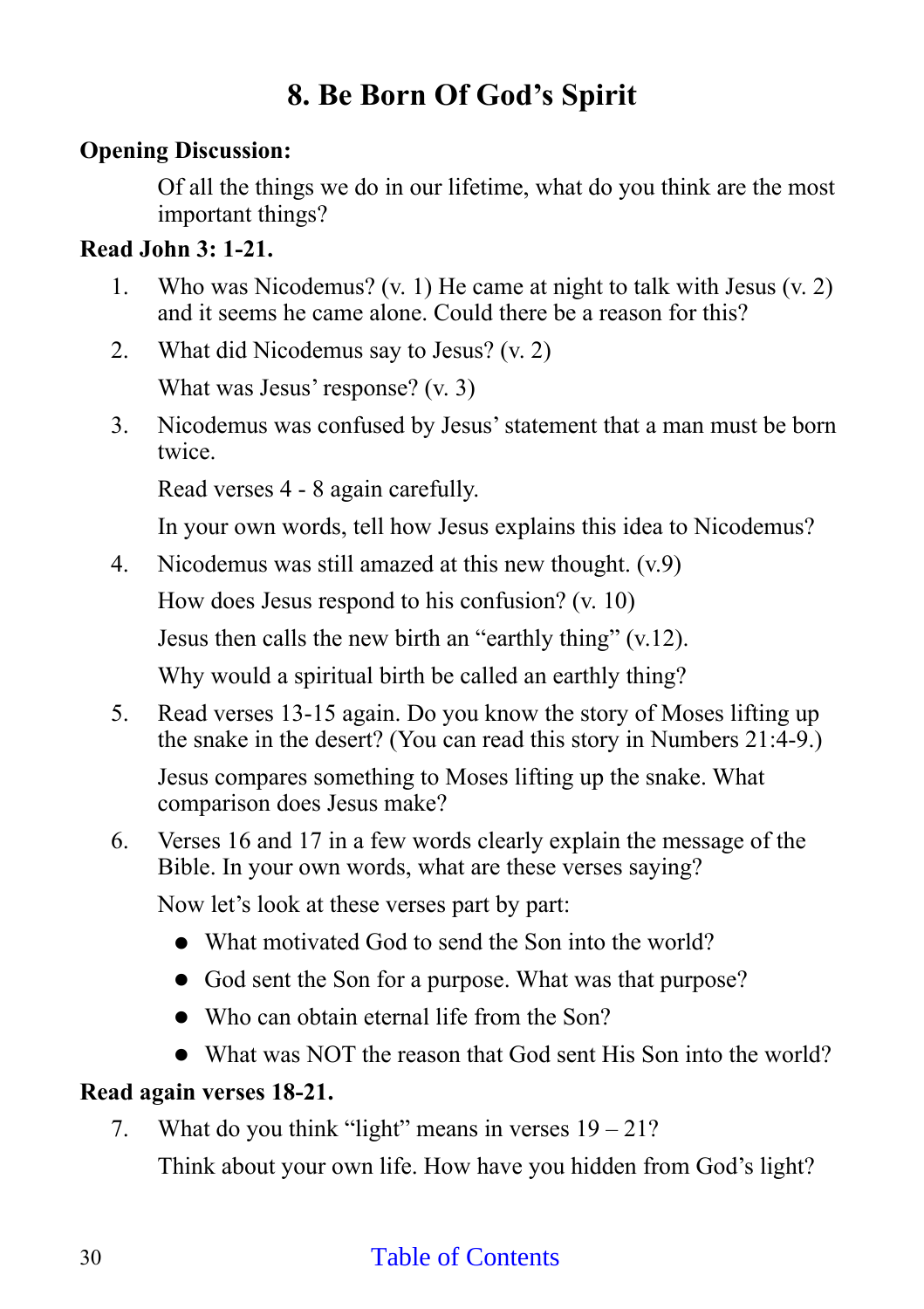# 8. Be Born Of God's Spirit

**Opening Discussion:**

Of all the things we do in our lifetime, what do you think are the most important things?

**Read John 3: 1-21.**

1. Who was Nicodemus? (v. 1) He came at night to talk with Jesus (v. 2) and it seems he came alone. Could there be a reason for this?

2. What did Nicodemus say to Jesus? (v. 2)

   What was Jesus' response? (v. 3)

3. Nicodemus was confused by Jesus' statement that a man must be born twice.

   Read verses 4 - 8 again carefully.

   In your own words, tell how Jesus explains this idea to Nicodemus?

4. Nicodemus was still amazed at this new thought. (v.9)

   How does Jesus respond to his confusion? (v. 10)

   Jesus then calls the new birth an "earthly thing" (v.12).

   Why would a spiritual birth be called an earthly thing?

5. Read verses 13-15 again. Do you know the story of Moses lifting up the snake in the desert? (You can read this story in Numbers 21:4-9.)

   Jesus compares something to Moses lifting up the snake. What comparison does Jesus make?

6. Verses 16 and 17 in a few words clearly explain the message of the Bible. In your own words, what are these verses saying?

   Now let's look at these verses part by part:

   - What motivated God to send the Son into the world?
   - God sent the Son for a purpose. What was that purpose?
   - Who can obtain eternal life from the Son?
   - What was NOT the reason that God sent His Son into the world?

**Read again verses 18-21.**

7. What do you think "light" means in verses 19 – 21?

   Think about your own life. How have you hidden from God's light?

Table of Contents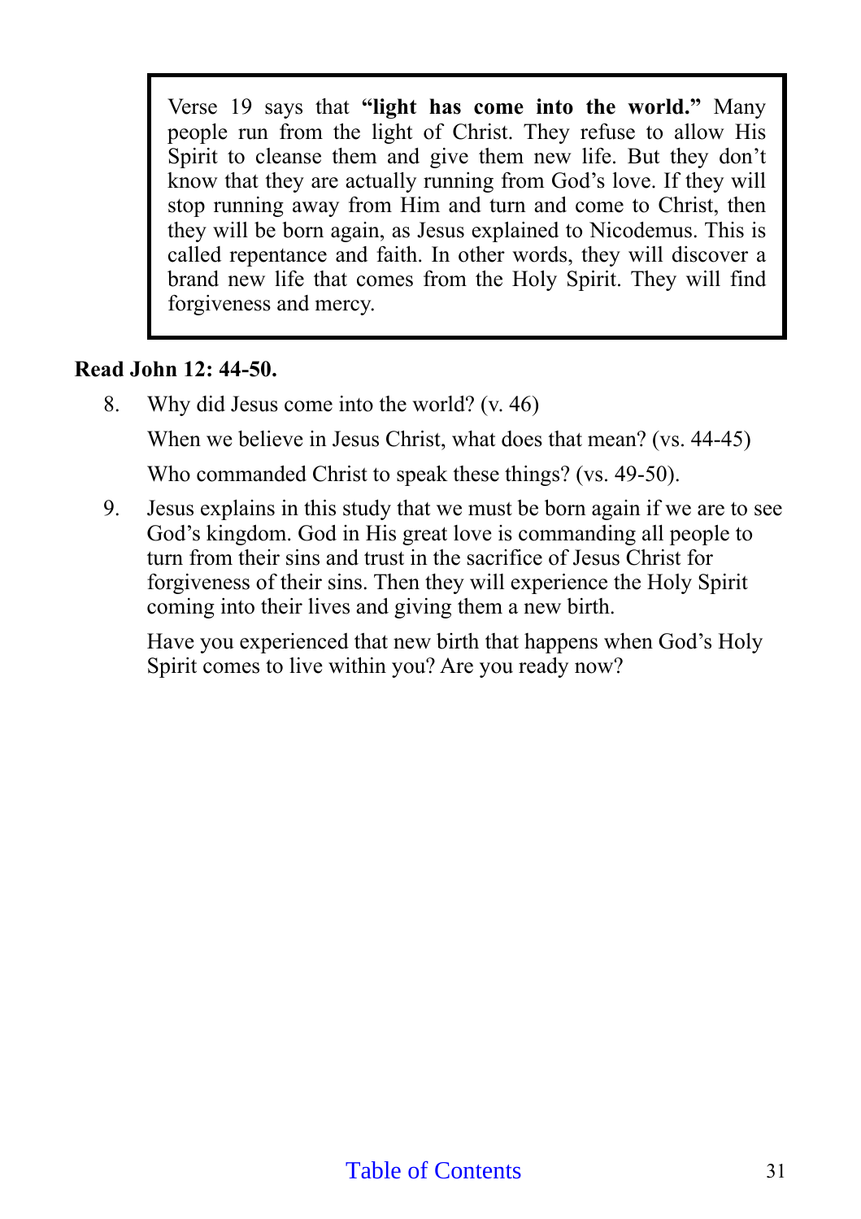> Verse 19 says that **"light has come into the world."** Many people run from the light of Christ. They refuse to allow His Spirit to cleanse them and give them new life. But they don't know that they are actually running from God's love. If they will stop running away from Him and turn and come to Christ, then they will be born again, as Jesus explained to Nicodemus. This is called repentance and faith. In other words, they will discover a brand new life that comes from the Holy Spirit. They will find forgiveness and mercy.

**Read John 12: 44-50.**

8. Why did Jesus come into the world? (v. 46)

   When we believe in Jesus Christ, what does that mean? (vs. 44-45)

   Who commanded Christ to speak these things? (vs. 49-50).

9. Jesus explains in this study that we must be born again if we are to see God's kingdom. God in His great love is commanding all people to turn from their sins and trust in the sacrifice of Jesus Christ for forgiveness of their sins. Then they will experience the Holy Spirit coming into their lives and giving them a new birth.

   Have you experienced that new birth that happens when God's Holy Spirit comes to live within you? Are you ready now?

Table of Contents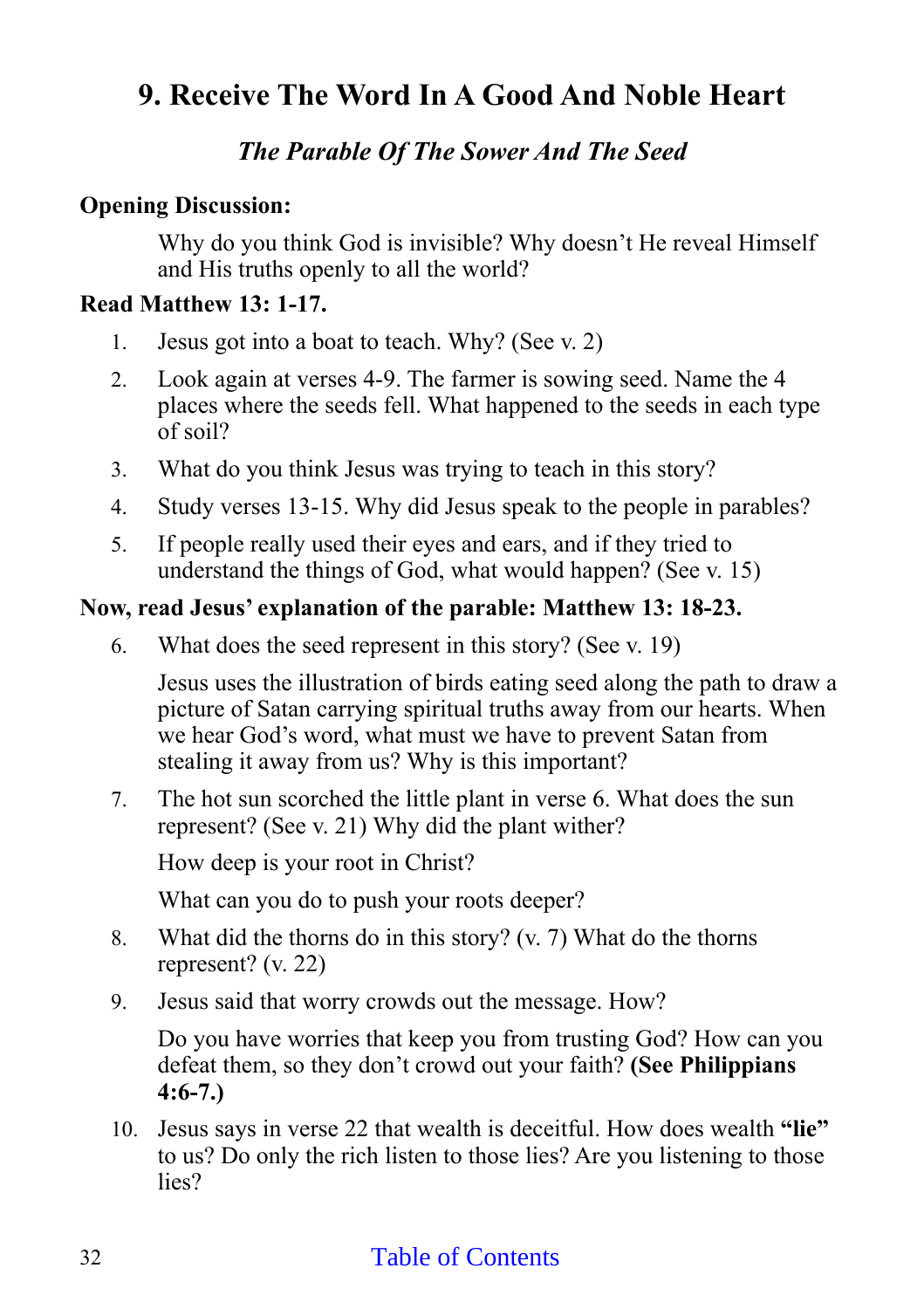## 9. Receive The Word In A Good And Noble Heart

### *The Parable Of The Sower And The Seed*

**Opening Discussion:**

Why do you think God is invisible? Why doesn't He reveal Himself and His truths openly to all the world?

**Read Matthew 13: 1-17.**

1. Jesus got into a boat to teach. Why? (See v. 2)
2. Look again at verses 4-9. The farmer is sowing seed. Name the 4 places where the seeds fell. What happened to the seeds in each type of soil?
3. What do you think Jesus was trying to teach in this story?
4. Study verses 13-15. Why did Jesus speak to the people in parables?
5. If people really used their eyes and ears, and if they tried to understand the things of God, what would happen? (See v. 15)

**Now, read Jesus' explanation of the parable: Matthew 13: 18-23.**

6. What does the seed represent in this story? (See v. 19)

   Jesus uses the illustration of birds eating seed along the path to draw a picture of Satan carrying spiritual truths away from our hearts. When we hear God's word, what must we have to prevent Satan from stealing it away from us? Why is this important?

7. The hot sun scorched the little plant in verse 6. What does the sun represent? (See v. 21) Why did the plant wither?

   How deep is your root in Christ?

   What can you do to push your roots deeper?

8. What did the thorns do in this story? (v. 7) What do the thorns represent? (v. 22)
9. Jesus said that worry crowds out the message. How?

   Do you have worries that keep you from trusting God? How can you defeat them, so they don't crowd out your faith? **(See Philippians 4:6-7.)**

10. Jesus says in verse 22 that wealth is deceitful. How does wealth **"lie"** to us? Do only the rich listen to those lies? Are you listening to those lies?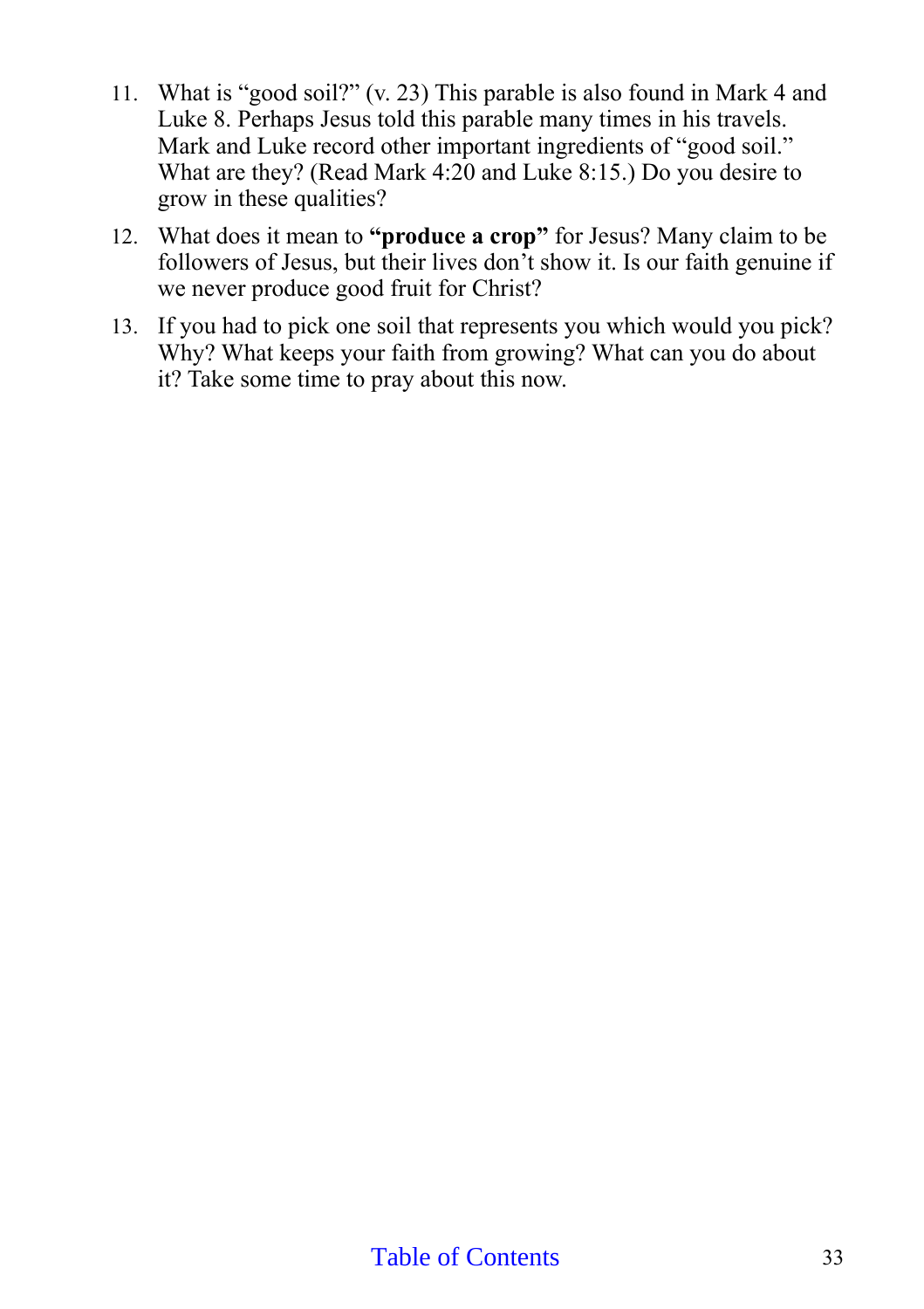11. What is “good soil?” (v. 23) This parable is also found in Mark 4 and Luke 8. Perhaps Jesus told this parable many times in his travels. Mark and Luke record other important ingredients of “good soil.” What are they? (Read Mark 4:20 and Luke 8:15.) Do you desire to grow in these qualities?
12. What does it mean to **“produce a crop”** for Jesus? Many claim to be followers of Jesus, but their lives don’t show it. Is our faith genuine if we never produce good fruit for Christ?
13. If you had to pick one soil that represents you which would you pick? Why? What keeps your faith from growing? What can you do about it? Take some time to pray about this now.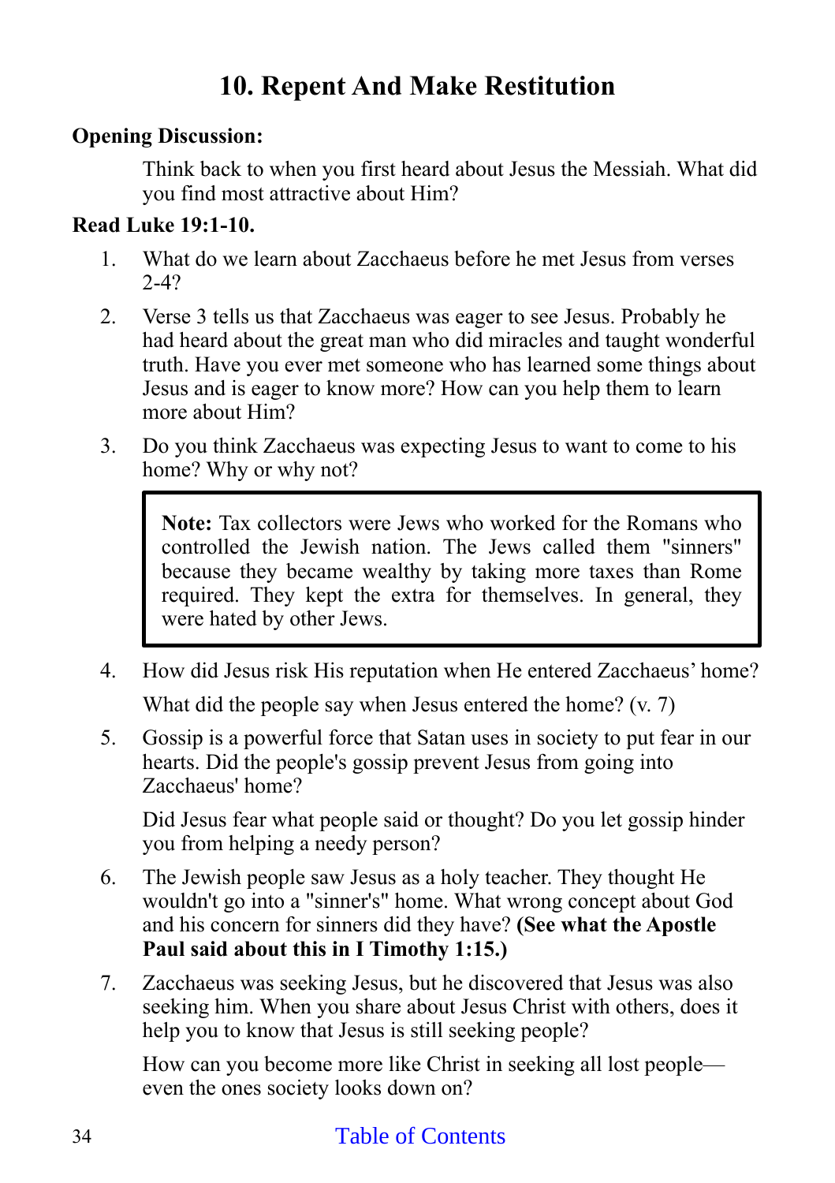# 10. Repent And Make Restitution

**Opening Discussion:**

Think back to when you first heard about Jesus the Messiah. What did you find most attractive about Him?

**Read Luke 19:1-10.**

1. What do we learn about Zacchaeus before he met Jesus from verses 2-4?

2. Verse 3 tells us that Zacchaeus was eager to see Jesus. Probably he had heard about the great man who did miracles and taught wonderful truth. Have you ever met someone who has learned some things about Jesus and is eager to know more? How can you help them to learn more about Him?

3. Do you think Zacchaeus was expecting Jesus to want to come to his home? Why or why not?

> **Note:** Tax collectors were Jews who worked for the Romans who controlled the Jewish nation. The Jews called them "sinners" because they became wealthy by taking more taxes than Rome required. They kept the extra for themselves. In general, they were hated by other Jews.

4. How did Jesus risk His reputation when He entered Zacchaeus' home?

   What did the people say when Jesus entered the home? (v. 7)

5. Gossip is a powerful force that Satan uses in society to put fear in our hearts. Did the people's gossip prevent Jesus from going into Zacchaeus' home?

   Did Jesus fear what people said or thought? Do you let gossip hinder you from helping a needy person?

6. The Jewish people saw Jesus as a holy teacher. They thought He wouldn't go into a "sinner's" home. What wrong concept about God and his concern for sinners did they have? **(See what the Apostle Paul said about this in I Timothy 1:15.)**

7. Zacchaeus was seeking Jesus, but he discovered that Jesus was also seeking him. When you share about Jesus Christ with others, does it help you to know that Jesus is still seeking people?

   How can you become more like Christ in seeking all lost people—even the ones society looks down on?

Table of Contents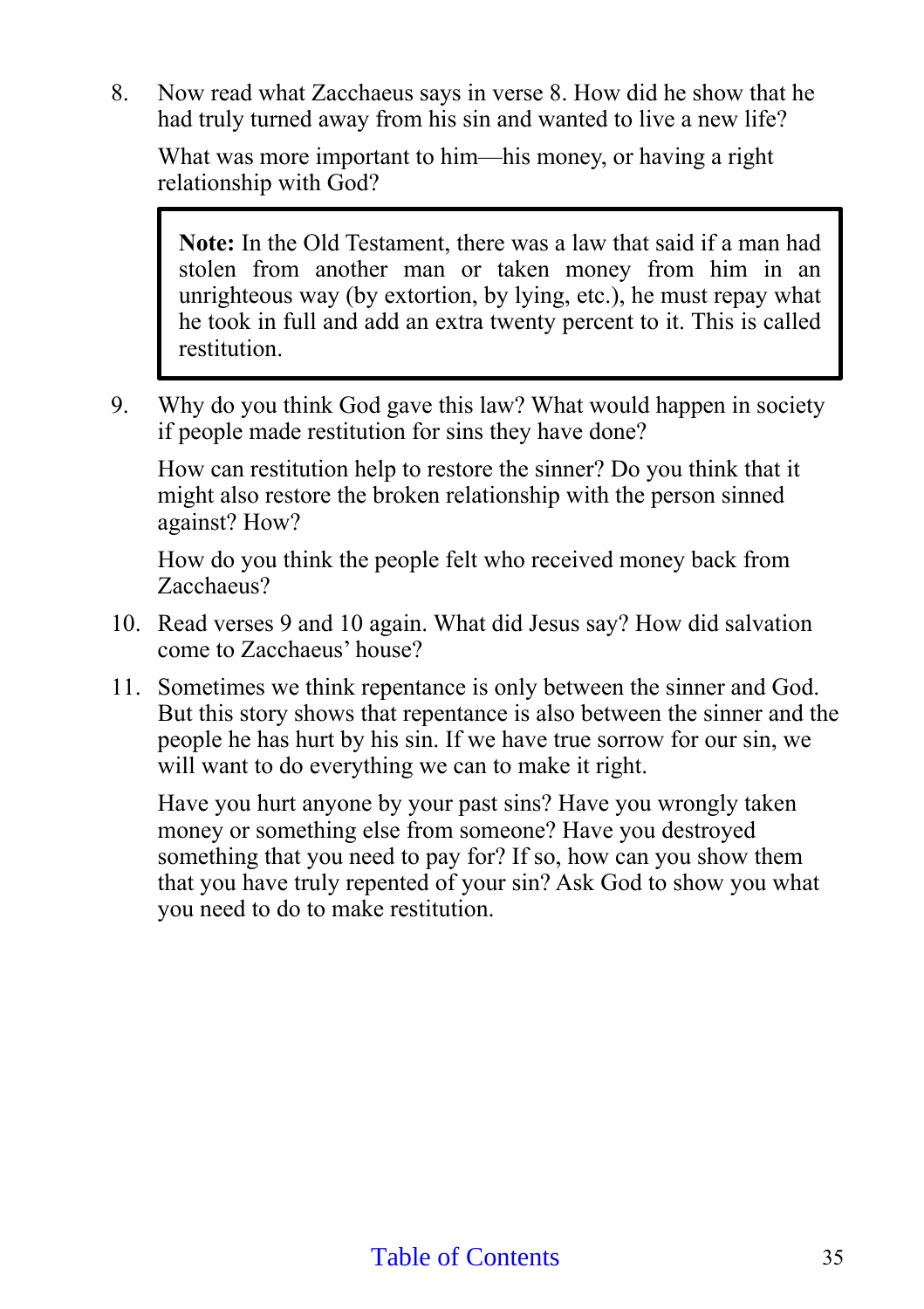8. Now read what Zacchaeus says in verse 8. How did he show that he had truly turned away from his sin and wanted to live a new life?

   What was more important to him—his money, or having a right relationship with God?

> **Note:** In the Old Testament, there was a law that said if a man had stolen from another man or taken money from him in an unrighteous way (by extortion, by lying, etc.), he must repay what he took in full and add an extra twenty percent to it. This is called restitution.

9. Why do you think God gave this law? What would happen in society if people made restitution for sins they have done?

   How can restitution help to restore the sinner? Do you think that it might also restore the broken relationship with the person sinned against? How?

   How do you think the people felt who received money back from Zacchaeus?

10. Read verses 9 and 10 again. What did Jesus say? How did salvation come to Zacchaeus' house?

11. Sometimes we think repentance is only between the sinner and God. But this story shows that repentance is also between the sinner and the people he has hurt by his sin. If we have true sorrow for our sin, we will want to do everything we can to make it right.

    Have you hurt anyone by your past sins? Have you wrongly taken money or something else from someone? Have you destroyed something that you need to pay for? If so, how can you show them that you have truly repented of your sin? Ask God to show you what you need to do to make restitution.

Table of Contents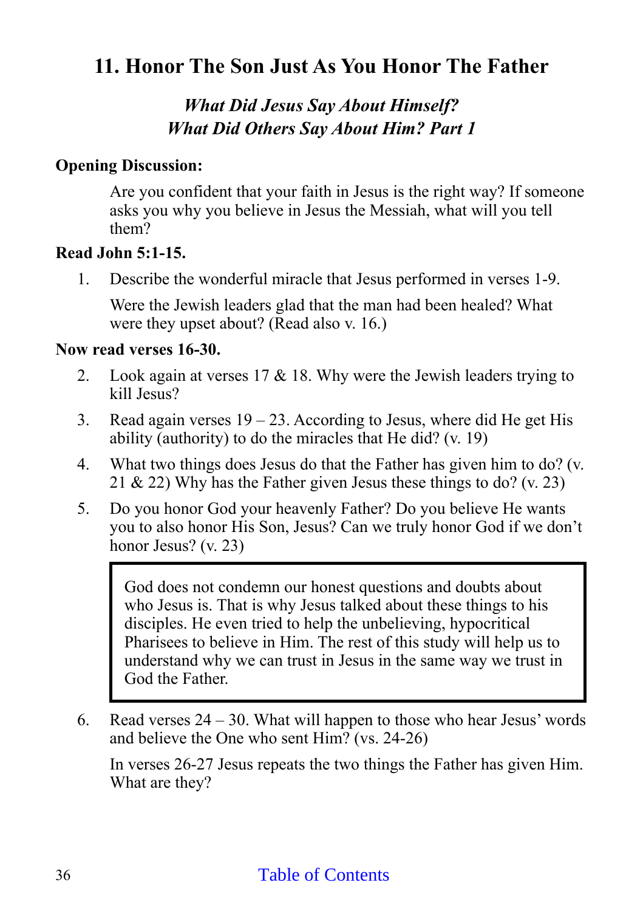# 11. Honor The Son Just As You Honor The Father

***What Did Jesus Say About Himself?***
***What Did Others Say About Him? Part 1***

**Opening Discussion:**

Are you confident that your faith in Jesus is the right way? If someone asks you why you believe in Jesus the Messiah, what will you tell them?

**Read John 5:1-15.**

1. Describe the wonderful miracle that Jesus performed in verses 1-9.

   Were the Jewish leaders glad that the man had been healed? What were they upset about? (Read also v. 16.)

**Now read verses 16-30.**

2. Look again at verses 17 & 18. Why were the Jewish leaders trying to kill Jesus?
3. Read again verses 19 – 23. According to Jesus, where did He get His ability (authority) to do the miracles that He did? (v. 19)
4. What two things does Jesus do that the Father has given him to do? (v. 21 & 22) Why has the Father given Jesus these things to do? (v. 23)
5. Do you honor God your heavenly Father? Do you believe He wants you to also honor His Son, Jesus? Can we truly honor God if we don't honor Jesus? (v. 23)

> God does not condemn our honest questions and doubts about who Jesus is. That is why Jesus talked about these things to his disciples. He even tried to help the unbelieving, hypocritical Pharisees to believe in Him. The rest of this study will help us to understand why we can trust in Jesus in the same way we trust in God the Father.

6. Read verses 24 – 30. What will happen to those who hear Jesus' words and believe the One who sent Him? (vs. 24-26)

   In verses 26-27 Jesus repeats the two things the Father has given Him. What are they?

Table of Contents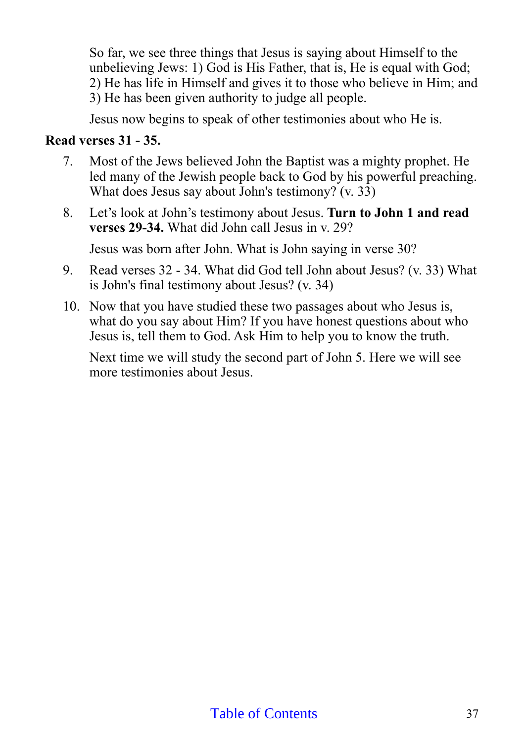So far, we see three things that Jesus is saying about Himself to the unbelieving Jews: 1) God is His Father, that is, He is equal with God; 2) He has life in Himself and gives it to those who believe in Him; and 3) He has been given authority to judge all people.

Jesus now begins to speak of other testimonies about who He is.

**Read verses 31 - 35.**

7. Most of the Jews believed John the Baptist was a mighty prophet. He led many of the Jewish people back to God by his powerful preaching. What does Jesus say about John's testimony? (v. 33)

8. Let's look at John's testimony about Jesus. **Turn to John 1 and read verses 29-34.** What did John call Jesus in v. 29?

   Jesus was born after John. What is John saying in verse 30?

9. Read verses 32 - 34. What did God tell John about Jesus? (v. 33) What is John's final testimony about Jesus? (v. 34)

10. Now that you have studied these two passages about who Jesus is, what do you say about Him? If you have honest questions about who Jesus is, tell them to God. Ask Him to help you to know the truth.

    Next time we will study the second part of John 5. Here we will see more testimonies about Jesus.

Table of Contents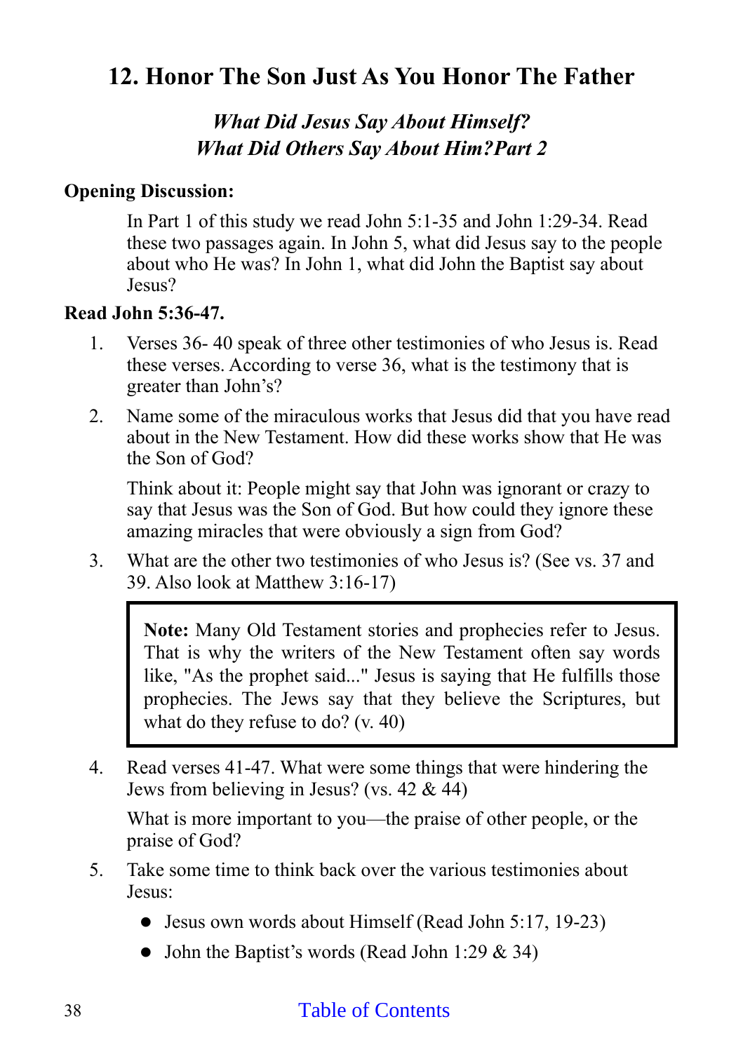## 12. Honor The Son Just As You Honor The Father

### *What Did Jesus Say About Himself? What Did Others Say About Him?Part 2*

**Opening Discussion:**

In Part 1 of this study we read John 5:1-35 and John 1:29-34. Read these two passages again. In John 5, what did Jesus say to the people about who He was? In John 1, what did John the Baptist say about Jesus?

**Read John 5:36-47.**

1. Verses 36- 40 speak of three other testimonies of who Jesus is. Read these verses. According to verse 36, what is the testimony that is greater than John's?

2. Name some of the miraculous works that Jesus did that you have read about in the New Testament. How did these works show that He was the Son of God?

   Think about it: People might say that John was ignorant or crazy to say that Jesus was the Son of God. But how could they ignore these amazing miracles that were obviously a sign from God?

3. What are the other two testimonies of who Jesus is? (See vs. 37 and 39. Also look at Matthew 3:16-17)

   > **Note:** Many Old Testament stories and prophecies refer to Jesus. That is why the writers of the New Testament often say words like, "As the prophet said..." Jesus is saying that He fulfills those prophecies. The Jews say that they believe the Scriptures, but what do they refuse to do? (v. 40)

4. Read verses 41-47. What were some things that were hindering the Jews from believing in Jesus? (vs. 42 & 44)

   What is more important to you—the praise of other people, or the praise of God?

5. Take some time to think back over the various testimonies about Jesus:

   - Jesus own words about Himself (Read John 5:17, 19-23)
   - John the Baptist's words (Read John 1:29 & 34)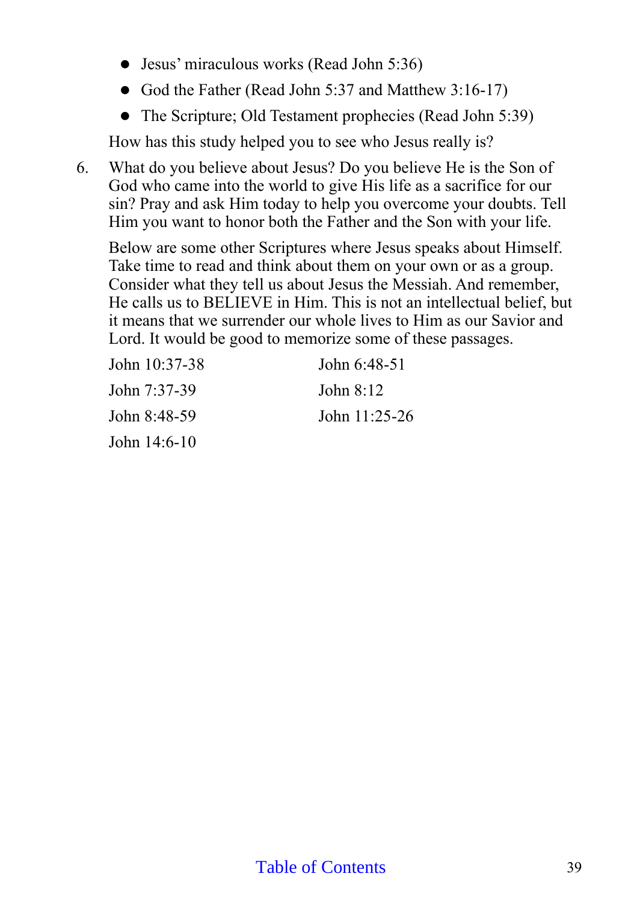- Jesus' miraculous works (Read John 5:36)
- God the Father (Read John 5:37 and Matthew 3:16-17)
- The Scripture; Old Testament prophecies (Read John 5:39)

How has this study helped you to see who Jesus really is?

6. What do you believe about Jesus? Do you believe He is the Son of God who came into the world to give His life as a sacrifice for our sin? Pray and ask Him today to help you overcome your doubts. Tell Him you want to honor both the Father and the Son with your life.

   Below are some other Scriptures where Jesus speaks about Himself. Take time to read and think about them on your own or as a group. Consider what they tell us about Jesus the Messiah. And remember, He calls us to BELIEVE in Him. This is not an intellectual belief, but it means that we surrender our whole lives to Him as our Savior and Lord. It would be good to memorize some of these passages.

   John 10:37-38
   John 7:37-39
   John 8:48-59
   John 14:6-10
   John 6:48-51
   John 8:12
   John 11:25-26

Table of Contents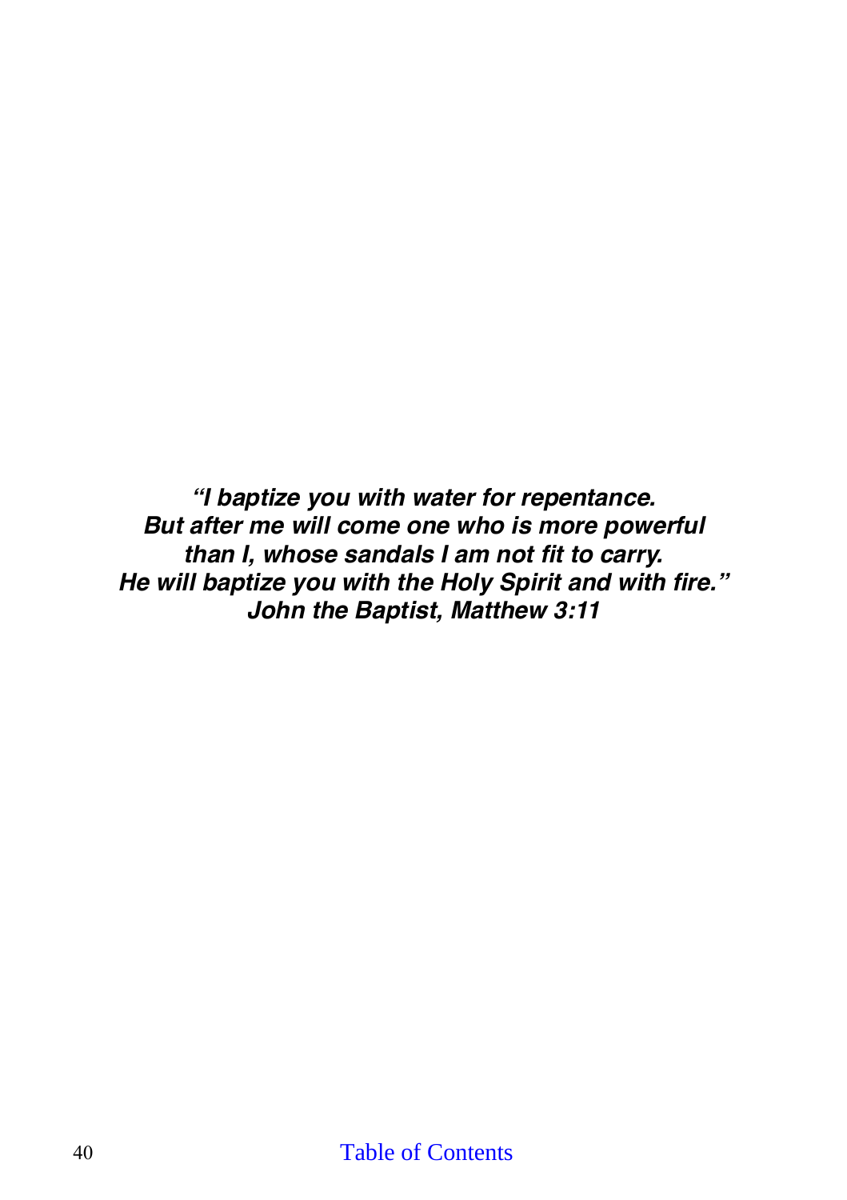***"I baptize you with water for repentance.***
***But after me will come one who is more powerful***
***than I, whose sandals I am not fit to carry.***
***He will baptize you with the Holy Spirit and with fire."***
***John the Baptist, Matthew 3:11***

[Table of Contents]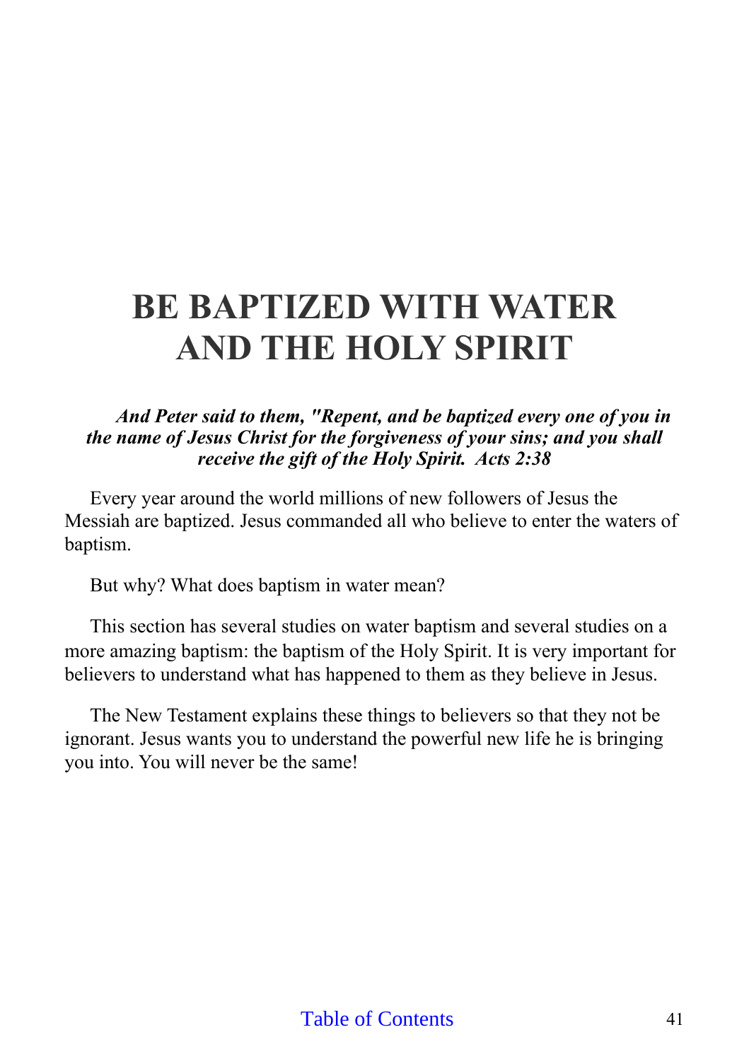# BE BAPTIZED WITH WATER AND THE HOLY SPIRIT

***And Peter said to them, "Repent, and be baptized every one of you in the name of Jesus Christ for the forgiveness of your sins; and you shall receive the gift of the Holy Spirit. Acts 2:38***

Every year around the world millions of new followers of Jesus the Messiah are baptized. Jesus commanded all who believe to enter the waters of baptism.

But why? What does baptism in water mean?

This section has several studies on water baptism and several studies on a more amazing baptism: the baptism of the Holy Spirit. It is very important for believers to understand what has happened to them as they believe in Jesus.

The New Testament explains these things to believers so that they not be ignorant. Jesus wants you to understand the powerful new life he is bringing you into. You will never be the same!

Table of Contents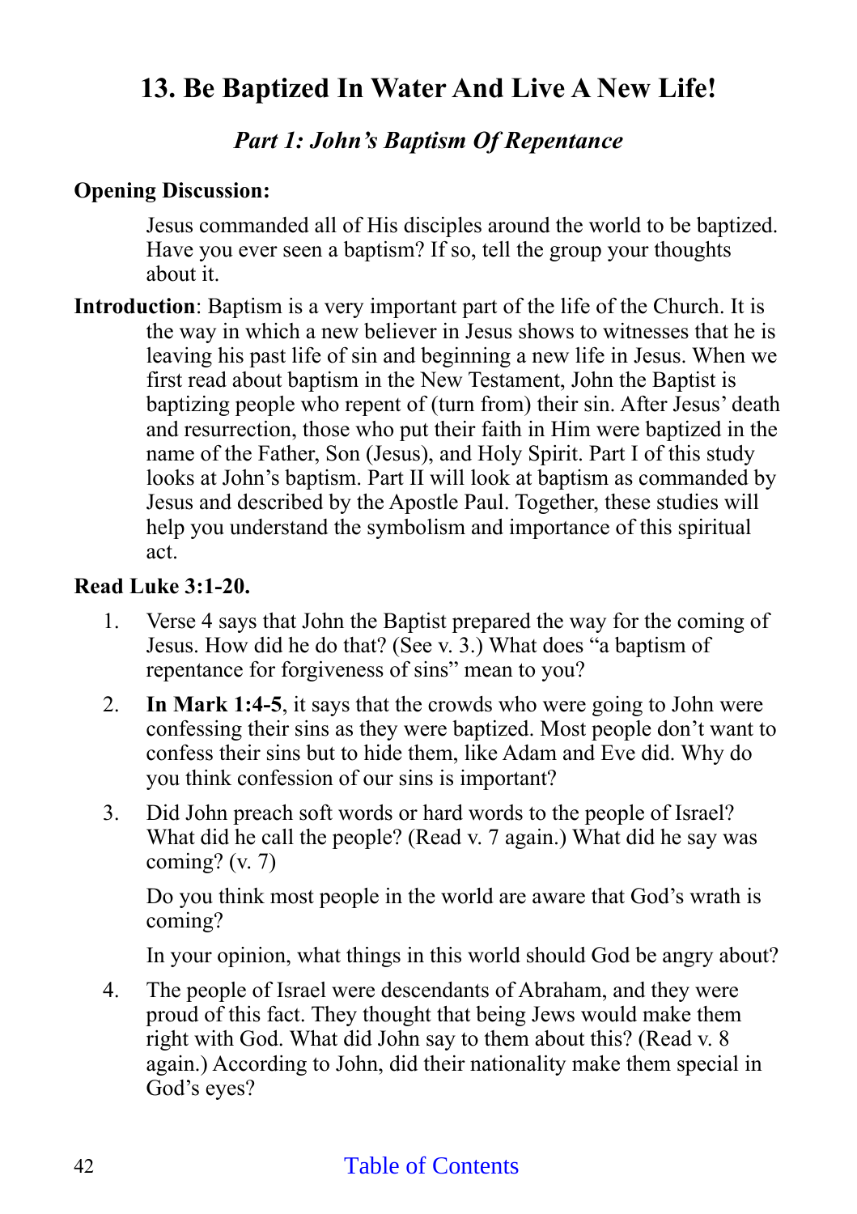# 13. Be Baptized In Water And Live A New Life!

## *Part 1: John's Baptism Of Repentance*

**Opening Discussion:**

Jesus commanded all of His disciples around the world to be baptized. Have you ever seen a baptism? If so, tell the group your thoughts about it.

**Introduction**: Baptism is a very important part of the life of the Church. It is the way in which a new believer in Jesus shows to witnesses that he is leaving his past life of sin and beginning a new life in Jesus. When we first read about baptism in the New Testament, John the Baptist is baptizing people who repent of (turn from) their sin. After Jesus' death and resurrection, those who put their faith in Him were baptized in the name of the Father, Son (Jesus), and Holy Spirit. Part I of this study looks at John's baptism. Part II will look at baptism as commanded by Jesus and described by the Apostle Paul. Together, these studies will help you understand the symbolism and importance of this spiritual act.

**Read Luke 3:1-20.**

1. Verse 4 says that John the Baptist prepared the way for the coming of Jesus. How did he do that? (See v. 3.) What does "a baptism of repentance for forgiveness of sins" mean to you?

2. **In Mark 1:4-5**, it says that the crowds who were going to John were confessing their sins as they were baptized. Most people don't want to confess their sins but to hide them, like Adam and Eve did. Why do you think confession of our sins is important?

3. Did John preach soft words or hard words to the people of Israel? What did he call the people? (Read v. 7 again.) What did he say was coming? (v. 7)

   Do you think most people in the world are aware that God's wrath is coming?

   In your opinion, what things in this world should God be angry about?

4. The people of Israel were descendants of Abraham, and they were proud of this fact. They thought that being Jews would make them right with God. What did John say to them about this? (Read v. 8 again.) According to John, did their nationality make them special in God's eyes?

Table of Contents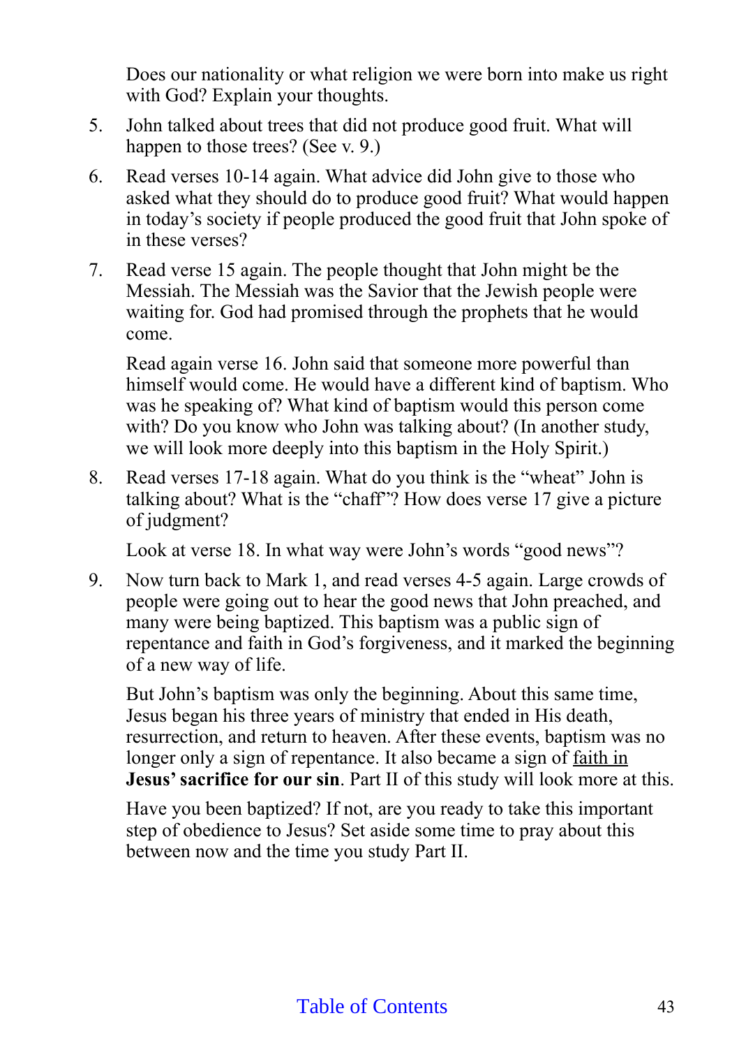Does our nationality or what religion we were born into make us right with God? Explain your thoughts.

5. John talked about trees that did not produce good fruit. What will happen to those trees? (See v. 9.)

6. Read verses 10-14 again. What advice did John give to those who asked what they should do to produce good fruit? What would happen in today's society if people produced the good fruit that John spoke of in these verses?

7. Read verse 15 again. The people thought that John might be the Messiah. The Messiah was the Savior that the Jewish people were waiting for. God had promised through the prophets that he would come.

   Read again verse 16. John said that someone more powerful than himself would come. He would have a different kind of baptism. Who was he speaking of? What kind of baptism would this person come with? Do you know who John was talking about? (In another study, we will look more deeply into this baptism in the Holy Spirit.)

8. Read verses 17-18 again. What do you think is the "wheat" John is talking about? What is the "chaff"? How does verse 17 give a picture of judgment?

   Look at verse 18. In what way were John's words "good news"?

9. Now turn back to Mark 1, and read verses 4-5 again. Large crowds of people were going out to hear the good news that John preached, and many were being baptized. This baptism was a public sign of repentance and faith in God's forgiveness, and it marked the beginning of a new way of life.

   But John's baptism was only the beginning. About this same time, Jesus began his three years of ministry that ended in His death, resurrection, and return to heaven. After these events, baptism was no longer only a sign of repentance. It also became a sign of faith in **Jesus' sacrifice for our sin**. Part II of this study will look more at this.

   Have you been baptized? If not, are you ready to take this important step of obedience to Jesus? Set aside some time to pray about this between now and the time you study Part II.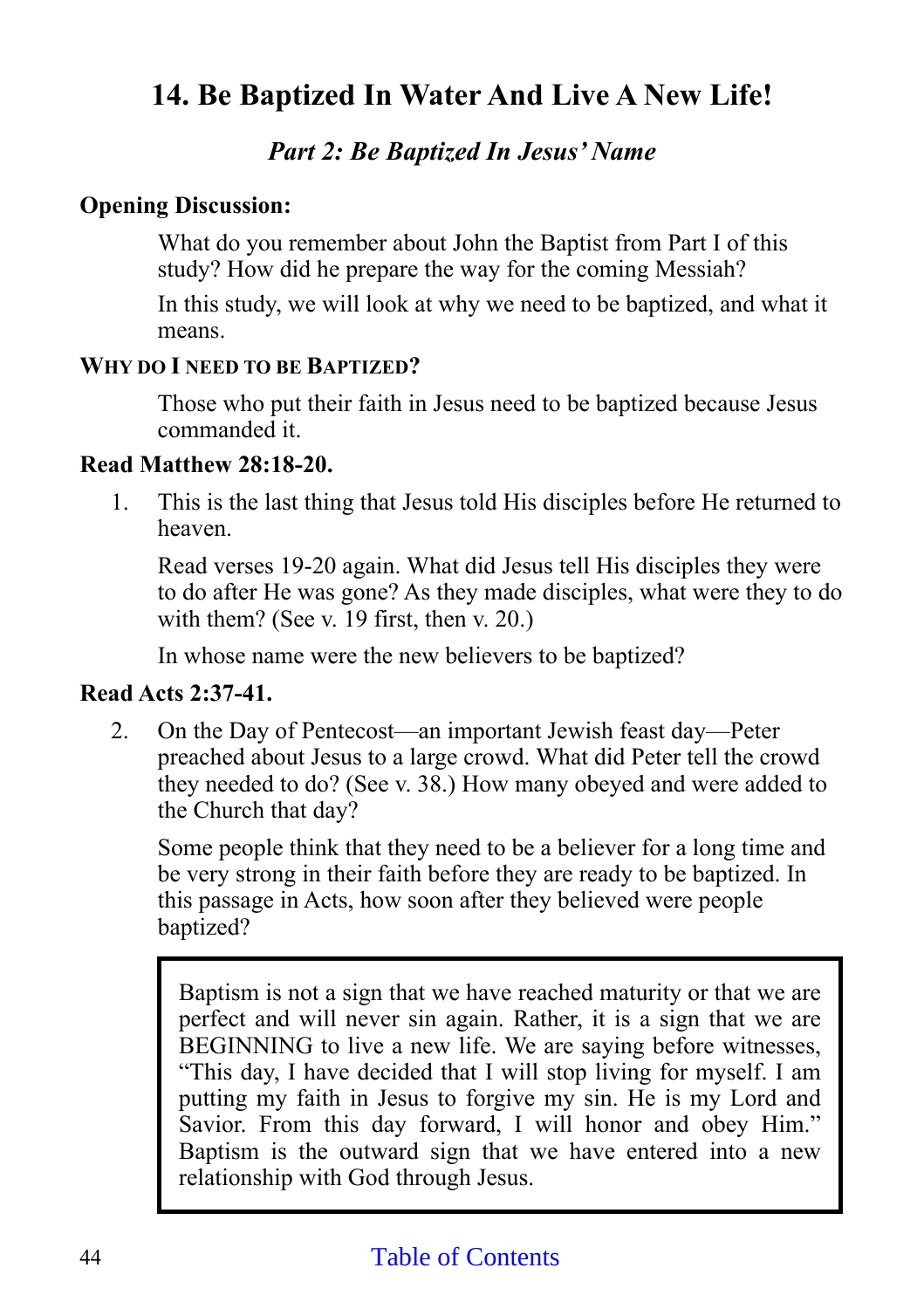# 14. Be Baptized In Water And Live A New Life!

## *Part 2: Be Baptized In Jesus' Name*

**Opening Discussion:**

What do you remember about John the Baptist from Part I of this study? How did he prepare the way for the coming Messiah?

In this study, we will look at why we need to be baptized, and what it means.

**WHY DO I NEED TO BE BAPTIZED?**

Those who put their faith in Jesus need to be baptized because Jesus commanded it.

**Read Matthew 28:18-20.**

1. This is the last thing that Jesus told His disciples before He returned to heaven.

   Read verses 19-20 again. What did Jesus tell His disciples they were to do after He was gone? As they made disciples, what were they to do with them? (See v. 19 first, then v. 20.)

   In whose name were the new believers to be baptized?

**Read Acts 2:37-41.**

2. On the Day of Pentecost—an important Jewish feast day—Peter preached about Jesus to a large crowd. What did Peter tell the crowd they needed to do? (See v. 38.) How many obeyed and were added to the Church that day?

   Some people think that they need to be a believer for a long time and be very strong in their faith before they are ready to be baptized. In this passage in Acts, how soon after they believed were people baptized?

> Baptism is not a sign that we have reached maturity or that we are perfect and will never sin again. Rather, it is a sign that we are BEGINNING to live a new life. We are saying before witnesses, "This day, I have decided that I will stop living for myself. I am putting my faith in Jesus to forgive my sin. He is my Lord and Savior. From this day forward, I will honor and obey Him." Baptism is the outward sign that we have entered into a new relationship with God through Jesus.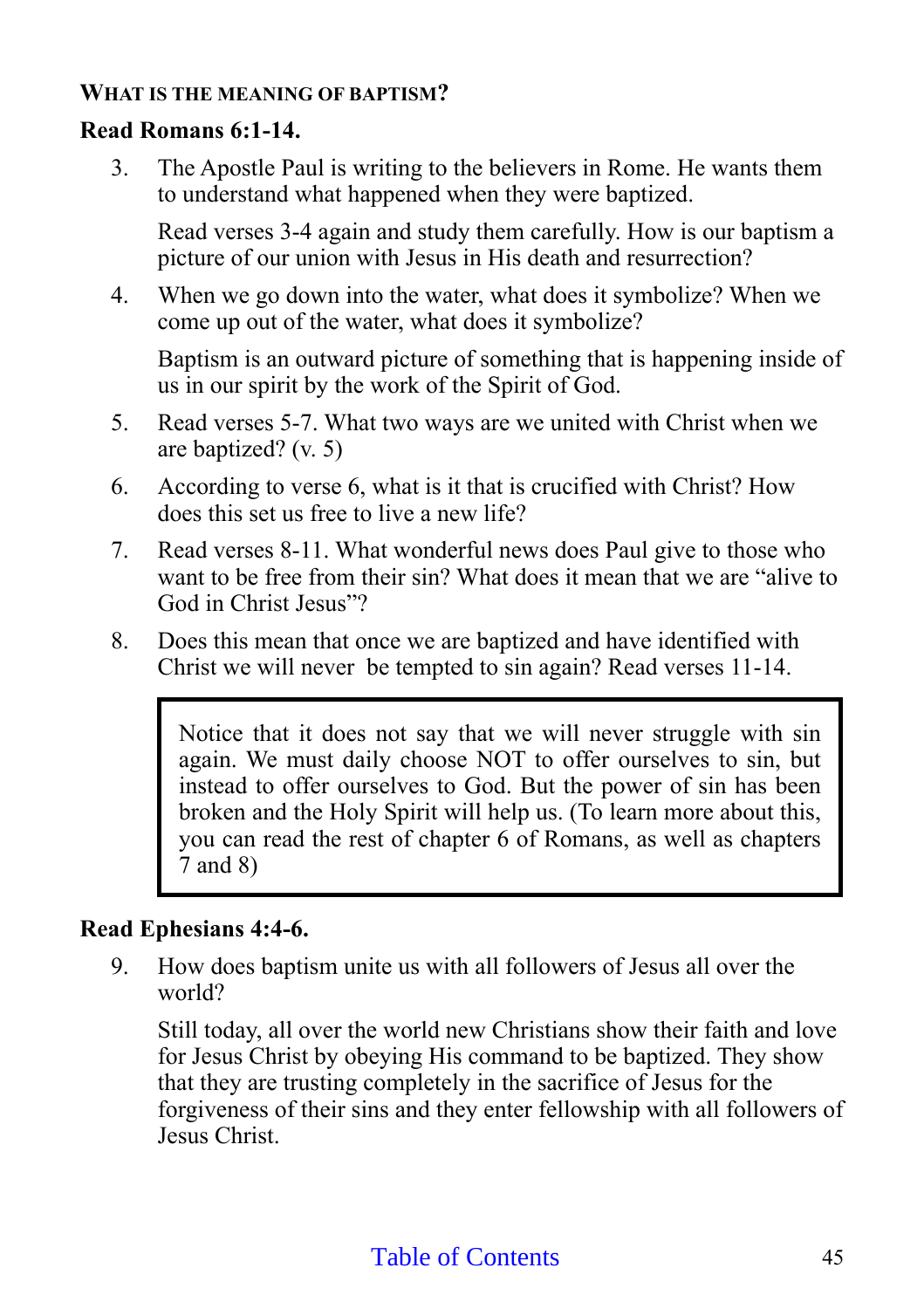#### WHAT IS THE MEANING OF BAPTISM?

**Read Romans 6:1-14.**

3. The Apostle Paul is writing to the believers in Rome. He wants them to understand what happened when they were baptized.

   Read verses 3-4 again and study them carefully. How is our baptism a picture of our union with Jesus in His death and resurrection?

4. When we go down into the water, what does it symbolize? When we come up out of the water, what does it symbolize?

   Baptism is an outward picture of something that is happening inside of us in our spirit by the work of the Spirit of God.

5. Read verses 5-7. What two ways are we united with Christ when we are baptized? (v. 5)

6. According to verse 6, what is it that is crucified with Christ? How does this set us free to live a new life?

7. Read verses 8-11. What wonderful news does Paul give to those who want to be free from their sin? What does it mean that we are "alive to God in Christ Jesus"?

8. Does this mean that once we are baptized and have identified with Christ we will never be tempted to sin again? Read verses 11-14.

> Notice that it does not say that we will never struggle with sin again. We must daily choose NOT to offer ourselves to sin, but instead to offer ourselves to God. But the power of sin has been broken and the Holy Spirit will help us. (To learn more about this, you can read the rest of chapter 6 of Romans, as well as chapters 7 and 8)

**Read Ephesians 4:4-6.**

9. How does baptism unite us with all followers of Jesus all over the world?

   Still today, all over the world new Christians show their faith and love for Jesus Christ by obeying His command to be baptized. They show that they are trusting completely in the sacrifice of Jesus for the forgiveness of their sins and they enter fellowship with all followers of Jesus Christ.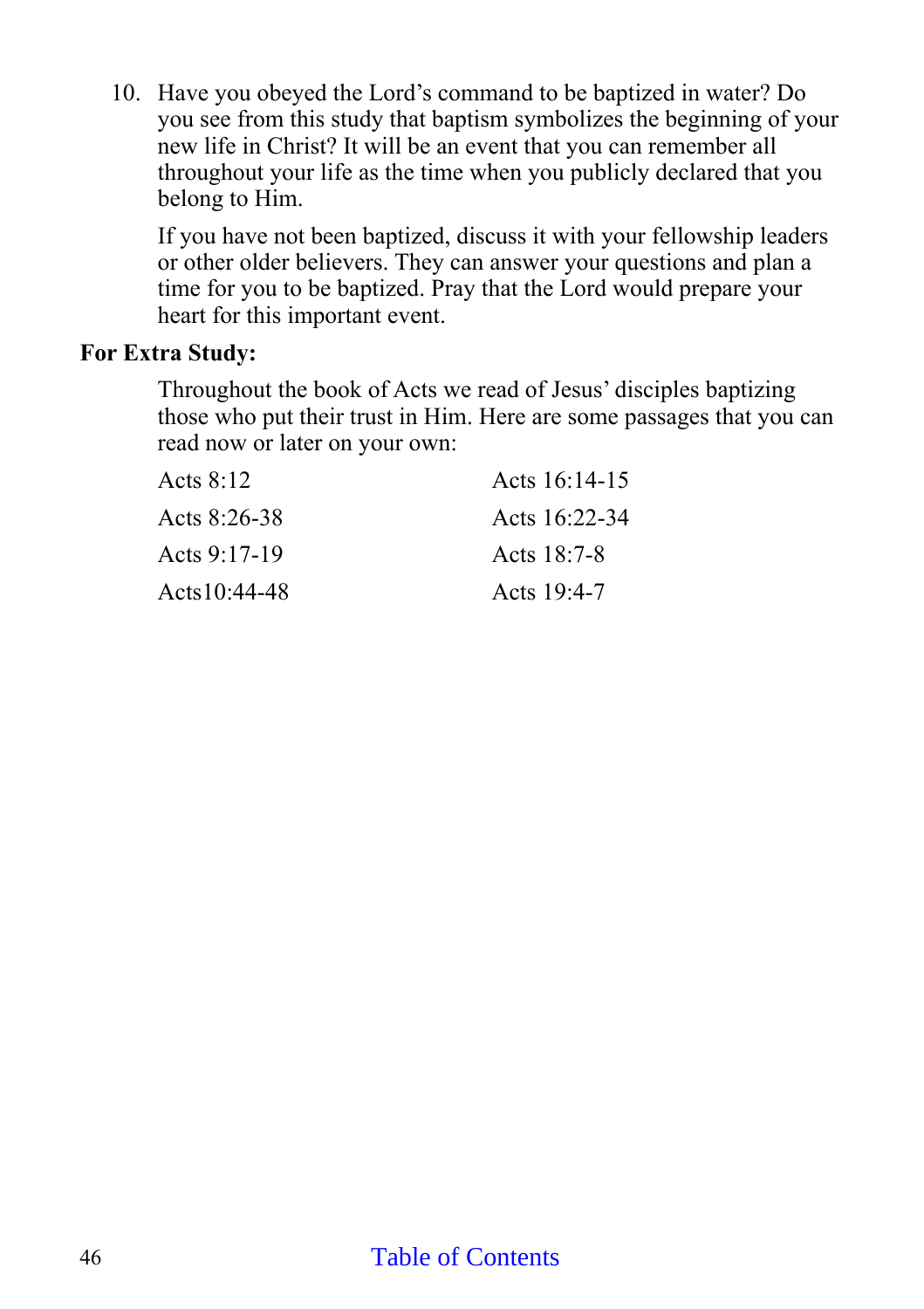10. Have you obeyed the Lord's command to be baptized in water? Do you see from this study that baptism symbolizes the beginning of your new life in Christ? It will be an event that you can remember all throughout your life as the time when you publicly declared that you belong to Him.

    If you have not been baptized, discuss it with your fellowship leaders or other older believers. They can answer your questions and plan a time for you to be baptized. Pray that the Lord would prepare your heart for this important event.

**For Extra Study:**

Throughout the book of Acts we read of Jesus' disciples baptizing those who put their trust in Him. Here are some passages that you can read now or later on your own:

| | |
|---|---|
| Acts 8:12 | Acts 16:14-15 |
| Acts 8:26-38 | Acts 16:22-34 |
| Acts 9:17-19 | Acts 18:7-8 |
| Acts10:44-48 | Acts 19:4-7 |

Table of Contents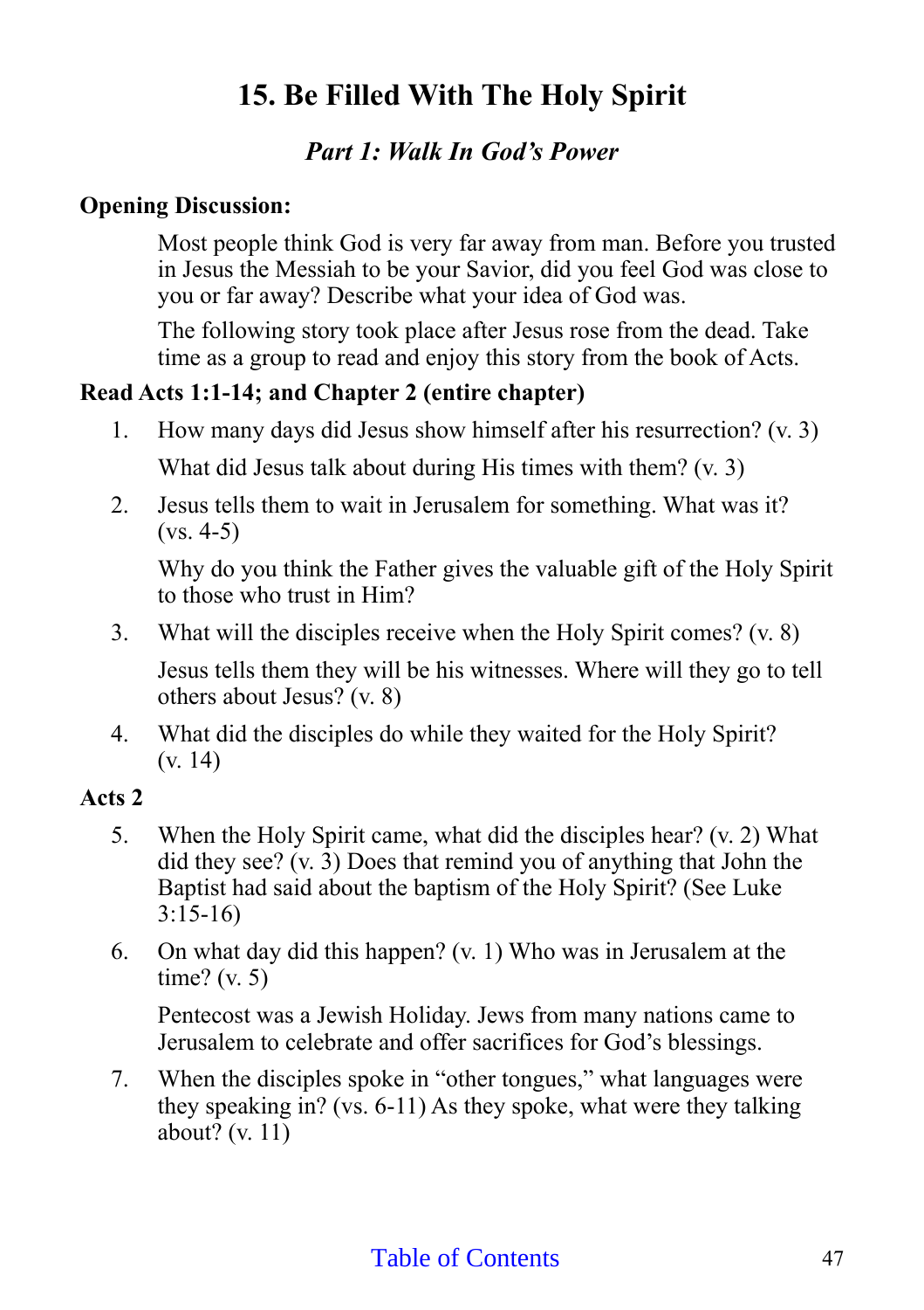# 15. Be Filled With The Holy Spirit

## *Part 1: Walk In God's Power*

**Opening Discussion:**

Most people think God is very far away from man. Before you trusted in Jesus the Messiah to be your Savior, did you feel God was close to you or far away? Describe what your idea of God was.

The following story took place after Jesus rose from the dead. Take time as a group to read and enjoy this story from the book of Acts.

**Read Acts 1:1-14; and Chapter 2 (entire chapter)**

1. How many days did Jesus show himself after his resurrection? (v. 3)

   What did Jesus talk about during His times with them? (v. 3)

2. Jesus tells them to wait in Jerusalem for something. What was it? (vs. 4-5)

   Why do you think the Father gives the valuable gift of the Holy Spirit to those who trust in Him?

3. What will the disciples receive when the Holy Spirit comes? (v. 8)

   Jesus tells them they will be his witnesses. Where will they go to tell others about Jesus? (v. 8)

4. What did the disciples do while they waited for the Holy Spirit? (v. 14)

**Acts 2**

5. When the Holy Spirit came, what did the disciples hear? (v. 2) What did they see? (v. 3) Does that remind you of anything that John the Baptist had said about the baptism of the Holy Spirit? (See Luke 3:15-16)

6. On what day did this happen? (v. 1) Who was in Jerusalem at the time? (v. 5)

   Pentecost was a Jewish Holiday. Jews from many nations came to Jerusalem to celebrate and offer sacrifices for God's blessings.

7. When the disciples spoke in "other tongues," what languages were they speaking in? (vs. 6-11) As they spoke, what were they talking about? (v. 11)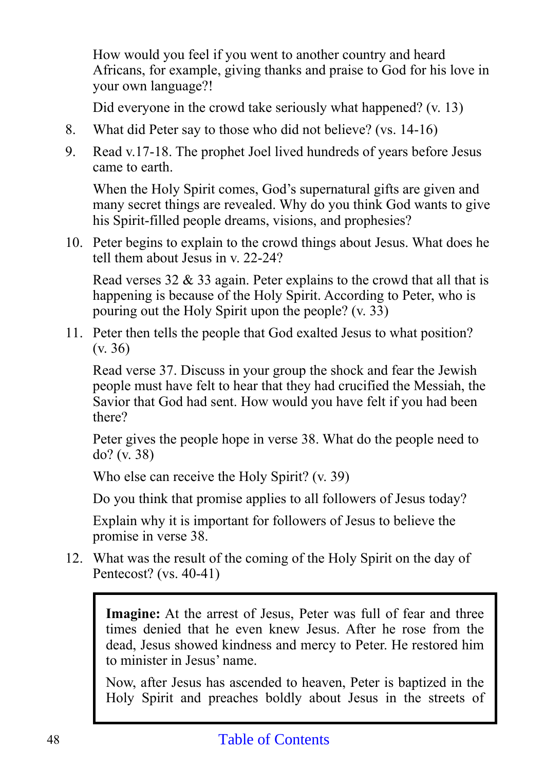How would you feel if you went to another country and heard Africans, for example, giving thanks and praise to God for his love in your own language?!

Did everyone in the crowd take seriously what happened? (v. 13)

8. What did Peter say to those who did not believe? (vs. 14-16)

9. Read v.17-18. The prophet Joel lived hundreds of years before Jesus came to earth.

   When the Holy Spirit comes, God's supernatural gifts are given and many secret things are revealed. Why do you think God wants to give his Spirit-filled people dreams, visions, and prophesies?

10. Peter begins to explain to the crowd things about Jesus. What does he tell them about Jesus in v. 22-24?

    Read verses 32 & 33 again. Peter explains to the crowd that all that is happening is because of the Holy Spirit. According to Peter, who is pouring out the Holy Spirit upon the people? (v. 33)

11. Peter then tells the people that God exalted Jesus to what position? (v. 36)

    Read verse 37. Discuss in your group the shock and fear the Jewish people must have felt to hear that they had crucified the Messiah, the Savior that God had sent. How would you have felt if you had been there?

    Peter gives the people hope in verse 38. What do the people need to do? (v. 38)

    Who else can receive the Holy Spirit? (v. 39)

    Do you think that promise applies to all followers of Jesus today?

    Explain why it is important for followers of Jesus to believe the promise in verse 38.

12. What was the result of the coming of the Holy Spirit on the day of Pentecost? (vs. 40-41)

> **Imagine:** At the arrest of Jesus, Peter was full of fear and three times denied that he even knew Jesus. After he rose from the dead, Jesus showed kindness and mercy to Peter. He restored him to minister in Jesus' name.
>
> Now, after Jesus has ascended to heaven, Peter is baptized in the Holy Spirit and preaches boldly about Jesus in the streets of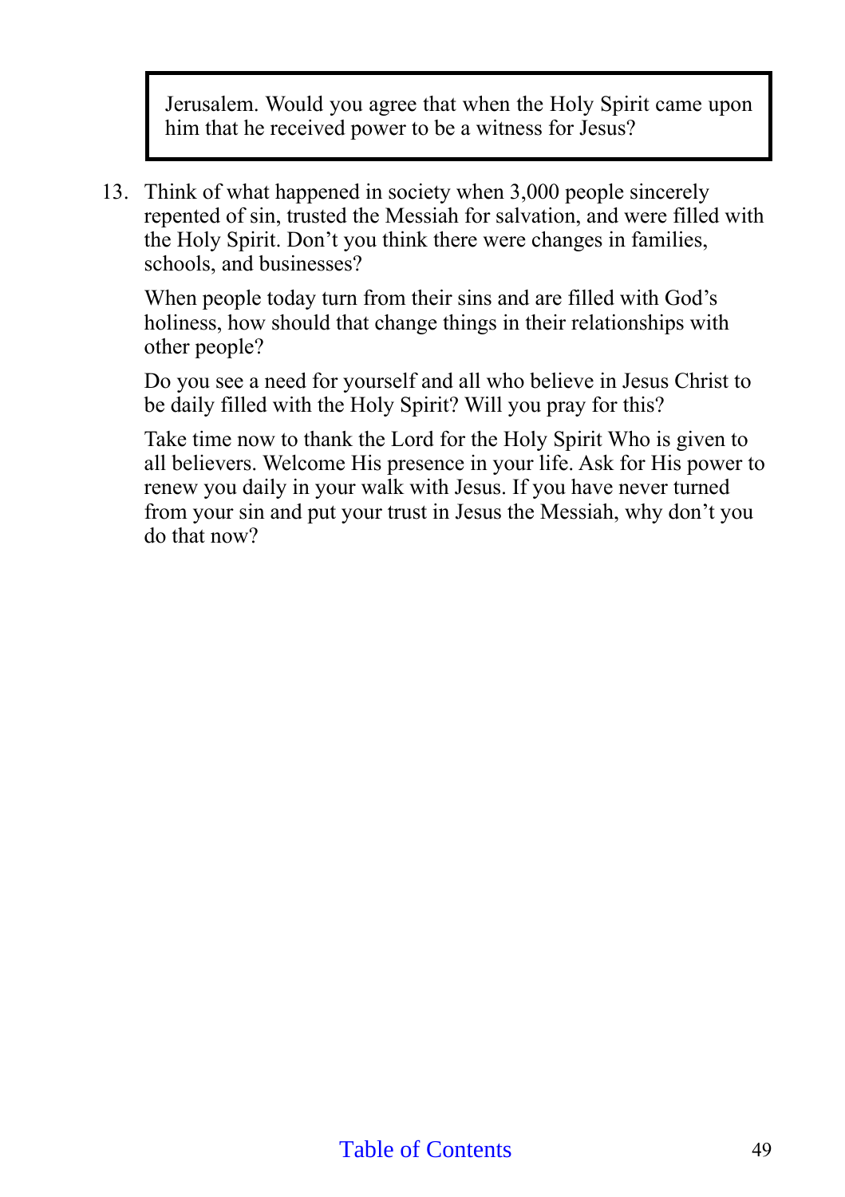> Jerusalem. Would you agree that when the Holy Spirit came upon him that he received power to be a witness for Jesus?

13. Think of what happened in society when 3,000 people sincerely repented of sin, trusted the Messiah for salvation, and were filled with the Holy Spirit. Don't you think there were changes in families, schools, and businesses?

    When people today turn from their sins and are filled with God's holiness, how should that change things in their relationships with other people?

    Do you see a need for yourself and all who believe in Jesus Christ to be daily filled with the Holy Spirit? Will you pray for this?

    Take time now to thank the Lord for the Holy Spirit Who is given to all believers. Welcome His presence in your life. Ask for His power to renew you daily in your walk with Jesus. If you have never turned from your sin and put your trust in Jesus the Messiah, why don't you do that now?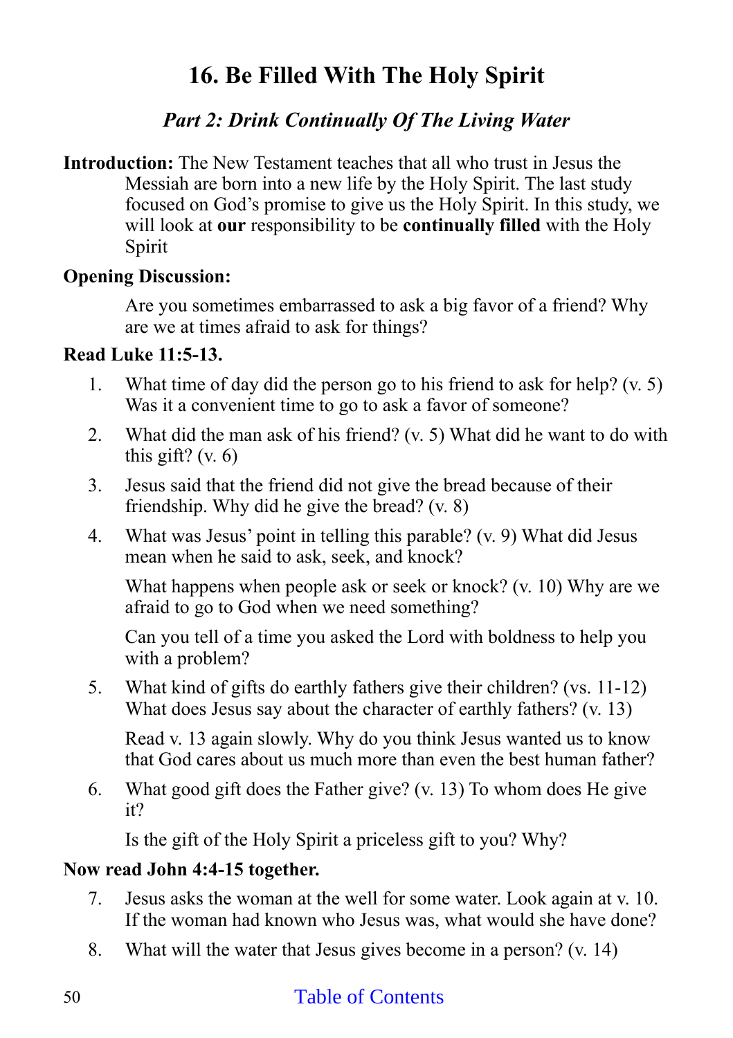# 16. Be Filled With The Holy Spirit

## *Part 2: Drink Continually Of The Living Water*

**Introduction:** The New Testament teaches that all who trust in Jesus the Messiah are born into a new life by the Holy Spirit. The last study focused on God's promise to give us the Holy Spirit. In this study, we will look at **our** responsibility to be **continually filled** with the Holy Spirit

**Opening Discussion:**

Are you sometimes embarrassed to ask a big favor of a friend? Why are we at times afraid to ask for things?

**Read Luke 11:5-13.**

1. What time of day did the person go to his friend to ask for help? (v. 5) Was it a convenient time to go to ask a favor of someone?
2. What did the man ask of his friend? (v. 5) What did he want to do with this gift? (v. 6)
3. Jesus said that the friend did not give the bread because of their friendship. Why did he give the bread? (v. 8)
4. What was Jesus' point in telling this parable? (v. 9) What did Jesus mean when he said to ask, seek, and knock?

   What happens when people ask or seek or knock? (v. 10) Why are we afraid to go to God when we need something?

   Can you tell of a time you asked the Lord with boldness to help you with a problem?
5. What kind of gifts do earthly fathers give their children? (vs. 11-12) What does Jesus say about the character of earthly fathers? (v. 13)

   Read v. 13 again slowly. Why do you think Jesus wanted us to know that God cares about us much more than even the best human father?
6. What good gift does the Father give? (v. 13) To whom does He give it?

   Is the gift of the Holy Spirit a priceless gift to you? Why?

**Now read John 4:4-15 together.**

7. Jesus asks the woman at the well for some water. Look again at v. 10. If the woman had known who Jesus was, what would she have done?
8. What will the water that Jesus gives become in a person? (v. 14)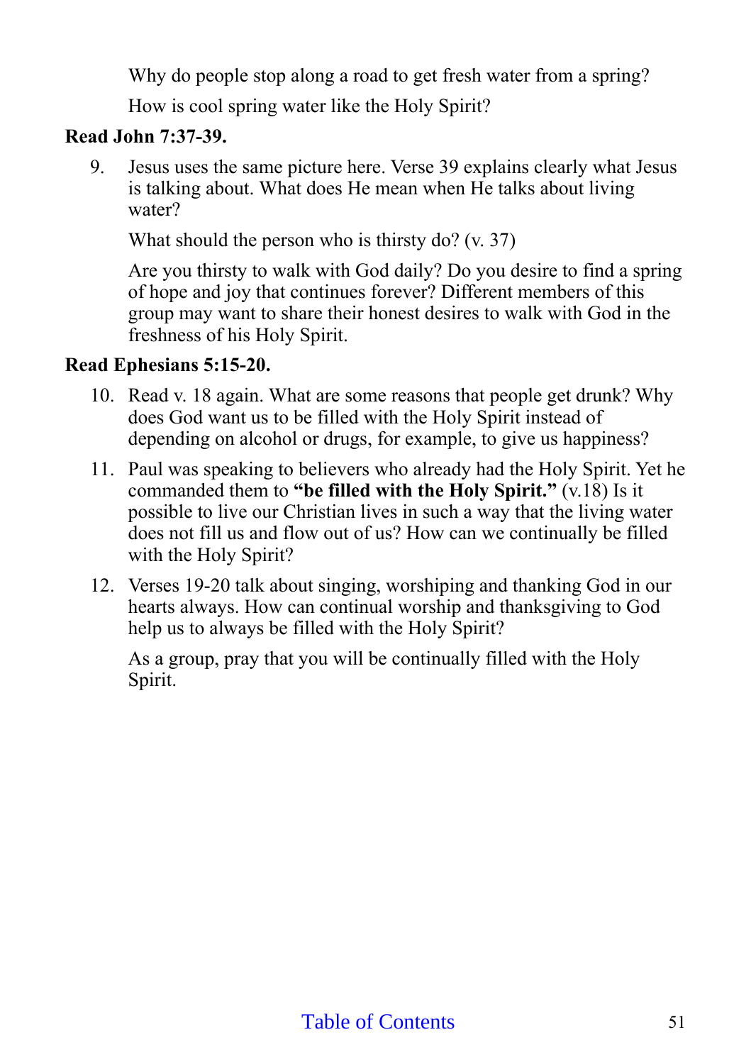Why do people stop along a road to get fresh water from a spring?

How is cool spring water like the Holy Spirit?

**Read John 7:37-39.**

9. Jesus uses the same picture here. Verse 39 explains clearly what Jesus is talking about. What does He mean when He talks about living water?

   What should the person who is thirsty do? (v. 37)

   Are you thirsty to walk with God daily? Do you desire to find a spring of hope and joy that continues forever? Different members of this group may want to share their honest desires to walk with God in the freshness of his Holy Spirit.

**Read Ephesians 5:15-20.**

10. Read v. 18 again. What are some reasons that people get drunk? Why does God want us to be filled with the Holy Spirit instead of depending on alcohol or drugs, for example, to give us happiness?

11. Paul was speaking to believers who already had the Holy Spirit. Yet he commanded them to **"be filled with the Holy Spirit."** (v.18) Is it possible to live our Christian lives in such a way that the living water does not fill us and flow out of us? How can we continually be filled with the Holy Spirit?

12. Verses 19-20 talk about singing, worshiping and thanking God in our hearts always. How can continual worship and thanksgiving to God help us to always be filled with the Holy Spirit?

    As a group, pray that you will be continually filled with the Holy Spirit.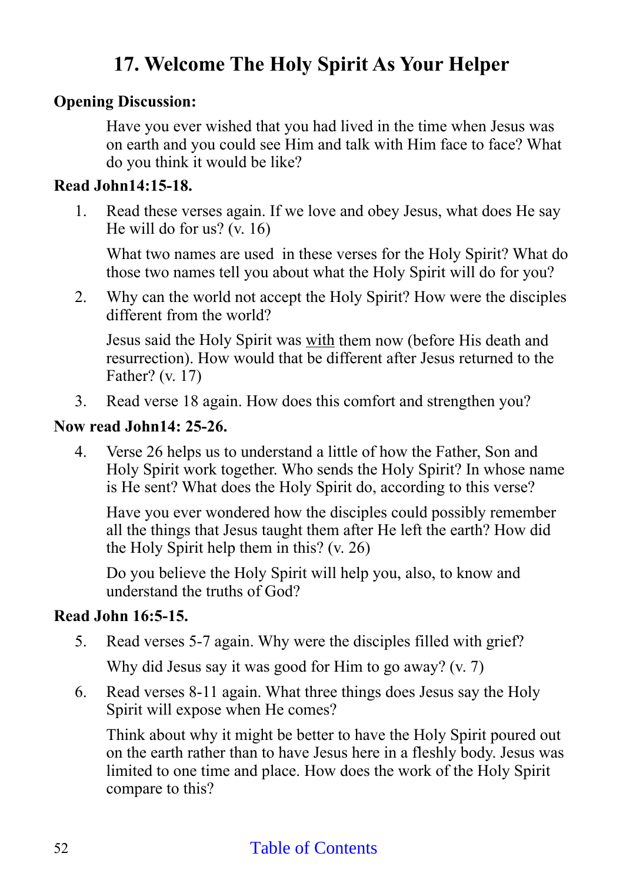# 17. Welcome The Holy Spirit As Your Helper

**Opening Discussion:**

Have you ever wished that you had lived in the time when Jesus was on earth and you could see Him and talk with Him face to face? What do you think it would be like?

**Read John14:15-18.**

1. Read these verses again. If we love and obey Jesus, what does He say He will do for us? (v. 16)

   What two names are used in these verses for the Holy Spirit? What do those two names tell you about what the Holy Spirit will do for you?

2. Why can the world not accept the Holy Spirit? How were the disciples different from the world?

   Jesus said the Holy Spirit was <u>with</u> them now (before His death and resurrection). How would that be different after Jesus returned to the Father? (v. 17)

3. Read verse 18 again. How does this comfort and strengthen you?

**Now read John14: 25-26.**

4. Verse 26 helps us to understand a little of how the Father, Son and Holy Spirit work together. Who sends the Holy Spirit? In whose name is He sent? What does the Holy Spirit do, according to this verse?

   Have you ever wondered how the disciples could possibly remember all the things that Jesus taught them after He left the earth? How did the Holy Spirit help them in this? (v. 26)

   Do you believe the Holy Spirit will help you, also, to know and understand the truths of God?

**Read John 16:5-15.**

5. Read verses 5-7 again. Why were the disciples filled with grief?

   Why did Jesus say it was good for Him to go away? (v. 7)

6. Read verses 8-11 again. What three things does Jesus say the Holy Spirit will expose when He comes?

   Think about why it might be better to have the Holy Spirit poured out on the earth rather than to have Jesus here in a fleshly body. Jesus was limited to one time and place. How does the work of the Holy Spirit compare to this?

Table of Contents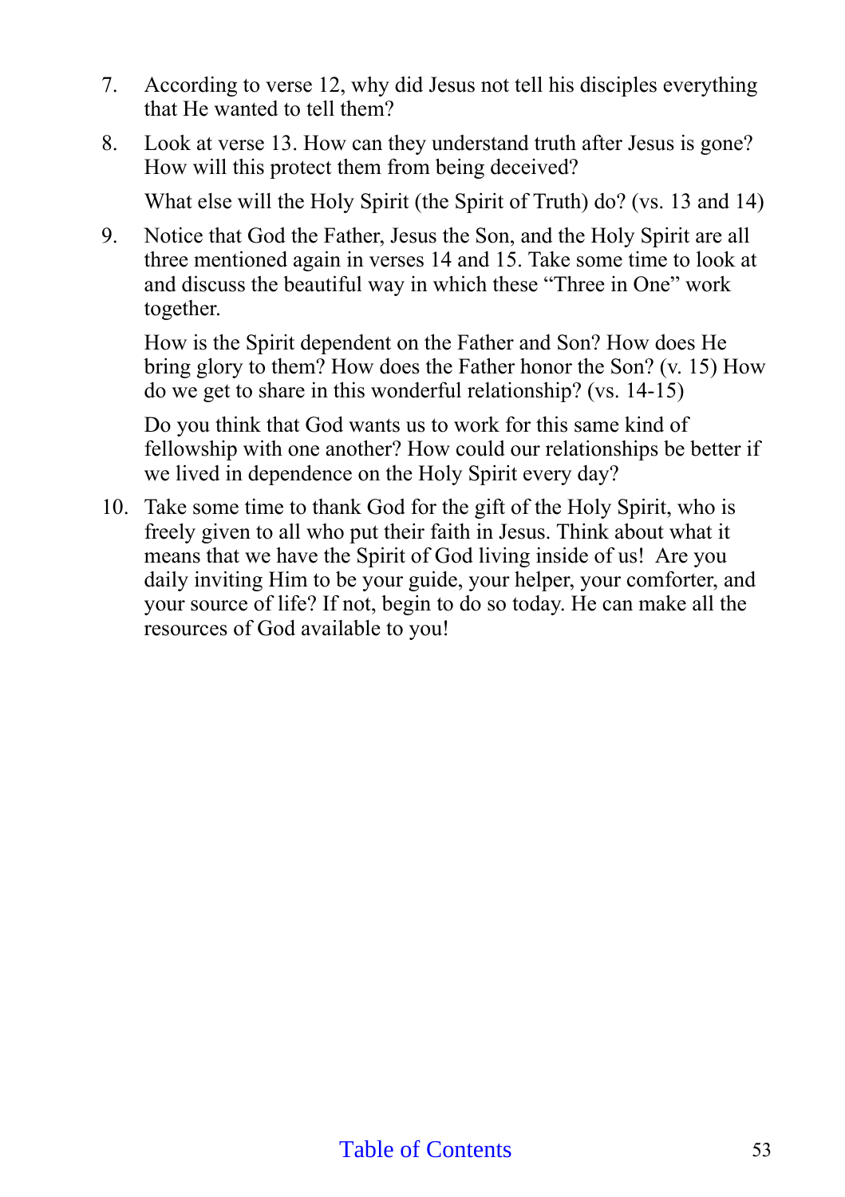7. According to verse 12, why did Jesus not tell his disciples everything that He wanted to tell them?

8. Look at verse 13. How can they understand truth after Jesus is gone? How will this protect them from being deceived?

   What else will the Holy Spirit (the Spirit of Truth) do? (vs. 13 and 14)

9. Notice that God the Father, Jesus the Son, and the Holy Spirit are all three mentioned again in verses 14 and 15. Take some time to look at and discuss the beautiful way in which these “Three in One” work together.

   How is the Spirit dependent on the Father and Son? How does He bring glory to them? How does the Father honor the Son? (v. 15) How do we get to share in this wonderful relationship? (vs. 14-15)

   Do you think that God wants us to work for this same kind of fellowship with one another? How could our relationships be better if we lived in dependence on the Holy Spirit every day?

10. Take some time to thank God for the gift of the Holy Spirit, who is freely given to all who put their faith in Jesus. Think about what it means that we have the Spirit of God living inside of us! Are you daily inviting Him to be your guide, your helper, your comforter, and your source of life? If not, begin to do so today. He can make all the resources of God available to you!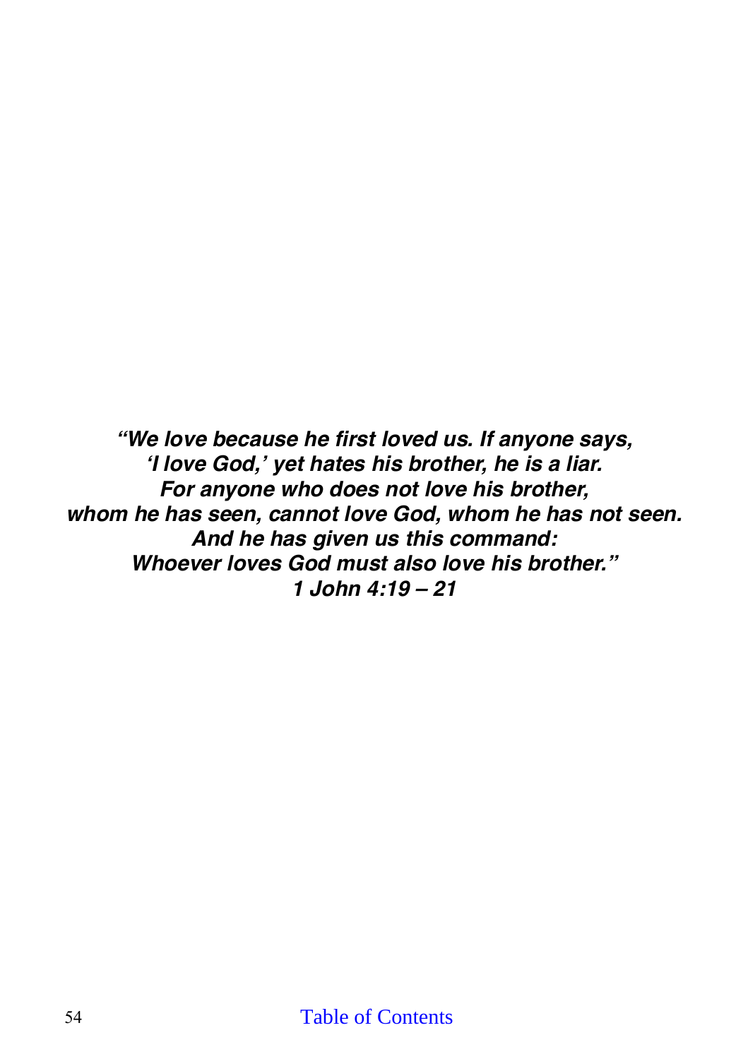***"We love because he first loved us. If anyone says,***
***'I love God,' yet hates his brother, he is a liar.***
***For anyone who does not love his brother,***
***whom he has seen, cannot love God, whom he has not seen.***
***And he has given us this command:***
***Whoever loves God must also love his brother."***
***1 John 4:19 – 21***

Table of Contents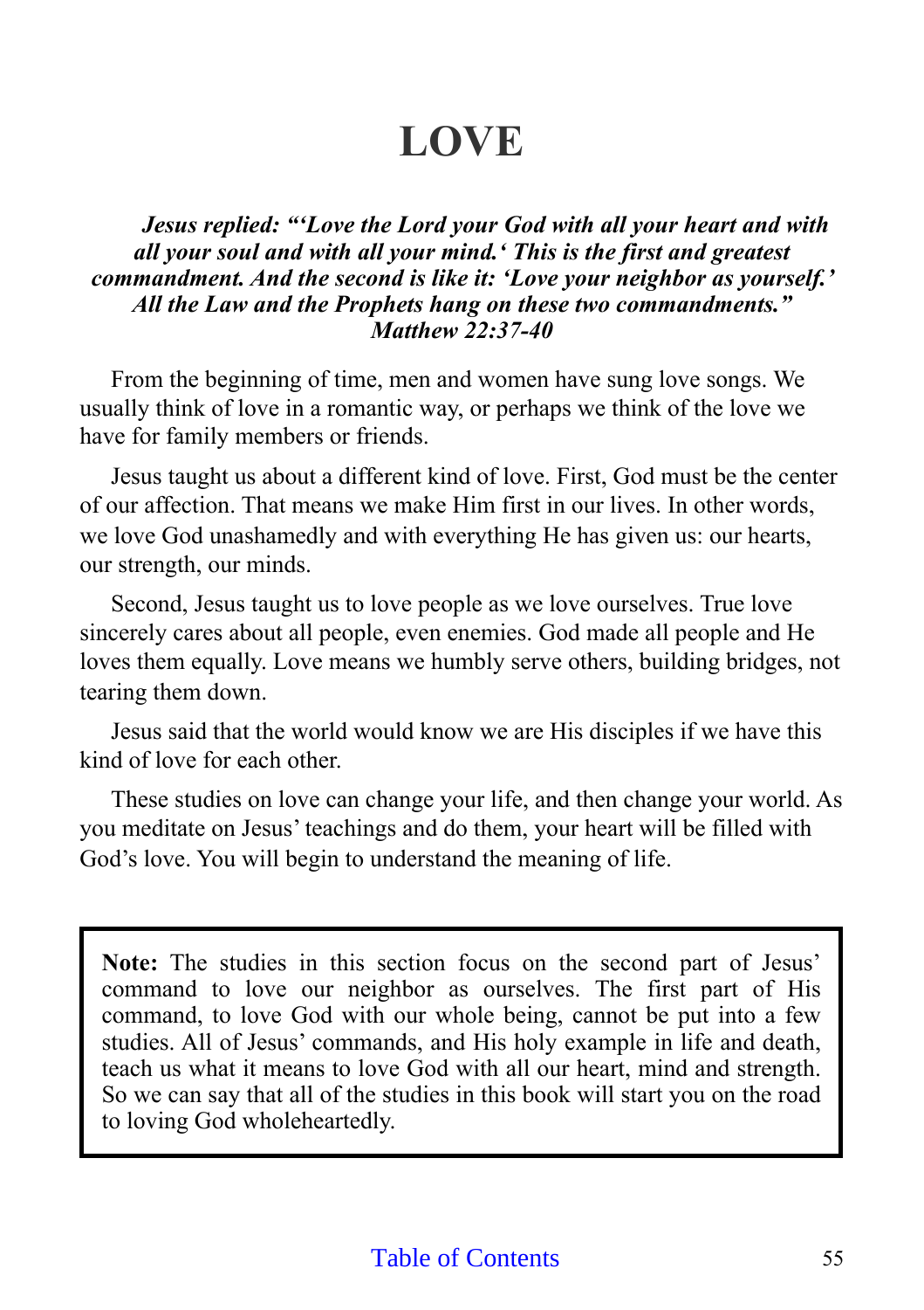# LOVE

***Jesus replied: "'Love the Lord your God with all your heart and with all your soul and with all your mind.' This is the first and greatest commandment. And the second is like it: 'Love your neighbor as yourself.' All the Law and the Prophets hang on these two commandments." Matthew 22:37-40***

From the beginning of time, men and women have sung love songs. We usually think of love in a romantic way, or perhaps we think of the love we have for family members or friends.

Jesus taught us about a different kind of love. First, God must be the center of our affection. That means we make Him first in our lives. In other words, we love God unashamedly and with everything He has given us: our hearts, our strength, our minds.

Second, Jesus taught us to love people as we love ourselves. True love sincerely cares about all people, even enemies. God made all people and He loves them equally. Love means we humbly serve others, building bridges, not tearing them down.

Jesus said that the world would know we are His disciples if we have this kind of love for each other.

These studies on love can change your life, and then change your world. As you meditate on Jesus' teachings and do them, your heart will be filled with God's love. You will begin to understand the meaning of life.

> **Note:** The studies in this section focus on the second part of Jesus' command to love our neighbor as ourselves. The first part of His command, to love God with our whole being, cannot be put into a few studies. All of Jesus' commands, and His holy example in life and death, teach us what it means to love God with all our heart, mind and strength. So we can say that all of the studies in this book will start you on the road to loving God wholeheartedly.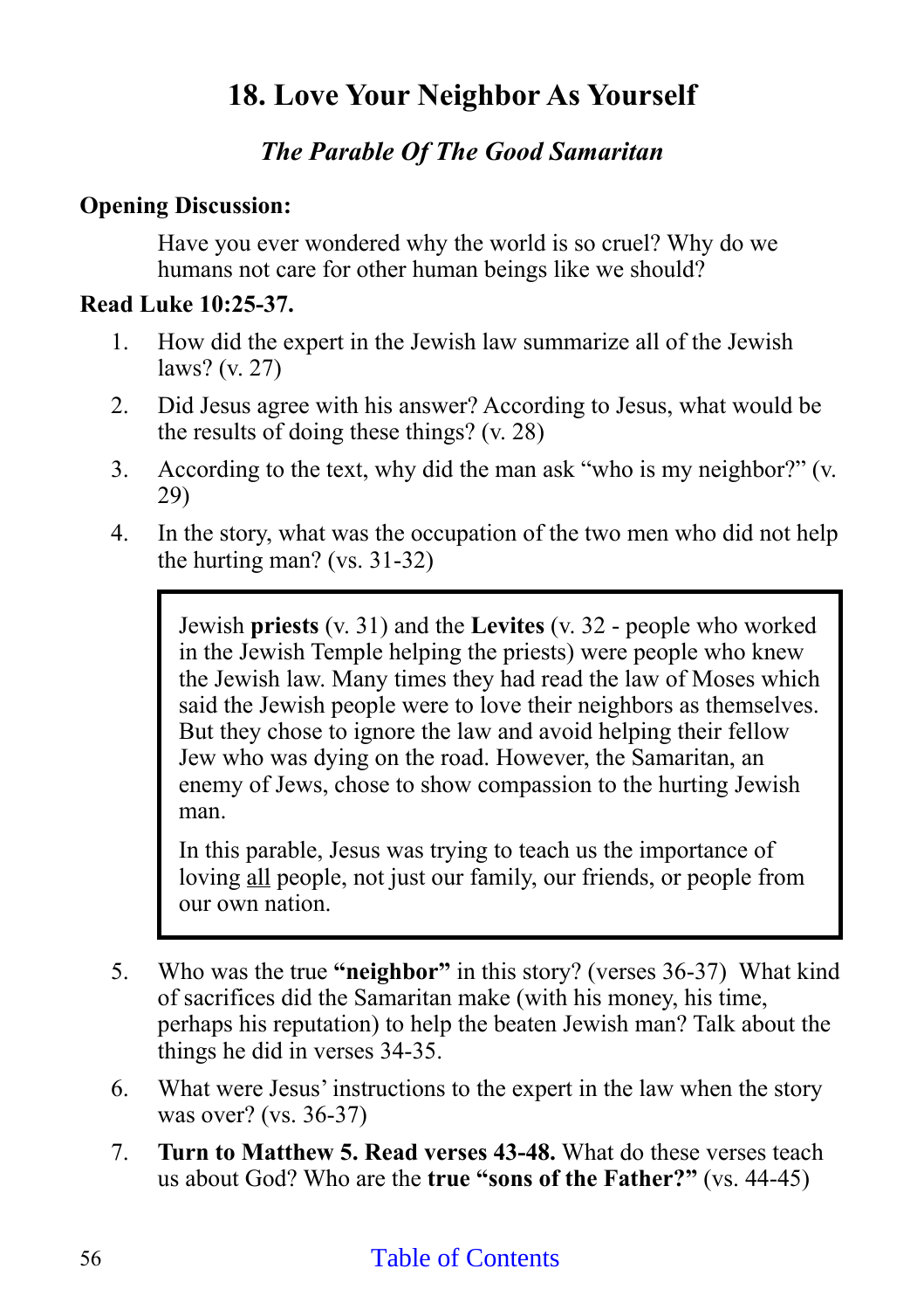# 18. Love Your Neighbor As Yourself

## *The Parable Of The Good Samaritan*

**Opening Discussion:**

Have you ever wondered why the world is so cruel? Why do we humans not care for other human beings like we should?

**Read Luke 10:25-37.**

1. How did the expert in the Jewish law summarize all of the Jewish laws? (v. 27)
2. Did Jesus agree with his answer? According to Jesus, what would be the results of doing these things? (v. 28)
3. According to the text, why did the man ask "who is my neighbor?" (v. 29)
4. In the story, what was the occupation of the two men who did not help the hurting man? (vs. 31-32)

> Jewish **priests** (v. 31) and the **Levites** (v. 32 - people who worked in the Jewish Temple helping the priests) were people who knew the Jewish law. Many times they had read the law of Moses which said the Jewish people were to love their neighbors as themselves. But they chose to ignore the law and avoid helping their fellow Jew who was dying on the road. However, the Samaritan, an enemy of Jews, chose to show compassion to the hurting Jewish man.
>
> In this parable, Jesus was trying to teach us the importance of loving <u>all</u> people, not just our family, our friends, or people from our own nation.

5. Who was the true **"neighbor"** in this story? (verses 36-37) What kind of sacrifices did the Samaritan make (with his money, his time, perhaps his reputation) to help the beaten Jewish man? Talk about the things he did in verses 34-35.
6. What were Jesus' instructions to the expert in the law when the story was over? (vs. 36-37)
7. **Turn to Matthew 5. Read verses 43-48.** What do these verses teach us about God? Who are the **true "sons of the Father?"** (vs. 44-45)

Table of Contents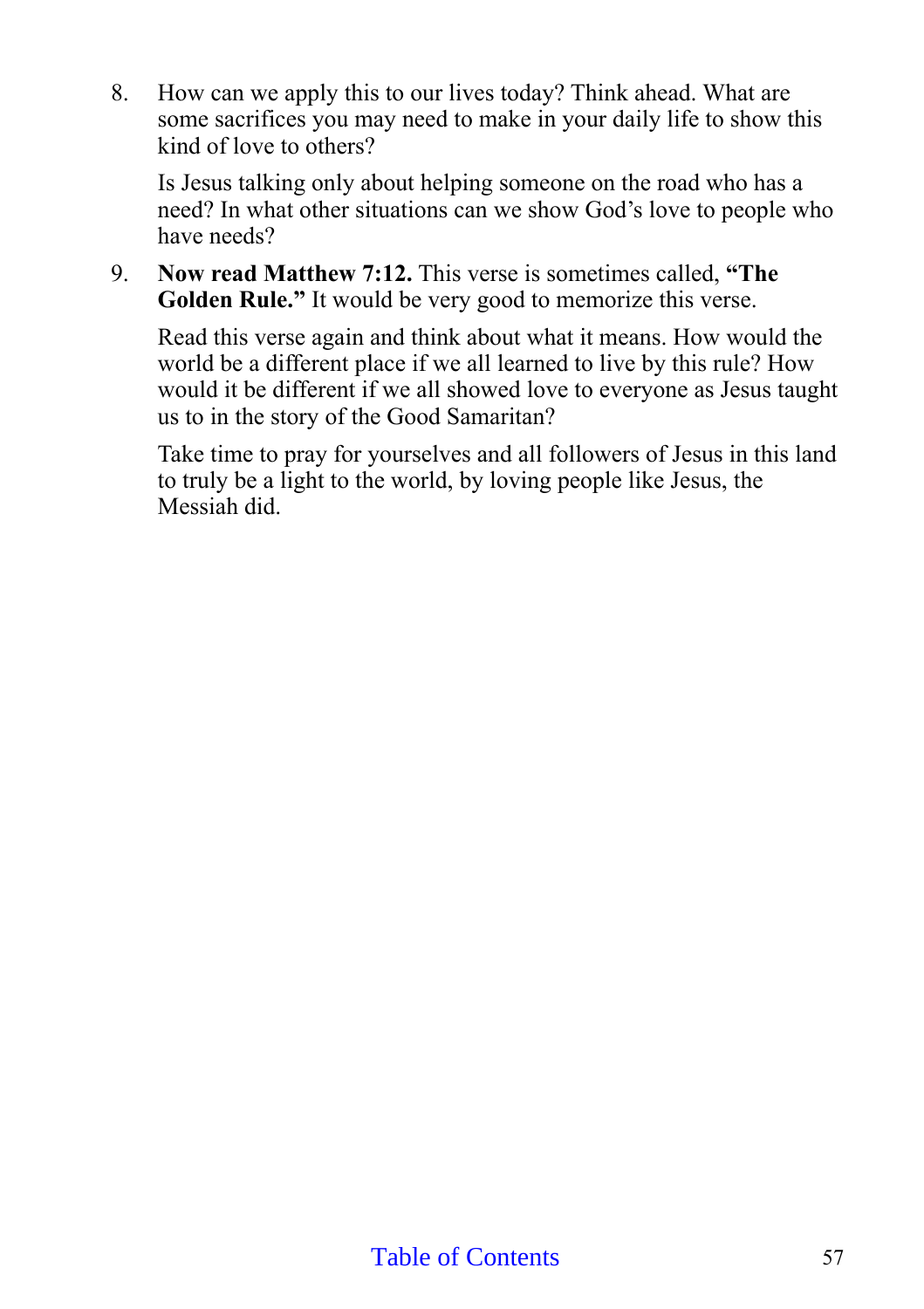8. How can we apply this to our lives today? Think ahead. What are some sacrifices you may need to make in your daily life to show this kind of love to others?

   Is Jesus talking only about helping someone on the road who has a need? In what other situations can we show God's love to people who have needs?

9. **Now read Matthew 7:12.** This verse is sometimes called, **"The Golden Rule."** It would be very good to memorize this verse.

   Read this verse again and think about what it means. How would the world be a different place if we all learned to live by this rule? How would it be different if we all showed love to everyone as Jesus taught us to in the story of the Good Samaritan?

   Take time to pray for yourselves and all followers of Jesus in this land to truly be a light to the world, by loving people like Jesus, the Messiah did.

Table of Contents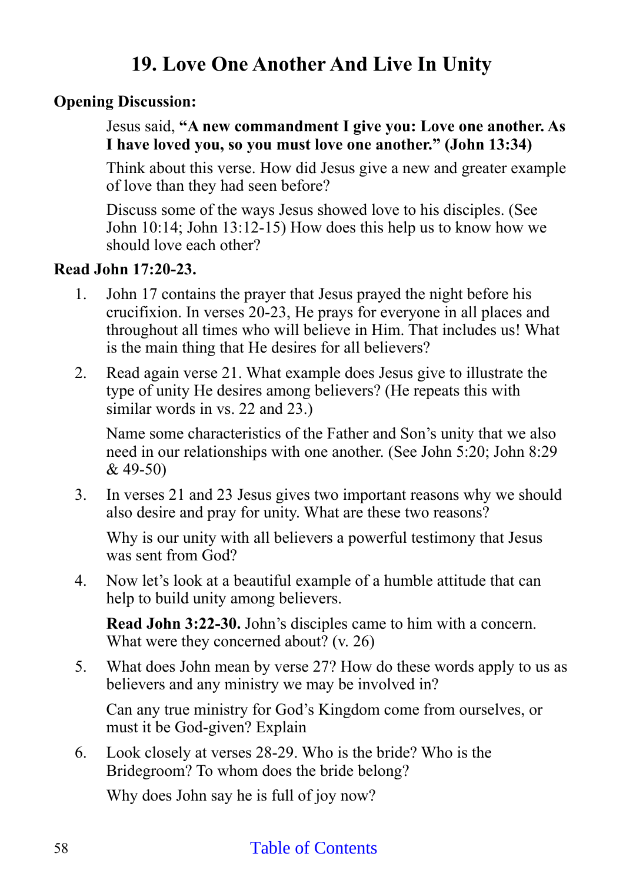# 19. Love One Another And Live In Unity

**Opening Discussion:**

Jesus said, **"A new commandment I give you: Love one another. As I have loved you, so you must love one another." (John 13:34)**

Think about this verse. How did Jesus give a new and greater example of love than they had seen before?

Discuss some of the ways Jesus showed love to his disciples. (See John 10:14; John 13:12-15) How does this help us to know how we should love each other?

**Read John 17:20-23.**

1. John 17 contains the prayer that Jesus prayed the night before his crucifixion. In verses 20-23, He prays for everyone in all places and throughout all times who will believe in Him. That includes us! What is the main thing that He desires for all believers?

2. Read again verse 21. What example does Jesus give to illustrate the type of unity He desires among believers? (He repeats this with similar words in vs. 22 and 23.)

   Name some characteristics of the Father and Son's unity that we also need in our relationships with one another. (See John 5:20; John 8:29 & 49-50)

3. In verses 21 and 23 Jesus gives two important reasons why we should also desire and pray for unity. What are these two reasons?

   Why is our unity with all believers a powerful testimony that Jesus was sent from God?

4. Now let's look at a beautiful example of a humble attitude that can help to build unity among believers.

   **Read John 3:22-30.** John's disciples came to him with a concern. What were they concerned about? (v. 26)

5. What does John mean by verse 27? How do these words apply to us as believers and any ministry we may be involved in?

   Can any true ministry for God's Kingdom come from ourselves, or must it be God-given? Explain

6. Look closely at verses 28-29. Who is the bride? Who is the Bridegroom? To whom does the bride belong?

   Why does John say he is full of joy now?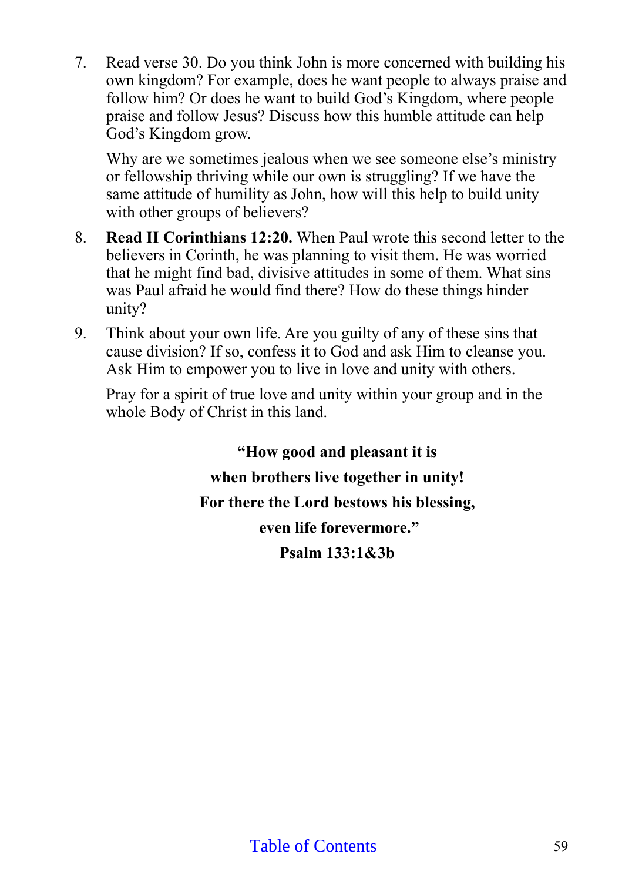7. Read verse 30. Do you think John is more concerned with building his own kingdom? For example, does he want people to always praise and follow him? Or does he want to build God's Kingdom, where people praise and follow Jesus? Discuss how this humble attitude can help God's Kingdom grow.

   Why are we sometimes jealous when we see someone else's ministry or fellowship thriving while our own is struggling? If we have the same attitude of humility as John, how will this help to build unity with other groups of believers?

8. **Read II Corinthians 12:20.** When Paul wrote this second letter to the believers in Corinth, he was planning to visit them. He was worried that he might find bad, divisive attitudes in some of them. What sins was Paul afraid he would find there? How do these things hinder unity?

9. Think about your own life. Are you guilty of any of these sins that cause division? If so, confess it to God and ask Him to cleanse you. Ask Him to empower you to live in love and unity with others.

   Pray for a spirit of true love and unity within your group and in the whole Body of Christ in this land.

**"How good and pleasant it is**
**when brothers live together in unity!**
**For there the Lord bestows his blessing,**
**even life forevermore."**
**Psalm 133:1&3b**

Table of Contents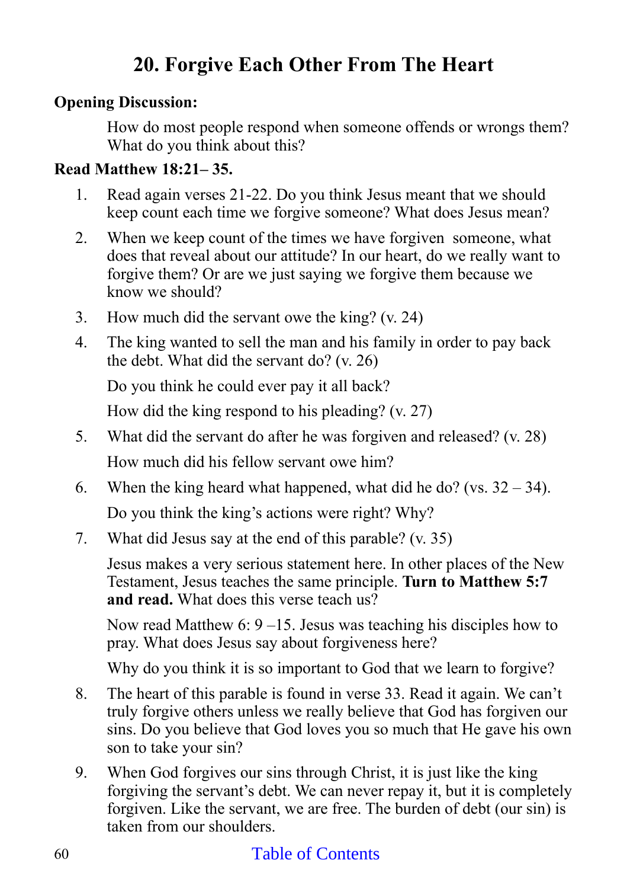# 20. Forgive Each Other From The Heart

**Opening Discussion:**

How do most people respond when someone offends or wrongs them? What do you think about this?

**Read Matthew 18:21– 35.**

1. Read again verses 21-22. Do you think Jesus meant that we should keep count each time we forgive someone? What does Jesus mean?

2. When we keep count of the times we have forgiven someone, what does that reveal about our attitude? In our heart, do we really want to forgive them? Or are we just saying we forgive them because we know we should?

3. How much did the servant owe the king? (v. 24)

4. The king wanted to sell the man and his family in order to pay back the debt. What did the servant do? (v. 26)

   Do you think he could ever pay it all back?

   How did the king respond to his pleading? (v. 27)

5. What did the servant do after he was forgiven and released? (v. 28)

   How much did his fellow servant owe him?

6. When the king heard what happened, what did he do? (vs. 32 – 34).

   Do you think the king's actions were right? Why?

7. What did Jesus say at the end of this parable? (v. 35)

   Jesus makes a very serious statement here. In other places of the New Testament, Jesus teaches the same principle. **Turn to Matthew 5:7 and read.** What does this verse teach us?

   Now read Matthew 6: 9 –15. Jesus was teaching his disciples how to pray. What does Jesus say about forgiveness here?

   Why do you think it is so important to God that we learn to forgive?

8. The heart of this parable is found in verse 33. Read it again. We can't truly forgive others unless we really believe that God has forgiven our sins. Do you believe that God loves you so much that He gave his own son to take your sin?

9. When God forgives our sins through Christ, it is just like the king forgiving the servant's debt. We can never repay it, but it is completely forgiven. Like the servant, we are free. The burden of debt (our sin) is taken from our shoulders.

Table of Contents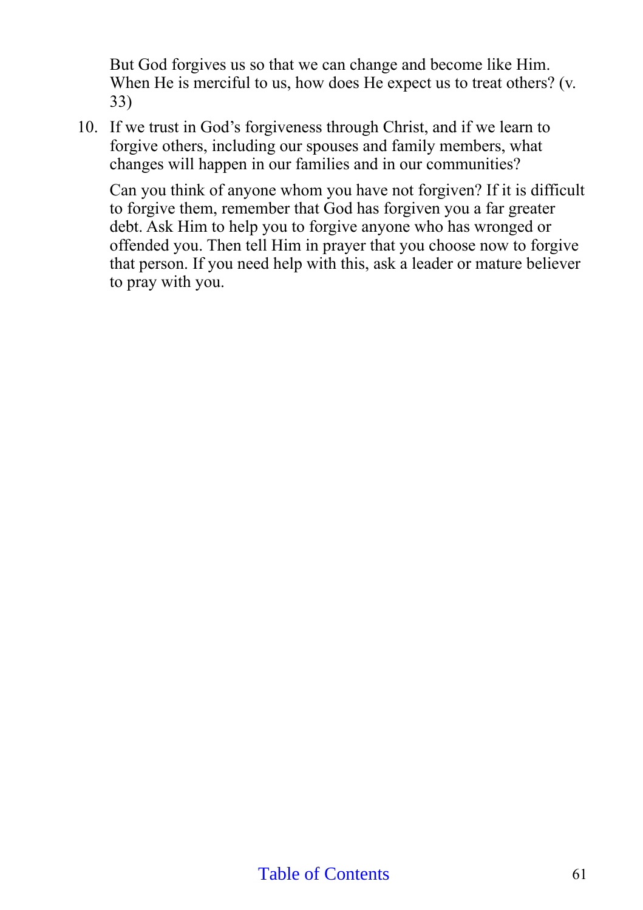But God forgives us so that we can change and become like Him. When He is merciful to us, how does He expect us to treat others? (v. 33)

10. If we trust in God's forgiveness through Christ, and if we learn to forgive others, including our spouses and family members, what changes will happen in our families and in our communities?

    Can you think of anyone whom you have not forgiven? If it is difficult to forgive them, remember that God has forgiven you a far greater debt. Ask Him to help you to forgive anyone who has wronged or offended you. Then tell Him in prayer that you choose now to forgive that person. If you need help with this, ask a leader or mature believer to pray with you.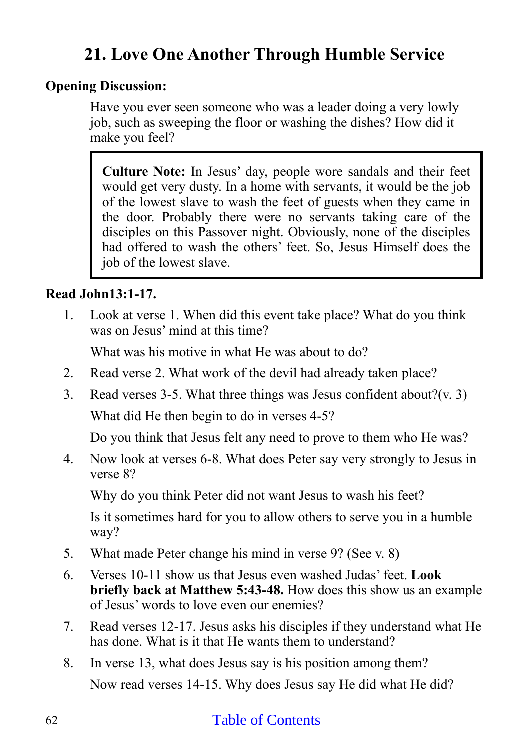## 21. Love One Another Through Humble Service

**Opening Discussion:**

Have you ever seen someone who was a leader doing a very lowly job, such as sweeping the floor or washing the dishes? How did it make you feel?

> **Culture Note:** In Jesus' day, people wore sandals and their feet would get very dusty. In a home with servants, it would be the job of the lowest slave to wash the feet of guests when they came in the door. Probably there were no servants taking care of the disciples on this Passover night. Obviously, none of the disciples had offered to wash the others' feet. So, Jesus Himself does the job of the lowest slave.

**Read John13:1-17.**

1. Look at verse 1. When did this event take place? What do you think was on Jesus' mind at this time?

   What was his motive in what He was about to do?

2. Read verse 2. What work of the devil had already taken place?

3. Read verses 3-5. What three things was Jesus confident about?(v. 3)

   What did He then begin to do in verses 4-5?

   Do you think that Jesus felt any need to prove to them who He was?

4. Now look at verses 6-8. What does Peter say very strongly to Jesus in verse 8?

   Why do you think Peter did not want Jesus to wash his feet?

   Is it sometimes hard for you to allow others to serve you in a humble way?

5. What made Peter change his mind in verse 9? (See v. 8)

6. Verses 10-11 show us that Jesus even washed Judas' feet. **Look briefly back at Matthew 5:43-48.** How does this show us an example of Jesus' words to love even our enemies?

7. Read verses 12-17. Jesus asks his disciples if they understand what He has done. What is it that He wants them to understand?

8. In verse 13, what does Jesus say is his position among them?

   Now read verses 14-15. Why does Jesus say He did what He did?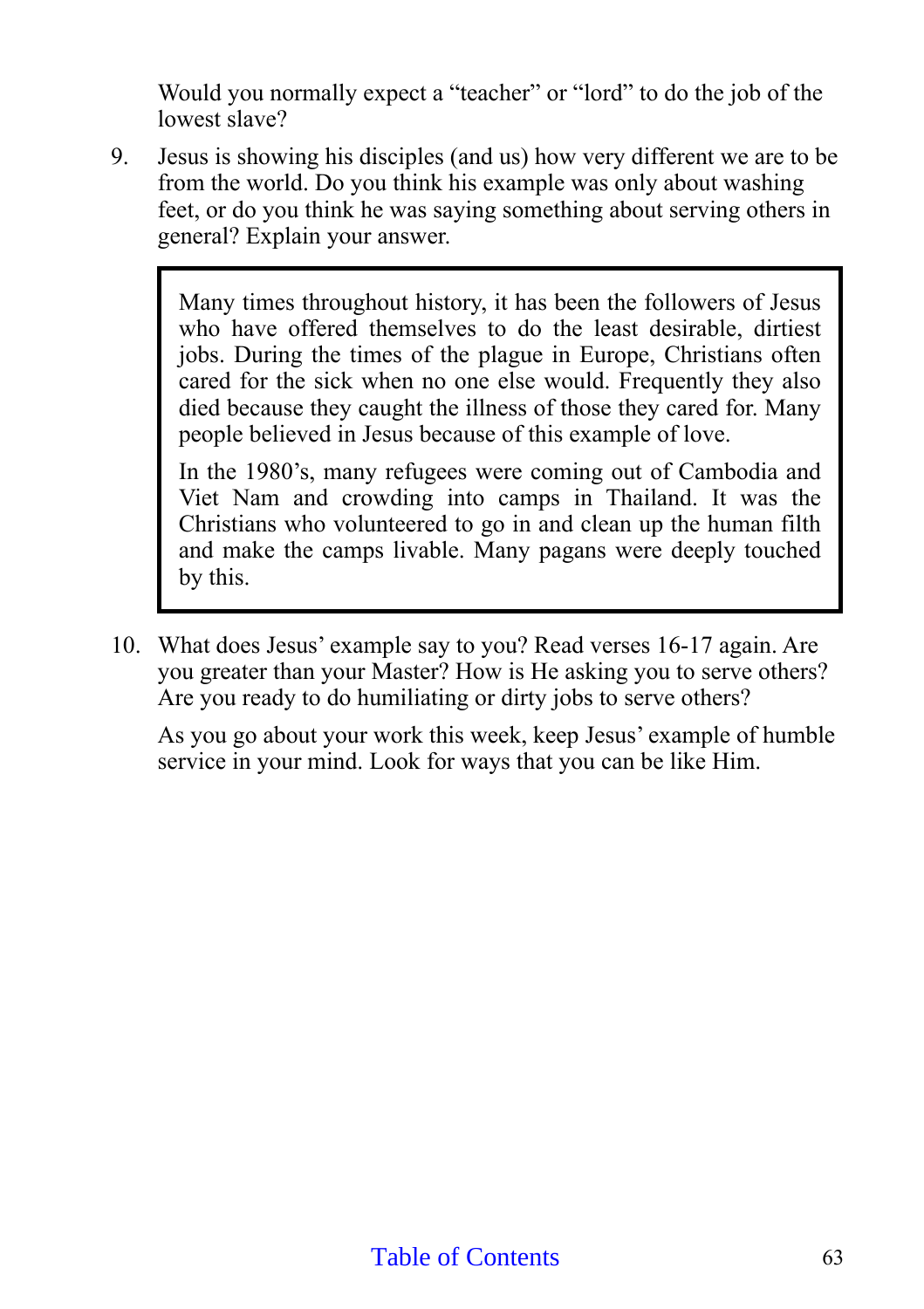Would you normally expect a "teacher" or "lord" to do the job of the lowest slave?

9. Jesus is showing his disciples (and us) how very different we are to be from the world. Do you think his example was only about washing feet, or do you think he was saying something about serving others in general? Explain your answer.

> Many times throughout history, it has been the followers of Jesus who have offered themselves to do the least desirable, dirtiest jobs. During the times of the plague in Europe, Christians often cared for the sick when no one else would. Frequently they also died because they caught the illness of those they cared for. Many people believed in Jesus because of this example of love.
>
> In the 1980's, many refugees were coming out of Cambodia and Viet Nam and crowding into camps in Thailand. It was the Christians who volunteered to go in and clean up the human filth and make the camps livable. Many pagans were deeply touched by this.

10. What does Jesus' example say to you? Read verses 16-17 again. Are you greater than your Master? How is He asking you to serve others? Are you ready to do humiliating or dirty jobs to serve others?

    As you go about your work this week, keep Jesus' example of humble service in your mind. Look for ways that you can be like Him.

Table of Contents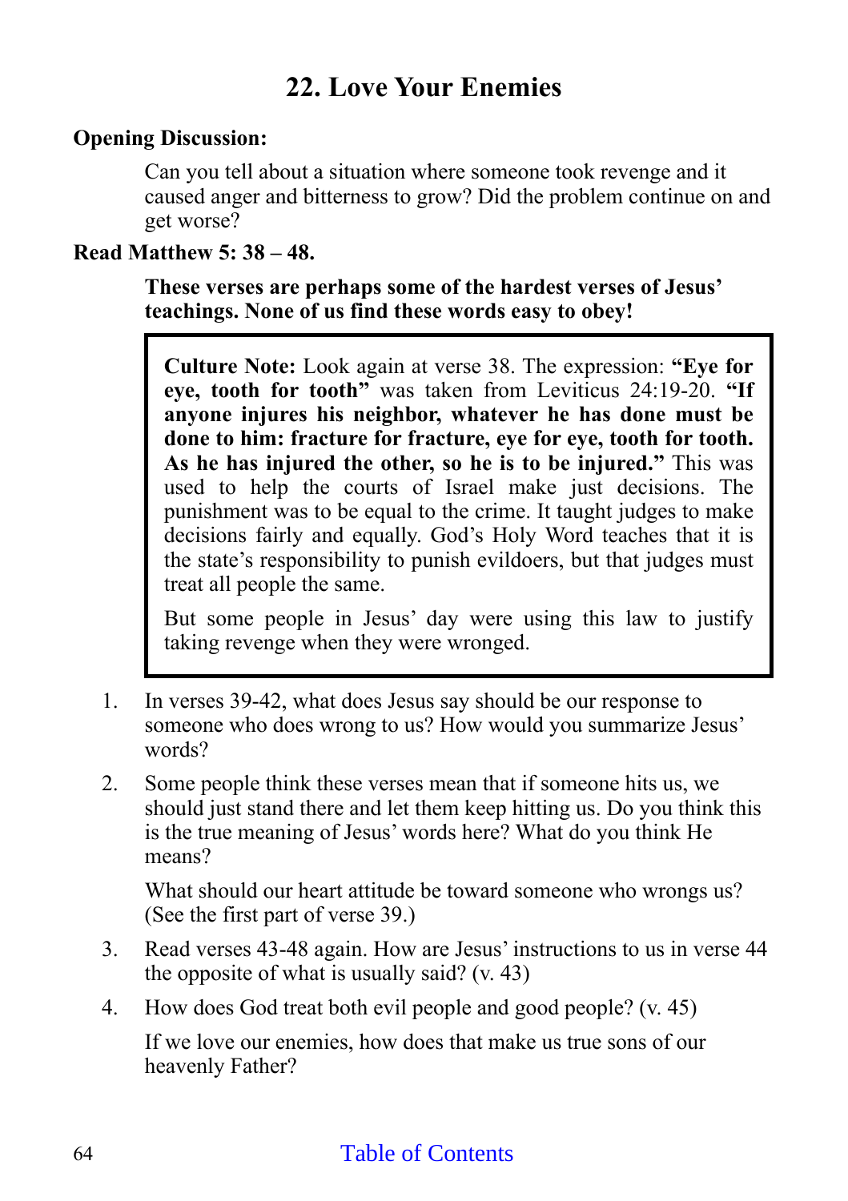# 22. Love Your Enemies

**Opening Discussion:**

Can you tell about a situation where someone took revenge and it caused anger and bitterness to grow? Did the problem continue on and get worse?

**Read Matthew 5: 38 – 48.**

**These verses are perhaps some of the hardest verses of Jesus' teachings. None of us find these words easy to obey!**

> **Culture Note:** Look again at verse 38. The expression: **"Eye for eye, tooth for tooth"** was taken from Leviticus 24:19-20. **"If anyone injures his neighbor, whatever he has done must be done to him: fracture for fracture, eye for eye, tooth for tooth. As he has injured the other, so he is to be injured."** This was used to help the courts of Israel make just decisions. The punishment was to be equal to the crime. It taught judges to make decisions fairly and equally. God's Holy Word teaches that it is the state's responsibility to punish evildoers, but that judges must treat all people the same.
>
> But some people in Jesus' day were using this law to justify taking revenge when they were wronged.

1. In verses 39-42, what does Jesus say should be our response to someone who does wrong to us? How would you summarize Jesus' words?

2. Some people think these verses mean that if someone hits us, we should just stand there and let them keep hitting us. Do you think this is the true meaning of Jesus' words here? What do you think He means?

   What should our heart attitude be toward someone who wrongs us? (See the first part of verse 39.)

3. Read verses 43-48 again. How are Jesus' instructions to us in verse 44 the opposite of what is usually said? (v. 43)

4. How does God treat both evil people and good people? (v. 45)

   If we love our enemies, how does that make us true sons of our heavenly Father?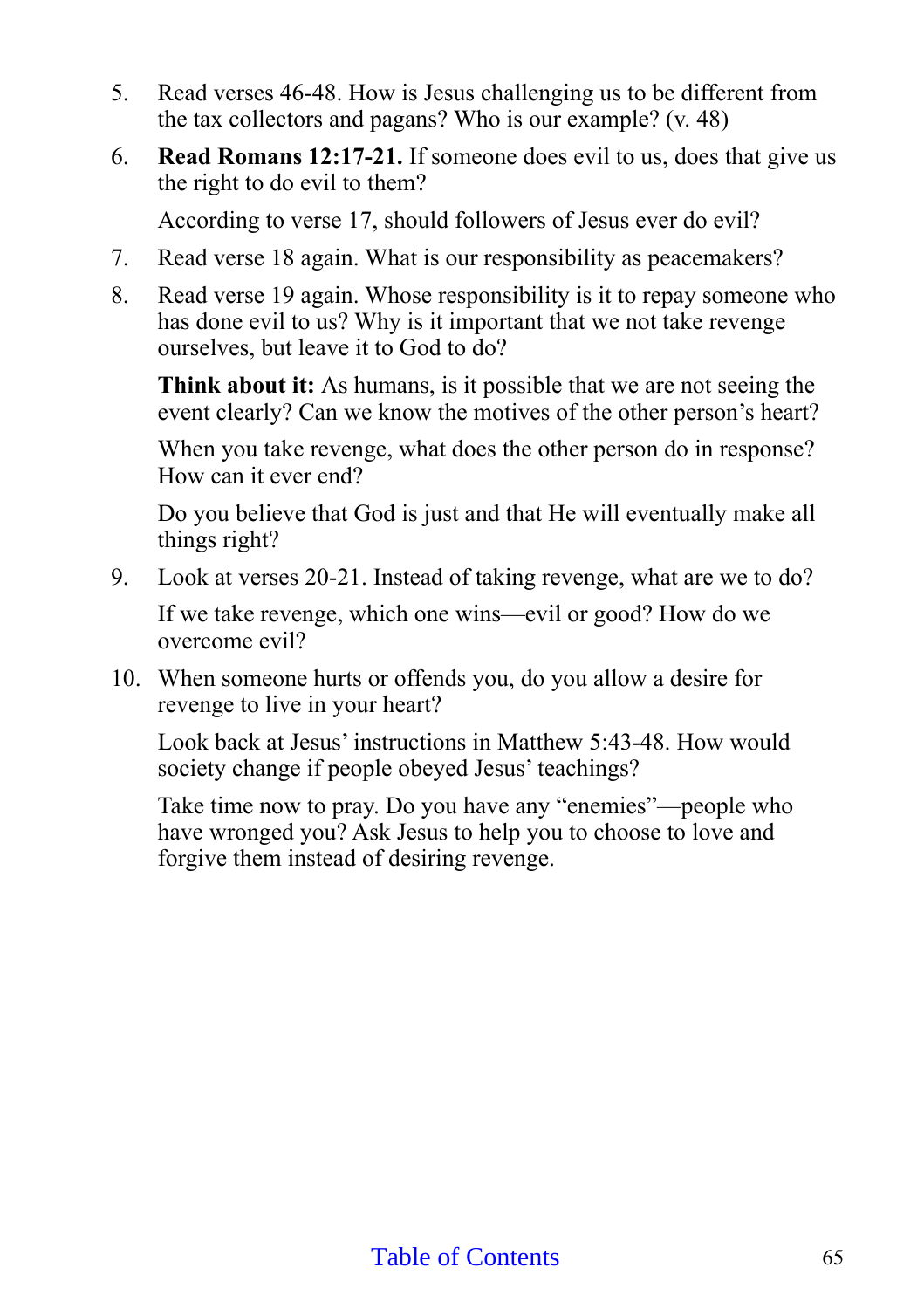5. Read verses 46-48. How is Jesus challenging us to be different from the tax collectors and pagans? Who is our example? (v. 48)

6. **Read Romans 12:17-21.** If someone does evil to us, does that give us the right to do evil to them?

   According to verse 17, should followers of Jesus ever do evil?

7. Read verse 18 again. What is our responsibility as peacemakers?

8. Read verse 19 again. Whose responsibility is it to repay someone who has done evil to us? Why is it important that we not take revenge ourselves, but leave it to God to do?

   **Think about it:** As humans, is it possible that we are not seeing the event clearly? Can we know the motives of the other person's heart?

   When you take revenge, what does the other person do in response? How can it ever end?

   Do you believe that God is just and that He will eventually make all things right?

9. Look at verses 20-21. Instead of taking revenge, what are we to do?

   If we take revenge, which one wins—evil or good? How do we overcome evil?

10. When someone hurts or offends you, do you allow a desire for revenge to live in your heart?

    Look back at Jesus' instructions in Matthew 5:43-48. How would society change if people obeyed Jesus' teachings?

    Take time now to pray. Do you have any "enemies"—people who have wronged you? Ask Jesus to help you to choose to love and forgive them instead of desiring revenge.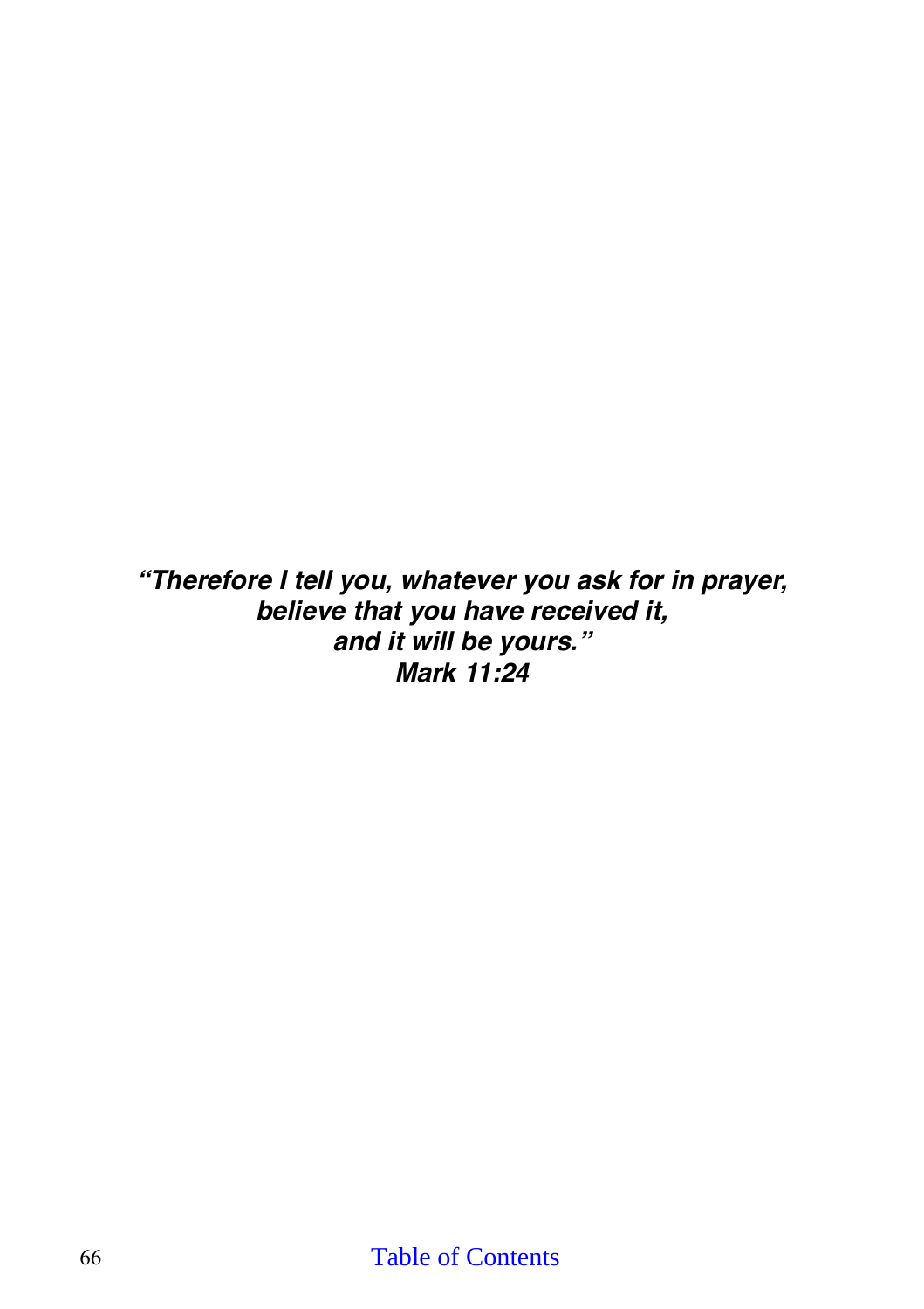***"Therefore I tell you, whatever you ask for in prayer,***
***believe that you have received it,***
***and it will be yours."***
***Mark 11:24***

Table of Contents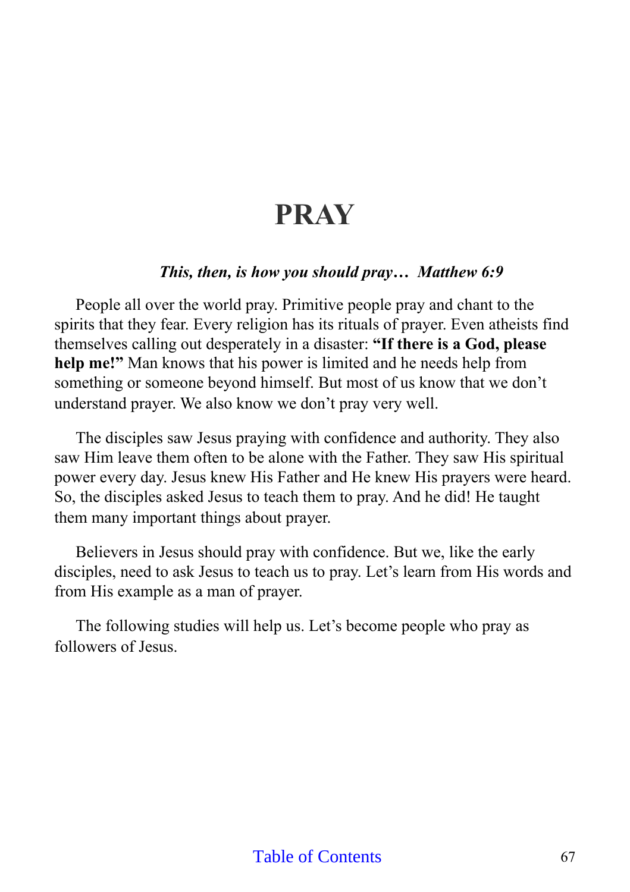# PRAY

***This, then, is how you should pray… Matthew 6:9***

People all over the world pray. Primitive people pray and chant to the spirits that they fear. Every religion has its rituals of prayer. Even atheists find themselves calling out desperately in a disaster: **"If there is a God, please help me!"** Man knows that his power is limited and he needs help from something or someone beyond himself. But most of us know that we don't understand prayer. We also know we don't pray very well.

The disciples saw Jesus praying with confidence and authority. They also saw Him leave them often to be alone with the Father. They saw His spiritual power every day. Jesus knew His Father and He knew His prayers were heard. So, the disciples asked Jesus to teach them to pray. And he did! He taught them many important things about prayer.

Believers in Jesus should pray with confidence. But we, like the early disciples, need to ask Jesus to teach us to pray. Let's learn from His words and from His example as a man of prayer.

The following studies will help us. Let's become people who pray as followers of Jesus.

Table of Contents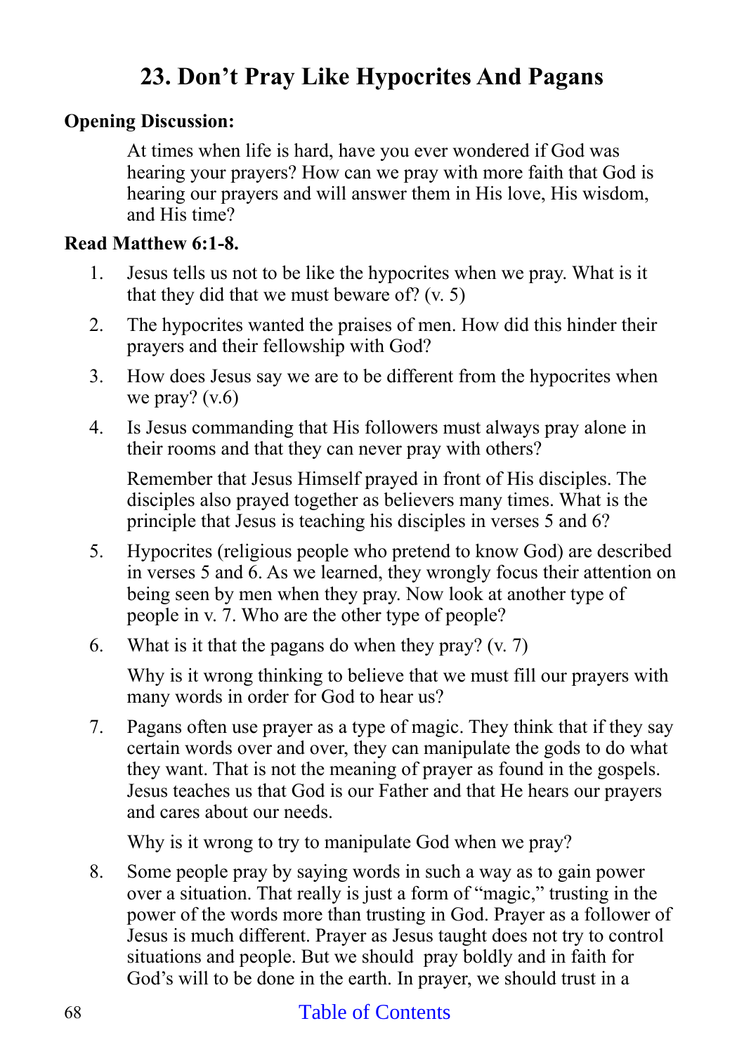# 23. Don't Pray Like Hypocrites And Pagans

**Opening Discussion:**

At times when life is hard, have you ever wondered if God was hearing your prayers? How can we pray with more faith that God is hearing our prayers and will answer them in His love, His wisdom, and His time?

**Read Matthew 6:1-8.**

1. Jesus tells us not to be like the hypocrites when we pray. What is it that they did that we must beware of? (v. 5)

2. The hypocrites wanted the praises of men. How did this hinder their prayers and their fellowship with God?

3. How does Jesus say we are to be different from the hypocrites when we pray? (v.6)

4. Is Jesus commanding that His followers must always pray alone in their rooms and that they can never pray with others?

   Remember that Jesus Himself prayed in front of His disciples. The disciples also prayed together as believers many times. What is the principle that Jesus is teaching his disciples in verses 5 and 6?

5. Hypocrites (religious people who pretend to know God) are described in verses 5 and 6. As we learned, they wrongly focus their attention on being seen by men when they pray. Now look at another type of people in v. 7. Who are the other type of people?

6. What is it that the pagans do when they pray? (v. 7)

   Why is it wrong thinking to believe that we must fill our prayers with many words in order for God to hear us?

7. Pagans often use prayer as a type of magic. They think that if they say certain words over and over, they can manipulate the gods to do what they want. That is not the meaning of prayer as found in the gospels. Jesus teaches us that God is our Father and that He hears our prayers and cares about our needs.

   Why is it wrong to try to manipulate God when we pray?

8. Some people pray by saying words in such a way as to gain power over a situation. That really is just a form of "magic," trusting in the power of the words more than trusting in God. Prayer as a follower of Jesus is much different. Prayer as Jesus taught does not try to control situations and people. But we should pray boldly and in faith for God's will to be done in the earth. In prayer, we should trust in a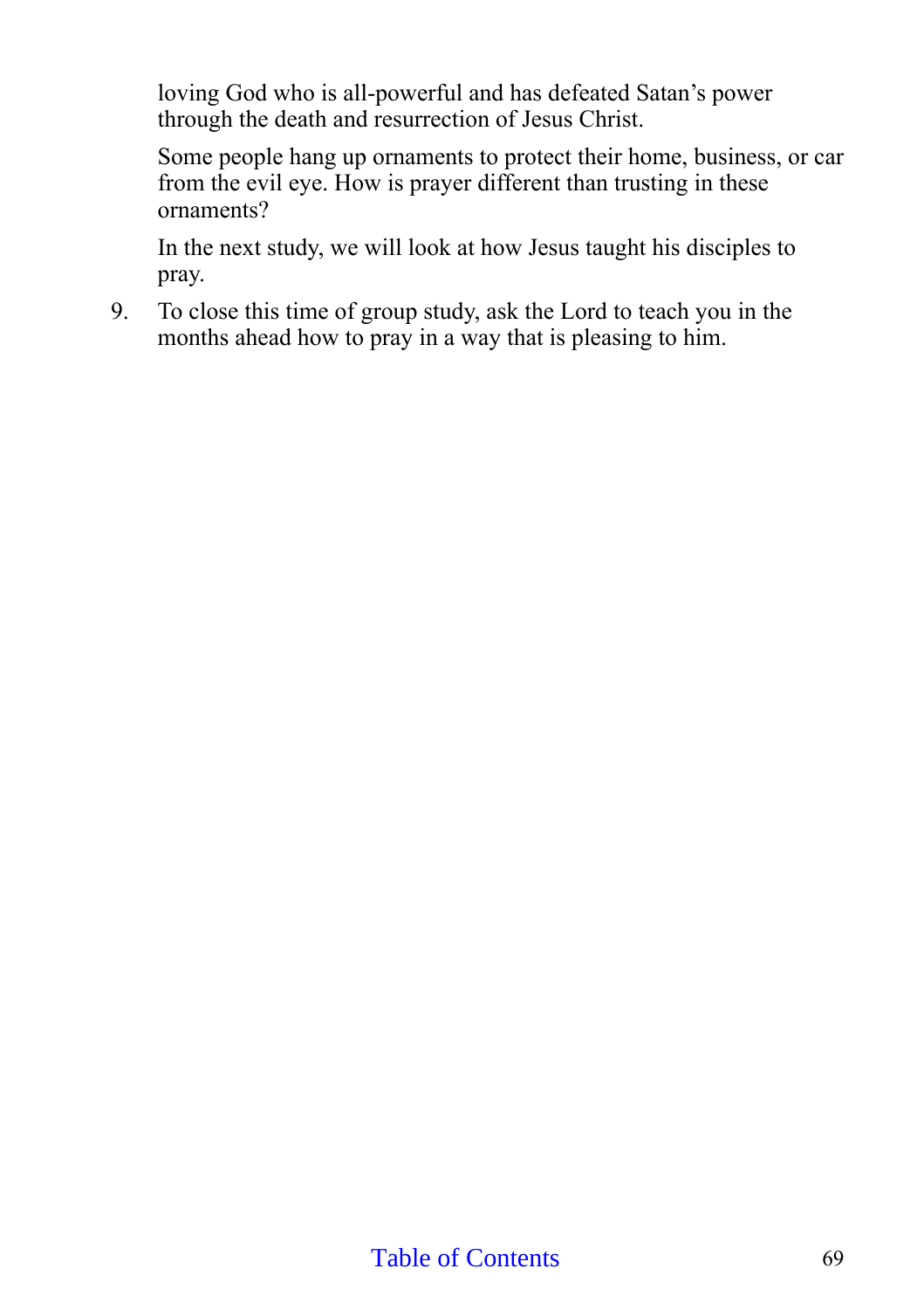loving God who is all-powerful and has defeated Satan's power through the death and resurrection of Jesus Christ.

Some people hang up ornaments to protect their home, business, or car from the evil eye. How is prayer different than trusting in these ornaments?

In the next study, we will look at how Jesus taught his disciples to pray.

9. To close this time of group study, ask the Lord to teach you in the months ahead how to pray in a way that is pleasing to him.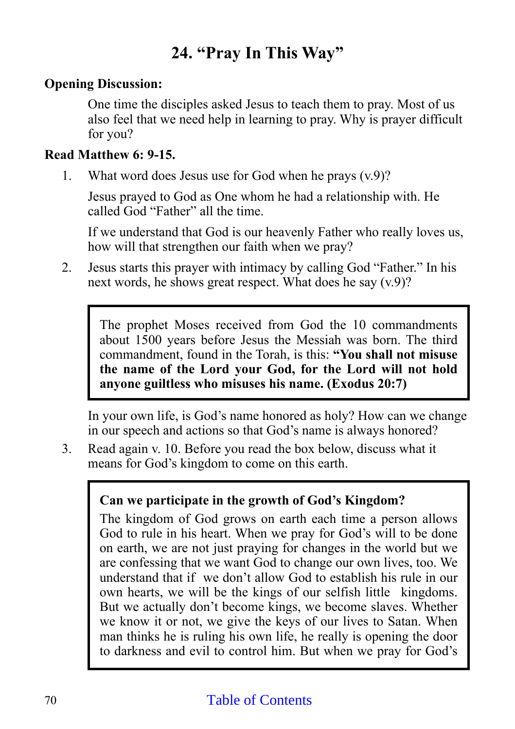# 24. "Pray In This Way"

**Opening Discussion:**

One time the disciples asked Jesus to teach them to pray. Most of us also feel that we need help in learning to pray. Why is prayer difficult for you?

**Read Matthew 6: 9-15.**

1. What word does Jesus use for God when he prays (v.9)?

   Jesus prayed to God as One whom he had a relationship with. He called God "Father" all the time.

   If we understand that God is our heavenly Father who really loves us, how will that strengthen our faith when we pray?

2. Jesus starts this prayer with intimacy by calling God "Father." In his next words, he shows great respect. What does he say (v.9)?

   > The prophet Moses received from God the 10 commandments about 1500 years before Jesus the Messiah was born. The third commandment, found in the Torah, is this: **"You shall not misuse the name of the Lord your God, for the Lord will not hold anyone guiltless who misuses his name. (Exodus 20:7)**

   In your own life, is God's name honored as holy? How can we change in our speech and actions so that God's name is always honored?

3. Read again v. 10. Before you read the box below, discuss what it means for God's kingdom to come on this earth.

   > **Can we participate in the growth of God's Kingdom?**
   >
   > The kingdom of God grows on earth each time a person allows God to rule in his heart. When we pray for God's will to be done on earth, we are not just praying for changes in the world but we are confessing that we want God to change our own lives, too. We understand that if we don't allow God to establish his rule in our own hearts, we will be the kings of our selfish little kingdoms. But we actually don't become kings, we become slaves. Whether we know it or not, we give the keys of our lives to Satan. When man thinks he is ruling his own life, he really is opening the door to darkness and evil to control him. But when we pray for God's

Table of Contents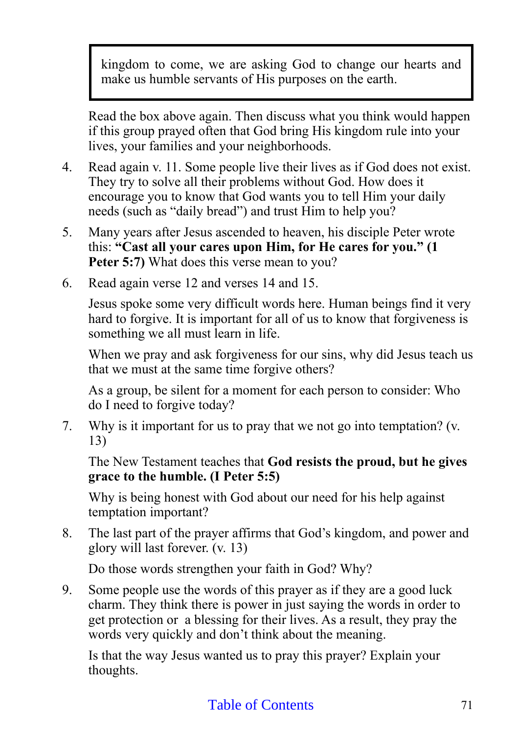> kingdom to come, we are asking God to change our hearts and make us humble servants of His purposes on the earth.

Read the box above again. Then discuss what you think would happen if this group prayed often that God bring His kingdom rule into your lives, your families and your neighborhoods.

4. Read again v. 11. Some people live their lives as if God does not exist. They try to solve all their problems without God. How does it encourage you to know that God wants you to tell Him your daily needs (such as "daily bread") and trust Him to help you?

5. Many years after Jesus ascended to heaven, his disciple Peter wrote this: **"Cast all your cares upon Him, for He cares for you." (1 Peter 5:7)** What does this verse mean to you?

6. Read again verse 12 and verses 14 and 15.

   Jesus spoke some very difficult words here. Human beings find it very hard to forgive. It is important for all of us to know that forgiveness is something we all must learn in life.

   When we pray and ask forgiveness for our sins, why did Jesus teach us that we must at the same time forgive others?

   As a group, be silent for a moment for each person to consider: Who do I need to forgive today?

7. Why is it important for us to pray that we not go into temptation? (v. 13)

   The New Testament teaches that **God resists the proud, but he gives grace to the humble. (I Peter 5:5)**

   Why is being honest with God about our need for his help against temptation important?

8. The last part of the prayer affirms that God's kingdom, and power and glory will last forever. (v. 13)

   Do those words strengthen your faith in God? Why?

9. Some people use the words of this prayer as if they are a good luck charm. They think there is power in just saying the words in order to get protection or a blessing for their lives. As a result, they pray the words very quickly and don't think about the meaning.

   Is that the way Jesus wanted us to pray this prayer? Explain your thoughts.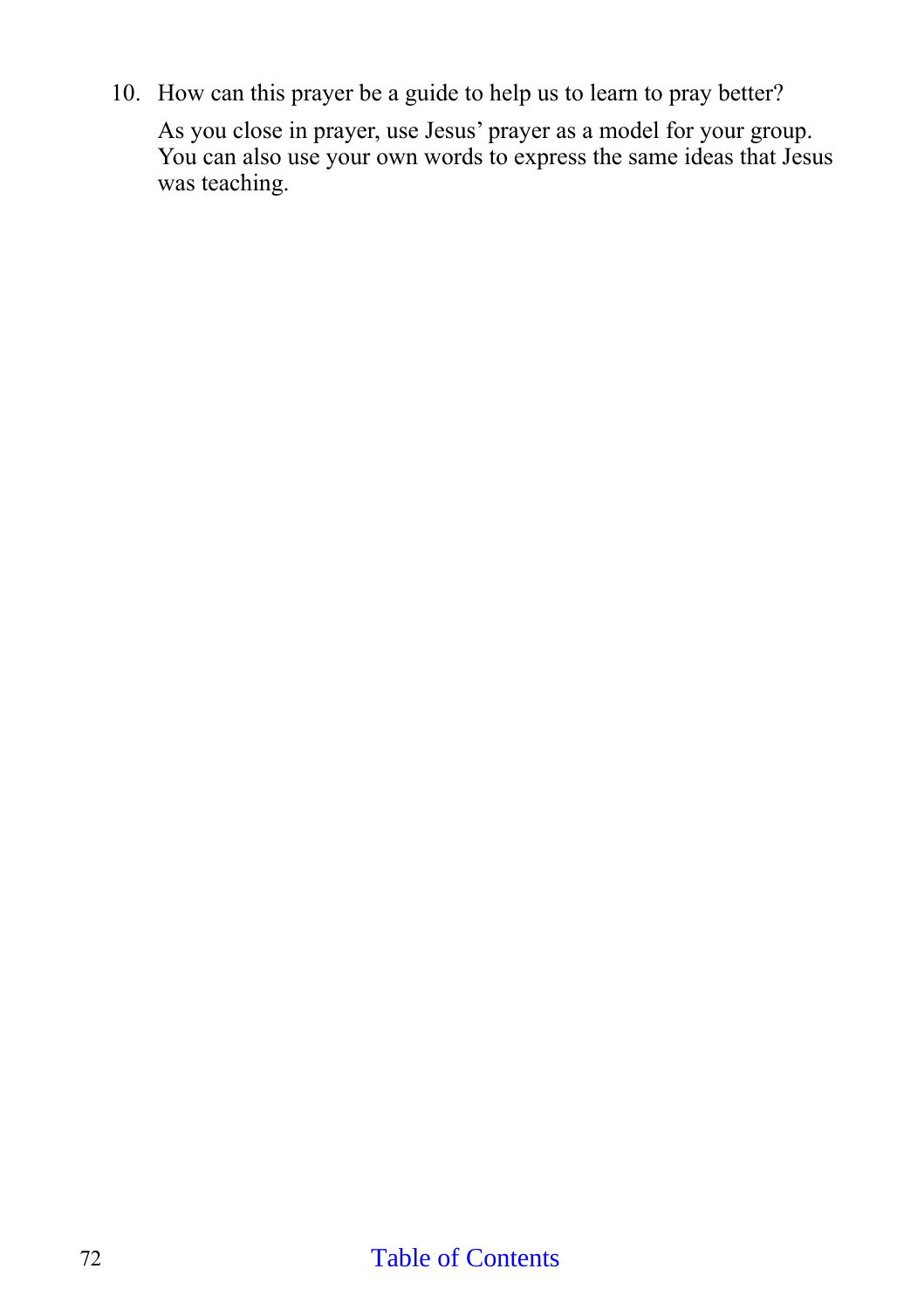10. How can this prayer be a guide to help us to learn to pray better?

    As you close in prayer, use Jesus' prayer as a model for your group. You can also use your own words to express the same ideas that Jesus was teaching.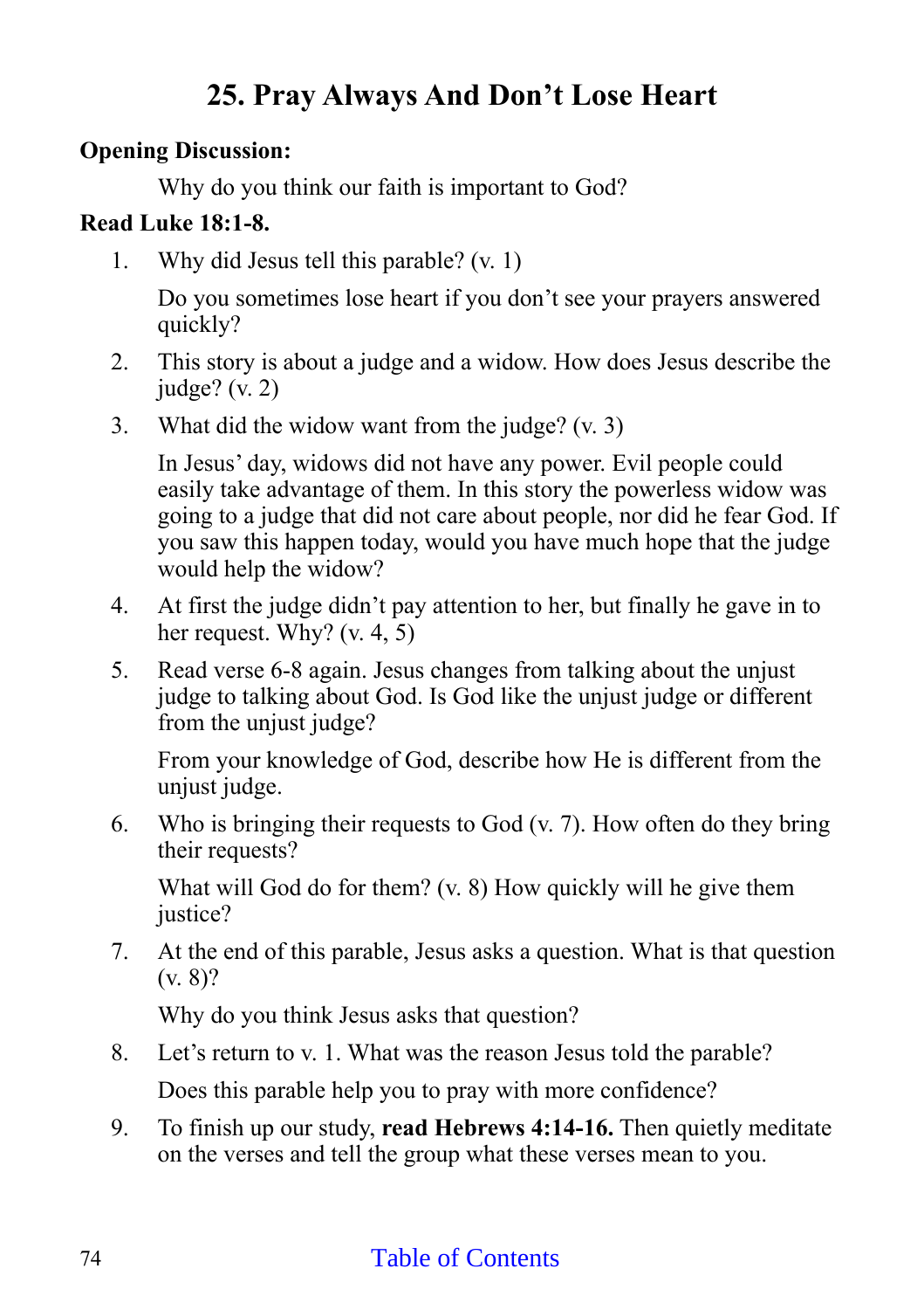# 25. Pray Always And Don't Lose Heart

**Opening Discussion:**

Why do you think our faith is important to God?

**Read Luke 18:1-8.**

1. Why did Jesus tell this parable? (v. 1)

   Do you sometimes lose heart if you don't see your prayers answered quickly?

2. This story is about a judge and a widow. How does Jesus describe the judge? (v. 2)

3. What did the widow want from the judge? (v. 3)

   In Jesus' day, widows did not have any power. Evil people could easily take advantage of them. In this story the powerless widow was going to a judge that did not care about people, nor did he fear God. If you saw this happen today, would you have much hope that the judge would help the widow?

4. At first the judge didn't pay attention to her, but finally he gave in to her request. Why? (v. 4, 5)

5. Read verse 6-8 again. Jesus changes from talking about the unjust judge to talking about God. Is God like the unjust judge or different from the unjust judge?

   From your knowledge of God, describe how He is different from the unjust judge.

6. Who is bringing their requests to God (v. 7). How often do they bring their requests?

   What will God do for them? (v. 8) How quickly will he give them justice?

7. At the end of this parable, Jesus asks a question. What is that question (v. 8)?

   Why do you think Jesus asks that question?

8. Let's return to v. 1. What was the reason Jesus told the parable?

   Does this parable help you to pray with more confidence?

9. To finish up our study, **read Hebrews 4:14-16.** Then quietly meditate on the verses and tell the group what these verses mean to you.

Table of Contents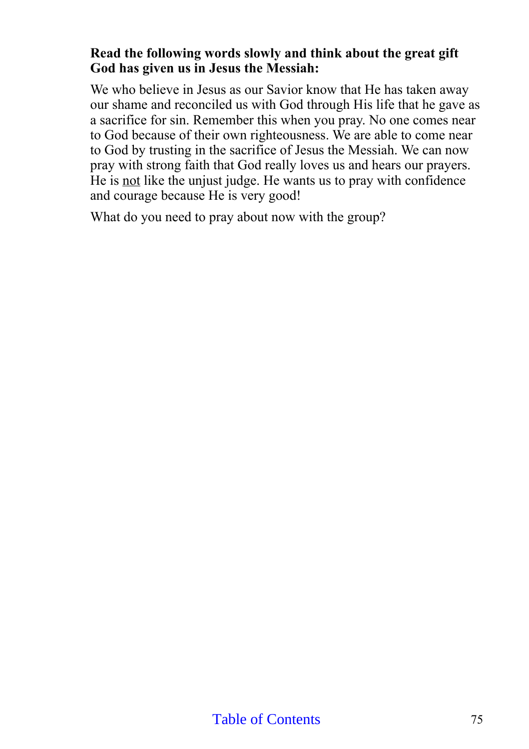**Read the following words slowly and think about the great gift God has given us in Jesus the Messiah:**

We who believe in Jesus as our Savior know that He has taken away our shame and reconciled us with God through His life that he gave as a sacrifice for sin. Remember this when you pray. No one comes near to God because of their own righteousness. We are able to come near to God by trusting in the sacrifice of Jesus the Messiah. We can now pray with strong faith that God really loves us and hears our prayers. He is <u>not</u> like the unjust judge. He wants us to pray with confidence and courage because He is very good!

What do you need to pray about now with the group?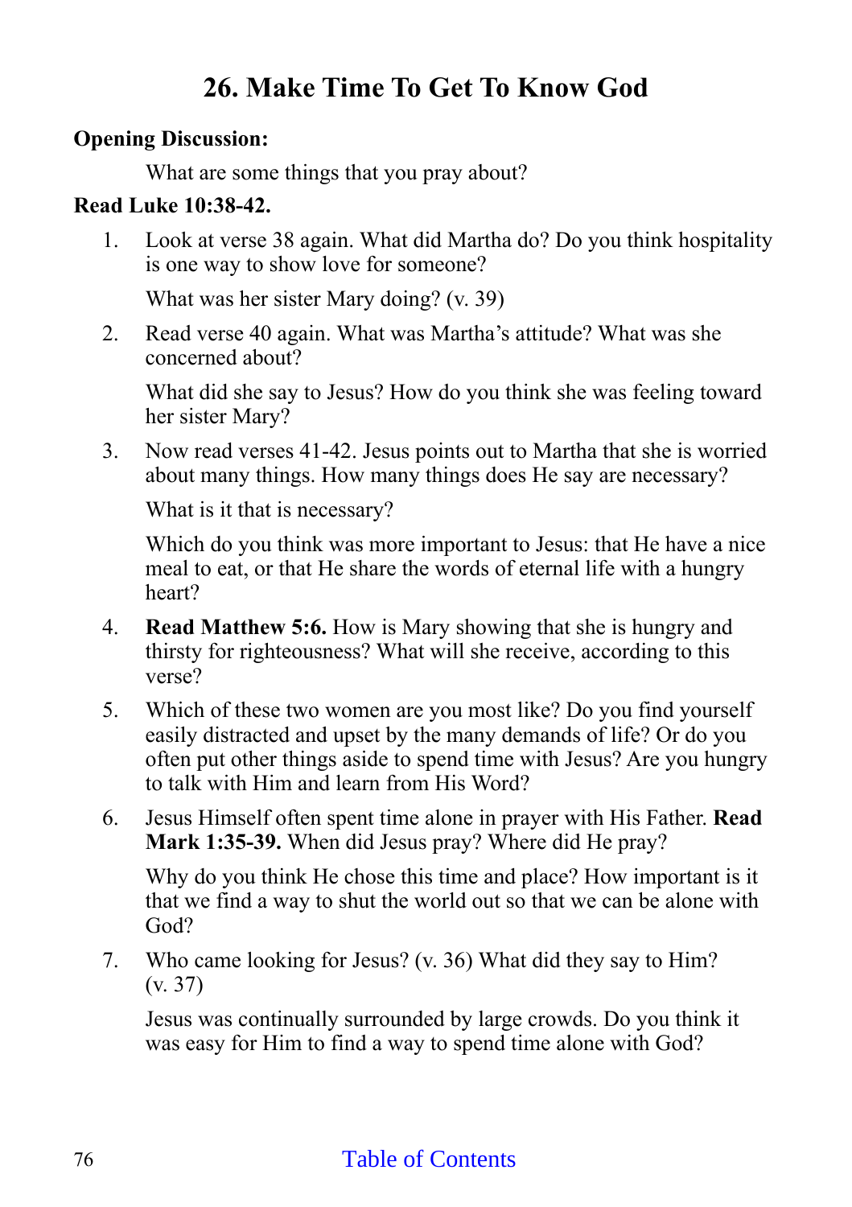# 26. Make Time To Get To Know God

**Opening Discussion:**

What are some things that you pray about?

**Read Luke 10:38-42.**

1. Look at verse 38 again. What did Martha do? Do you think hospitality is one way to show love for someone?

   What was her sister Mary doing? (v. 39)

2. Read verse 40 again. What was Martha's attitude? What was she concerned about?

   What did she say to Jesus? How do you think she was feeling toward her sister Mary?

3. Now read verses 41-42. Jesus points out to Martha that she is worried about many things. How many things does He say are necessary?

   What is it that is necessary?

   Which do you think was more important to Jesus: that He have a nice meal to eat, or that He share the words of eternal life with a hungry heart?

4. **Read Matthew 5:6.** How is Mary showing that she is hungry and thirsty for righteousness? What will she receive, according to this verse?

5. Which of these two women are you most like? Do you find yourself easily distracted and upset by the many demands of life? Or do you often put other things aside to spend time with Jesus? Are you hungry to talk with Him and learn from His Word?

6. Jesus Himself often spent time alone in prayer with His Father. **Read Mark 1:35-39.** When did Jesus pray? Where did He pray?

   Why do you think He chose this time and place? How important is it that we find a way to shut the world out so that we can be alone with God?

7. Who came looking for Jesus? (v. 36) What did they say to Him? (v. 37)

   Jesus was continually surrounded by large crowds. Do you think it was easy for Him to find a way to spend time alone with God?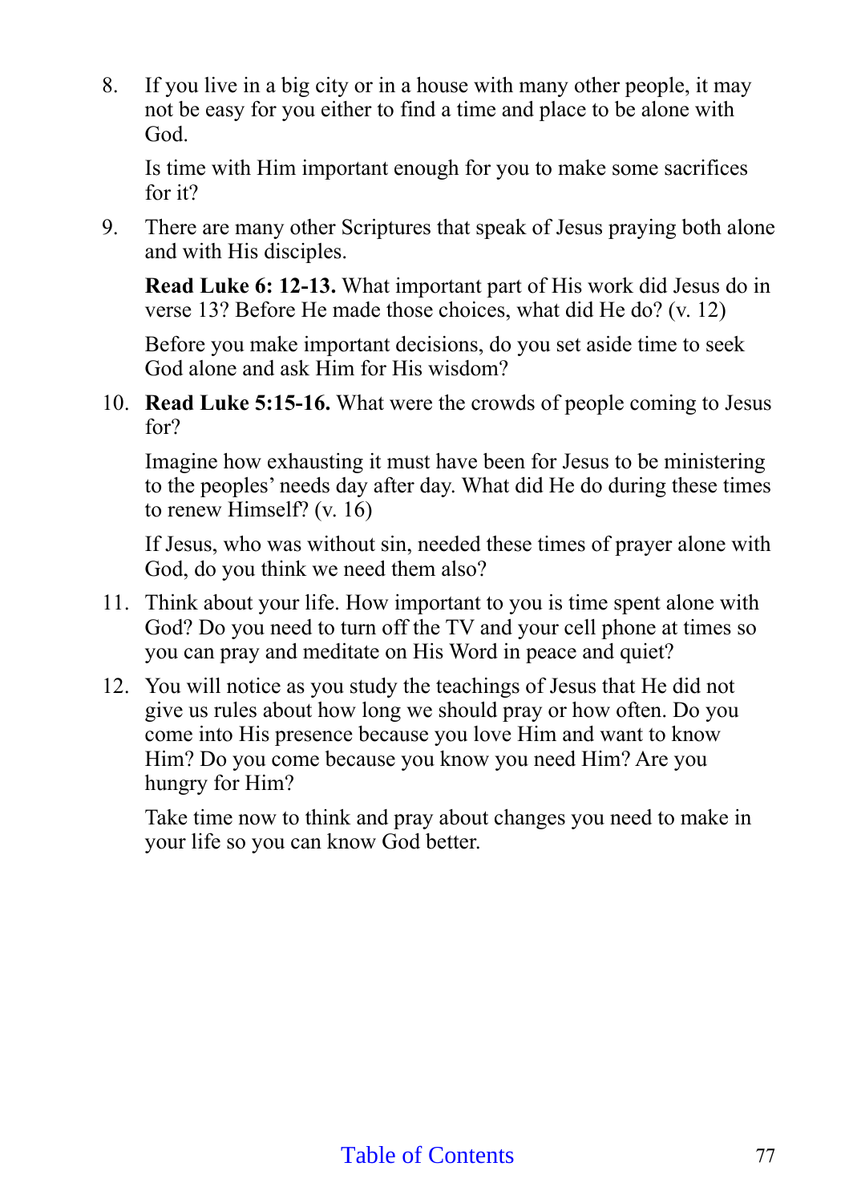8. If you live in a big city or in a house with many other people, it may not be easy for you either to find a time and place to be alone with God.

   Is time with Him important enough for you to make some sacrifices for it?

9. There are many other Scriptures that speak of Jesus praying both alone and with His disciples.

   **Read Luke 6: 12-13.** What important part of His work did Jesus do in verse 13? Before He made those choices, what did He do? (v. 12)

   Before you make important decisions, do you set aside time to seek God alone and ask Him for His wisdom?

10. **Read Luke 5:15-16.** What were the crowds of people coming to Jesus for?

    Imagine how exhausting it must have been for Jesus to be ministering to the peoples' needs day after day. What did He do during these times to renew Himself? (v. 16)

    If Jesus, who was without sin, needed these times of prayer alone with God, do you think we need them also?

11. Think about your life. How important to you is time spent alone with God? Do you need to turn off the TV and your cell phone at times so you can pray and meditate on His Word in peace and quiet?

12. You will notice as you study the teachings of Jesus that He did not give us rules about how long we should pray or how often. Do you come into His presence because you love Him and want to know Him? Do you come because you know you need Him? Are you hungry for Him?

    Take time now to think and pray about changes you need to make in your life so you can know God better.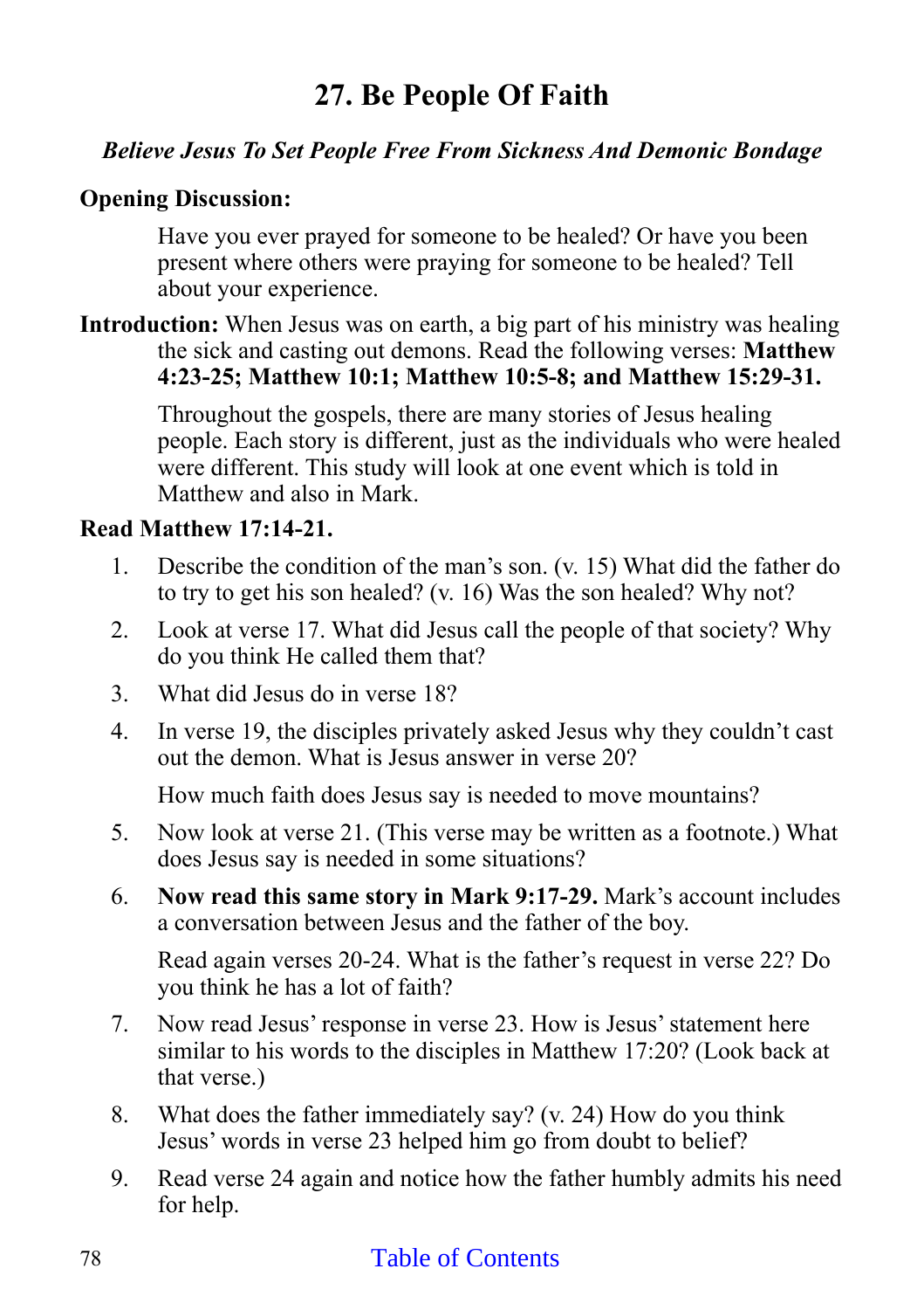# 27. Be People Of Faith

***Believe Jesus To Set People Free From Sickness And Demonic Bondage***

**Opening Discussion:**

Have you ever prayed for someone to be healed? Or have you been present where others were praying for someone to be healed? Tell about your experience.

**Introduction:** When Jesus was on earth, a big part of his ministry was healing the sick and casting out demons. Read the following verses: **Matthew 4:23-25; Matthew 10:1; Matthew 10:5-8; and Matthew 15:29-31.**

Throughout the gospels, there are many stories of Jesus healing people. Each story is different, just as the individuals who were healed were different. This study will look at one event which is told in Matthew and also in Mark.

**Read Matthew 17:14-21.**

1. Describe the condition of the man's son. (v. 15) What did the father do to try to get his son healed? (v. 16) Was the son healed? Why not?
2. Look at verse 17. What did Jesus call the people of that society? Why do you think He called them that?
3. What did Jesus do in verse 18?
4. In verse 19, the disciples privately asked Jesus why they couldn't cast out the demon. What is Jesus answer in verse 20?

   How much faith does Jesus say is needed to move mountains?
5. Now look at verse 21. (This verse may be written as a footnote.) What does Jesus say is needed in some situations?
6. **Now read this same story in Mark 9:17-29.** Mark's account includes a conversation between Jesus and the father of the boy.

   Read again verses 20-24. What is the father's request in verse 22? Do you think he has a lot of faith?
7. Now read Jesus' response in verse 23. How is Jesus' statement here similar to his words to the disciples in Matthew 17:20? (Look back at that verse.)
8. What does the father immediately say? (v. 24) How do you think Jesus' words in verse 23 helped him go from doubt to belief?
9. Read verse 24 again and notice how the father humbly admits his need for help.

Table of Contents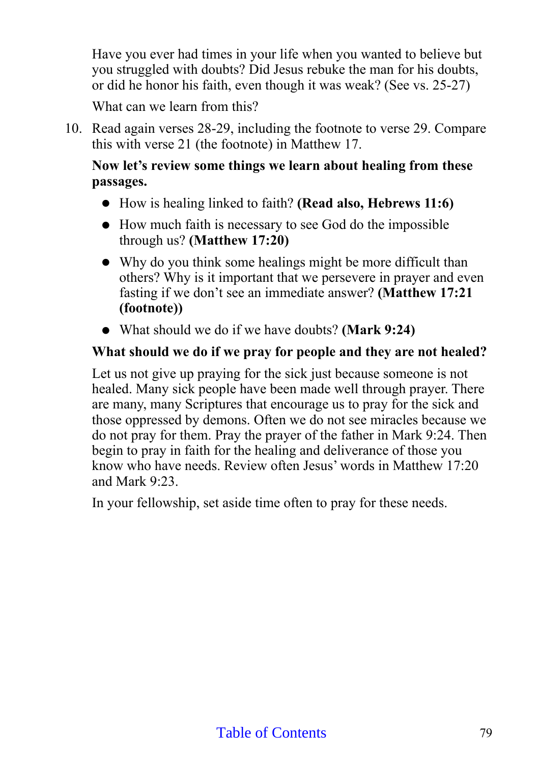Have you ever had times in your life when you wanted to believe but you struggled with doubts? Did Jesus rebuke the man for his doubts, or did he honor his faith, even though it was weak? (See vs. 25-27)

What can we learn from this?

10. Read again verses 28-29, including the footnote to verse 29. Compare this with verse 21 (the footnote) in Matthew 17.

    **Now let's review some things we learn about healing from these passages.**

    - How is healing linked to faith? **(Read also, Hebrews 11:6)**
    - How much faith is necessary to see God do the impossible through us? **(Matthew 17:20)**
    - Why do you think some healings might be more difficult than others? Why is it important that we persevere in prayer and even fasting if we don't see an immediate answer? **(Matthew 17:21 (footnote))**
    - What should we do if we have doubts? **(Mark 9:24)**

    **What should we do if we pray for people and they are not healed?**

    Let us not give up praying for the sick just because someone is not healed. Many sick people have been made well through prayer. There are many, many Scriptures that encourage us to pray for the sick and those oppressed by demons. Often we do not see miracles because we do not pray for them. Pray the prayer of the father in Mark 9:24. Then begin to pray in faith for the healing and deliverance of those you know who have needs. Review often Jesus' words in Matthew 17:20 and Mark 9:23.

    In your fellowship, set aside time often to pray for these needs.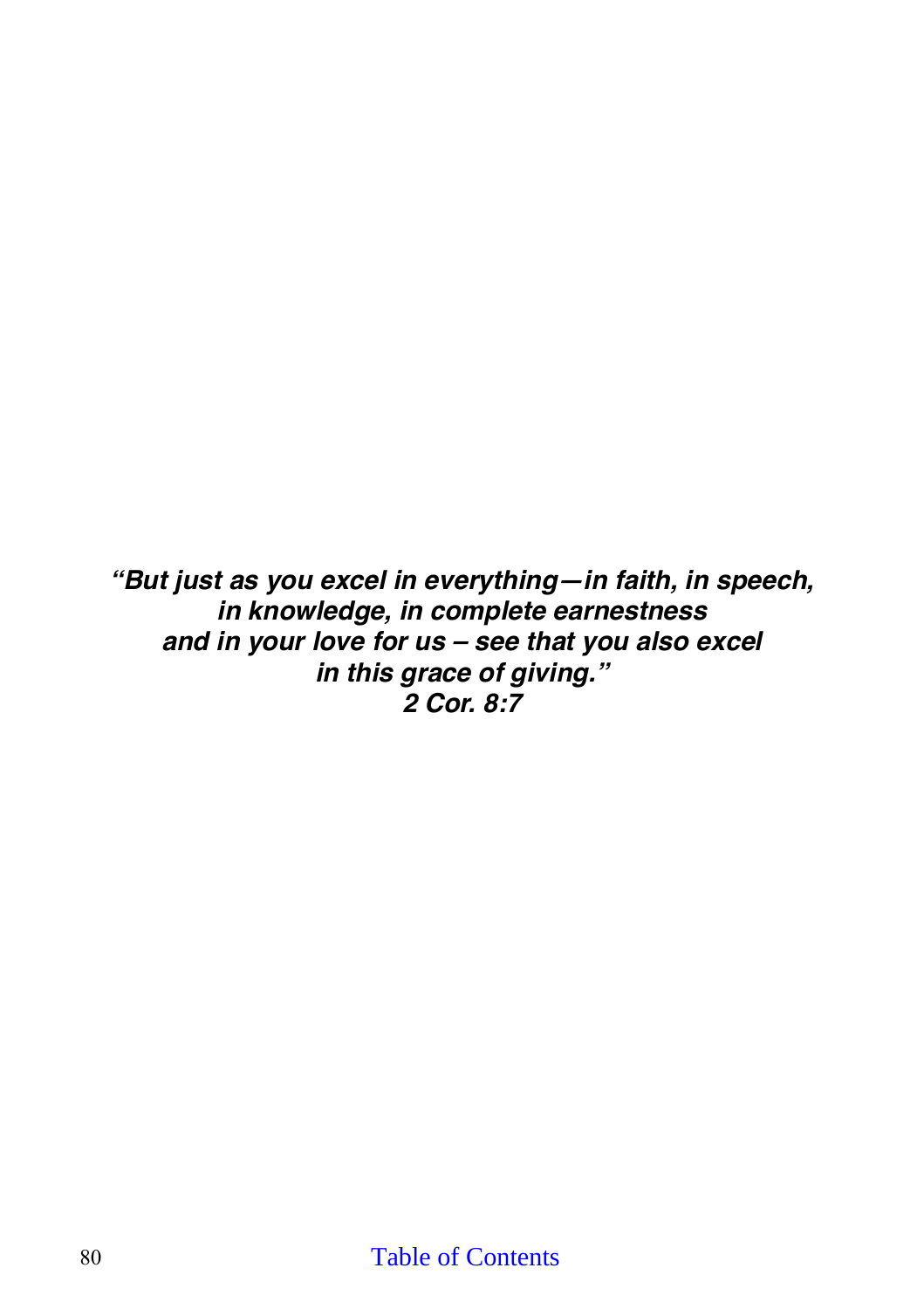***"But just as you excel in everything—in faith, in speech,***
***in knowledge, in complete earnestness***
***and in your love for us – see that you also excel***
***in this grace of giving."***
***2 Cor. 8:7***

Table of Contents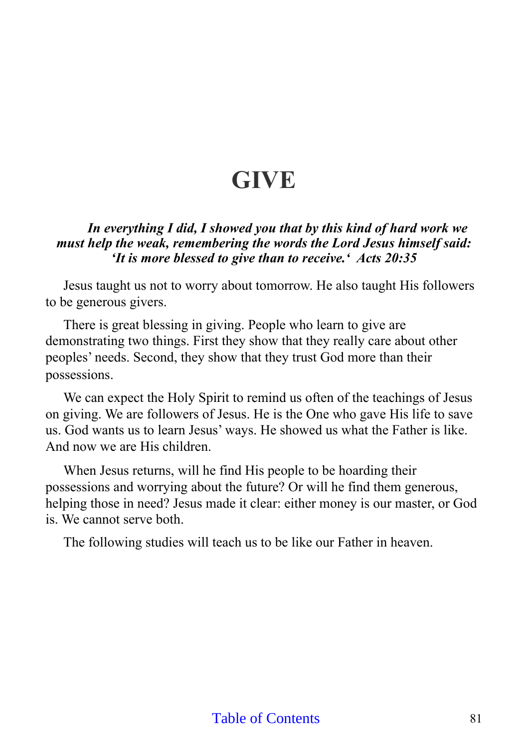# GIVE

***In everything I did, I showed you that by this kind of hard work we must help the weak, remembering the words the Lord Jesus himself said: 'It is more blessed to give than to receive.' Acts 20:35***

Jesus taught us not to worry about tomorrow. He also taught His followers to be generous givers.

There is great blessing in giving. People who learn to give are demonstrating two things. First they show that they really care about other peoples' needs. Second, they show that they trust God more than their possessions.

We can expect the Holy Spirit to remind us often of the teachings of Jesus on giving. We are followers of Jesus. He is the One who gave His life to save us. God wants us to learn Jesus' ways. He showed us what the Father is like. And now we are His children.

When Jesus returns, will he find His people to be hoarding their possessions and worrying about the future? Or will he find them generous, helping those in need? Jesus made it clear: either money is our master, or God is. We cannot serve both.

The following studies will teach us to be like our Father in heaven.

Table of Contents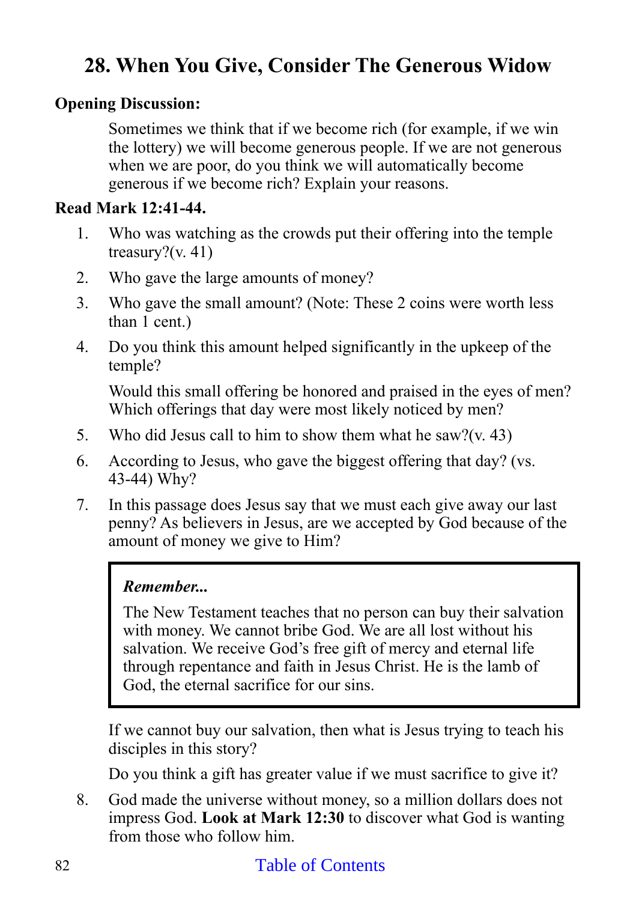## 28. When You Give, Consider The Generous Widow

**Opening Discussion:**

Sometimes we think that if we become rich (for example, if we win the lottery) we will become generous people. If we are not generous when we are poor, do you think we will automatically become generous if we become rich? Explain your reasons.

**Read Mark 12:41-44.**

1. Who was watching as the crowds put their offering into the temple treasury?(v. 41)
2. Who gave the large amounts of money?
3. Who gave the small amount? (Note: These 2 coins were worth less than 1 cent.)
4. Do you think this amount helped significantly in the upkeep of the temple?

   Would this small offering be honored and praised in the eyes of men? Which offerings that day were most likely noticed by men?
5. Who did Jesus call to him to show them what he saw?(v. 43)
6. According to Jesus, who gave the biggest offering that day? (vs. 43-44) Why?
7. In this passage does Jesus say that we must each give away our last penny? As believers in Jesus, are we accepted by God because of the amount of money we give to Him?

   > ***Remember...***
   >
   > The New Testament teaches that no person can buy their salvation with money. We cannot bribe God. We are all lost without his salvation. We receive God's free gift of mercy and eternal life through repentance and faith in Jesus Christ. He is the lamb of God, the eternal sacrifice for our sins.

   If we cannot buy our salvation, then what is Jesus trying to teach his disciples in this story?

   Do you think a gift has greater value if we must sacrifice to give it?
8. God made the universe without money, so a million dollars does not impress God. **Look at Mark 12:30** to discover what God is wanting from those who follow him.

Table of Contents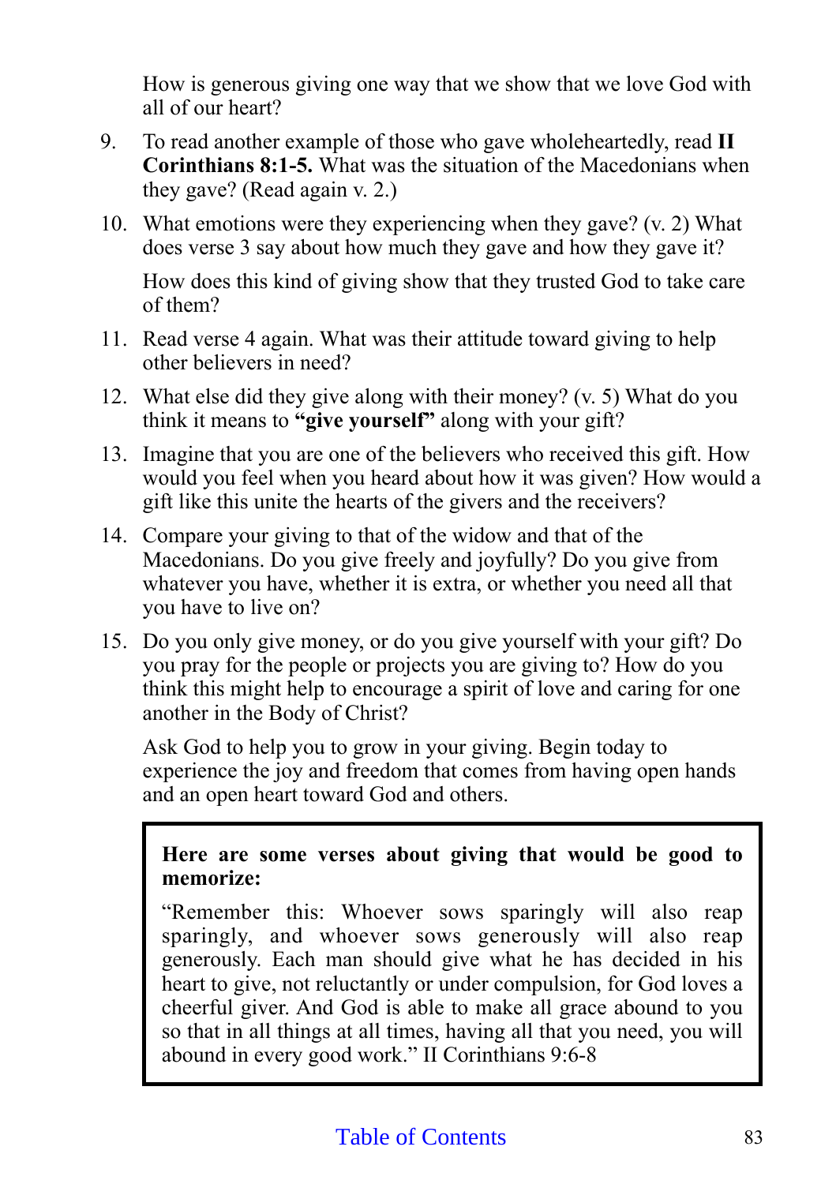How is generous giving one way that we show that we love God with all of our heart?

9. To read another example of those who gave wholeheartedly, read **II Corinthians 8:1-5.** What was the situation of the Macedonians when they gave? (Read again v. 2.)

10. What emotions were they experiencing when they gave? (v. 2) What does verse 3 say about how much they gave and how they gave it?

    How does this kind of giving show that they trusted God to take care of them?

11. Read verse 4 again. What was their attitude toward giving to help other believers in need?

12. What else did they give along with their money? (v. 5) What do you think it means to **"give yourself"** along with your gift?

13. Imagine that you are one of the believers who received this gift. How would you feel when you heard about how it was given? How would a gift like this unite the hearts of the givers and the receivers?

14. Compare your giving to that of the widow and that of the Macedonians. Do you give freely and joyfully? Do you give from whatever you have, whether it is extra, or whether you need all that you have to live on?

15. Do you only give money, or do you give yourself with your gift? Do you pray for the people or projects you are giving to? How do you think this might help to encourage a spirit of love and caring for one another in the Body of Christ?

    Ask God to help you to grow in your giving. Begin today to experience the joy and freedom that comes from having open hands and an open heart toward God and others.

> **Here are some verses about giving that would be good to memorize:**
>
> "Remember this: Whoever sows sparingly will also reap sparingly, and whoever sows generously will also reap generously. Each man should give what he has decided in his heart to give, not reluctantly or under compulsion, for God loves a cheerful giver. And God is able to make all grace abound to you so that in all things at all times, having all that you need, you will abound in every good work." II Corinthians 9:6-8

Table of Contents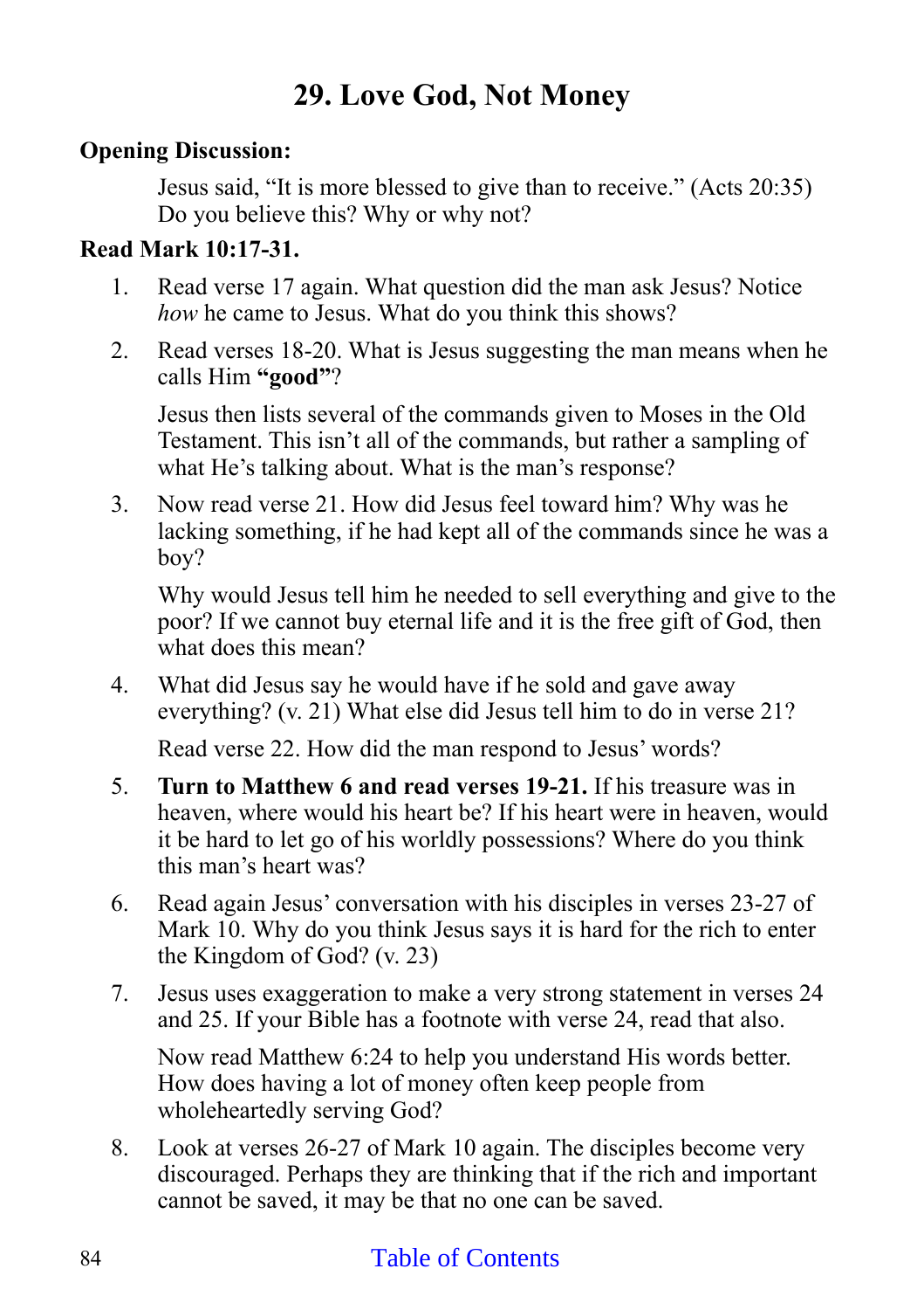# 29. Love God, Not Money

**Opening Discussion:**

Jesus said, "It is more blessed to give than to receive." (Acts 20:35) Do you believe this? Why or why not?

**Read Mark 10:17-31.**

1. Read verse 17 again. What question did the man ask Jesus? Notice *how* he came to Jesus. What do you think this shows?

2. Read verses 18-20. What is Jesus suggesting the man means when he calls Him **"good"**?

   Jesus then lists several of the commands given to Moses in the Old Testament. This isn't all of the commands, but rather a sampling of what He's talking about. What is the man's response?

3. Now read verse 21. How did Jesus feel toward him? Why was he lacking something, if he had kept all of the commands since he was a boy?

   Why would Jesus tell him he needed to sell everything and give to the poor? If we cannot buy eternal life and it is the free gift of God, then what does this mean?

4. What did Jesus say he would have if he sold and gave away everything? (v. 21) What else did Jesus tell him to do in verse 21?

   Read verse 22. How did the man respond to Jesus' words?

5. **Turn to Matthew 6 and read verses 19-21.** If his treasure was in heaven, where would his heart be? If his heart were in heaven, would it be hard to let go of his worldly possessions? Where do you think this man's heart was?

6. Read again Jesus' conversation with his disciples in verses 23-27 of Mark 10. Why do you think Jesus says it is hard for the rich to enter the Kingdom of God? (v. 23)

7. Jesus uses exaggeration to make a very strong statement in verses 24 and 25. If your Bible has a footnote with verse 24, read that also.

   Now read Matthew 6:24 to help you understand His words better. How does having a lot of money often keep people from wholeheartedly serving God?

8. Look at verses 26-27 of Mark 10 again. The disciples become very discouraged. Perhaps they are thinking that if the rich and important cannot be saved, it may be that no one can be saved.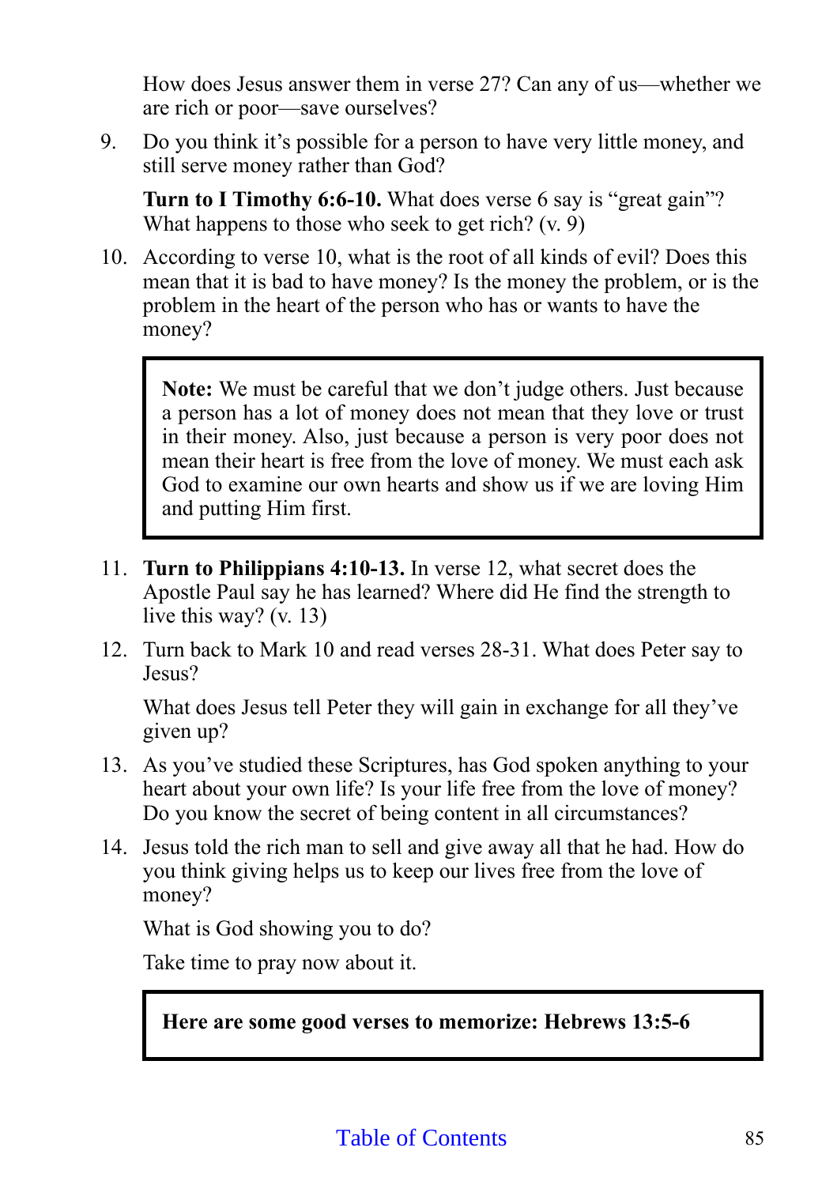How does Jesus answer them in verse 27? Can any of us—whether we are rich or poor—save ourselves?

9. Do you think it's possible for a person to have very little money, and still serve money rather than God?

   **Turn to I Timothy 6:6-10.** What does verse 6 say is "great gain"? What happens to those who seek to get rich? (v. 9)

10. According to verse 10, what is the root of all kinds of evil? Does this mean that it is bad to have money? Is the money the problem, or is the problem in the heart of the person who has or wants to have the money?

> **Note:** We must be careful that we don't judge others. Just because a person has a lot of money does not mean that they love or trust in their money. Also, just because a person is very poor does not mean their heart is free from the love of money. We must each ask God to examine our own hearts and show us if we are loving Him and putting Him first.

11. **Turn to Philippians 4:10-13.** In verse 12, what secret does the Apostle Paul say he has learned? Where did He find the strength to live this way? (v. 13)

12. Turn back to Mark 10 and read verses 28-31. What does Peter say to Jesus?

    What does Jesus tell Peter they will gain in exchange for all they've given up?

13. As you've studied these Scriptures, has God spoken anything to your heart about your own life? Is your life free from the love of money? Do you know the secret of being content in all circumstances?

14. Jesus told the rich man to sell and give away all that he had. How do you think giving helps us to keep our lives free from the love of money?

    What is God showing you to do?

    Take time to pray now about it.

> **Here are some good verses to memorize: Hebrews 13:5-6**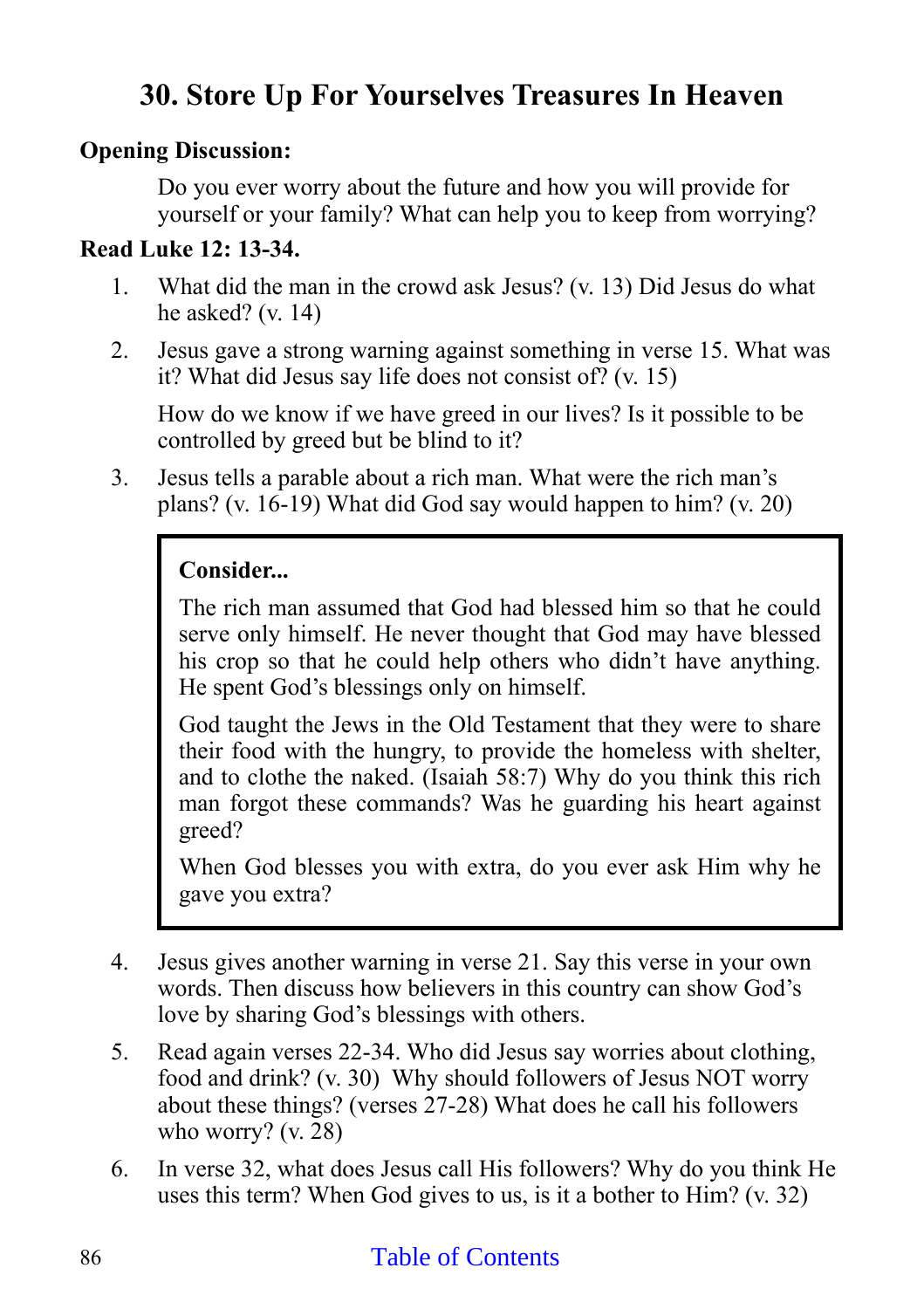## 30. Store Up For Yourselves Treasures In Heaven

**Opening Discussion:**

Do you ever worry about the future and how you will provide for yourself or your family? What can help you to keep from worrying?

**Read Luke 12: 13-34.**

1. What did the man in the crowd ask Jesus? (v. 13) Did Jesus do what he asked? (v. 14)
2. Jesus gave a strong warning against something in verse 15. What was it? What did Jesus say life does not consist of? (v. 15)

   How do we know if we have greed in our lives? Is it possible to be controlled by greed but be blind to it?
3. Jesus tells a parable about a rich man. What were the rich man's plans? (v. 16-19) What did God say would happen to him? (v. 20)

> **Consider...**
>
> The rich man assumed that God had blessed him so that he could serve only himself. He never thought that God may have blessed his crop so that he could help others who didn't have anything. He spent God's blessings only on himself.
>
> God taught the Jews in the Old Testament that they were to share their food with the hungry, to provide the homeless with shelter, and to clothe the naked. (Isaiah 58:7) Why do you think this rich man forgot these commands? Was he guarding his heart against greed?
>
> When God blesses you with extra, do you ever ask Him why he gave you extra?

4. Jesus gives another warning in verse 21. Say this verse in your own words. Then discuss how believers in this country can show God's love by sharing God's blessings with others.
5. Read again verses 22-34. Who did Jesus say worries about clothing, food and drink? (v. 30) Why should followers of Jesus NOT worry about these things? (verses 27-28) What does he call his followers who worry? (v. 28)
6. In verse 32, what does Jesus call His followers? Why do you think He uses this term? When God gives to us, is it a bother to Him? (v. 32)

Table of Contents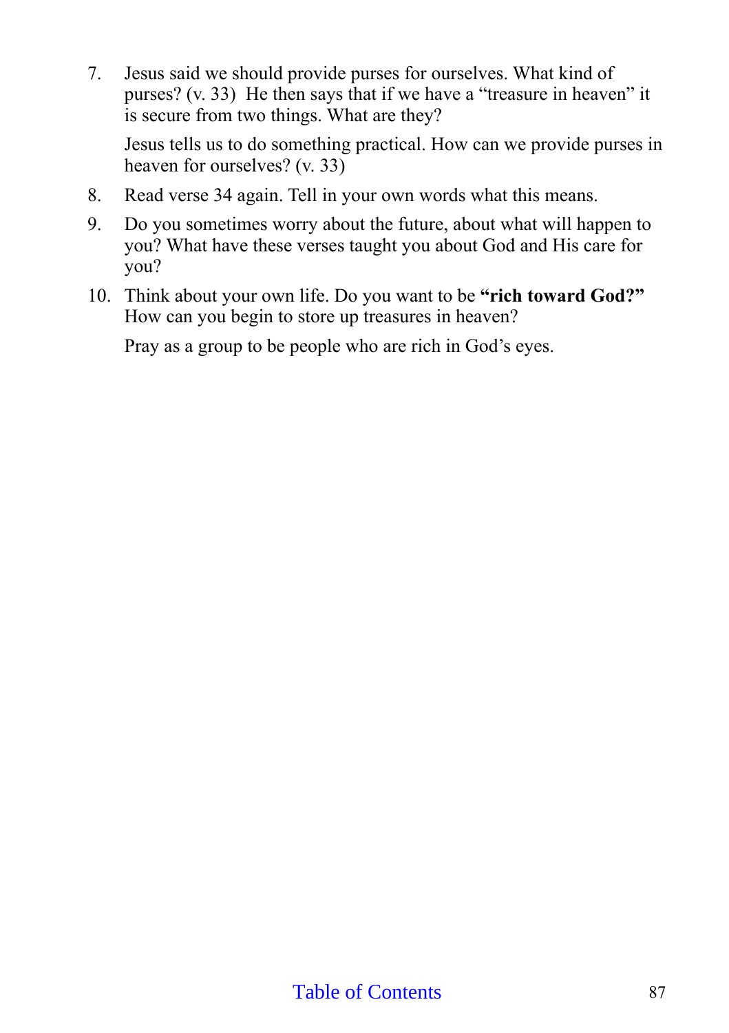7. Jesus said we should provide purses for ourselves. What kind of purses? (v. 33) He then says that if we have a "treasure in heaven" it is secure from two things. What are they?

   Jesus tells us to do something practical. How can we provide purses in heaven for ourselves? (v. 33)

8. Read verse 34 again. Tell in your own words what this means.

9. Do you sometimes worry about the future, about what will happen to you? What have these verses taught you about God and His care for you?

10. Think about your own life. Do you want to be **"rich toward God?"** How can you begin to store up treasures in heaven?

    Pray as a group to be people who are rich in God's eyes.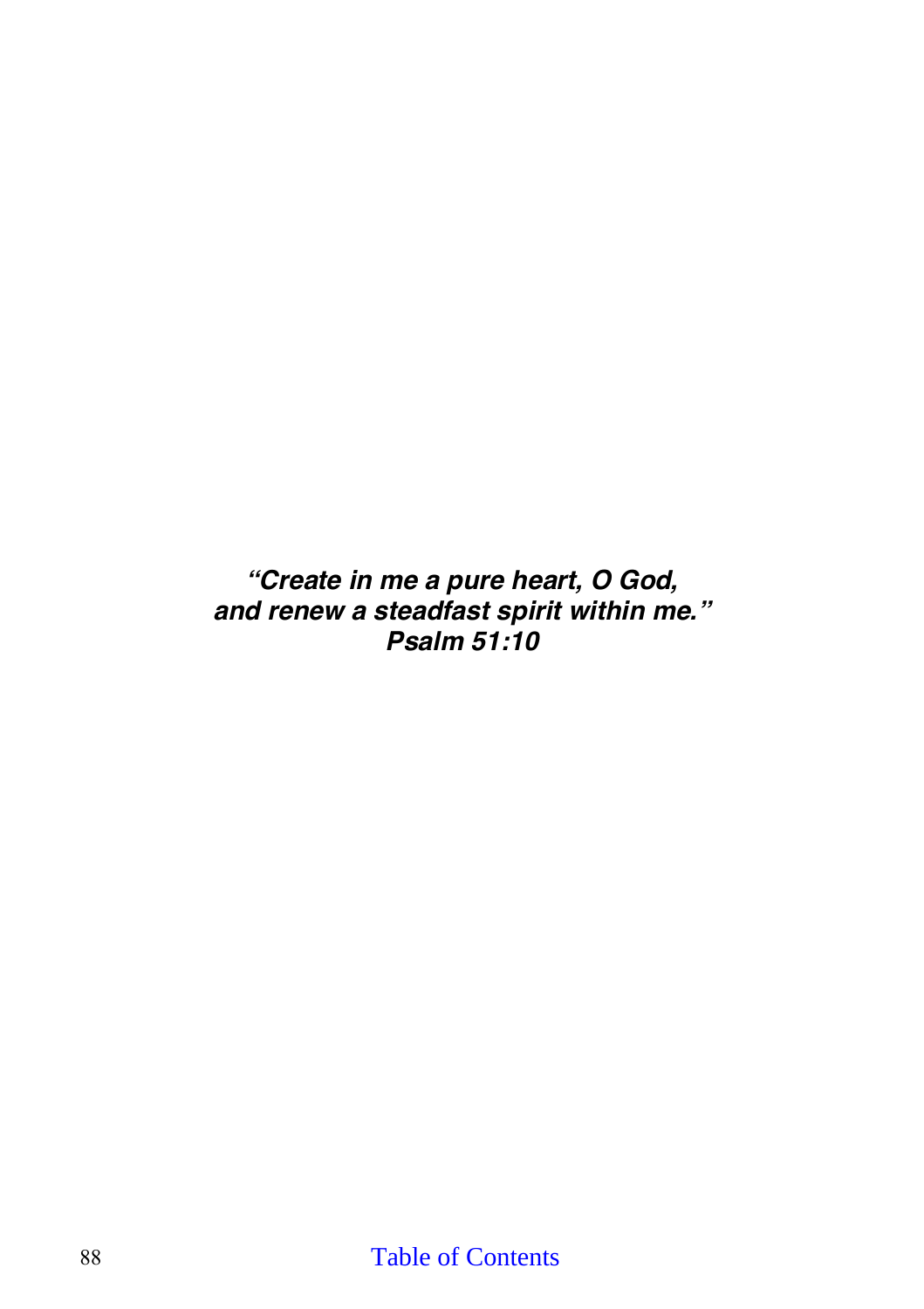***"Create in me a pure heart, O God,***
***and renew a steadfast spirit within me."***
***Psalm 51:10***

[Table of Contents]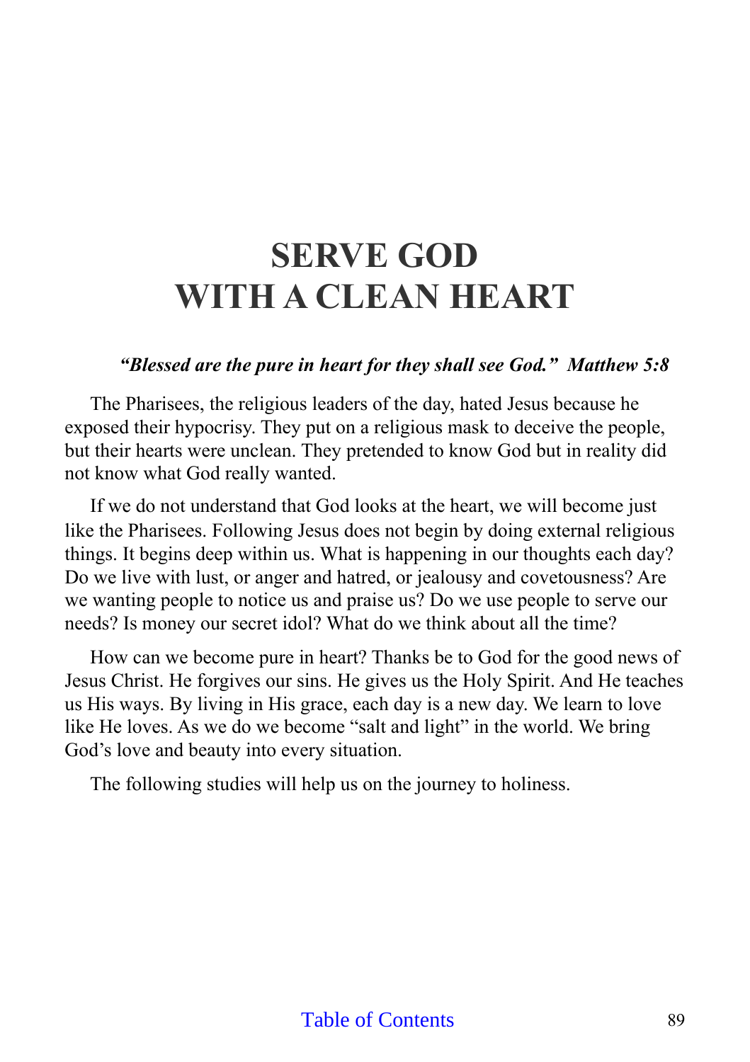# SERVE GOD WITH A CLEAN HEART

***"Blessed are the pure in heart for they shall see God." Matthew 5:8***

The Pharisees, the religious leaders of the day, hated Jesus because he exposed their hypocrisy. They put on a religious mask to deceive the people, but their hearts were unclean. They pretended to know God but in reality did not know what God really wanted.

If we do not understand that God looks at the heart, we will become just like the Pharisees. Following Jesus does not begin by doing external religious things. It begins deep within us. What is happening in our thoughts each day? Do we live with lust, or anger and hatred, or jealousy and covetousness? Are we wanting people to notice us and praise us? Do we use people to serve our needs? Is money our secret idol? What do we think about all the time?

How can we become pure in heart? Thanks be to God for the good news of Jesus Christ. He forgives our sins. He gives us the Holy Spirit. And He teaches us His ways. By living in His grace, each day is a new day. We learn to love like He loves. As we do we become "salt and light" in the world. We bring God's love and beauty into every situation.

The following studies will help us on the journey to holiness.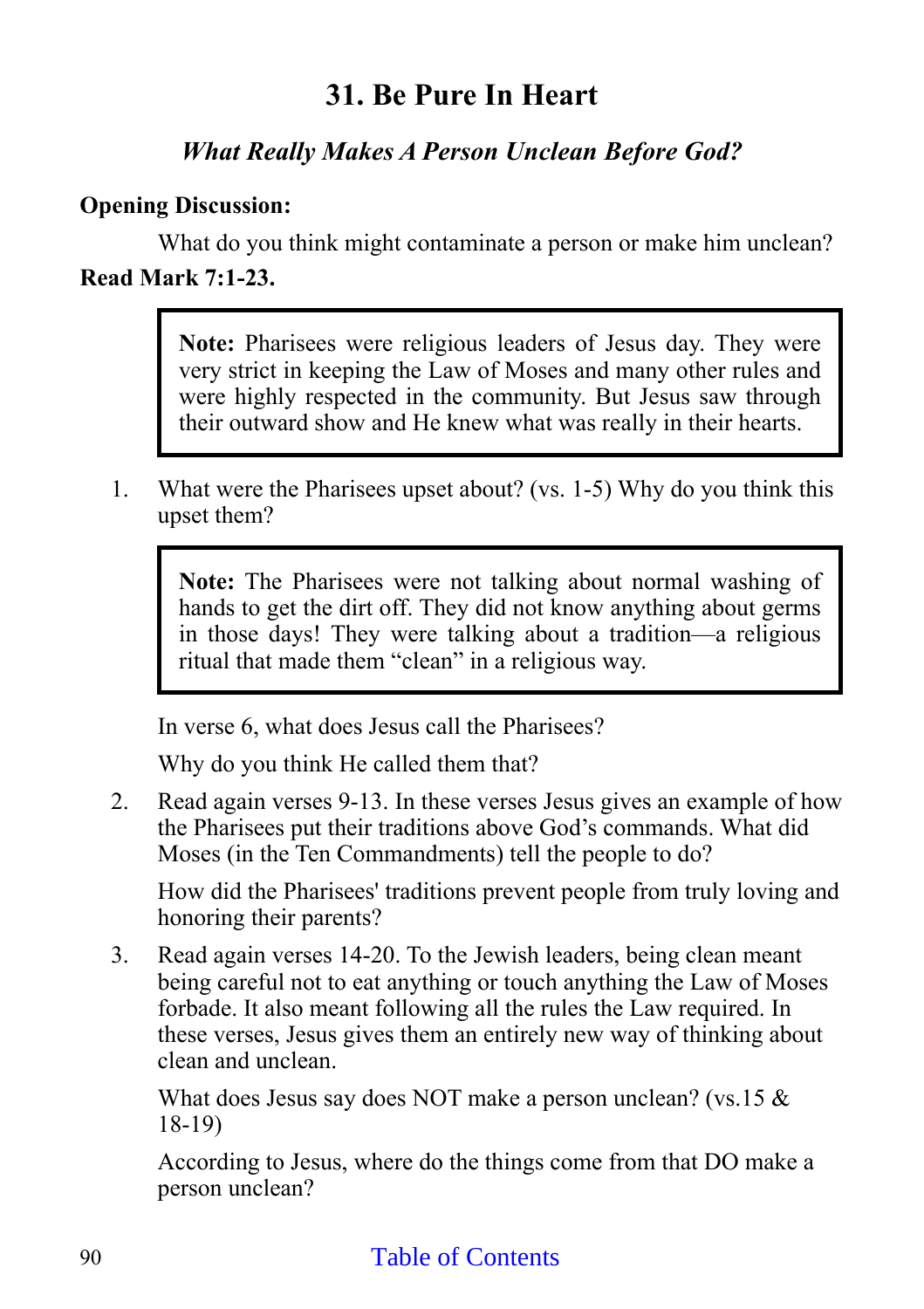# 31. Be Pure In Heart

### *What Really Makes A Person Unclean Before God?*

**Opening Discussion:**

What do you think might contaminate a person or make him unclean?

**Read Mark 7:1-23.**

> **Note:** Pharisees were religious leaders of Jesus day. They were very strict in keeping the Law of Moses and many other rules and were highly respected in the community. But Jesus saw through their outward show and He knew what was really in their hearts.

1. What were the Pharisees upset about? (vs. 1-5) Why do you think this upset them?

   > **Note:** The Pharisees were not talking about normal washing of hands to get the dirt off. They did not know anything about germs in those days! They were talking about a tradition—a religious ritual that made them "clean" in a religious way.

   In verse 6, what does Jesus call the Pharisees?

   Why do you think He called them that?

2. Read again verses 9-13. In these verses Jesus gives an example of how the Pharisees put their traditions above God's commands. What did Moses (in the Ten Commandments) tell the people to do?

   How did the Pharisees' traditions prevent people from truly loving and honoring their parents?

3. Read again verses 14-20. To the Jewish leaders, being clean meant being careful not to eat anything or touch anything the Law of Moses forbade. It also meant following all the rules the Law required. In these verses, Jesus gives them an entirely new way of thinking about clean and unclean.

   What does Jesus say does NOT make a person unclean? (vs.15 & 18-19)

   According to Jesus, where do the things come from that DO make a person unclean?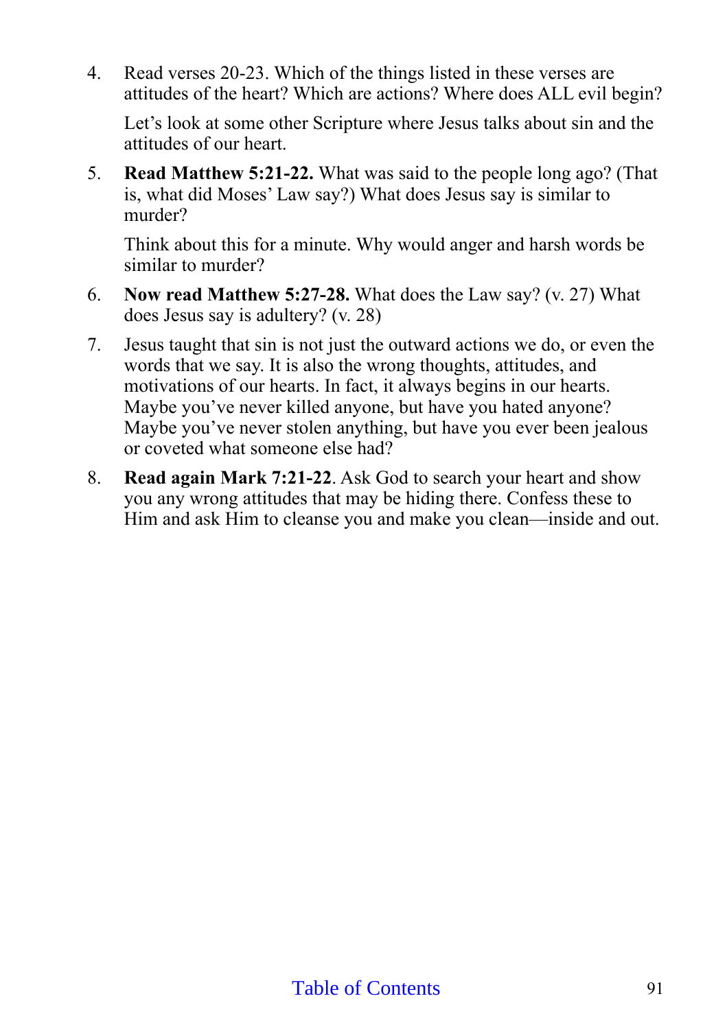4. Read verses 20-23. Which of the things listed in these verses are attitudes of the heart? Which are actions? Where does ALL evil begin?

   Let's look at some other Scripture where Jesus talks about sin and the attitudes of our heart.

5. **Read Matthew 5:21-22.** What was said to the people long ago? (That is, what did Moses' Law say?) What does Jesus say is similar to murder?

   Think about this for a minute. Why would anger and harsh words be similar to murder?

6. **Now read Matthew 5:27-28.** What does the Law say? (v. 27) What does Jesus say is adultery? (v. 28)

7. Jesus taught that sin is not just the outward actions we do, or even the words that we say. It is also the wrong thoughts, attitudes, and motivations of our hearts. In fact, it always begins in our hearts. Maybe you've never killed anyone, but have you hated anyone? Maybe you've never stolen anything, but have you ever been jealous or coveted what someone else had?

8. **Read again Mark 7:21-22**. Ask God to search your heart and show you any wrong attitudes that may be hiding there. Confess these to Him and ask Him to cleanse you and make you clean—inside and out.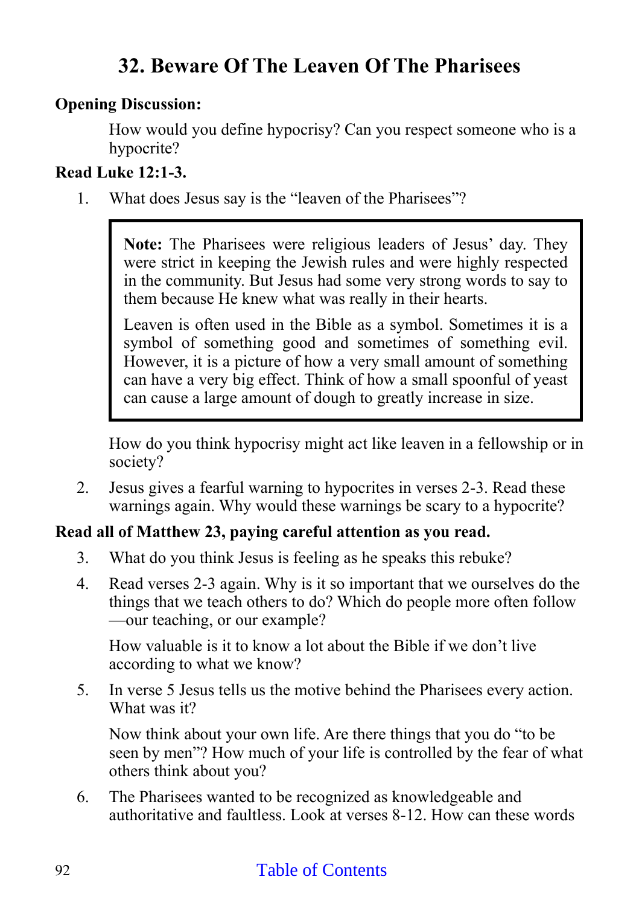# 32. Beware Of The Leaven Of The Pharisees

**Opening Discussion:**

How would you define hypocrisy? Can you respect someone who is a hypocrite?

**Read Luke 12:1-3.**

1. What does Jesus say is the "leaven of the Pharisees"?

   > **Note:** The Pharisees were religious leaders of Jesus' day. They were strict in keeping the Jewish rules and were highly respected in the community. But Jesus had some very strong words to say to them because He knew what was really in their hearts.
   >
   > Leaven is often used in the Bible as a symbol. Sometimes it is a symbol of something good and sometimes of something evil. However, it is a picture of how a very small amount of something can have a very big effect. Think of how a small spoonful of yeast can cause a large amount of dough to greatly increase in size.

   How do you think hypocrisy might act like leaven in a fellowship or in society?

2. Jesus gives a fearful warning to hypocrites in verses 2-3. Read these warnings again. Why would these warnings be scary to a hypocrite?

**Read all of Matthew 23, paying careful attention as you read.**

3. What do you think Jesus is feeling as he speaks this rebuke?

4. Read verses 2-3 again. Why is it so important that we ourselves do the things that we teach others to do? Which do people more often follow—our teaching, or our example?

   How valuable is it to know a lot about the Bible if we don't live according to what we know?

5. In verse 5 Jesus tells us the motive behind the Pharisees every action. What was it?

   Now think about your own life. Are there things that you do "to be seen by men"? How much of your life is controlled by the fear of what others think about you?

6. The Pharisees wanted to be recognized as knowledgeable and authoritative and faultless. Look at verses 8-12. How can these words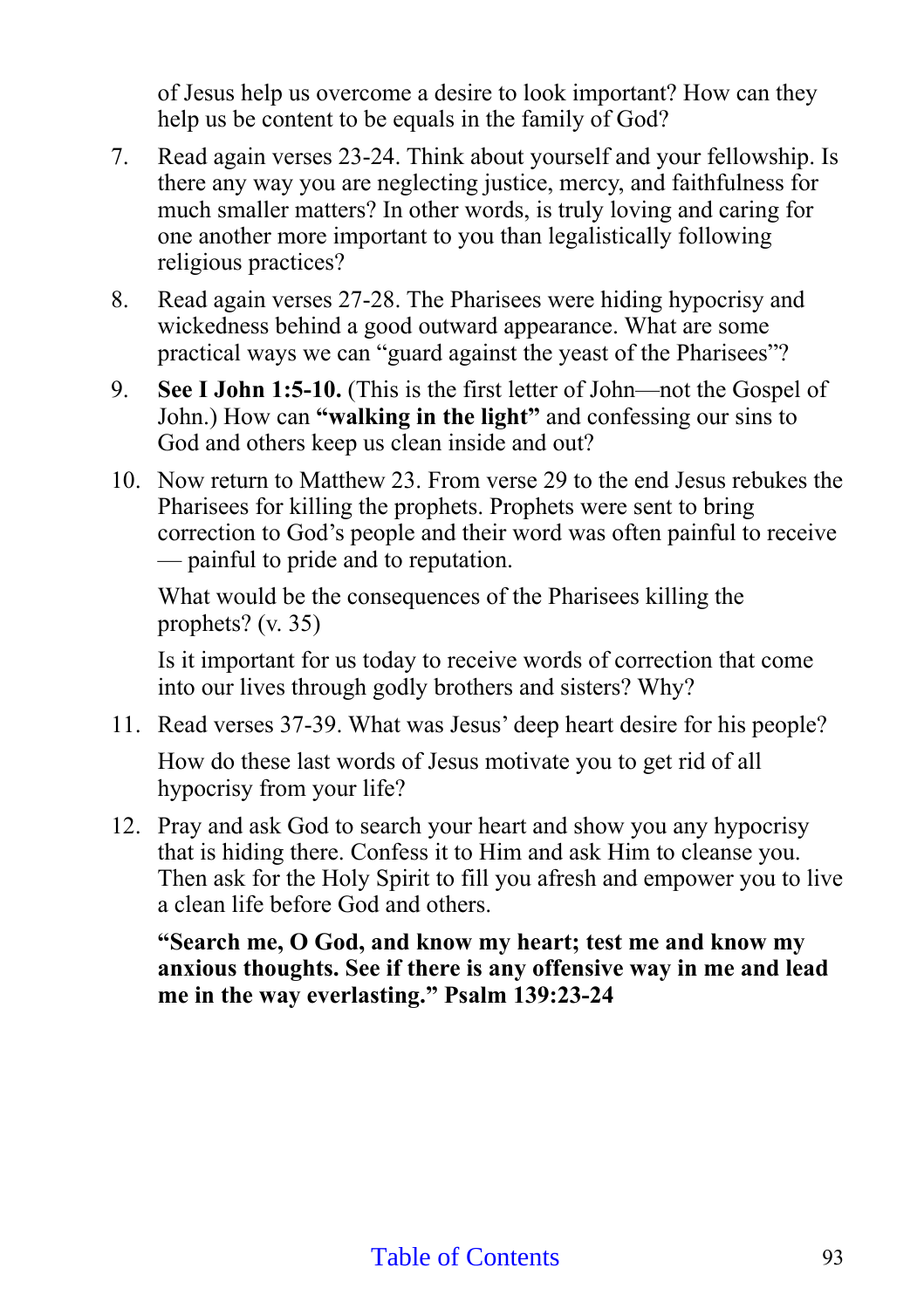of Jesus help us overcome a desire to look important? How can they help us be content to be equals in the family of God?

7. Read again verses 23-24. Think about yourself and your fellowship. Is there any way you are neglecting justice, mercy, and faithfulness for much smaller matters? In other words, is truly loving and caring for one another more important to you than legalistically following religious practices?

8. Read again verses 27-28. The Pharisees were hiding hypocrisy and wickedness behind a good outward appearance. What are some practical ways we can "guard against the yeast of the Pharisees"?

9. **See I John 1:5-10.** (This is the first letter of John—not the Gospel of John.) How can **"walking in the light"** and confessing our sins to God and others keep us clean inside and out?

10. Now return to Matthew 23. From verse 29 to the end Jesus rebukes the Pharisees for killing the prophets. Prophets were sent to bring correction to God's people and their word was often painful to receive — painful to pride and to reputation.

    What would be the consequences of the Pharisees killing the prophets? (v. 35)

    Is it important for us today to receive words of correction that come into our lives through godly brothers and sisters? Why?

11. Read verses 37-39. What was Jesus' deep heart desire for his people?

    How do these last words of Jesus motivate you to get rid of all hypocrisy from your life?

12. Pray and ask God to search your heart and show you any hypocrisy that is hiding there. Confess it to Him and ask Him to cleanse you. Then ask for the Holy Spirit to fill you afresh and empower you to live a clean life before God and others.

    **"Search me, O God, and know my heart; test me and know my anxious thoughts. See if there is any offensive way in me and lead me in the way everlasting." Psalm 139:23-24**

Table of Contents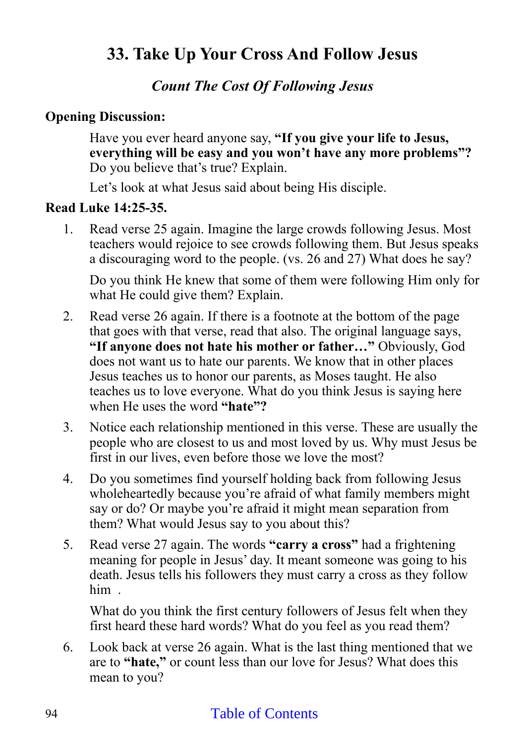# 33. Take Up Your Cross And Follow Jesus

### *Count The Cost Of Following Jesus*

**Opening Discussion:**

Have you ever heard anyone say, **"If you give your life to Jesus, everything will be easy and you won't have any more problems"?** Do you believe that's true? Explain.

Let's look at what Jesus said about being His disciple.

**Read Luke 14:25-35.**

1. Read verse 25 again. Imagine the large crowds following Jesus. Most teachers would rejoice to see crowds following them. But Jesus speaks a discouraging word to the people. (vs. 26 and 27) What does he say?

   Do you think He knew that some of them were following Him only for what He could give them? Explain.

2. Read verse 26 again. If there is a footnote at the bottom of the page that goes with that verse, read that also. The original language says, **"If anyone does not hate his mother or father…"** Obviously, God does not want us to hate our parents. We know that in other places Jesus teaches us to honor our parents, as Moses taught. He also teaches us to love everyone. What do you think Jesus is saying here when He uses the word **"hate"?**

3. Notice each relationship mentioned in this verse. These are usually the people who are closest to us and most loved by us. Why must Jesus be first in our lives, even before those we love the most?

4. Do you sometimes find yourself holding back from following Jesus wholeheartedly because you're afraid of what family members might say or do? Or maybe you're afraid it might mean separation from them? What would Jesus say to you about this?

5. Read verse 27 again. The words **"carry a cross"** had a frightening meaning for people in Jesus' day. It meant someone was going to his death. Jesus tells his followers they must carry a cross as they follow him .

   What do you think the first century followers of Jesus felt when they first heard these hard words? What do you feel as you read them?

6. Look back at verse 26 again. What is the last thing mentioned that we are to **"hate,"** or count less than our love for Jesus? What does this mean to you?

Table of Contents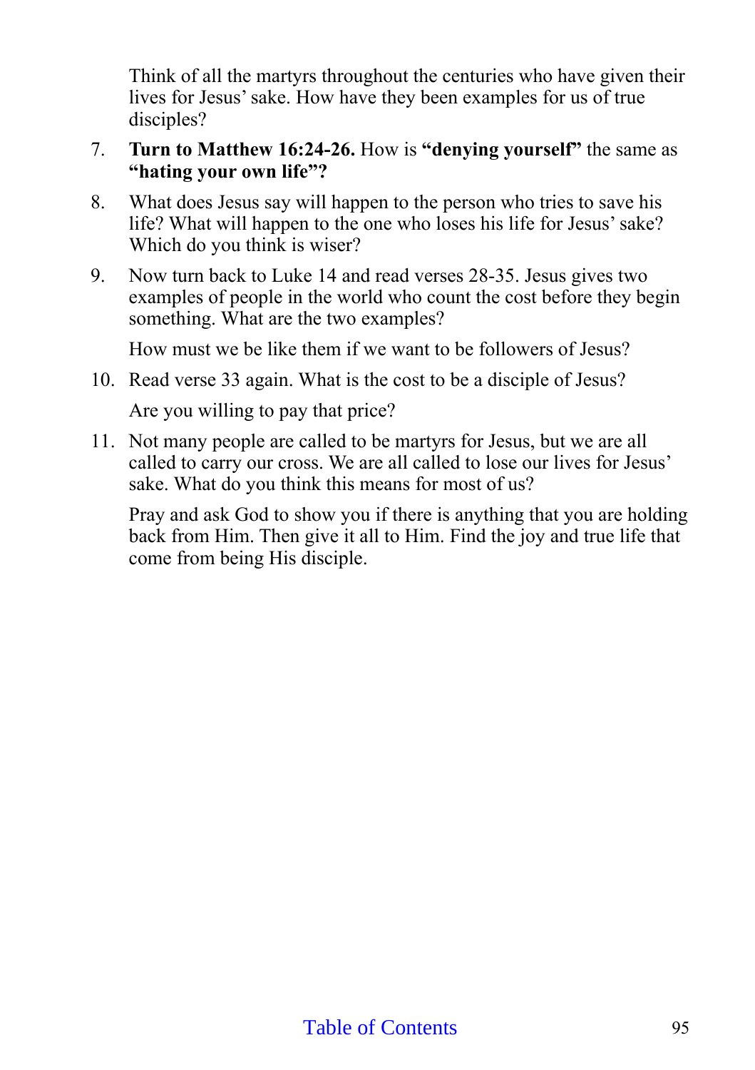Think of all the martyrs throughout the centuries who have given their lives for Jesus' sake. How have they been examples for us of true disciples?

7. **Turn to Matthew 16:24-26.** How is **"denying yourself"** the same as **"hating your own life"?**

8. What does Jesus say will happen to the person who tries to save his life? What will happen to the one who loses his life for Jesus' sake? Which do you think is wiser?

9. Now turn back to Luke 14 and read verses 28-35. Jesus gives two examples of people in the world who count the cost before they begin something. What are the two examples?

   How must we be like them if we want to be followers of Jesus?

10. Read verse 33 again. What is the cost to be a disciple of Jesus?

    Are you willing to pay that price?

11. Not many people are called to be martyrs for Jesus, but we are all called to carry our cross. We are all called to lose our lives for Jesus' sake. What do you think this means for most of us?

    Pray and ask God to show you if there is anything that you are holding back from Him. Then give it all to Him. Find the joy and true life that come from being His disciple.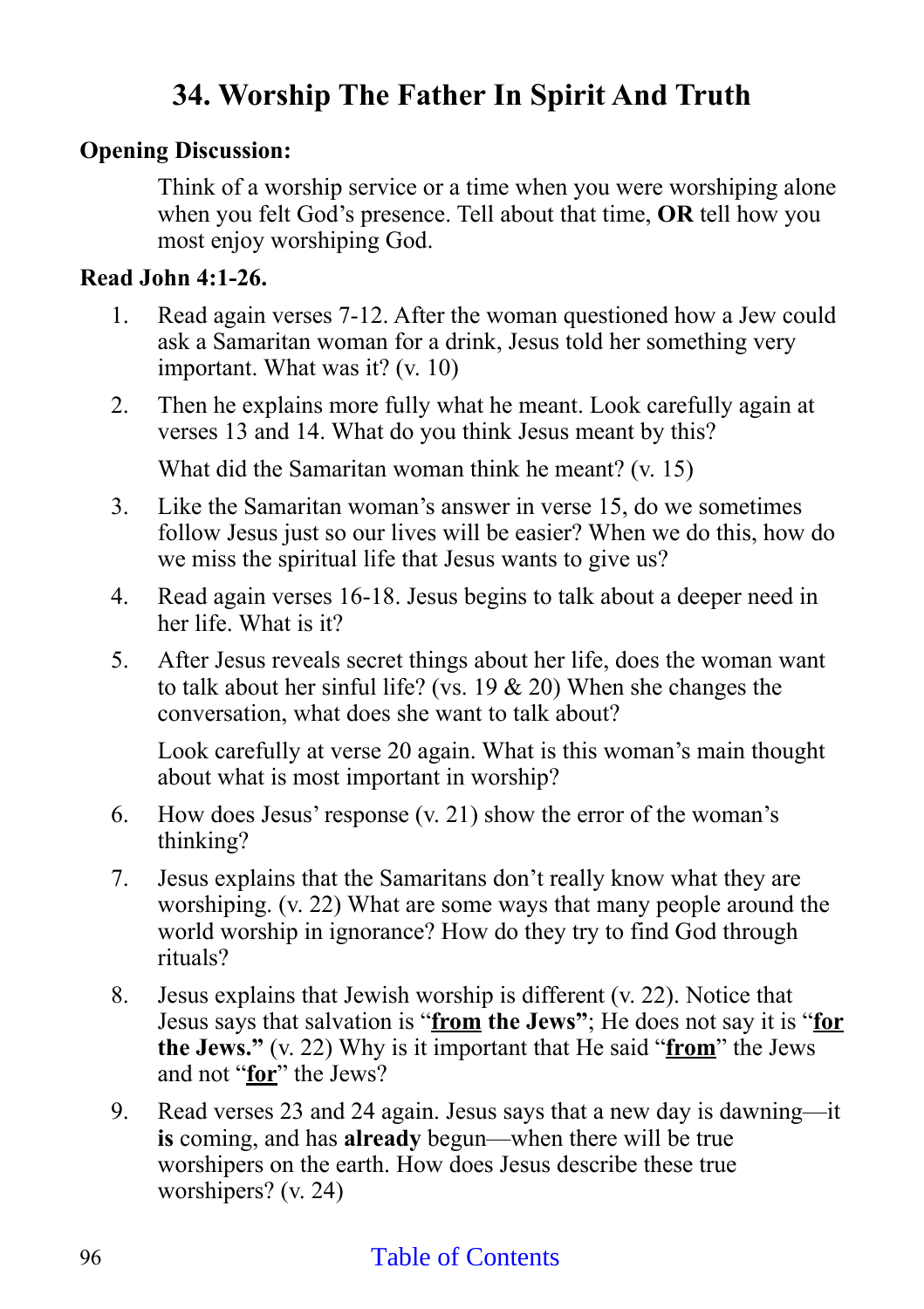# 34. Worship The Father In Spirit And Truth

**Opening Discussion:**

Think of a worship service or a time when you were worshiping alone when you felt God's presence. Tell about that time, **OR** tell how you most enjoy worshiping God.

**Read John 4:1-26.**

1. Read again verses 7-12. After the woman questioned how a Jew could ask a Samaritan woman for a drink, Jesus told her something very important. What was it? (v. 10)

2. Then he explains more fully what he meant. Look carefully again at verses 13 and 14. What do you think Jesus meant by this?

   What did the Samaritan woman think he meant? (v. 15)

3. Like the Samaritan woman's answer in verse 15, do we sometimes follow Jesus just so our lives will be easier? When we do this, how do we miss the spiritual life that Jesus wants to give us?

4. Read again verses 16-18. Jesus begins to talk about a deeper need in her life. What is it?

5. After Jesus reveals secret things about her life, does the woman want to talk about her sinful life? (vs. 19 & 20) When she changes the conversation, what does she want to talk about?

   Look carefully at verse 20 again. What is this woman's main thought about what is most important in worship?

6. How does Jesus' response (v. 21) show the error of the woman's thinking?

7. Jesus explains that the Samaritans don't really know what they are worshiping. (v. 22) What are some ways that many people around the world worship in ignorance? How do they try to find God through rituals?

8. Jesus explains that Jewish worship is different (v. 22). Notice that Jesus says that salvation is "**<u>from</u> the Jews"**; He does not say it is "**<u>for</u> the Jews."** (v. 22) Why is it important that He said "**<u>from</u>**" the Jews and not "**<u>for</u>**" the Jews?

9. Read verses 23 and 24 again. Jesus says that a new day is dawning—it **is** coming, and has **already** begun—when there will be true worshipers on the earth. How does Jesus describe these true worshipers? (v. 24)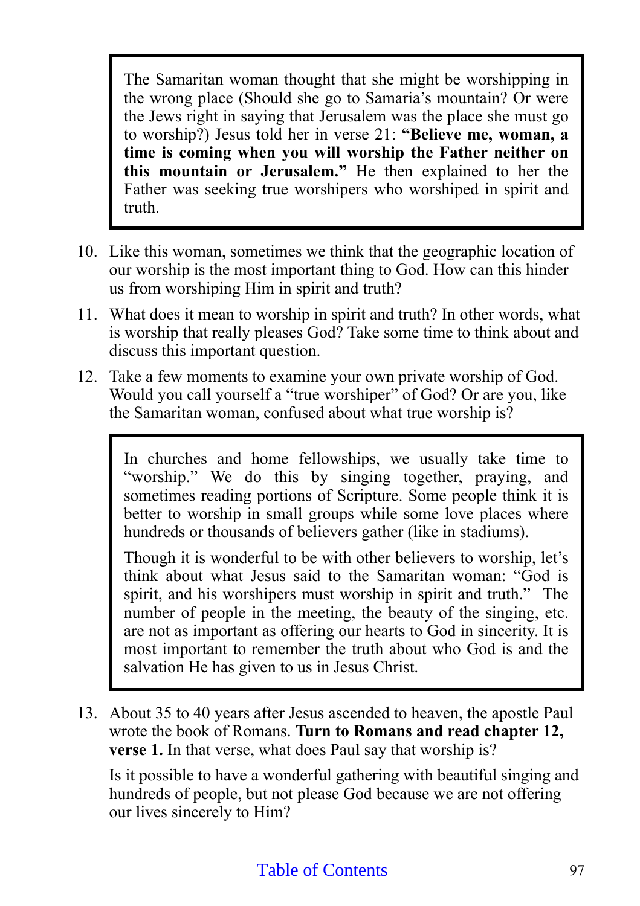> The Samaritan woman thought that she might be worshipping in the wrong place (Should she go to Samaria's mountain? Or were the Jews right in saying that Jerusalem was the place she must go to worship?) Jesus told her in verse 21: **"Believe me, woman, a time is coming when you will worship the Father neither on this mountain or Jerusalem."** He then explained to her the Father was seeking true worshipers who worshiped in spirit and truth.

10. Like this woman, sometimes we think that the geographic location of our worship is the most important thing to God. How can this hinder us from worshiping Him in spirit and truth?
11. What does it mean to worship in spirit and truth? In other words, what is worship that really pleases God? Take some time to think about and discuss this important question.
12. Take a few moments to examine your own private worship of God. Would you call yourself a "true worshiper" of God? Or are you, like the Samaritan woman, confused about what true worship is?

> In churches and home fellowships, we usually take time to "worship." We do this by singing together, praying, and sometimes reading portions of Scripture. Some people think it is better to worship in small groups while some love places where hundreds or thousands of believers gather (like in stadiums).
>
> Though it is wonderful to be with other believers to worship, let's think about what Jesus said to the Samaritan woman: "God is spirit, and his worshipers must worship in spirit and truth." The number of people in the meeting, the beauty of the singing, etc. are not as important as offering our hearts to God in sincerity. It is most important to remember the truth about who God is and the salvation He has given to us in Jesus Christ.

13. About 35 to 40 years after Jesus ascended to heaven, the apostle Paul wrote the book of Romans. **Turn to Romans and read chapter 12, verse 1.** In that verse, what does Paul say that worship is?

    Is it possible to have a wonderful gathering with beautiful singing and hundreds of people, but not please God because we are not offering our lives sincerely to Him?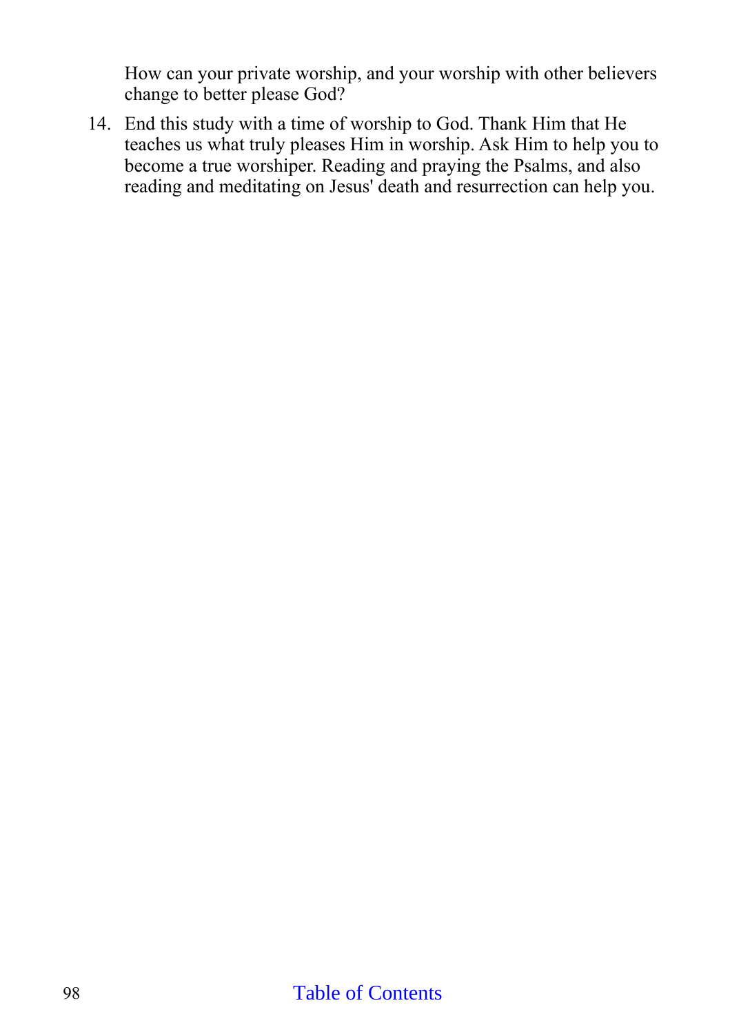How can your private worship, and your worship with other believers change to better please God?

14. End this study with a time of worship to God. Thank Him that He teaches us what truly pleases Him in worship. Ask Him to help you to become a true worshiper. Reading and praying the Psalms, and also reading and meditating on Jesus' death and resurrection can help you.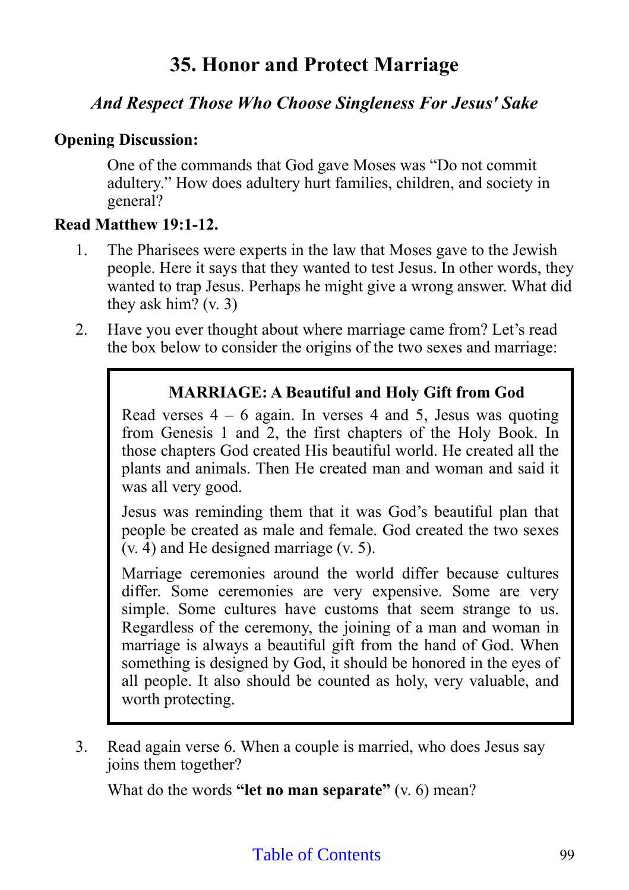# 35. Honor and Protect Marriage

### *And Respect Those Who Choose Singleness For Jesus' Sake*

**Opening Discussion:**

One of the commands that God gave Moses was "Do not commit adultery." How does adultery hurt families, children, and society in general?

**Read Matthew 19:1-12.**

1. The Pharisees were experts in the law that Moses gave to the Jewish people. Here it says that they wanted to test Jesus. In other words, they wanted to trap Jesus. Perhaps he might give a wrong answer. What did they ask him? (v. 3)

2. Have you ever thought about where marriage came from? Let's read the box below to consider the origins of the two sexes and marriage:

> **MARRIAGE: A Beautiful and Holy Gift from God**
>
> Read verses 4 – 6 again. In verses 4 and 5, Jesus was quoting from Genesis 1 and 2, the first chapters of the Holy Book. In those chapters God created His beautiful world. He created all the plants and animals. Then He created man and woman and said it was all very good.
>
> Jesus was reminding them that it was God's beautiful plan that people be created as male and female. God created the two sexes (v. 4) and He designed marriage (v. 5).
>
> Marriage ceremonies around the world differ because cultures differ. Some ceremonies are very expensive. Some are very simple. Some cultures have customs that seem strange to us. Regardless of the ceremony, the joining of a man and woman in marriage is always a beautiful gift from the hand of God. When something is designed by God, it should be honored in the eyes of all people. It also should be counted as holy, very valuable, and worth protecting.

3. Read again verse 6. When a couple is married, who does Jesus say joins them together?

   What do the words **"let no man separate"** (v. 6) mean?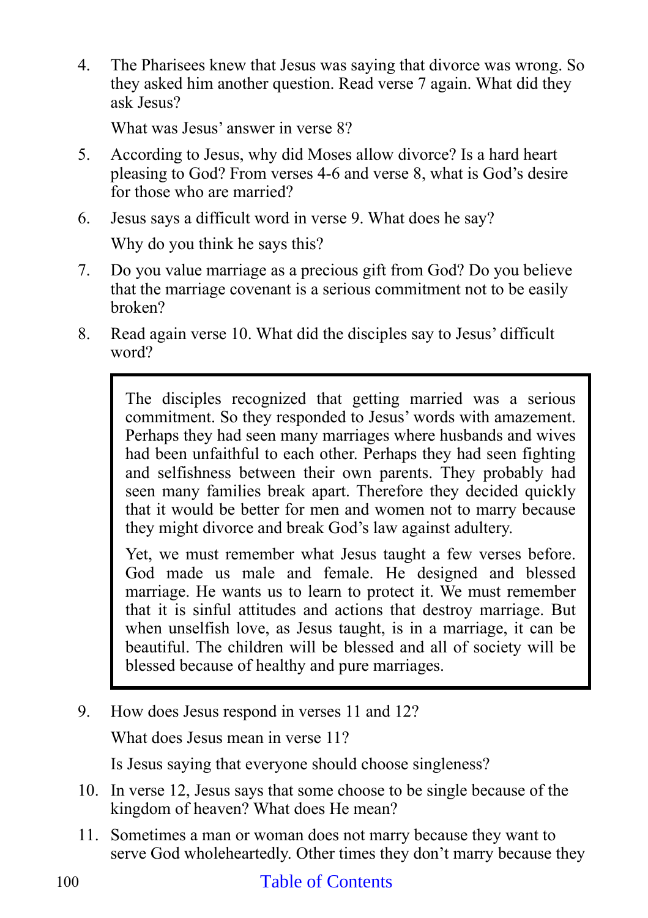4. The Pharisees knew that Jesus was saying that divorce was wrong. So they asked him another question. Read verse 7 again. What did they ask Jesus?

   What was Jesus' answer in verse 8?

5. According to Jesus, why did Moses allow divorce? Is a hard heart pleasing to God? From verses 4-6 and verse 8, what is God's desire for those who are married?

6. Jesus says a difficult word in verse 9. What does he say?

   Why do you think he says this?

7. Do you value marriage as a precious gift from God? Do you believe that the marriage covenant is a serious commitment not to be easily broken?

8. Read again verse 10. What did the disciples say to Jesus' difficult word?

> The disciples recognized that getting married was a serious commitment. So they responded to Jesus' words with amazement. Perhaps they had seen many marriages where husbands and wives had been unfaithful to each other. Perhaps they had seen fighting and selfishness between their own parents. They probably had seen many families break apart. Therefore they decided quickly that it would be better for men and women not to marry because they might divorce and break God's law against adultery.
>
> Yet, we must remember what Jesus taught a few verses before. God made us male and female. He designed and blessed marriage. He wants us to learn to protect it. We must remember that it is sinful attitudes and actions that destroy marriage. But when unselfish love, as Jesus taught, is in a marriage, it can be beautiful. The children will be blessed and all of society will be blessed because of healthy and pure marriages.

9. How does Jesus respond in verses 11 and 12?

   What does Jesus mean in verse 11?

   Is Jesus saying that everyone should choose singleness?

10. In verse 12, Jesus says that some choose to be single because of the kingdom of heaven? What does He mean?

11. Sometimes a man or woman does not marry because they want to serve God wholeheartedly. Other times they don't marry because they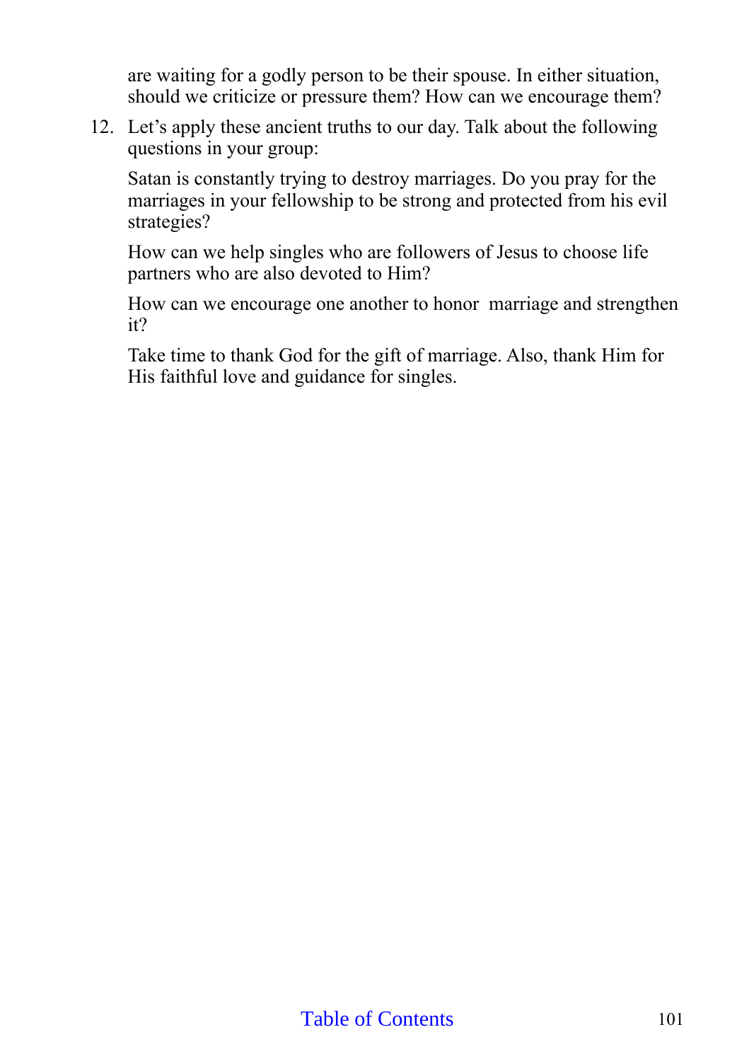are waiting for a godly person to be their spouse. In either situation, should we criticize or pressure them? How can we encourage them?

12. Let's apply these ancient truths to our day. Talk about the following questions in your group:

    Satan is constantly trying to destroy marriages. Do you pray for the marriages in your fellowship to be strong and protected from his evil strategies?

    How can we help singles who are followers of Jesus to choose life partners who are also devoted to Him?

    How can we encourage one another to honor marriage and strengthen it?

    Take time to thank God for the gift of marriage. Also, thank Him for His faithful love and guidance for singles.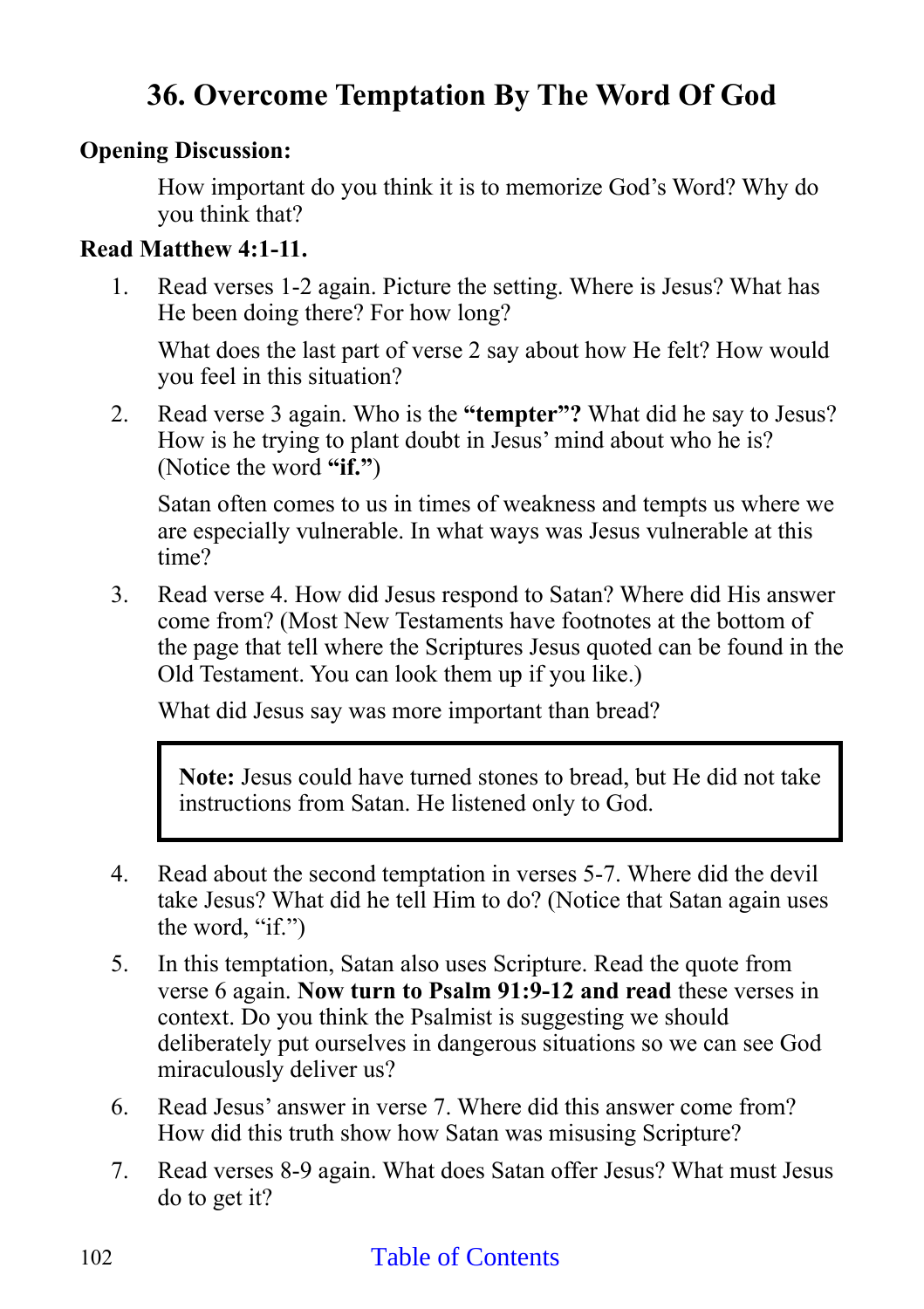# 36. Overcome Temptation By The Word Of God

**Opening Discussion:**

How important do you think it is to memorize God's Word? Why do you think that?

**Read Matthew 4:1-11.**

1. Read verses 1-2 again. Picture the setting. Where is Jesus? What has He been doing there? For how long?

   What does the last part of verse 2 say about how He felt? How would you feel in this situation?

2. Read verse 3 again. Who is the **"tempter"?** What did he say to Jesus? How is he trying to plant doubt in Jesus' mind about who he is? (Notice the word **"if."**)

   Satan often comes to us in times of weakness and tempts us where we are especially vulnerable. In what ways was Jesus vulnerable at this time?

3. Read verse 4. How did Jesus respond to Satan? Where did His answer come from? (Most New Testaments have footnotes at the bottom of the page that tell where the Scriptures Jesus quoted can be found in the Old Testament. You can look them up if you like.)

   What did Jesus say was more important than bread?

> **Note:** Jesus could have turned stones to bread, but He did not take instructions from Satan. He listened only to God.

4. Read about the second temptation in verses 5-7. Where did the devil take Jesus? What did he tell Him to do? (Notice that Satan again uses the word, "if.")

5. In this temptation, Satan also uses Scripture. Read the quote from verse 6 again. **Now turn to Psalm 91:9-12 and read** these verses in context. Do you think the Psalmist is suggesting we should deliberately put ourselves in dangerous situations so we can see God miraculously deliver us?

6. Read Jesus' answer in verse 7. Where did this answer come from? How did this truth show how Satan was misusing Scripture?

7. Read verses 8-9 again. What does Satan offer Jesus? What must Jesus do to get it?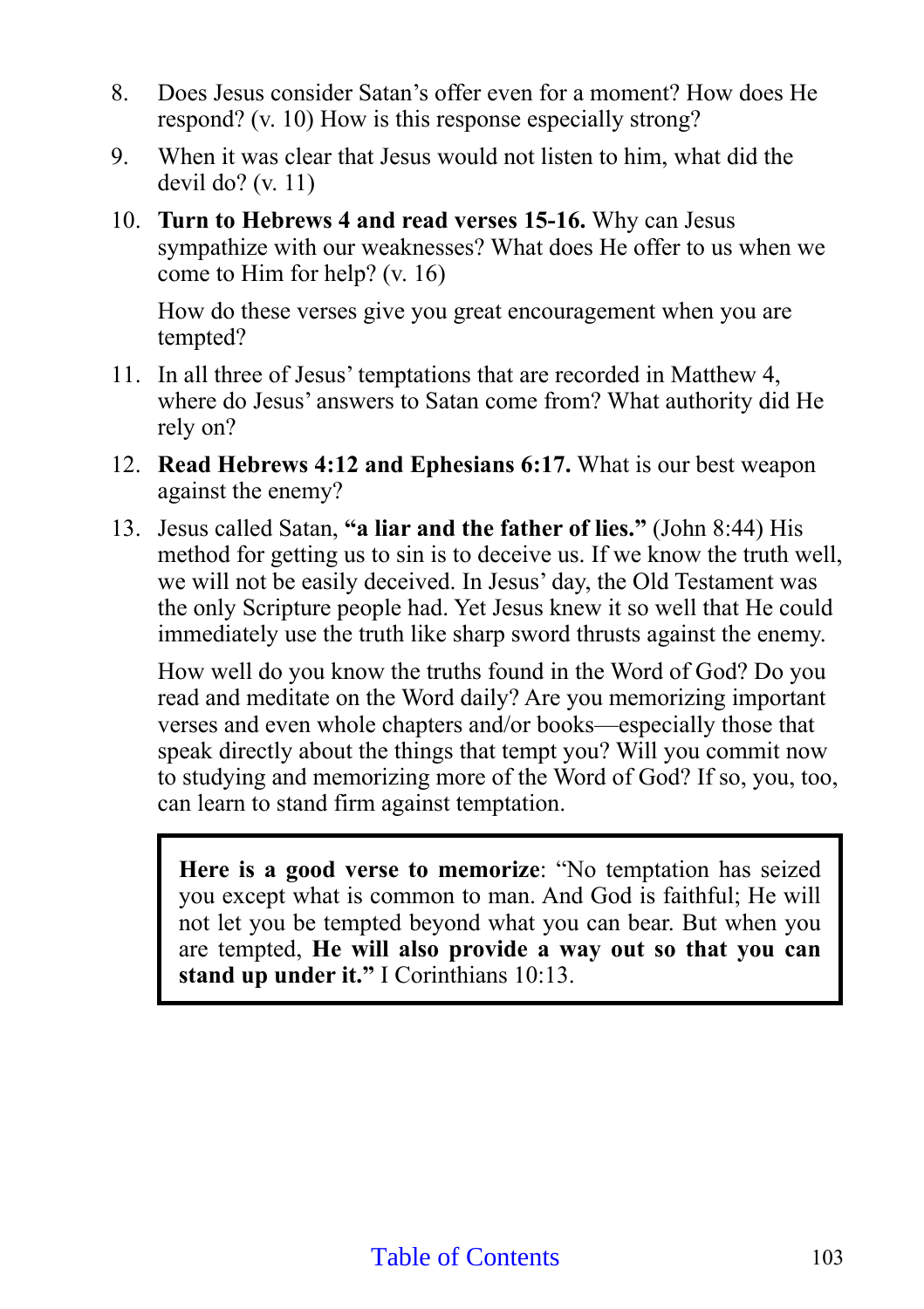8. Does Jesus consider Satan's offer even for a moment? How does He respond? (v. 10) How is this response especially strong?

9. When it was clear that Jesus would not listen to him, what did the devil do? (v. 11)

10. **Turn to Hebrews 4 and read verses 15-16.** Why can Jesus sympathize with our weaknesses? What does He offer to us when we come to Him for help? (v. 16)

    How do these verses give you great encouragement when you are tempted?

11. In all three of Jesus' temptations that are recorded in Matthew 4, where do Jesus' answers to Satan come from? What authority did He rely on?

12. **Read Hebrews 4:12 and Ephesians 6:17.** What is our best weapon against the enemy?

13. Jesus called Satan, **"a liar and the father of lies."** (John 8:44) His method for getting us to sin is to deceive us. If we know the truth well, we will not be easily deceived. In Jesus' day, the Old Testament was the only Scripture people had. Yet Jesus knew it so well that He could immediately use the truth like sharp sword thrusts against the enemy.

    How well do you know the truths found in the Word of God? Do you read and meditate on the Word daily? Are you memorizing important verses and even whole chapters and/or books—especially those that speak directly about the things that tempt you? Will you commit now to studying and memorizing more of the Word of God? If so, you, too, can learn to stand firm against temptation.

> **Here is a good verse to memorize**: "No temptation has seized you except what is common to man. And God is faithful; He will not let you be tempted beyond what you can bear. But when you are tempted, **He will also provide a way out so that you can stand up under it."** I Corinthians 10:13.

Table of Contents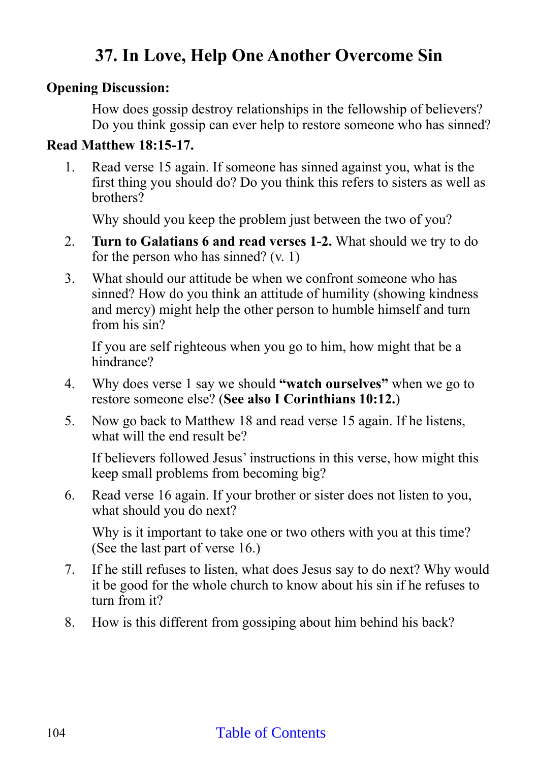# 37. In Love, Help One Another Overcome Sin

**Opening Discussion:**

How does gossip destroy relationships in the fellowship of believers? Do you think gossip can ever help to restore someone who has sinned?

**Read Matthew 18:15-17.**

1. Read verse 15 again. If someone has sinned against you, what is the first thing you should do? Do you think this refers to sisters as well as brothers?

   Why should you keep the problem just between the two of you?

2. **Turn to Galatians 6 and read verses 1-2.** What should we try to do for the person who has sinned? (v. 1)

3. What should our attitude be when we confront someone who has sinned? How do you think an attitude of humility (showing kindness and mercy) might help the other person to humble himself and turn from his sin?

   If you are self righteous when you go to him, how might that be a hindrance?

4. Why does verse 1 say we should **"watch ourselves"** when we go to restore someone else? (**See also I Corinthians 10:12.**)

5. Now go back to Matthew 18 and read verse 15 again. If he listens, what will the end result be?

   If believers followed Jesus' instructions in this verse, how might this keep small problems from becoming big?

6. Read verse 16 again. If your brother or sister does not listen to you, what should you do next?

   Why is it important to take one or two others with you at this time? (See the last part of verse 16.)

7. If he still refuses to listen, what does Jesus say to do next? Why would it be good for the whole church to know about his sin if he refuses to turn from it?

8. How is this different from gossiping about him behind his back?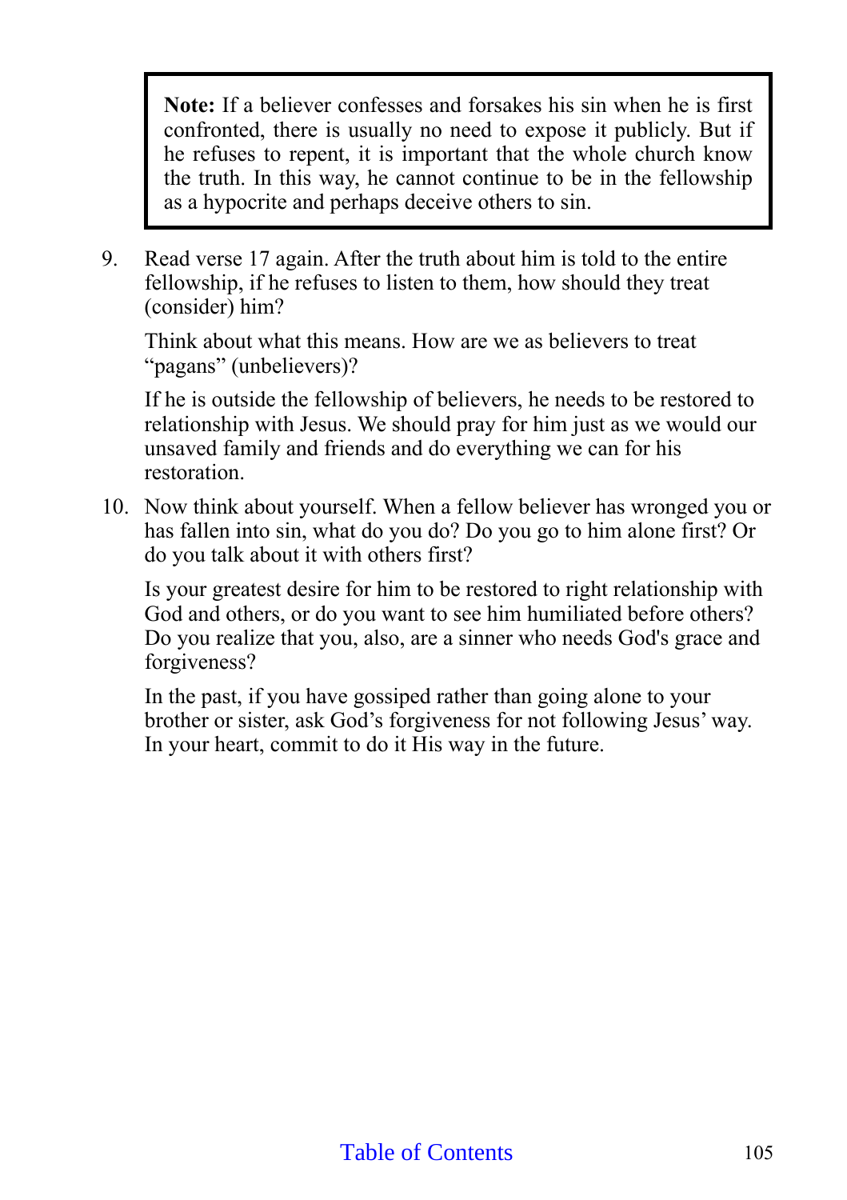> **Note:** If a believer confesses and forsakes his sin when he is first confronted, there is usually no need to expose it publicly. But if he refuses to repent, it is important that the whole church know the truth. In this way, he cannot continue to be in the fellowship as a hypocrite and perhaps deceive others to sin.

9. Read verse 17 again. After the truth about him is told to the entire fellowship, if he refuses to listen to them, how should they treat (consider) him?

   Think about what this means. How are we as believers to treat "pagans" (unbelievers)?

   If he is outside the fellowship of believers, he needs to be restored to relationship with Jesus. We should pray for him just as we would our unsaved family and friends and do everything we can for his restoration.

10. Now think about yourself. When a fellow believer has wronged you or has fallen into sin, what do you do? Do you go to him alone first? Or do you talk about it with others first?

    Is your greatest desire for him to be restored to right relationship with God and others, or do you want to see him humiliated before others? Do you realize that you, also, are a sinner who needs God's grace and forgiveness?

    In the past, if you have gossiped rather than going alone to your brother or sister, ask God's forgiveness for not following Jesus' way. In your heart, commit to do it His way in the future.

Table of Contents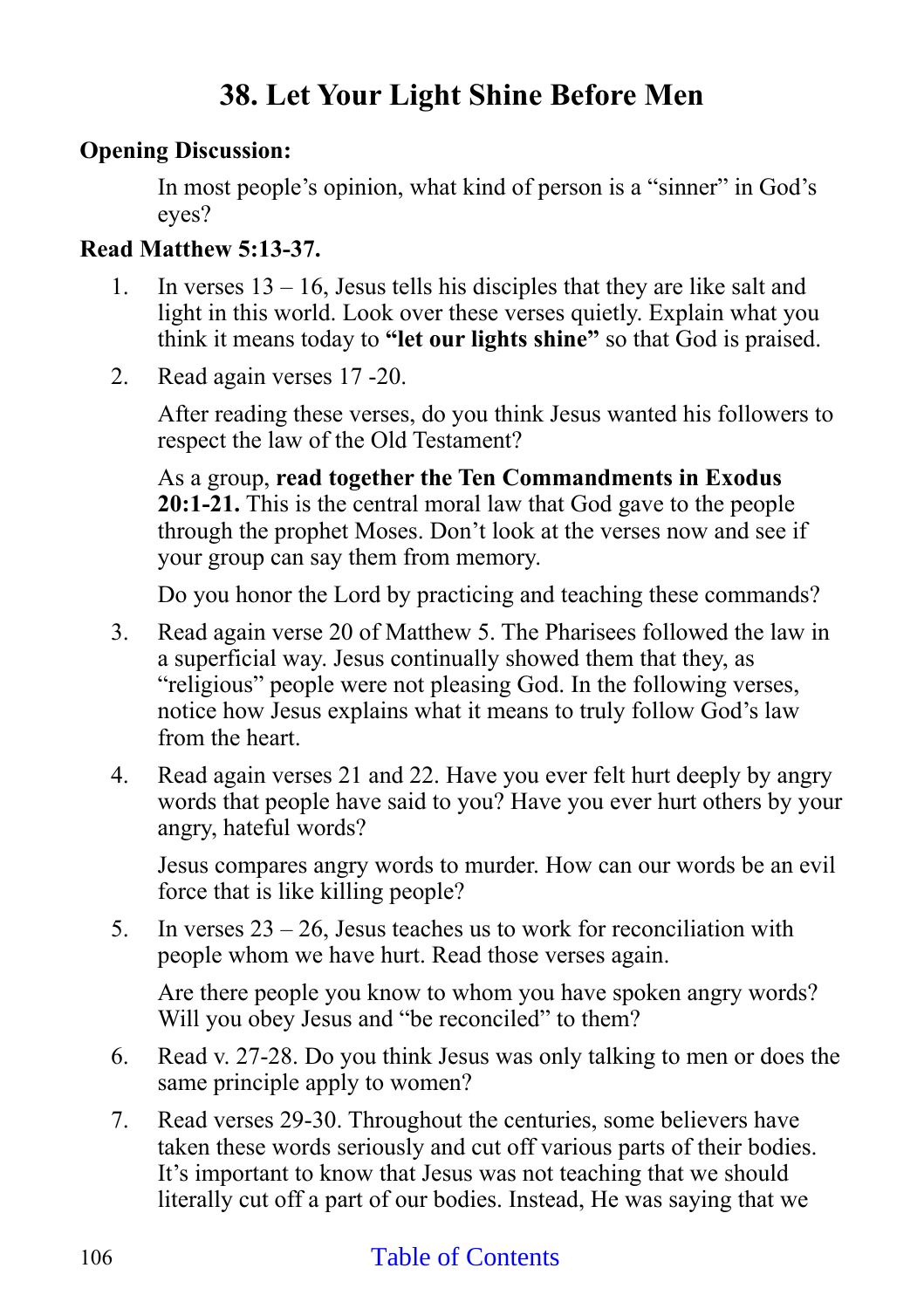# 38. Let Your Light Shine Before Men

**Opening Discussion:**

In most people's opinion, what kind of person is a "sinner" in God's eyes?

**Read Matthew 5:13-37.**

1. In verses 13 – 16, Jesus tells his disciples that they are like salt and light in this world. Look over these verses quietly. Explain what you think it means today to **"let our lights shine"** so that God is praised.

2. Read again verses 17 -20.

   After reading these verses, do you think Jesus wanted his followers to respect the law of the Old Testament?

   As a group, **read together the Ten Commandments in Exodus 20:1-21.** This is the central moral law that God gave to the people through the prophet Moses. Don't look at the verses now and see if your group can say them from memory.

   Do you honor the Lord by practicing and teaching these commands?

3. Read again verse 20 of Matthew 5. The Pharisees followed the law in a superficial way. Jesus continually showed them that they, as "religious" people were not pleasing God. In the following verses, notice how Jesus explains what it means to truly follow God's law from the heart.

4. Read again verses 21 and 22. Have you ever felt hurt deeply by angry words that people have said to you? Have you ever hurt others by your angry, hateful words?

   Jesus compares angry words to murder. How can our words be an evil force that is like killing people?

5. In verses 23 – 26, Jesus teaches us to work for reconciliation with people whom we have hurt. Read those verses again.

   Are there people you know to whom you have spoken angry words? Will you obey Jesus and "be reconciled" to them?

6. Read v. 27-28. Do you think Jesus was only talking to men or does the same principle apply to women?

7. Read verses 29-30. Throughout the centuries, some believers have taken these words seriously and cut off various parts of their bodies. It's important to know that Jesus was not teaching that we should literally cut off a part of our bodies. Instead, He was saying that we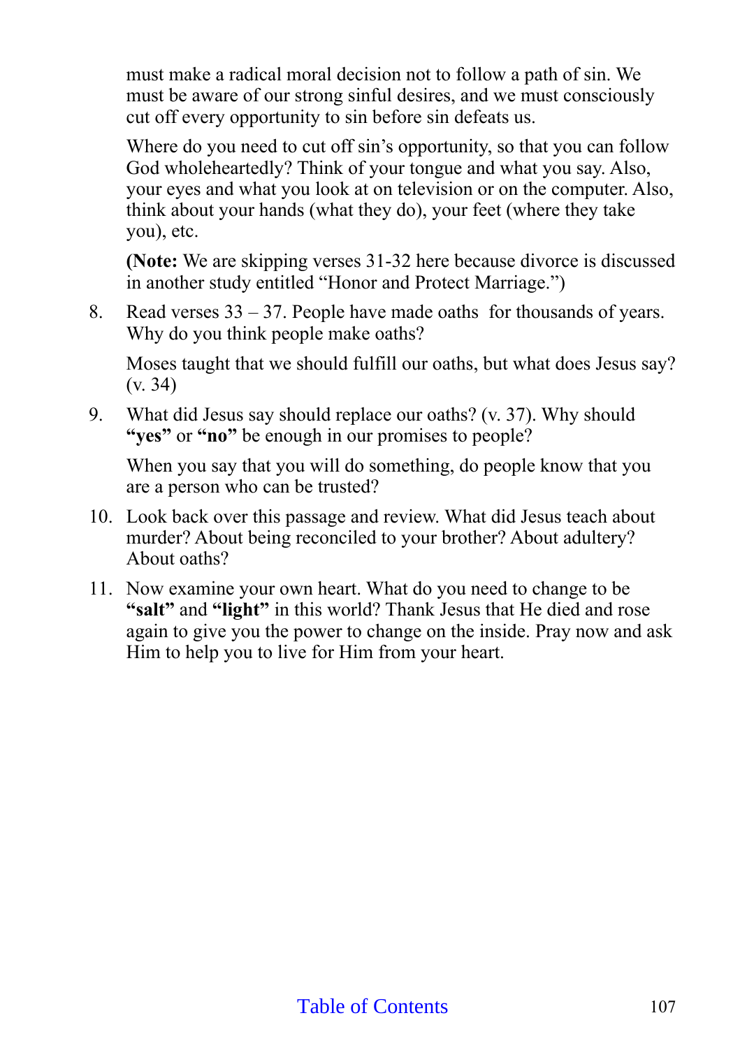must make a radical moral decision not to follow a path of sin. We must be aware of our strong sinful desires, and we must consciously cut off every opportunity to sin before sin defeats us.

Where do you need to cut off sin's opportunity, so that you can follow God wholeheartedly? Think of your tongue and what you say. Also, your eyes and what you look at on television or on the computer. Also, think about your hands (what they do), your feet (where they take you), etc.

**(Note:** We are skipping verses 31-32 here because divorce is discussed in another study entitled "Honor and Protect Marriage.")

8. Read verses 33 – 37. People have made oaths for thousands of years. Why do you think people make oaths?

   Moses taught that we should fulfill our oaths, but what does Jesus say? (v. 34)

9. What did Jesus say should replace our oaths? (v. 37). Why should **"yes"** or **"no"** be enough in our promises to people?

   When you say that you will do something, do people know that you are a person who can be trusted?

10. Look back over this passage and review. What did Jesus teach about murder? About being reconciled to your brother? About adultery? About oaths?

11. Now examine your own heart. What do you need to change to be **"salt"** and **"light"** in this world? Thank Jesus that He died and rose again to give you the power to change on the inside. Pray now and ask Him to help you to live for Him from your heart.

Table of Contents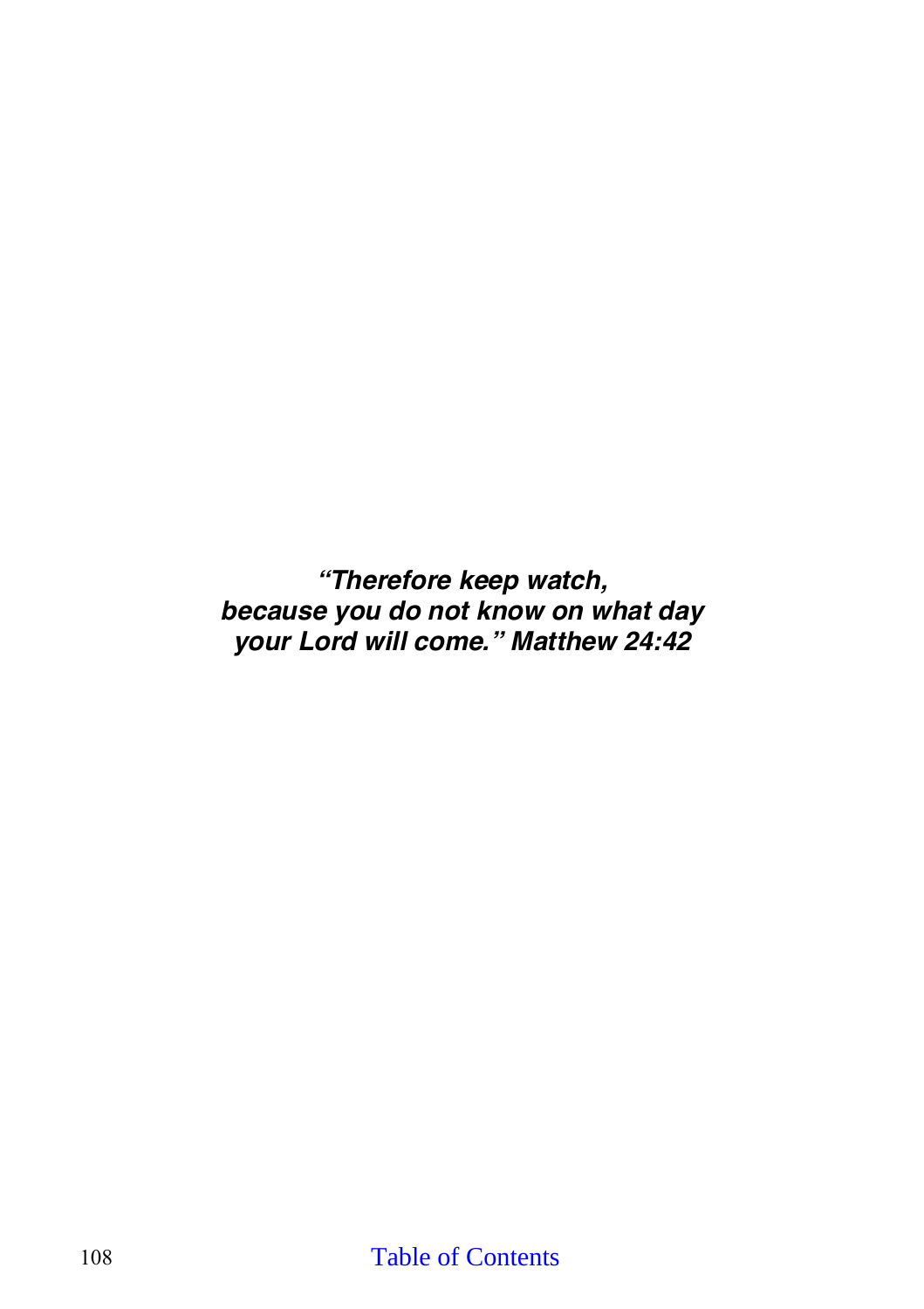***"Therefore keep watch,***
***because you do not know on what day***
***your Lord will come." Matthew 24:42***

Table of Contents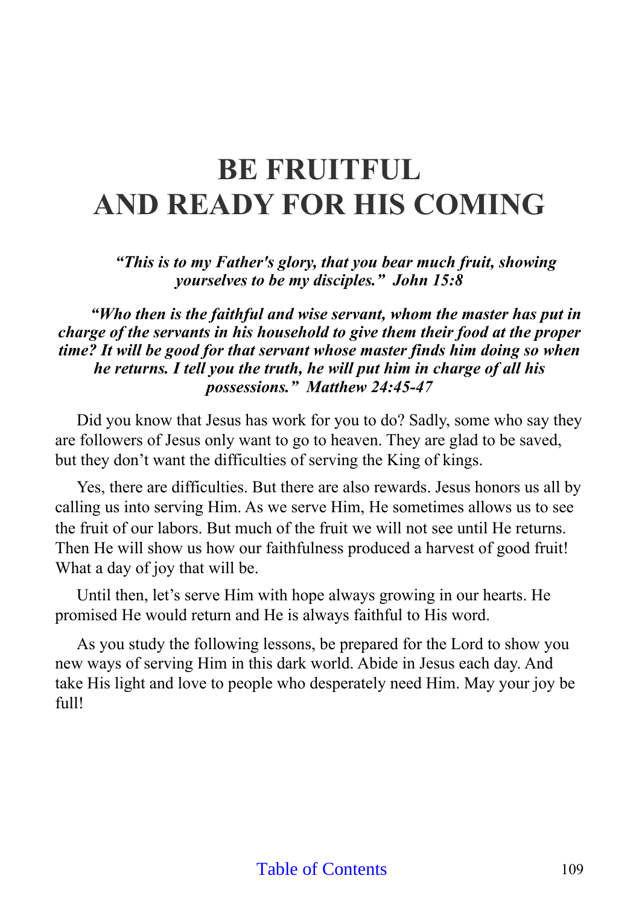# BE FRUITFUL AND READY FOR HIS COMING

***"This is to my Father's glory, that you bear much fruit, showing yourselves to be my disciples." John 15:8***

***"Who then is the faithful and wise servant, whom the master has put in charge of the servants in his household to give them their food at the proper time? It will be good for that servant whose master finds him doing so when he returns. I tell you the truth, he will put him in charge of all his possessions." Matthew 24:45-47***

Did you know that Jesus has work for you to do? Sadly, some who say they are followers of Jesus only want to go to heaven. They are glad to be saved, but they don't want the difficulties of serving the King of kings.

Yes, there are difficulties. But there are also rewards. Jesus honors us all by calling us into serving Him. As we serve Him, He sometimes allows us to see the fruit of our labors. But much of the fruit we will not see until He returns. Then He will show us how our faithfulness produced a harvest of good fruit! What a day of joy that will be.

Until then, let's serve Him with hope always growing in our hearts. He promised He would return and He is always faithful to His word.

As you study the following lessons, be prepared for the Lord to show you new ways of serving Him in this dark world. Abide in Jesus each day. And take His light and love to people who desperately need Him. May your joy be full!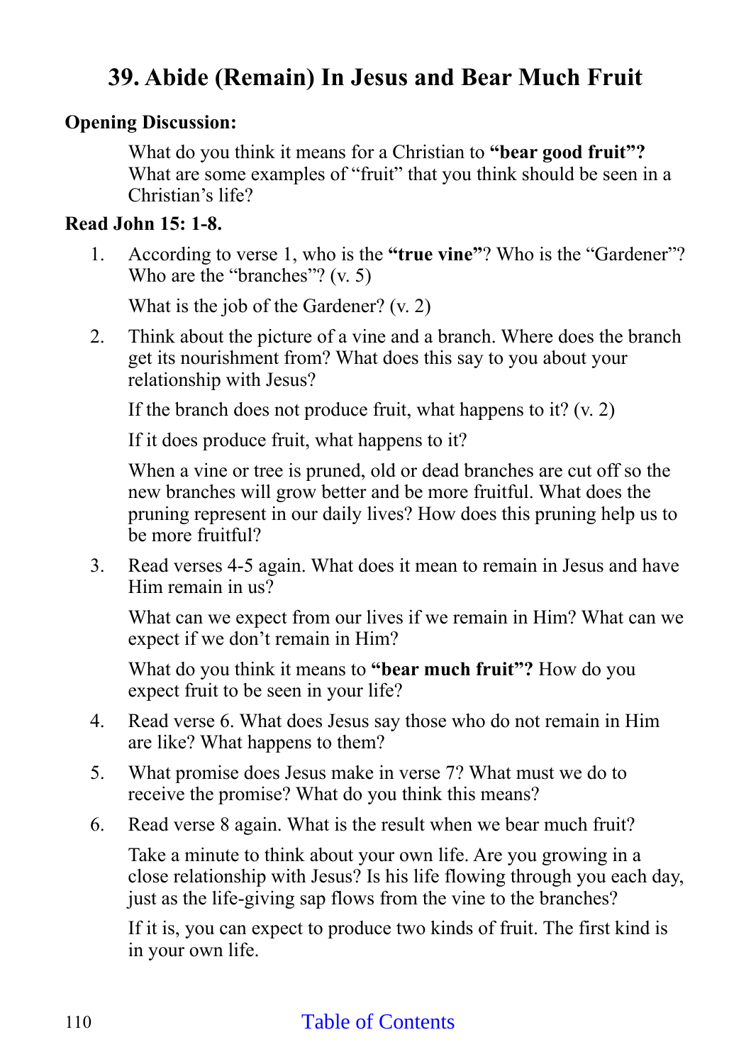# 39. Abide (Remain) In Jesus and Bear Much Fruit

**Opening Discussion:**

What do you think it means for a Christian to **"bear good fruit"?** What are some examples of "fruit" that you think should be seen in a Christian's life?

**Read John 15: 1-8.**

1. According to verse 1, who is the **"true vine"**? Who is the "Gardener"? Who are the "branches"? (v. 5)

   What is the job of the Gardener? (v. 2)

2. Think about the picture of a vine and a branch. Where does the branch get its nourishment from? What does this say to you about your relationship with Jesus?

   If the branch does not produce fruit, what happens to it? (v. 2)

   If it does produce fruit, what happens to it?

   When a vine or tree is pruned, old or dead branches are cut off so the new branches will grow better and be more fruitful. What does the pruning represent in our daily lives? How does this pruning help us to be more fruitful?

3. Read verses 4-5 again. What does it mean to remain in Jesus and have Him remain in us?

   What can we expect from our lives if we remain in Him? What can we expect if we don't remain in Him?

   What do you think it means to **"bear much fruit"?** How do you expect fruit to be seen in your life?

4. Read verse 6. What does Jesus say those who do not remain in Him are like? What happens to them?

5. What promise does Jesus make in verse 7? What must we do to receive the promise? What do you think this means?

6. Read verse 8 again. What is the result when we bear much fruit?

   Take a minute to think about your own life. Are you growing in a close relationship with Jesus? Is his life flowing through you each day, just as the life-giving sap flows from the vine to the branches?

   If it is, you can expect to produce two kinds of fruit. The first kind is in your own life.

Table of Contents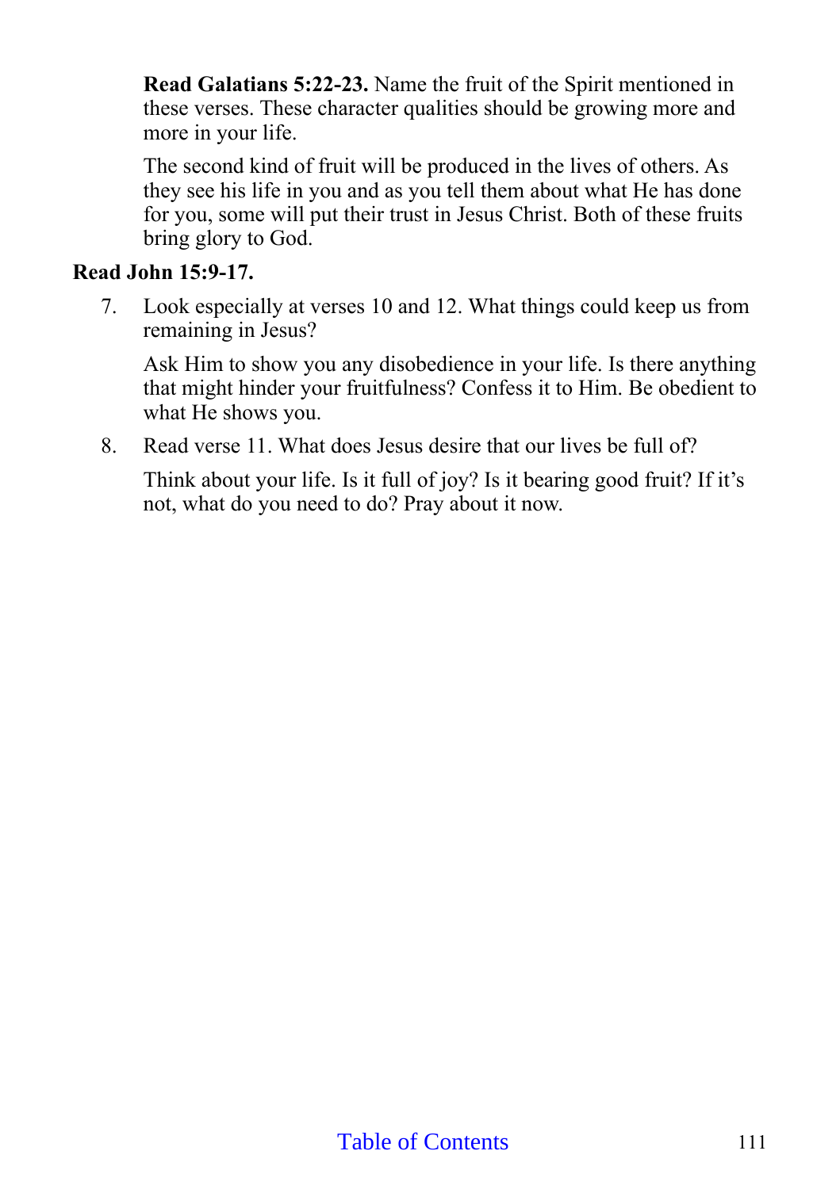**Read Galatians 5:22-23.** Name the fruit of the Spirit mentioned in these verses. These character qualities should be growing more and more in your life.

The second kind of fruit will be produced in the lives of others. As they see his life in you and as you tell them about what He has done for you, some will put their trust in Jesus Christ. Both of these fruits bring glory to God.

**Read John 15:9-17.**

7. Look especially at verses 10 and 12. What things could keep us from remaining in Jesus?

   Ask Him to show you any disobedience in your life. Is there anything that might hinder your fruitfulness? Confess it to Him. Be obedient to what He shows you.

8. Read verse 11. What does Jesus desire that our lives be full of?

   Think about your life. Is it full of joy? Is it bearing good fruit? If it's not, what do you need to do? Pray about it now.

Table of Contents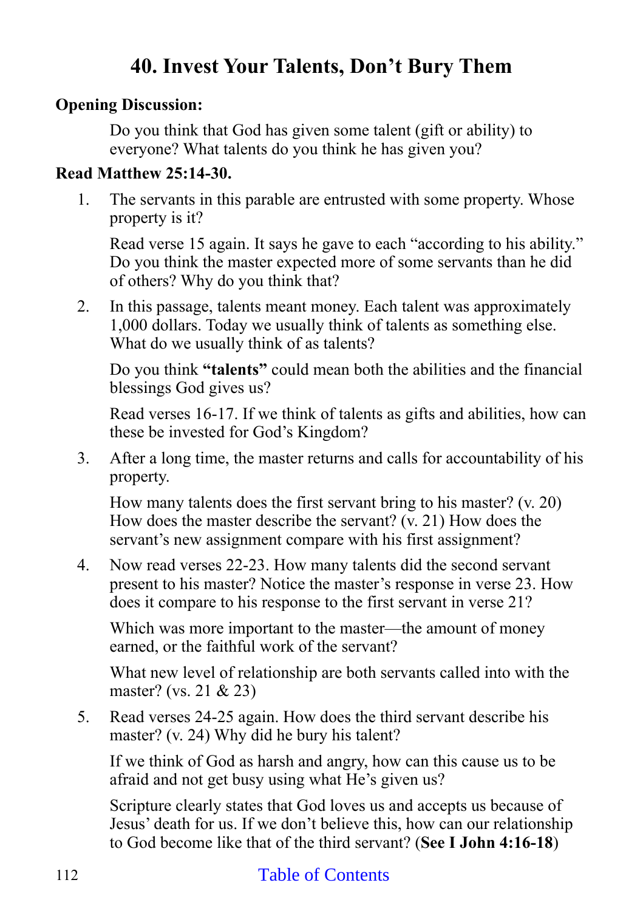# 40. Invest Your Talents, Don't Bury Them

**Opening Discussion:**

Do you think that God has given some talent (gift or ability) to everyone? What talents do you think he has given you?

**Read Matthew 25:14-30.**

1. The servants in this parable are entrusted with some property. Whose property is it?

   Read verse 15 again. It says he gave to each "according to his ability." Do you think the master expected more of some servants than he did of others? Why do you think that?

2. In this passage, talents meant money. Each talent was approximately 1,000 dollars. Today we usually think of talents as something else. What do we usually think of as talents?

   Do you think **"talents"** could mean both the abilities and the financial blessings God gives us?

   Read verses 16-17. If we think of talents as gifts and abilities, how can these be invested for God's Kingdom?

3. After a long time, the master returns and calls for accountability of his property.

   How many talents does the first servant bring to his master? (v. 20) How does the master describe the servant? (v. 21) How does the servant's new assignment compare with his first assignment?

4. Now read verses 22-23. How many talents did the second servant present to his master? Notice the master's response in verse 23. How does it compare to his response to the first servant in verse 21?

   Which was more important to the master—the amount of money earned, or the faithful work of the servant?

   What new level of relationship are both servants called into with the master? (vs. 21 & 23)

5. Read verses 24-25 again. How does the third servant describe his master? (v. 24) Why did he bury his talent?

   If we think of God as harsh and angry, how can this cause us to be afraid and not get busy using what He's given us?

   Scripture clearly states that God loves us and accepts us because of Jesus' death for us. If we don't believe this, how can our relationship to God become like that of the third servant? (**See I John 4:16-18**)

Table of Contents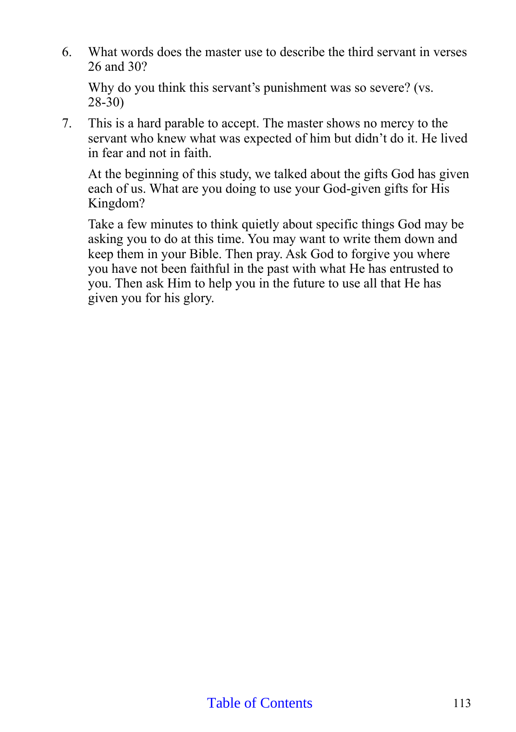6. What words does the master use to describe the third servant in verses 26 and 30?

   Why do you think this servant's punishment was so severe? (vs. 28-30)

7. This is a hard parable to accept. The master shows no mercy to the servant who knew what was expected of him but didn't do it. He lived in fear and not in faith.

   At the beginning of this study, we talked about the gifts God has given each of us. What are you doing to use your God-given gifts for His Kingdom?

   Take a few minutes to think quietly about specific things God may be asking you to do at this time. You may want to write them down and keep them in your Bible. Then pray. Ask God to forgive you where you have not been faithful in the past with what He has entrusted to you. Then ask Him to help you in the future to use all that He has given you for his glory.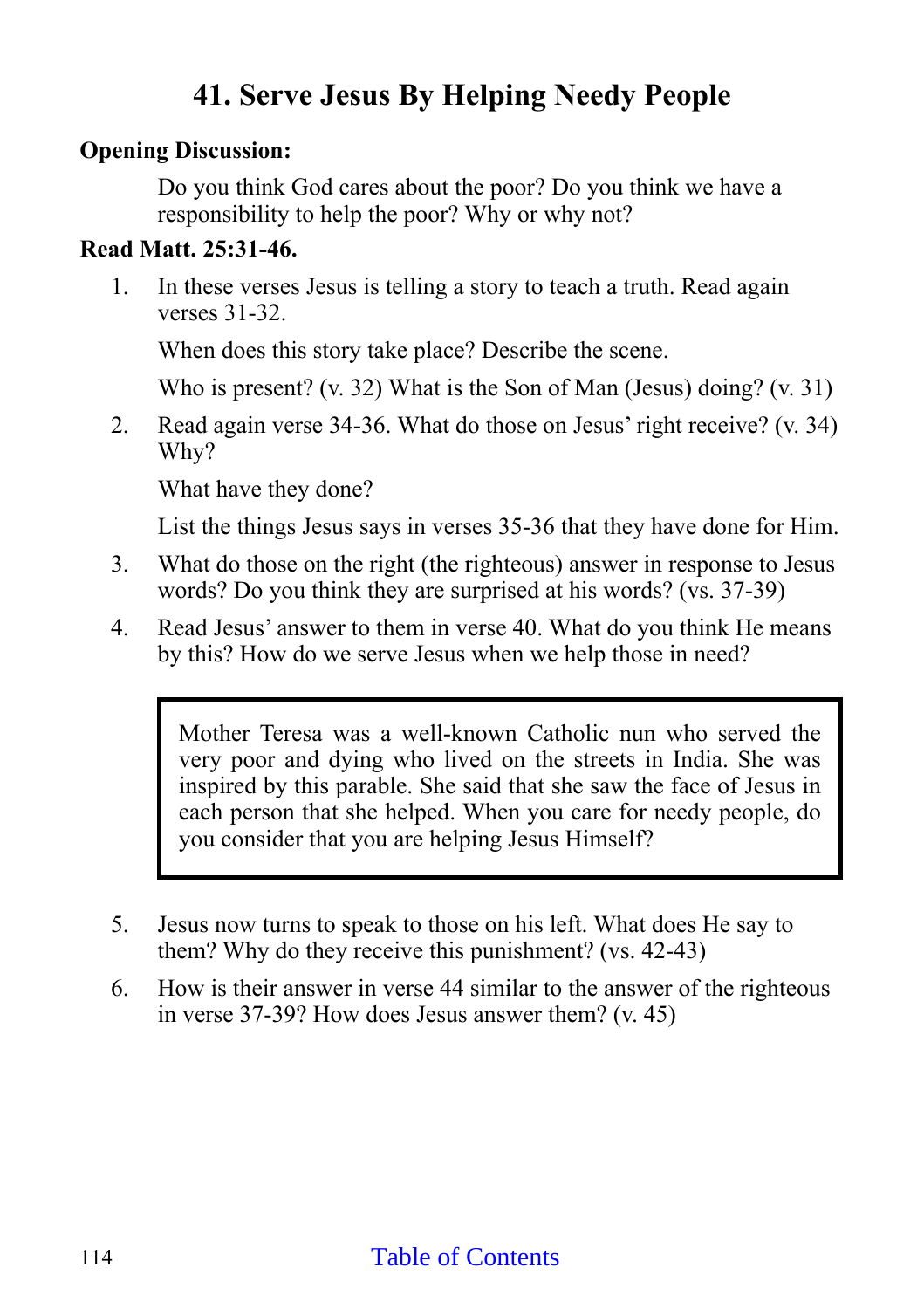# 41. Serve Jesus By Helping Needy People

**Opening Discussion:**

Do you think God cares about the poor? Do you think we have a responsibility to help the poor? Why or why not?

**Read Matt. 25:31-46.**

1. In these verses Jesus is telling a story to teach a truth. Read again verses 31-32.

   When does this story take place? Describe the scene.

   Who is present? (v. 32) What is the Son of Man (Jesus) doing? (v. 31)

2. Read again verse 34-36. What do those on Jesus' right receive? (v. 34) Why?

   What have they done?

   List the things Jesus says in verses 35-36 that they have done for Him.

3. What do those on the right (the righteous) answer in response to Jesus words? Do you think they are surprised at his words? (vs. 37-39)

4. Read Jesus' answer to them in verse 40. What do you think He means by this? How do we serve Jesus when we help those in need?

> Mother Teresa was a well-known Catholic nun who served the very poor and dying who lived on the streets in India. She was inspired by this parable. She said that she saw the face of Jesus in each person that she helped. When you care for needy people, do you consider that you are helping Jesus Himself?

5. Jesus now turns to speak to those on his left. What does He say to them? Why do they receive this punishment? (vs. 42-43)

6. How is their answer in verse 44 similar to the answer of the righteous in verse 37-39? How does Jesus answer them? (v. 45)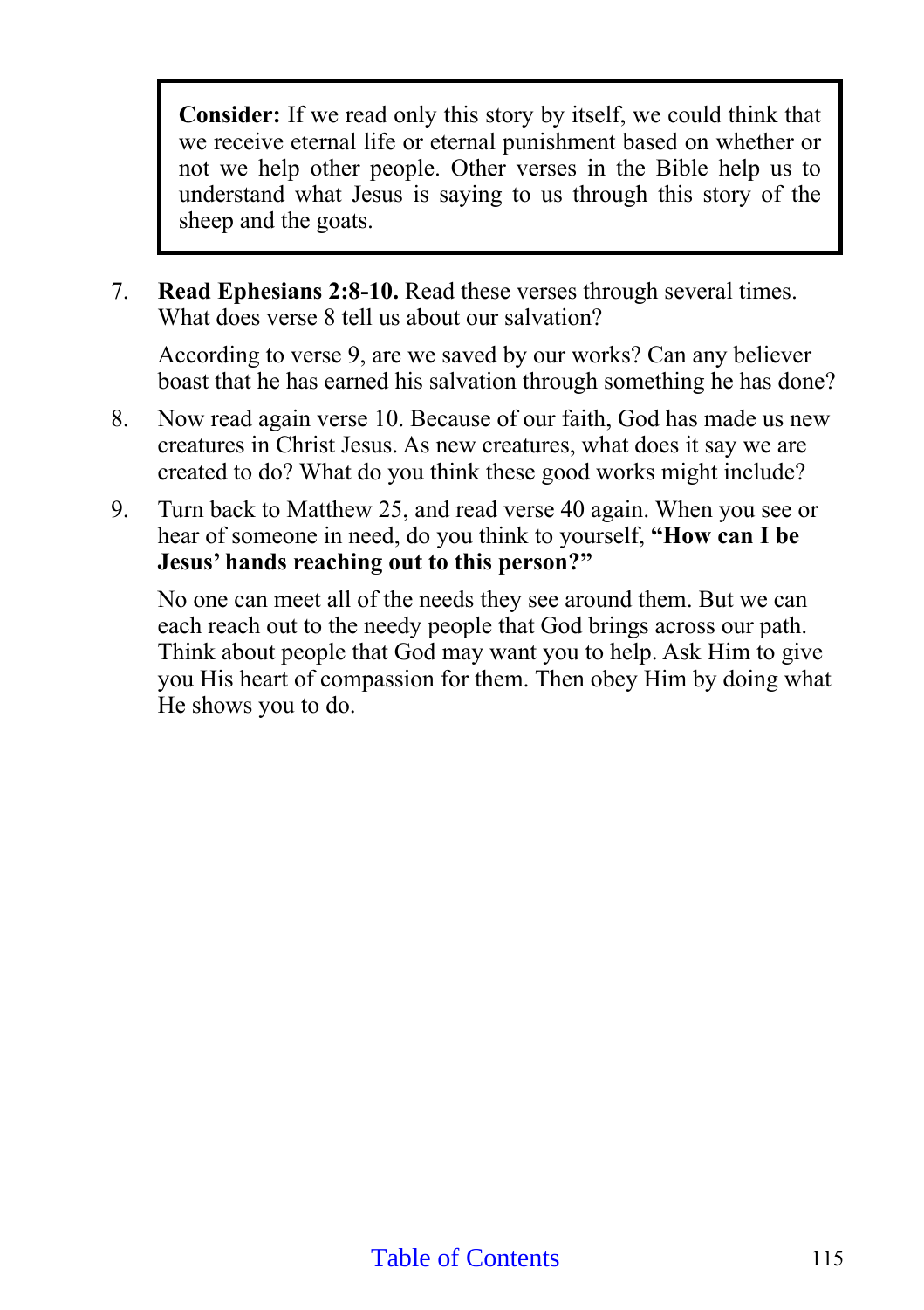> **Consider:** If we read only this story by itself, we could think that we receive eternal life or eternal punishment based on whether or not we help other people. Other verses in the Bible help us to understand what Jesus is saying to us through this story of the sheep and the goats.

7. **Read Ephesians 2:8-10.** Read these verses through several times. What does verse 8 tell us about our salvation?

   According to verse 9, are we saved by our works? Can any believer boast that he has earned his salvation through something he has done?

8. Now read again verse 10. Because of our faith, God has made us new creatures in Christ Jesus. As new creatures, what does it say we are created to do? What do you think these good works might include?

9. Turn back to Matthew 25, and read verse 40 again. When you see or hear of someone in need, do you think to yourself, **"How can I be Jesus' hands reaching out to this person?"**

   No one can meet all of the needs they see around them. But we can each reach out to the needy people that God brings across our path. Think about people that God may want you to help. Ask Him to give you His heart of compassion for them. Then obey Him by doing what He shows you to do.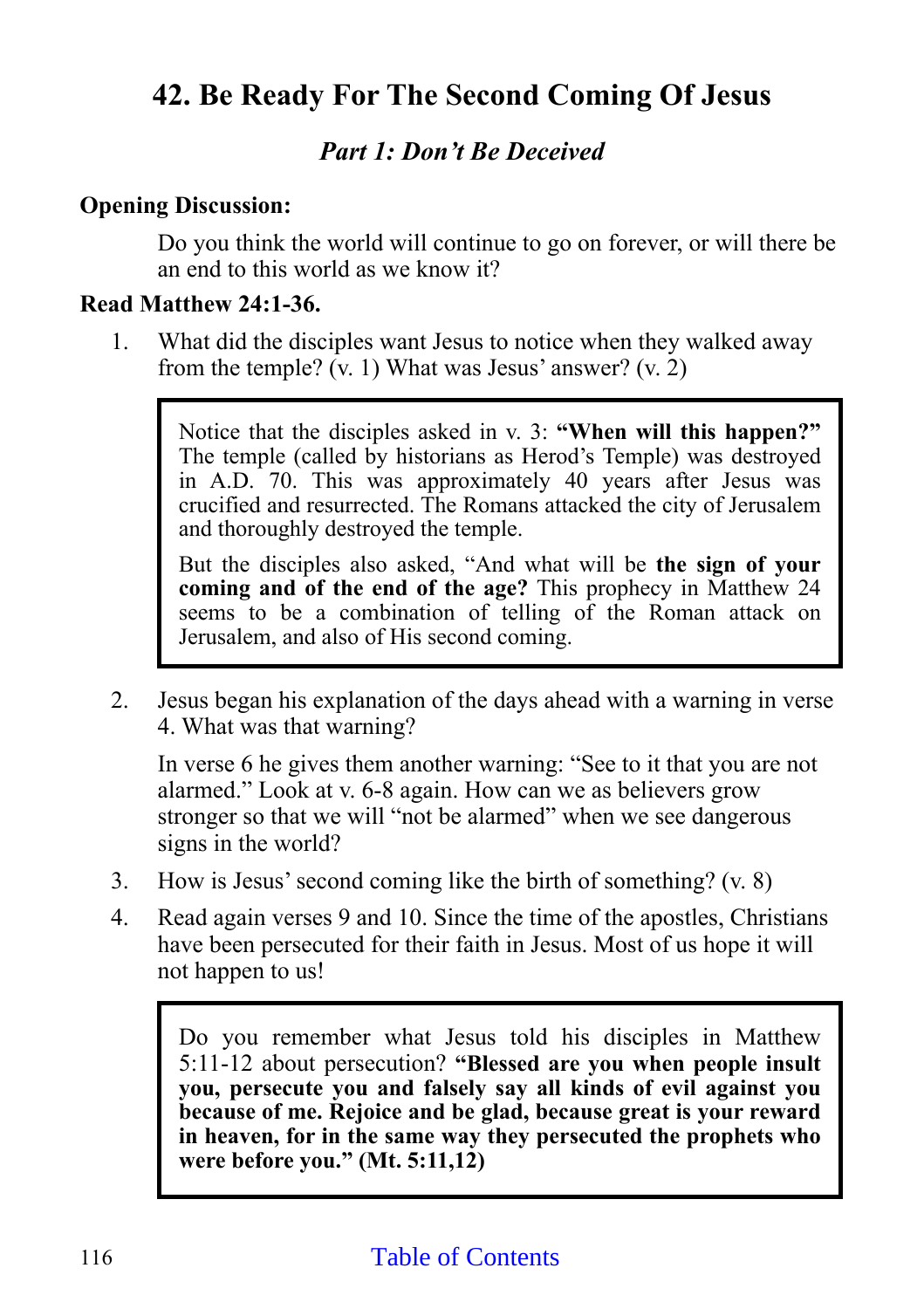# 42. Be Ready For The Second Coming Of Jesus

## *Part 1: Don't Be Deceived*

**Opening Discussion:**

Do you think the world will continue to go on forever, or will there be an end to this world as we know it?

**Read Matthew 24:1-36.**

1. What did the disciples want Jesus to notice when they walked away from the temple? (v. 1) What was Jesus' answer? (v. 2)

> Notice that the disciples asked in v. 3: **"When will this happen?"** The temple (called by historians as Herod's Temple) was destroyed in A.D. 70. This was approximately 40 years after Jesus was crucified and resurrected. The Romans attacked the city of Jerusalem and thoroughly destroyed the temple.
>
> But the disciples also asked, "And what will be **the sign of your coming and of the end of the age?** This prophecy in Matthew 24 seems to be a combination of telling of the Roman attack on Jerusalem, and also of His second coming.

2. Jesus began his explanation of the days ahead with a warning in verse 4. What was that warning?

   In verse 6 he gives them another warning: "See to it that you are not alarmed." Look at v. 6-8 again. How can we as believers grow stronger so that we will "not be alarmed" when we see dangerous signs in the world?

3. How is Jesus' second coming like the birth of something? (v. 8)

4. Read again verses 9 and 10. Since the time of the apostles, Christians have been persecuted for their faith in Jesus. Most of us hope it will not happen to us!

> Do you remember what Jesus told his disciples in Matthew 5:11-12 about persecution? **"Blessed are you when people insult you, persecute you and falsely say all kinds of evil against you because of me. Rejoice and be glad, because great is your reward in heaven, for in the same way they persecuted the prophets who were before you." (Mt. 5:11,12)**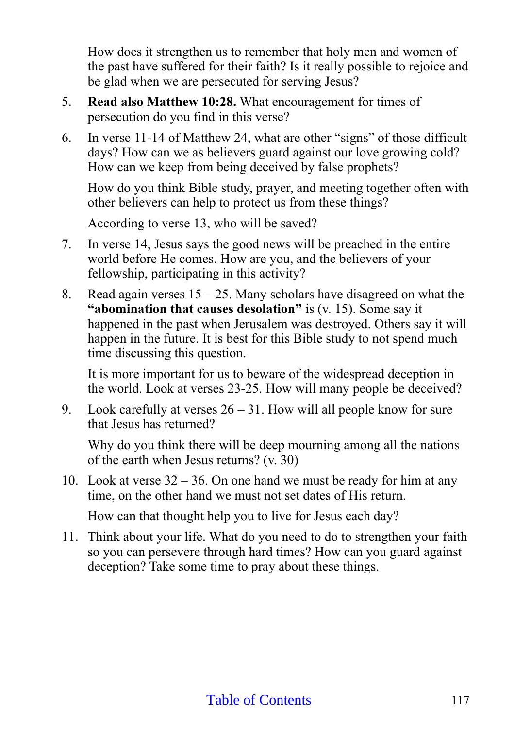How does it strengthen us to remember that holy men and women of the past have suffered for their faith? Is it really possible to rejoice and be glad when we are persecuted for serving Jesus?

5. **Read also Matthew 10:28.** What encouragement for times of persecution do you find in this verse?

6. In verse 11-14 of Matthew 24, what are other "signs" of those difficult days? How can we as believers guard against our love growing cold? How can we keep from being deceived by false prophets?

   How do you think Bible study, prayer, and meeting together often with other believers can help to protect us from these things?

   According to verse 13, who will be saved?

7. In verse 14, Jesus says the good news will be preached in the entire world before He comes. How are you, and the believers of your fellowship, participating in this activity?

8. Read again verses 15 – 25. Many scholars have disagreed on what the **"abomination that causes desolation"** is (v. 15). Some say it happened in the past when Jerusalem was destroyed. Others say it will happen in the future. It is best for this Bible study to not spend much time discussing this question.

   It is more important for us to beware of the widespread deception in the world. Look at verses 23-25. How will many people be deceived?

9. Look carefully at verses 26 – 31. How will all people know for sure that Jesus has returned?

   Why do you think there will be deep mourning among all the nations of the earth when Jesus returns? (v. 30)

10. Look at verse 32 – 36. On one hand we must be ready for him at any time, on the other hand we must not set dates of His return.

    How can that thought help you to live for Jesus each day?

11. Think about your life. What do you need to do to strengthen your faith so you can persevere through hard times? How can you guard against deception? Take some time to pray about these things.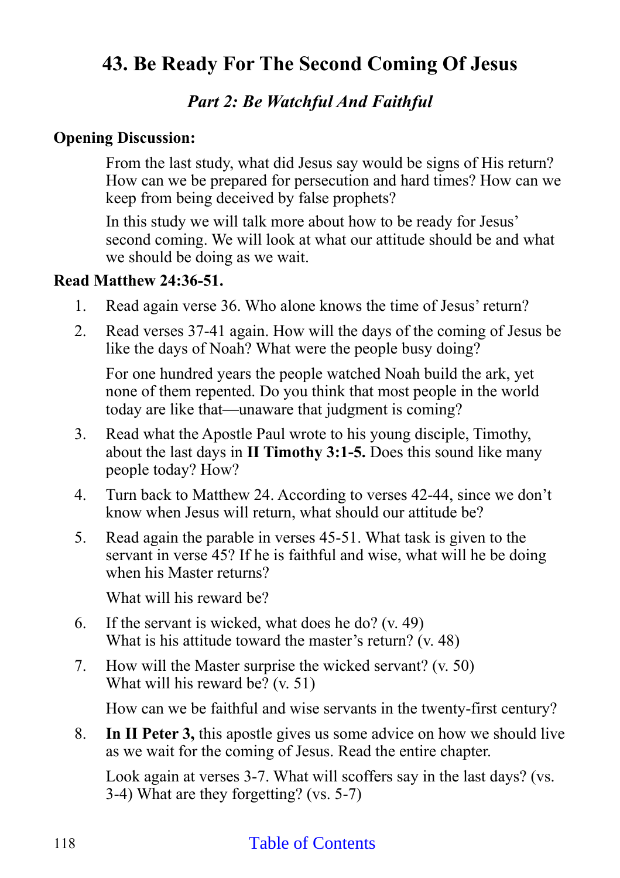# 43. Be Ready For The Second Coming Of Jesus

## *Part 2: Be Watchful And Faithful*

**Opening Discussion:**

From the last study, what did Jesus say would be signs of His return? How can we be prepared for persecution and hard times? How can we keep from being deceived by false prophets?

In this study we will talk more about how to be ready for Jesus' second coming. We will look at what our attitude should be and what we should be doing as we wait.

**Read Matthew 24:36-51.**

1. Read again verse 36. Who alone knows the time of Jesus' return?

2. Read verses 37-41 again. How will the days of the coming of Jesus be like the days of Noah? What were the people busy doing?

   For one hundred years the people watched Noah build the ark, yet none of them repented. Do you think that most people in the world today are like that—unaware that judgment is coming?

3. Read what the Apostle Paul wrote to his young disciple, Timothy, about the last days in **II Timothy 3:1-5.** Does this sound like many people today? How?

4. Turn back to Matthew 24. According to verses 42-44, since we don't know when Jesus will return, what should our attitude be?

5. Read again the parable in verses 45-51. What task is given to the servant in verse 45? If he is faithful and wise, what will he be doing when his Master returns?

   What will his reward be?

6. If the servant is wicked, what does he do? (v. 49)
   What is his attitude toward the master's return? (v. 48)

7. How will the Master surprise the wicked servant? (v. 50)
   What will his reward be? (v. 51)

   How can we be faithful and wise servants in the twenty-first century?

8. **In II Peter 3,** this apostle gives us some advice on how we should live as we wait for the coming of Jesus. Read the entire chapter.

   Look again at verses 3-7. What will scoffers say in the last days? (vs. 3-4) What are they forgetting? (vs. 5-7)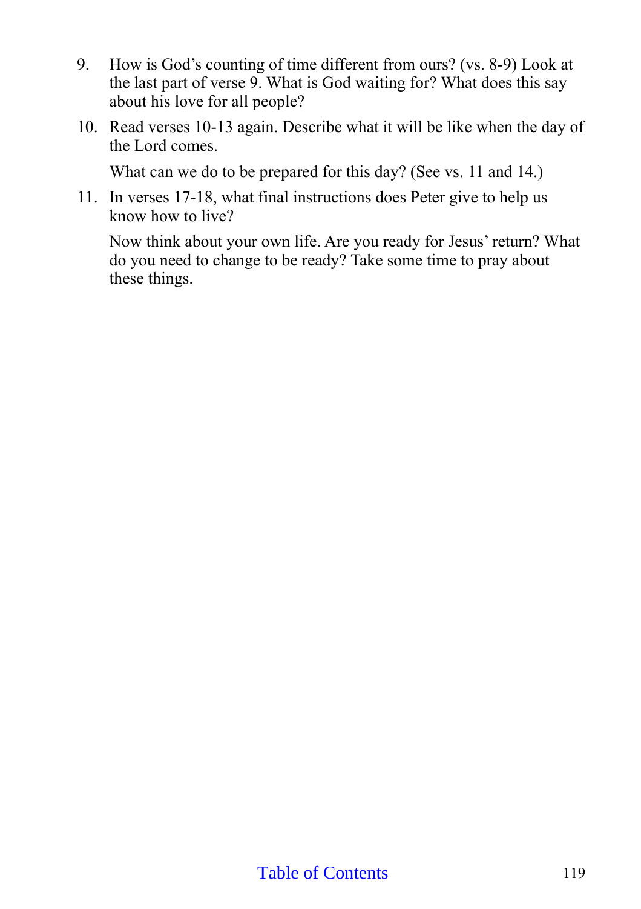9. How is God's counting of time different from ours? (vs. 8-9) Look at the last part of verse 9. What is God waiting for? What does this say about his love for all people?

10. Read verses 10-13 again. Describe what it will be like when the day of the Lord comes.

    What can we do to be prepared for this day? (See vs. 11 and 14.)

11. In verses 17-18, what final instructions does Peter give to help us know how to live?

    Now think about your own life. Are you ready for Jesus' return? What do you need to change to be ready? Take some time to pray about these things.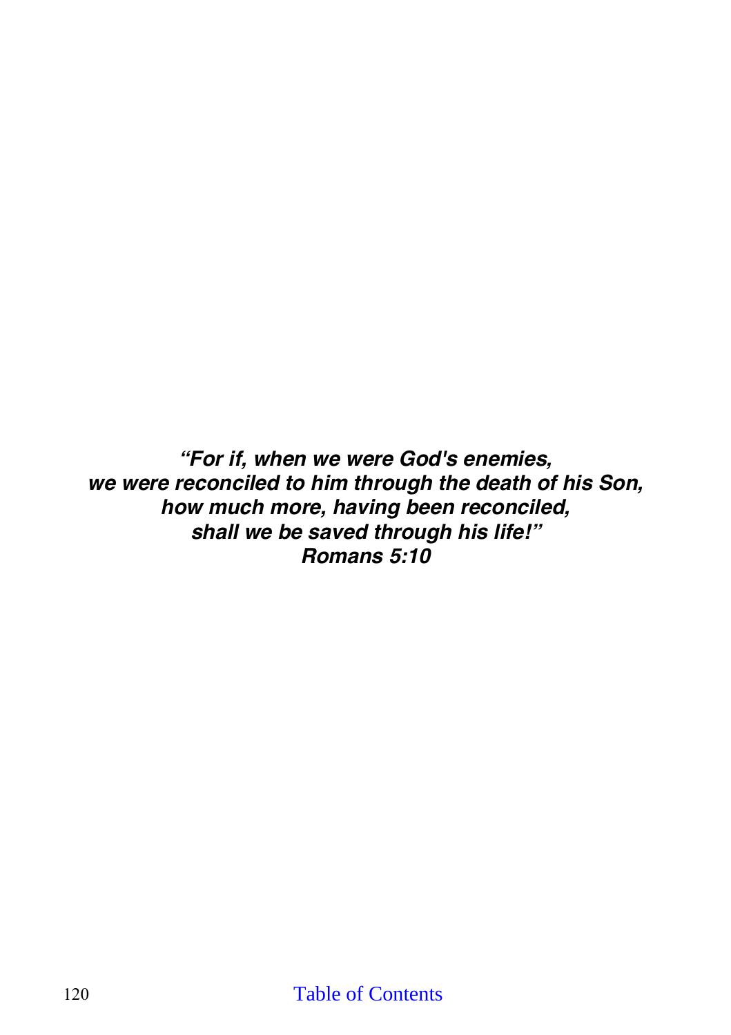***"For if, when we were God's enemies,***
***we were reconciled to him through the death of his Son,***
***how much more, having been reconciled,***
***shall we be saved through his life!"***
***Romans 5:10***

Table of Contents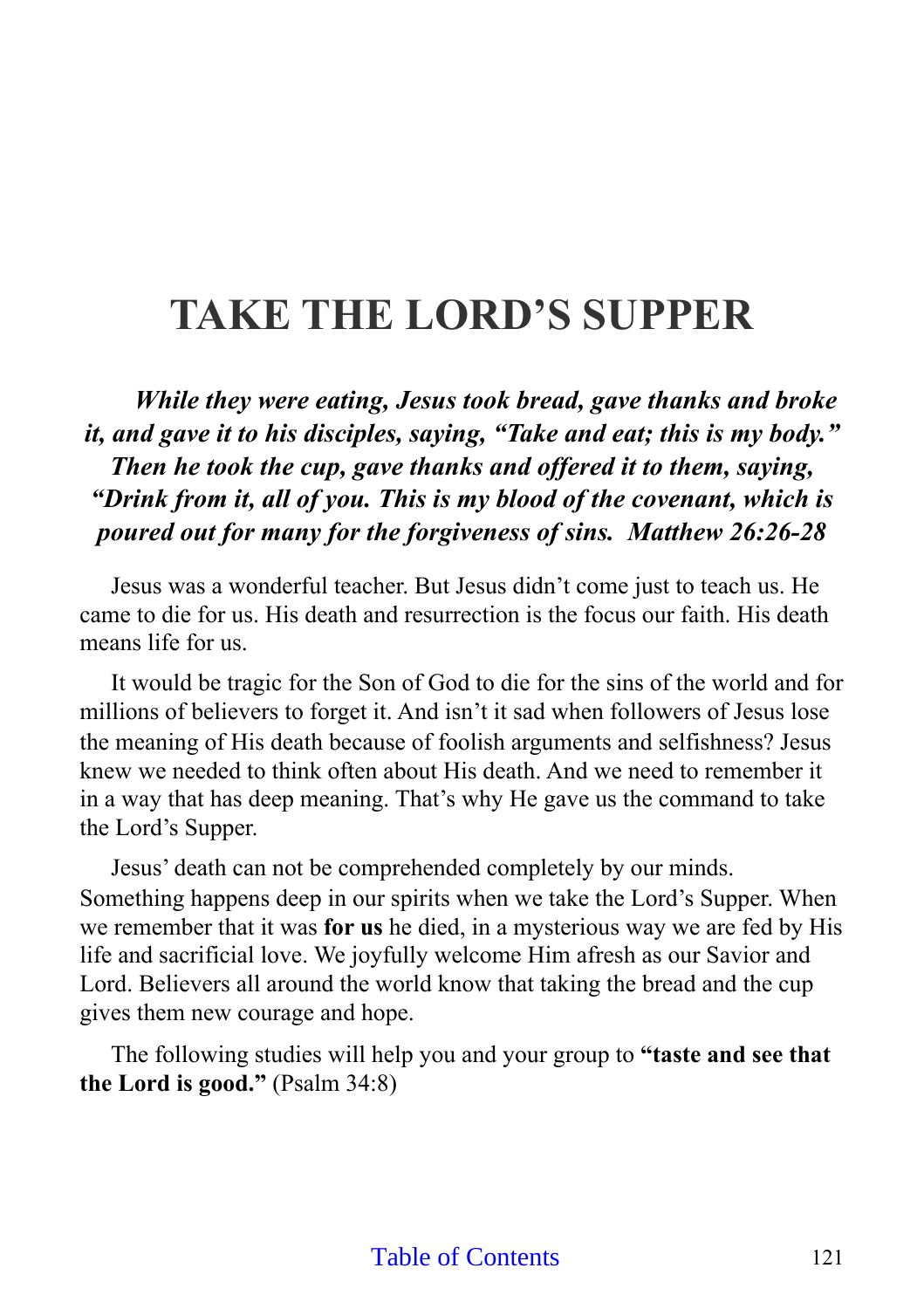# TAKE THE LORD'S SUPPER

***While they were eating, Jesus took bread, gave thanks and broke it, and gave it to his disciples, saying, "Take and eat; this is my body." Then he took the cup, gave thanks and offered it to them, saying, "Drink from it, all of you. This is my blood of the covenant, which is poured out for many for the forgiveness of sins. Matthew 26:26-28***

Jesus was a wonderful teacher. But Jesus didn't come just to teach us. He came to die for us. His death and resurrection is the focus our faith. His death means life for us.

It would be tragic for the Son of God to die for the sins of the world and for millions of believers to forget it. And isn't it sad when followers of Jesus lose the meaning of His death because of foolish arguments and selfishness? Jesus knew we needed to think often about His death. And we need to remember it in a way that has deep meaning. That's why He gave us the command to take the Lord's Supper.

Jesus' death can not be comprehended completely by our minds. Something happens deep in our spirits when we take the Lord's Supper. When we remember that it was **for us** he died, in a mysterious way we are fed by His life and sacrificial love. We joyfully welcome Him afresh as our Savior and Lord. Believers all around the world know that taking the bread and the cup gives them new courage and hope.

The following studies will help you and your group to **"taste and see that the Lord is good."** (Psalm 34:8)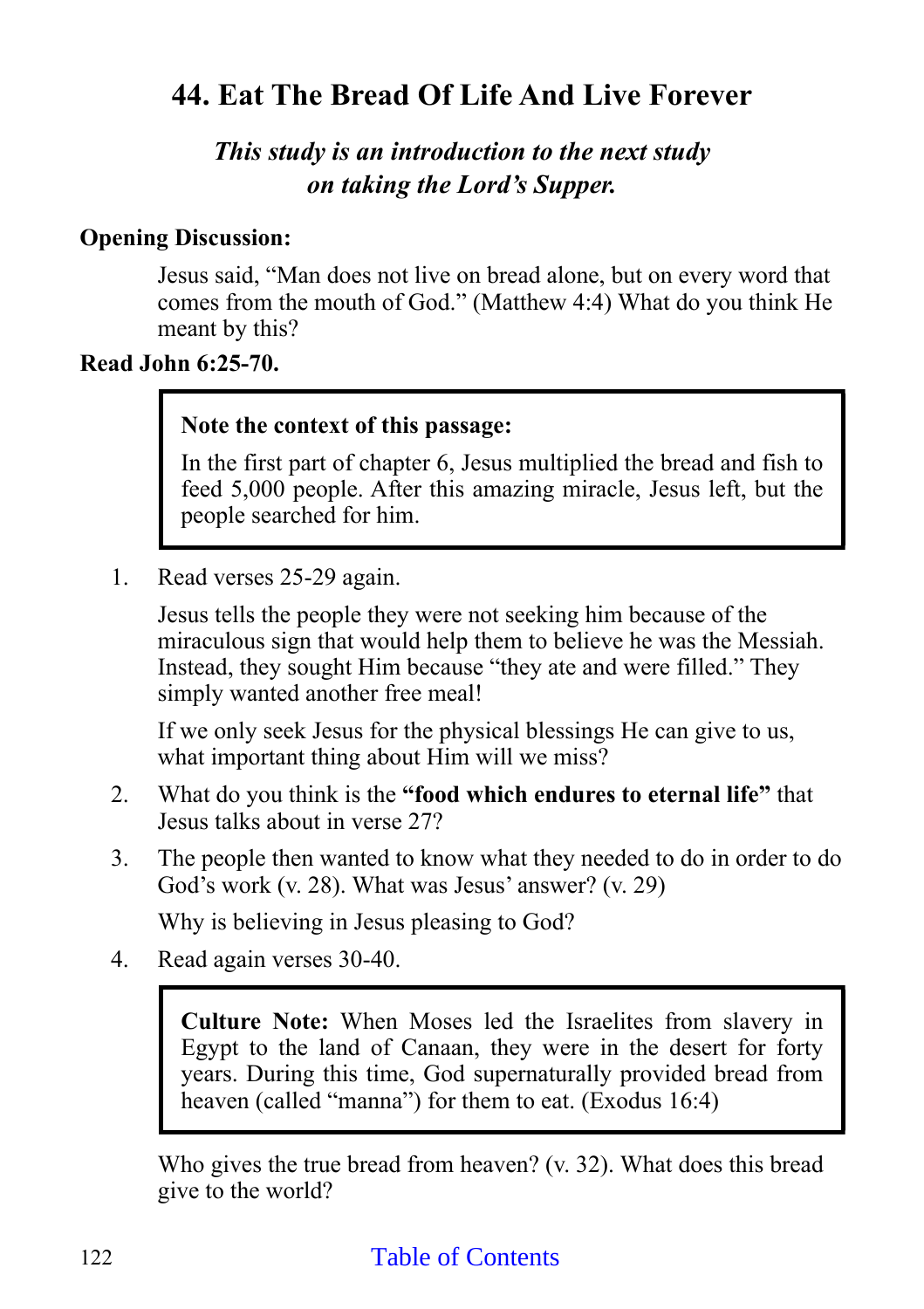# 44. Eat The Bread Of Life And Live Forever

***This study is an introduction to the next study on taking the Lord's Supper.***

**Opening Discussion:**

Jesus said, "Man does not live on bread alone, but on every word that comes from the mouth of God." (Matthew 4:4) What do you think He meant by this?

**Read John 6:25-70.**

> **Note the context of this passage:**
>
> In the first part of chapter 6, Jesus multiplied the bread and fish to feed 5,000 people. After this amazing miracle, Jesus left, but the people searched for him.

1. Read verses 25-29 again.

   Jesus tells the people they were not seeking him because of the miraculous sign that would help them to believe he was the Messiah. Instead, they sought Him because "they ate and were filled." They simply wanted another free meal!

   If we only seek Jesus for the physical blessings He can give to us, what important thing about Him will we miss?

2. What do you think is the **"food which endures to eternal life"** that Jesus talks about in verse 27?

3. The people then wanted to know what they needed to do in order to do God's work (v. 28). What was Jesus' answer? (v. 29)

   Why is believing in Jesus pleasing to God?

4. Read again verses 30-40.

   > **Culture Note:** When Moses led the Israelites from slavery in Egypt to the land of Canaan, they were in the desert for forty years. During this time, God supernaturally provided bread from heaven (called "manna") for them to eat. (Exodus 16:4)

   Who gives the true bread from heaven? (v. 32). What does this bread give to the world?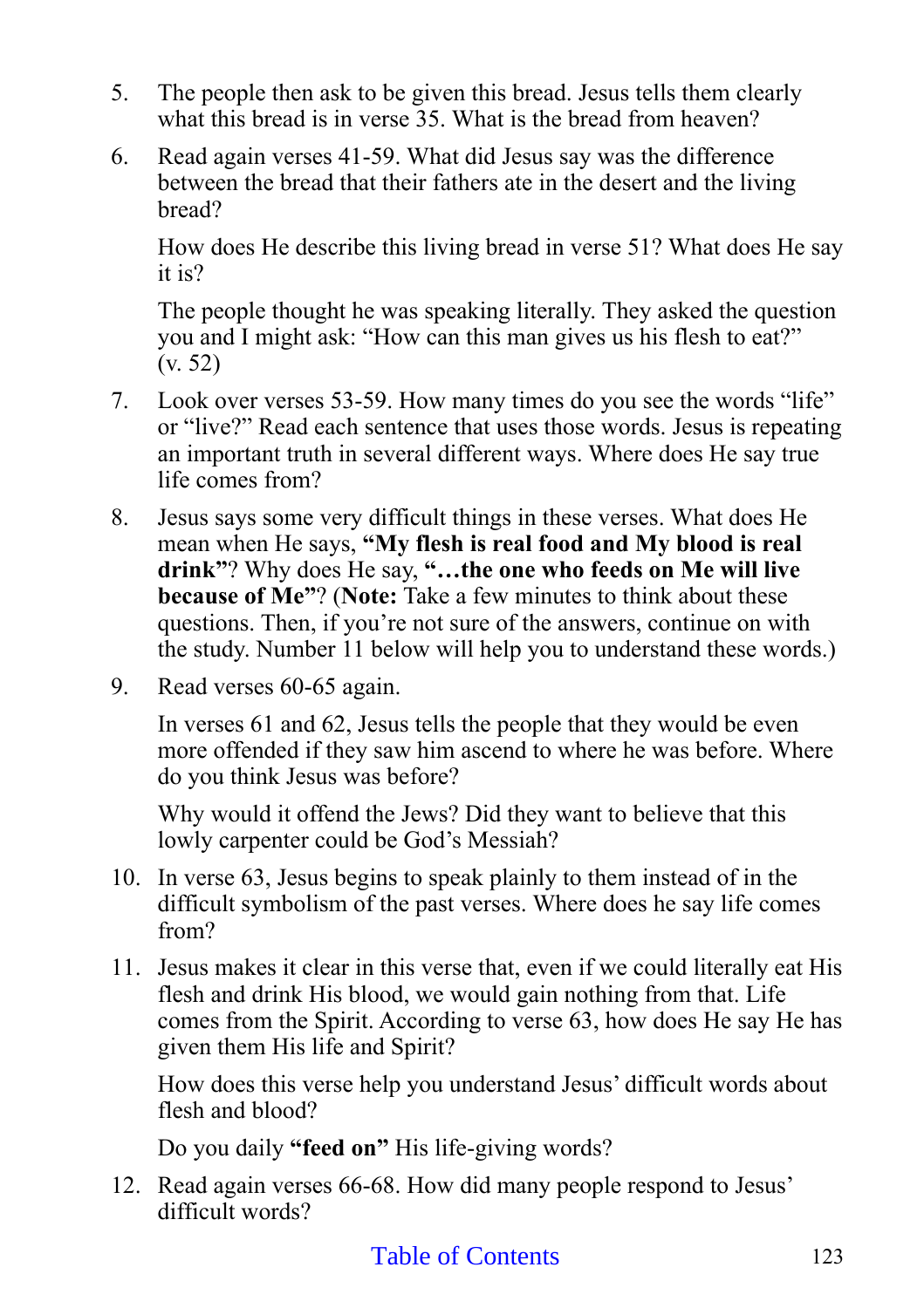5. The people then ask to be given this bread. Jesus tells them clearly what this bread is in verse 35. What is the bread from heaven?

6. Read again verses 41-59. What did Jesus say was the difference between the bread that their fathers ate in the desert and the living bread?

   How does He describe this living bread in verse 51? What does He say it is?

   The people thought he was speaking literally. They asked the question you and I might ask: "How can this man gives us his flesh to eat?" (v. 52)

7. Look over verses 53-59. How many times do you see the words "life" or "live?" Read each sentence that uses those words. Jesus is repeating an important truth in several different ways. Where does He say true life comes from?

8. Jesus says some very difficult things in these verses. What does He mean when He says, **"My flesh is real food and My blood is real drink"**? Why does He say, **"…the one who feeds on Me will live because of Me"**? (**Note:** Take a few minutes to think about these questions. Then, if you're not sure of the answers, continue on with the study. Number 11 below will help you to understand these words.)

9. Read verses 60-65 again.

   In verses 61 and 62, Jesus tells the people that they would be even more offended if they saw him ascend to where he was before. Where do you think Jesus was before?

   Why would it offend the Jews? Did they want to believe that this lowly carpenter could be God's Messiah?

10. In verse 63, Jesus begins to speak plainly to them instead of in the difficult symbolism of the past verses. Where does he say life comes from?

11. Jesus makes it clear in this verse that, even if we could literally eat His flesh and drink His blood, we would gain nothing from that. Life comes from the Spirit. According to verse 63, how does He say He has given them His life and Spirit?

    How does this verse help you understand Jesus' difficult words about flesh and blood?

    Do you daily **"feed on"** His life-giving words?

12. Read again verses 66-68. How did many people respond to Jesus' difficult words?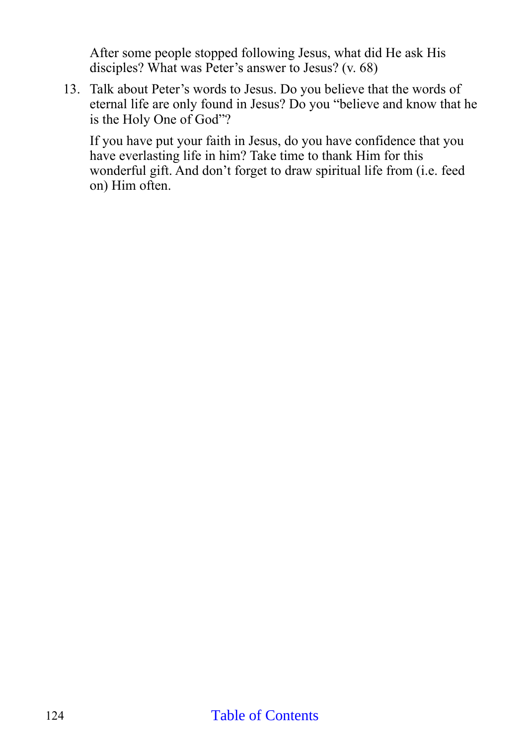After some people stopped following Jesus, what did He ask His disciples? What was Peter's answer to Jesus? (v. 68)

13. Talk about Peter's words to Jesus. Do you believe that the words of eternal life are only found in Jesus? Do you "believe and know that he is the Holy One of God"?

    If you have put your faith in Jesus, do you have confidence that you have everlasting life in him? Take time to thank Him for this wonderful gift. And don't forget to draw spiritual life from (i.e. feed on) Him often.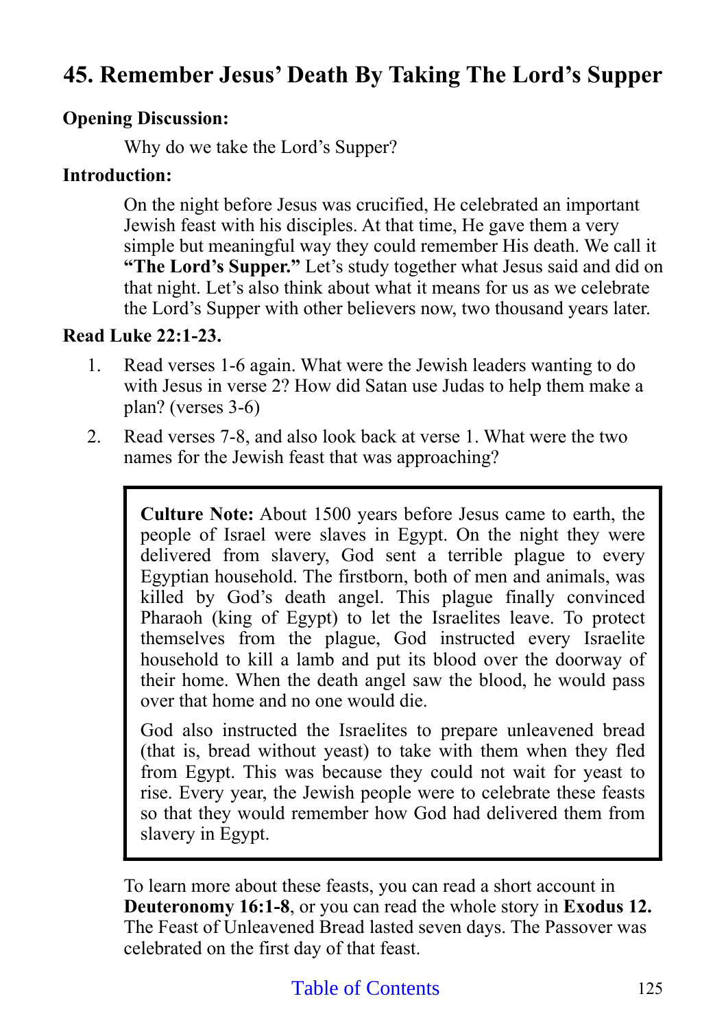## 45. Remember Jesus' Death By Taking The Lord's Supper

**Opening Discussion:**

Why do we take the Lord's Supper?

**Introduction:**

On the night before Jesus was crucified, He celebrated an important Jewish feast with his disciples. At that time, He gave them a very simple but meaningful way they could remember His death. We call it **"The Lord's Supper."** Let's study together what Jesus said and did on that night. Let's also think about what it means for us as we celebrate the Lord's Supper with other believers now, two thousand years later.

**Read Luke 22:1-23.**

1. Read verses 1-6 again. What were the Jewish leaders wanting to do with Jesus in verse 2? How did Satan use Judas to help them make a plan? (verses 3-6)
2. Read verses 7-8, and also look back at verse 1. What were the two names for the Jewish feast that was approaching?

> **Culture Note:** About 1500 years before Jesus came to earth, the people of Israel were slaves in Egypt. On the night they were delivered from slavery, God sent a terrible plague to every Egyptian household. The firstborn, both of men and animals, was killed by God's death angel. This plague finally convinced Pharaoh (king of Egypt) to let the Israelites leave. To protect themselves from the plague, God instructed every Israelite household to kill a lamb and put its blood over the doorway of their home. When the death angel saw the blood, he would pass over that home and no one would die.
>
> God also instructed the Israelites to prepare unleavened bread (that is, bread without yeast) to take with them when they fled from Egypt. This was because they could not wait for yeast to rise. Every year, the Jewish people were to celebrate these feasts so that they would remember how God had delivered them from slavery in Egypt.

To learn more about these feasts, you can read a short account in **Deuteronomy 16:1-8**, or you can read the whole story in **Exodus 12.** The Feast of Unleavened Bread lasted seven days. The Passover was celebrated on the first day of that feast.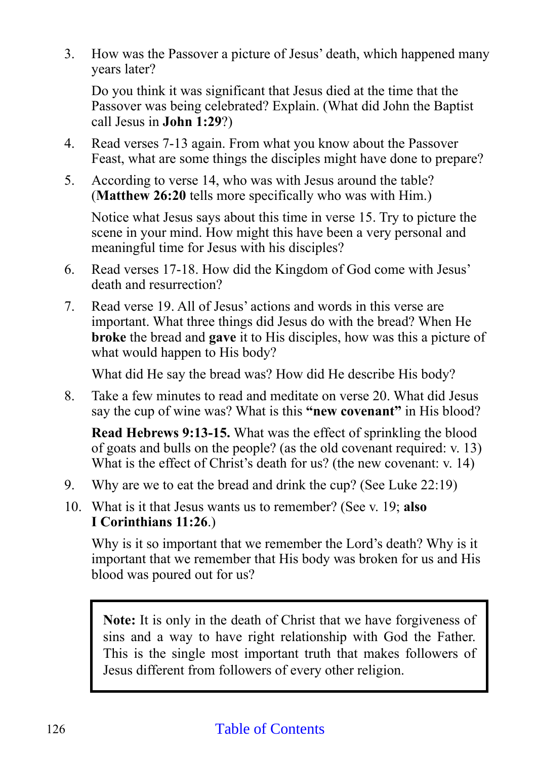3. How was the Passover a picture of Jesus' death, which happened many years later?

   Do you think it was significant that Jesus died at the time that the Passover was being celebrated? Explain. (What did John the Baptist call Jesus in **John 1:29**?)

4. Read verses 7-13 again. From what you know about the Passover Feast, what are some things the disciples might have done to prepare?

5. According to verse 14, who was with Jesus around the table? (**Matthew 26:20** tells more specifically who was with Him.)

   Notice what Jesus says about this time in verse 15. Try to picture the scene in your mind. How might this have been a very personal and meaningful time for Jesus with his disciples?

6. Read verses 17-18. How did the Kingdom of God come with Jesus' death and resurrection?

7. Read verse 19. All of Jesus' actions and words in this verse are important. What three things did Jesus do with the bread? When He **broke** the bread and **gave** it to His disciples, how was this a picture of what would happen to His body?

   What did He say the bread was? How did He describe His body?

8. Take a few minutes to read and meditate on verse 20. What did Jesus say the cup of wine was? What is this **"new covenant"** in His blood?

   **Read Hebrews 9:13-15.** What was the effect of sprinkling the blood of goats and bulls on the people? (as the old covenant required: v. 13) What is the effect of Christ's death for us? (the new covenant: v. 14)

9. Why are we to eat the bread and drink the cup? (See Luke 22:19)

10. What is it that Jesus wants us to remember? (See v. 19; **also I Corinthians 11:26**.)

    Why is it so important that we remember the Lord's death? Why is it important that we remember that His body was broken for us and His blood was poured out for us?

> **Note:** It is only in the death of Christ that we have forgiveness of sins and a way to have right relationship with God the Father. This is the single most important truth that makes followers of Jesus different from followers of every other religion.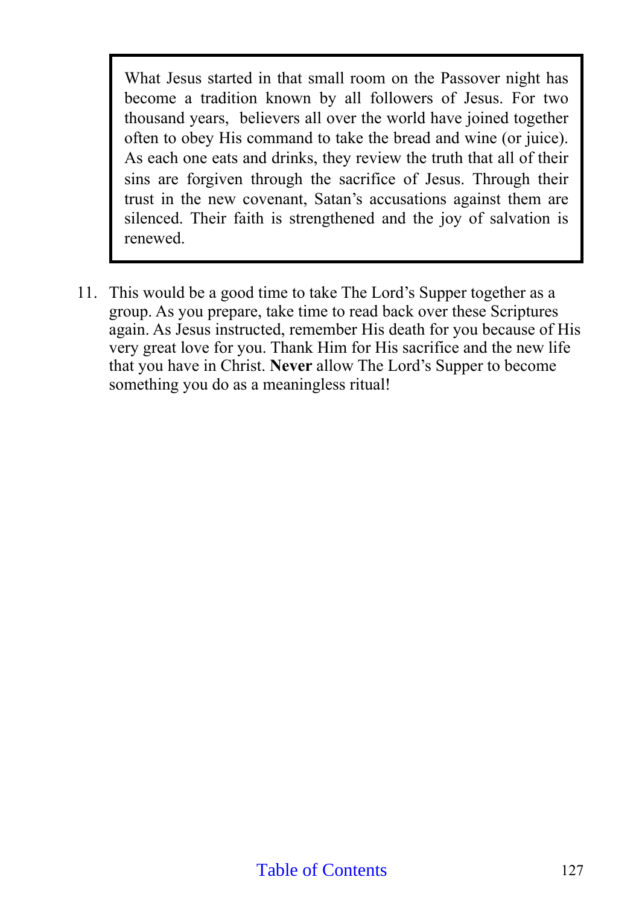> What Jesus started in that small room on the Passover night has become a tradition known by all followers of Jesus. For two thousand years, believers all over the world have joined together often to obey His command to take the bread and wine (or juice). As each one eats and drinks, they review the truth that all of their sins are forgiven through the sacrifice of Jesus. Through their trust in the new covenant, Satan's accusations against them are silenced. Their faith is strengthened and the joy of salvation is renewed.

11. This would be a good time to take The Lord's Supper together as a group. As you prepare, take time to read back over these Scriptures again. As Jesus instructed, remember His death for you because of His very great love for you. Thank Him for His sacrifice and the new life that you have in Christ. **Never** allow The Lord's Supper to become something you do as a meaningless ritual!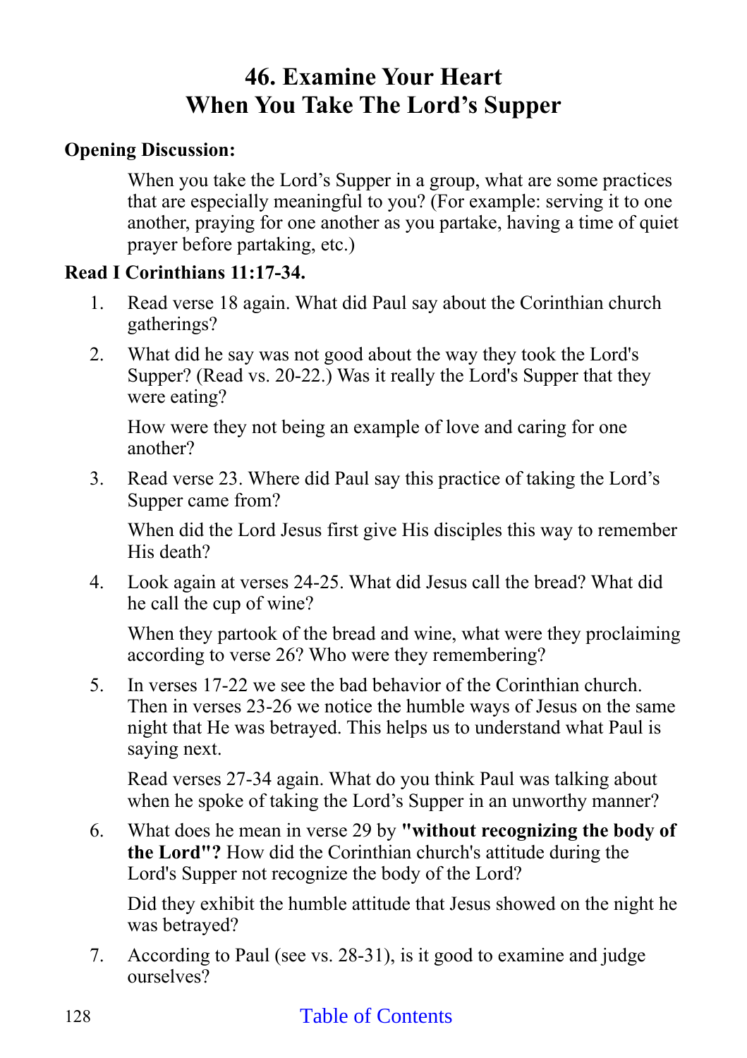# 46. Examine Your Heart When You Take The Lord's Supper

**Opening Discussion:**

When you take the Lord's Supper in a group, what are some practices that are especially meaningful to you? (For example: serving it to one another, praying for one another as you partake, having a time of quiet prayer before partaking, etc.)

**Read I Corinthians 11:17-34.**

1. Read verse 18 again. What did Paul say about the Corinthian church gatherings?

2. What did he say was not good about the way they took the Lord's Supper? (Read vs. 20-22.) Was it really the Lord's Supper that they were eating?

   How were they not being an example of love and caring for one another?

3. Read verse 23. Where did Paul say this practice of taking the Lord's Supper came from?

   When did the Lord Jesus first give His disciples this way to remember His death?

4. Look again at verses 24-25. What did Jesus call the bread? What did he call the cup of wine?

   When they partook of the bread and wine, what were they proclaiming according to verse 26? Who were they remembering?

5. In verses 17-22 we see the bad behavior of the Corinthian church. Then in verses 23-26 we notice the humble ways of Jesus on the same night that He was betrayed. This helps us to understand what Paul is saying next.

   Read verses 27-34 again. What do you think Paul was talking about when he spoke of taking the Lord's Supper in an unworthy manner?

6. What does he mean in verse 29 by **"without recognizing the body of the Lord"?** How did the Corinthian church's attitude during the Lord's Supper not recognize the body of the Lord?

   Did they exhibit the humble attitude that Jesus showed on the night he was betrayed?

7. According to Paul (see vs. 28-31), is it good to examine and judge ourselves?

Table of Contents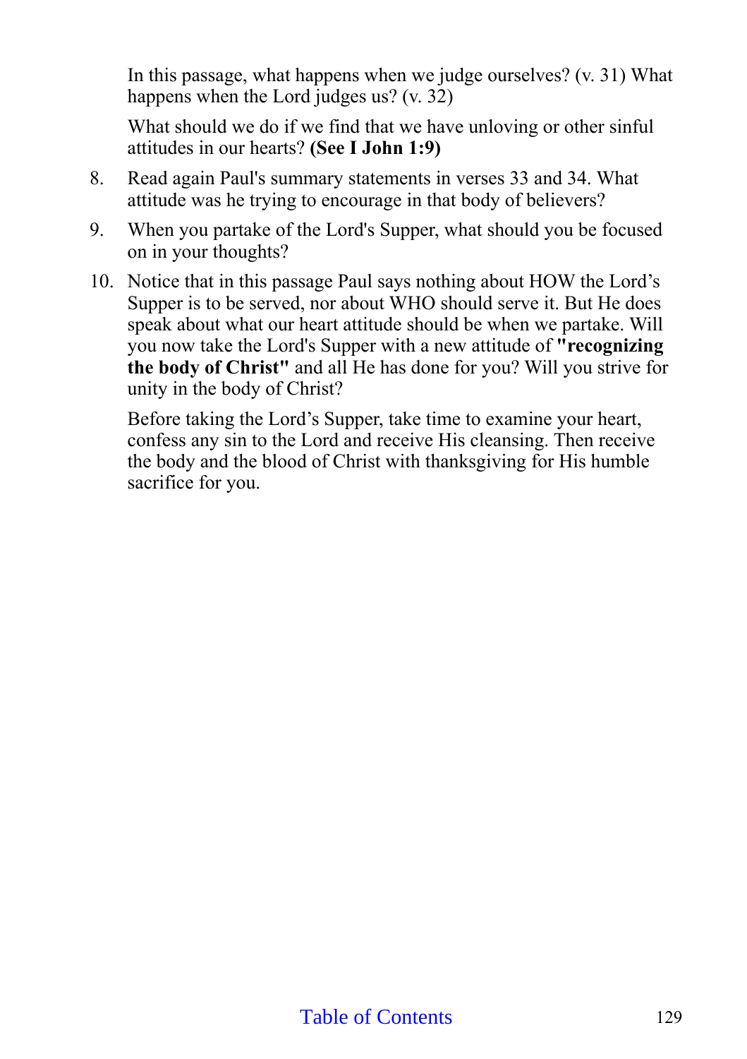In this passage, what happens when we judge ourselves? (v. 31) What happens when the Lord judges us? (v. 32)

What should we do if we find that we have unloving or other sinful attitudes in our hearts? **(See I John 1:9)**

8. Read again Paul's summary statements in verses 33 and 34. What attitude was he trying to encourage in that body of believers?

9. When you partake of the Lord's Supper, what should you be focused on in your thoughts?

10. Notice that in this passage Paul says nothing about HOW the Lord's Supper is to be served, nor about WHO should serve it. But He does speak about what our heart attitude should be when we partake. Will you now take the Lord's Supper with a new attitude of **"recognizing the body of Christ"** and all He has done for you? Will you strive for unity in the body of Christ?

    Before taking the Lord's Supper, take time to examine your heart, confess any sin to the Lord and receive His cleansing. Then receive the body and the blood of Christ with thanksgiving for His humble sacrifice for you.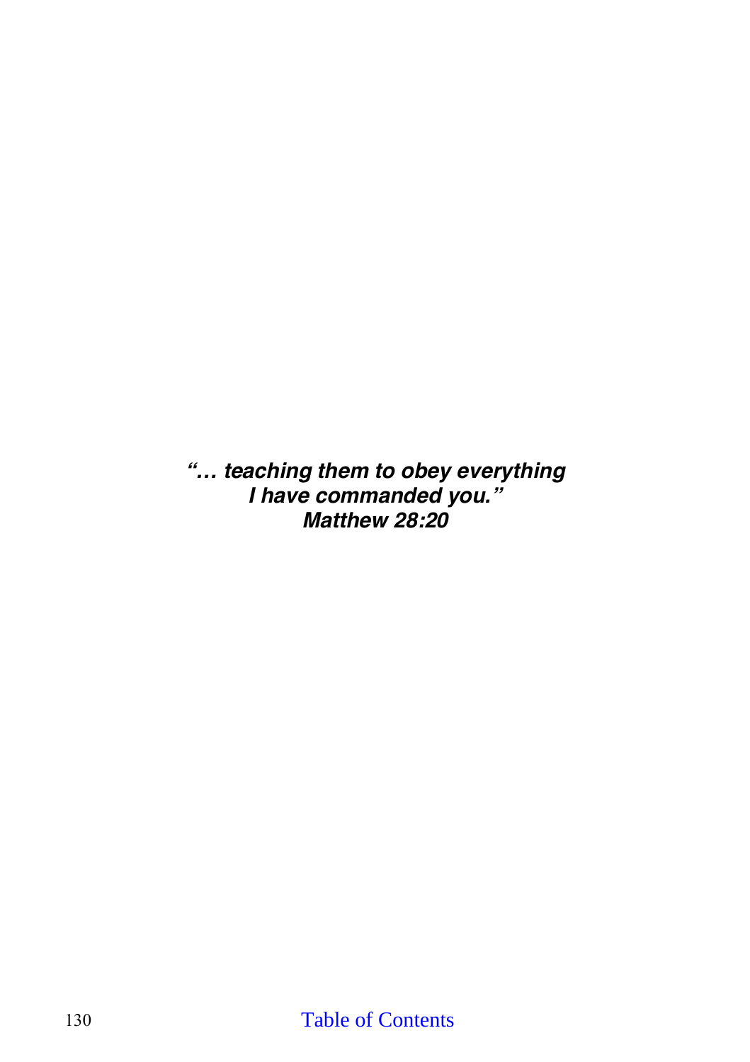***"… teaching them to obey everything***
***I have commanded you."***
***Matthew 28:20***

[Table of Contents]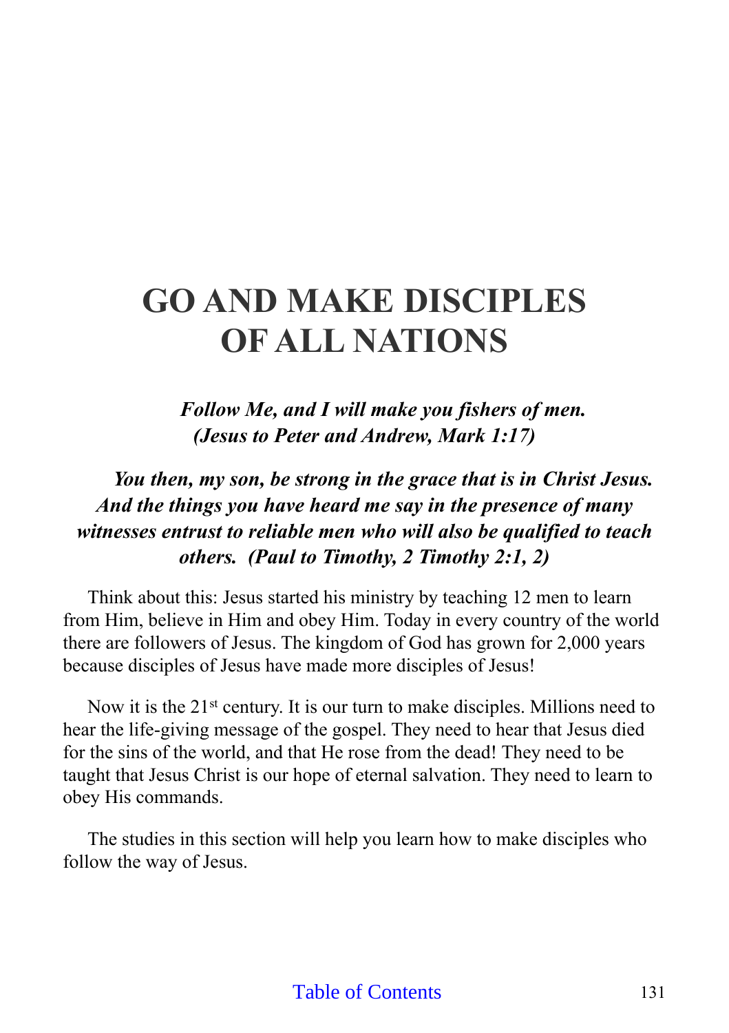# GO AND MAKE DISCIPLES OF ALL NATIONS

***Follow Me, and I will make you fishers of men. (Jesus to Peter and Andrew, Mark 1:17)***

***You then, my son, be strong in the grace that is in Christ Jesus. And the things you have heard me say in the presence of many witnesses entrust to reliable men who will also be qualified to teach others. (Paul to Timothy, 2 Timothy 2:1, 2)***

Think about this: Jesus started his ministry by teaching 12 men to learn from Him, believe in Him and obey Him. Today in every country of the world there are followers of Jesus. The kingdom of God has grown for 2,000 years because disciples of Jesus have made more disciples of Jesus!

Now it is the 21st century. It is our turn to make disciples. Millions need to hear the life-giving message of the gospel. They need to hear that Jesus died for the sins of the world, and that He rose from the dead! They need to be taught that Jesus Christ is our hope of eternal salvation. They need to learn to obey His commands.

The studies in this section will help you learn how to make disciples who follow the way of Jesus.

Table of Contents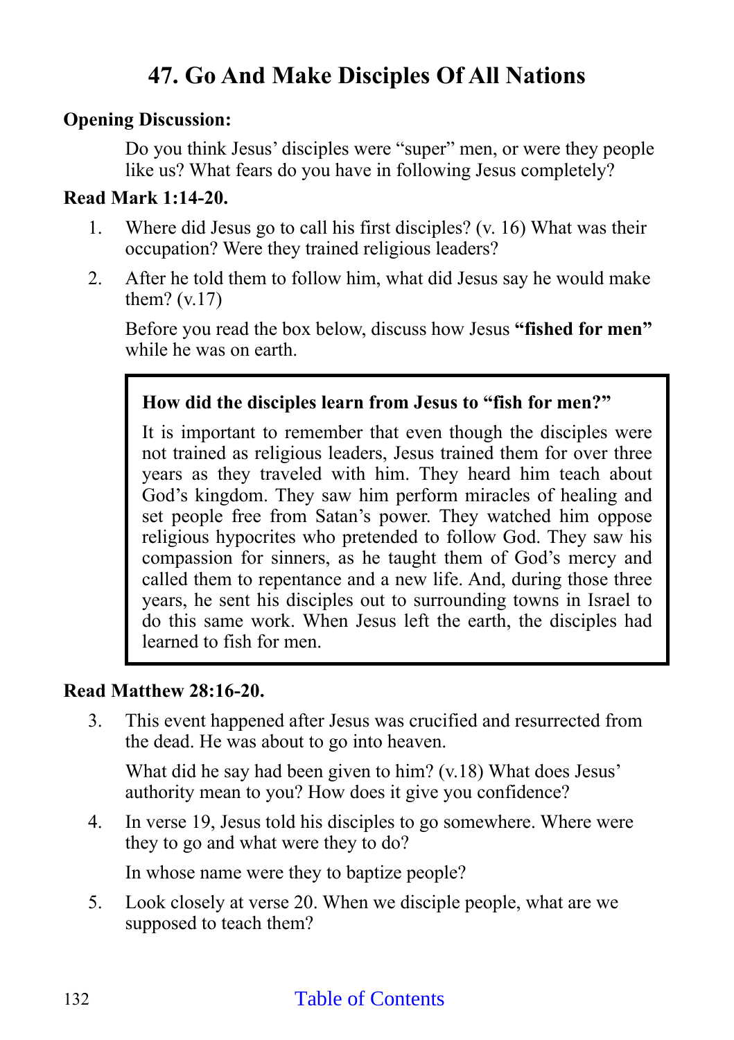# 47. Go And Make Disciples Of All Nations

**Opening Discussion:**

Do you think Jesus' disciples were "super" men, or were they people like us? What fears do you have in following Jesus completely?

**Read Mark 1:14-20.**

1. Where did Jesus go to call his first disciples? (v. 16) What was their occupation? Were they trained religious leaders?

2. After he told them to follow him, what did Jesus say he would make them? (v.17)

   Before you read the box below, discuss how Jesus **"fished for men"** while he was on earth.

> **How did the disciples learn from Jesus to "fish for men?"**
>
> It is important to remember that even though the disciples were not trained as religious leaders, Jesus trained them for over three years as they traveled with him. They heard him teach about God's kingdom. They saw him perform miracles of healing and set people free from Satan's power. They watched him oppose religious hypocrites who pretended to follow God. They saw his compassion for sinners, as he taught them of God's mercy and called them to repentance and a new life. And, during those three years, he sent his disciples out to surrounding towns in Israel to do this same work. When Jesus left the earth, the disciples had learned to fish for men.

**Read Matthew 28:16-20.**

3. This event happened after Jesus was crucified and resurrected from the dead. He was about to go into heaven.

   What did he say had been given to him? (v.18) What does Jesus' authority mean to you? How does it give you confidence?

4. In verse 19, Jesus told his disciples to go somewhere. Where were they to go and what were they to do?

   In whose name were they to baptize people?

5. Look closely at verse 20. When we disciple people, what are we supposed to teach them?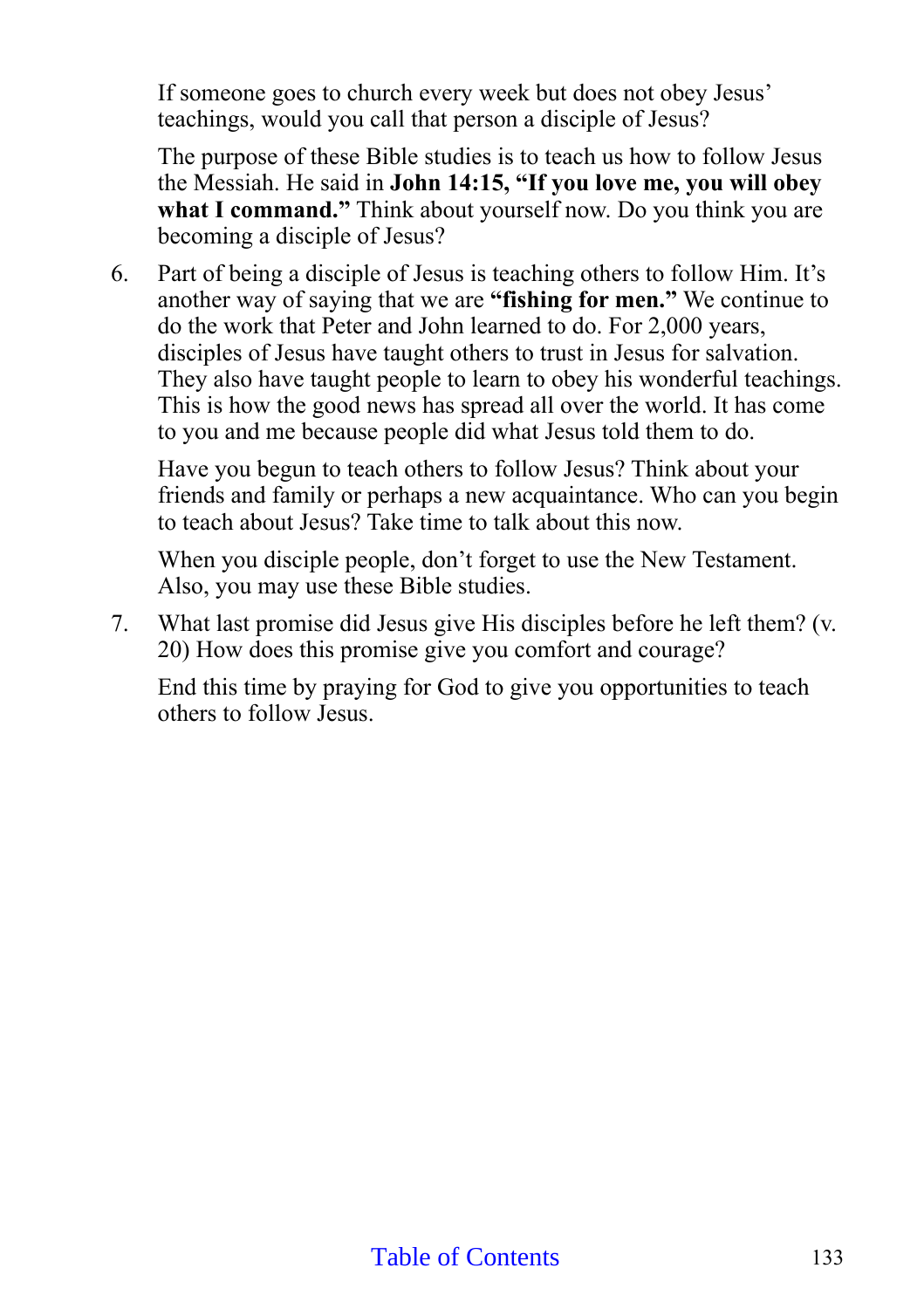If someone goes to church every week but does not obey Jesus' teachings, would you call that person a disciple of Jesus?

The purpose of these Bible studies is to teach us how to follow Jesus the Messiah. He said in **John 14:15, "If you love me, you will obey what I command."** Think about yourself now. Do you think you are becoming a disciple of Jesus?

6. Part of being a disciple of Jesus is teaching others to follow Him. It's another way of saying that we are **"fishing for men."** We continue to do the work that Peter and John learned to do. For 2,000 years, disciples of Jesus have taught others to trust in Jesus for salvation. They also have taught people to learn to obey his wonderful teachings. This is how the good news has spread all over the world. It has come to you and me because people did what Jesus told them to do.

   Have you begun to teach others to follow Jesus? Think about your friends and family or perhaps a new acquaintance. Who can you begin to teach about Jesus? Take time to talk about this now.

   When you disciple people, don't forget to use the New Testament. Also, you may use these Bible studies.

7. What last promise did Jesus give His disciples before he left them? (v. 20) How does this promise give you comfort and courage?

   End this time by praying for God to give you opportunities to teach others to follow Jesus.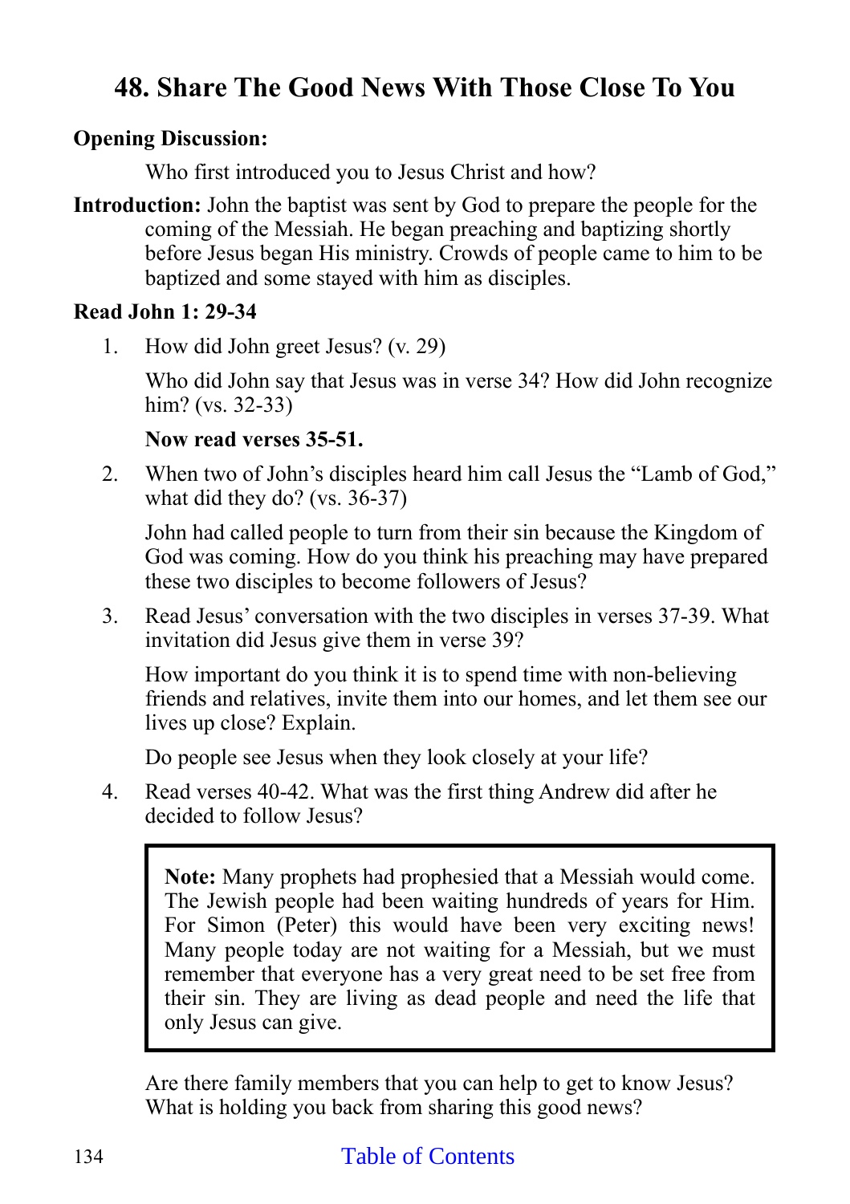# 48. Share The Good News With Those Close To You

**Opening Discussion:**

Who first introduced you to Jesus Christ and how?

**Introduction:** John the baptist was sent by God to prepare the people for the coming of the Messiah. He began preaching and baptizing shortly before Jesus began His ministry. Crowds of people came to him to be baptized and some stayed with him as disciples.

**Read John 1: 29-34**

1. How did John greet Jesus? (v. 29)

   Who did John say that Jesus was in verse 34? How did John recognize him? (vs. 32-33)

   **Now read verses 35-51.**

2. When two of John's disciples heard him call Jesus the "Lamb of God," what did they do? (vs. 36-37)

   John had called people to turn from their sin because the Kingdom of God was coming. How do you think his preaching may have prepared these two disciples to become followers of Jesus?

3. Read Jesus' conversation with the two disciples in verses 37-39. What invitation did Jesus give them in verse 39?

   How important do you think it is to spend time with non-believing friends and relatives, invite them into our homes, and let them see our lives up close? Explain.

   Do people see Jesus when they look closely at your life?

4. Read verses 40-42. What was the first thing Andrew did after he decided to follow Jesus?

   > **Note:** Many prophets had prophesied that a Messiah would come. The Jewish people had been waiting hundreds of years for Him. For Simon (Peter) this would have been very exciting news! Many people today are not waiting for a Messiah, but we must remember that everyone has a very great need to be set free from their sin. They are living as dead people and need the life that only Jesus can give.

   Are there family members that you can help to get to know Jesus? What is holding you back from sharing this good news?

Table of Contents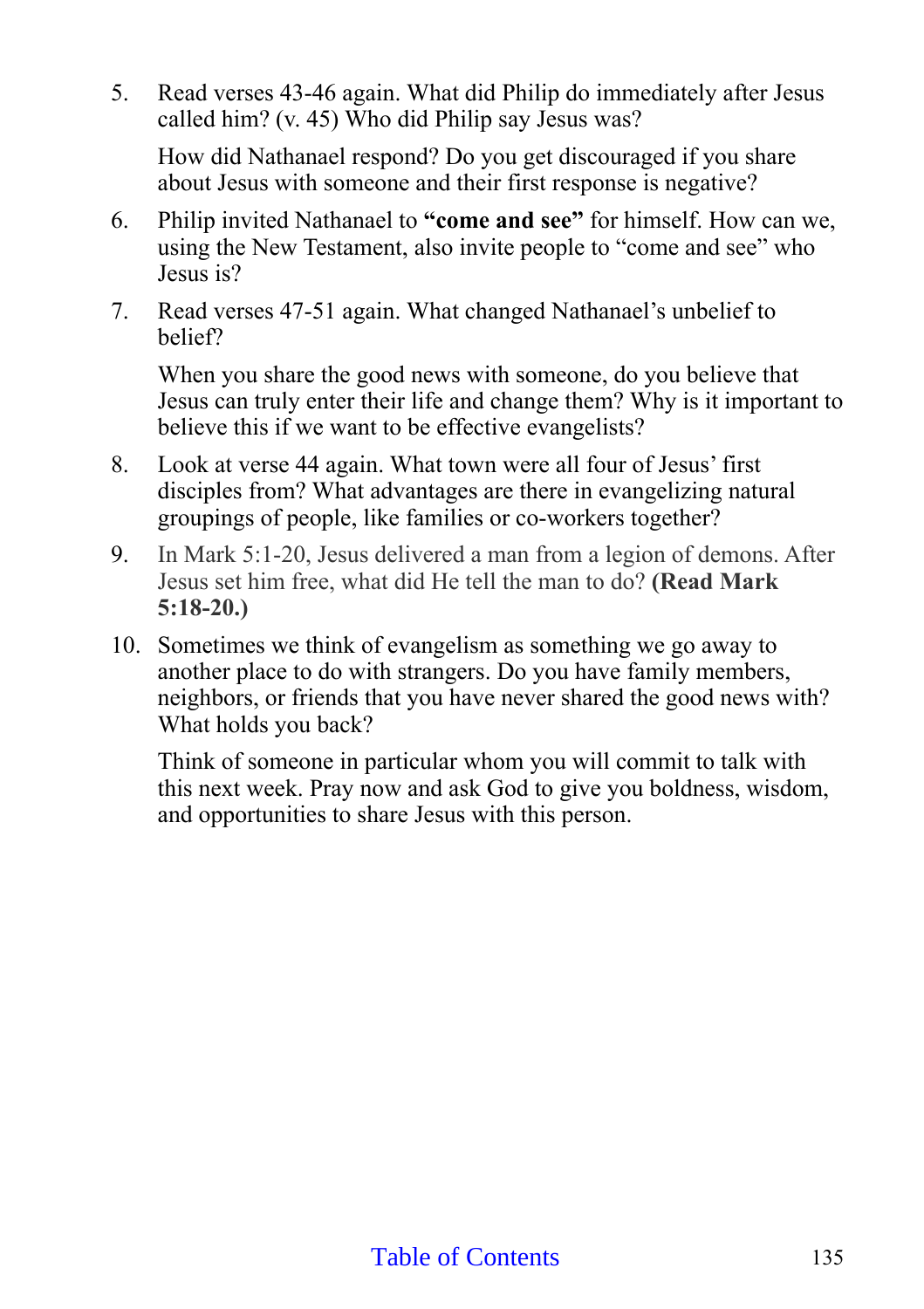5. Read verses 43-46 again. What did Philip do immediately after Jesus called him? (v. 45) Who did Philip say Jesus was?

   How did Nathanael respond? Do you get discouraged if you share about Jesus with someone and their first response is negative?

6. Philip invited Nathanael to **"come and see"** for himself. How can we, using the New Testament, also invite people to "come and see" who Jesus is?

7. Read verses 47-51 again. What changed Nathanael's unbelief to belief?

   When you share the good news with someone, do you believe that Jesus can truly enter their life and change them? Why is it important to believe this if we want to be effective evangelists?

8. Look at verse 44 again. What town were all four of Jesus' first disciples from? What advantages are there in evangelizing natural groupings of people, like families or co-workers together?

9. In Mark 5:1-20, Jesus delivered a man from a legion of demons. After Jesus set him free, what did He tell the man to do? **(Read Mark 5:18-20.)**

10. Sometimes we think of evangelism as something we go away to another place to do with strangers. Do you have family members, neighbors, or friends that you have never shared the good news with? What holds you back?

    Think of someone in particular whom you will commit to talk with this next week. Pray now and ask God to give you boldness, wisdom, and opportunities to share Jesus with this person.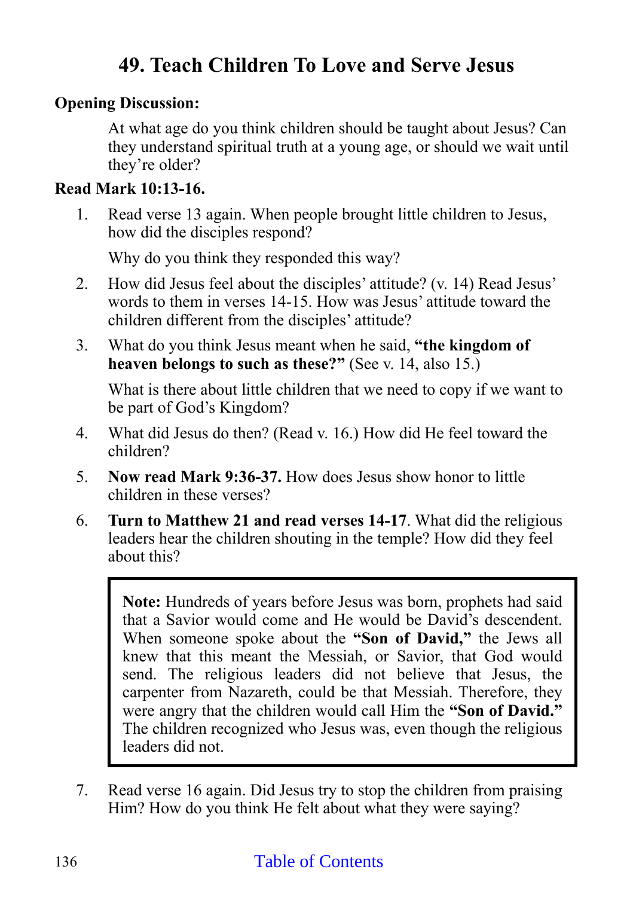# 49. Teach Children To Love and Serve Jesus

**Opening Discussion:**

At what age do you think children should be taught about Jesus? Can they understand spiritual truth at a young age, or should we wait until they're older?

**Read Mark 10:13-16.**

1. Read verse 13 again. When people brought little children to Jesus, how did the disciples respond?

   Why do you think they responded this way?

2. How did Jesus feel about the disciples' attitude? (v. 14) Read Jesus' words to them in verses 14-15. How was Jesus' attitude toward the children different from the disciples' attitude?

3. What do you think Jesus meant when he said, **"the kingdom of heaven belongs to such as these?"** (See v. 14, also 15.)

   What is there about little children that we need to copy if we want to be part of God's Kingdom?

4. What did Jesus do then? (Read v. 16.) How did He feel toward the children?

5. **Now read Mark 9:36-37.** How does Jesus show honor to little children in these verses?

6. **Turn to Matthew 21 and read verses 14-17**. What did the religious leaders hear the children shouting in the temple? How did they feel about this?

> **Note:** Hundreds of years before Jesus was born, prophets had said that a Savior would come and He would be David's descendent. When someone spoke about the **"Son of David,"** the Jews all knew that this meant the Messiah, or Savior, that God would send. The religious leaders did not believe that Jesus, the carpenter from Nazareth, could be that Messiah. Therefore, they were angry that the children would call Him the **"Son of David."** The children recognized who Jesus was, even though the religious leaders did not.

7. Read verse 16 again. Did Jesus try to stop the children from praising Him? How do you think He felt about what they were saying?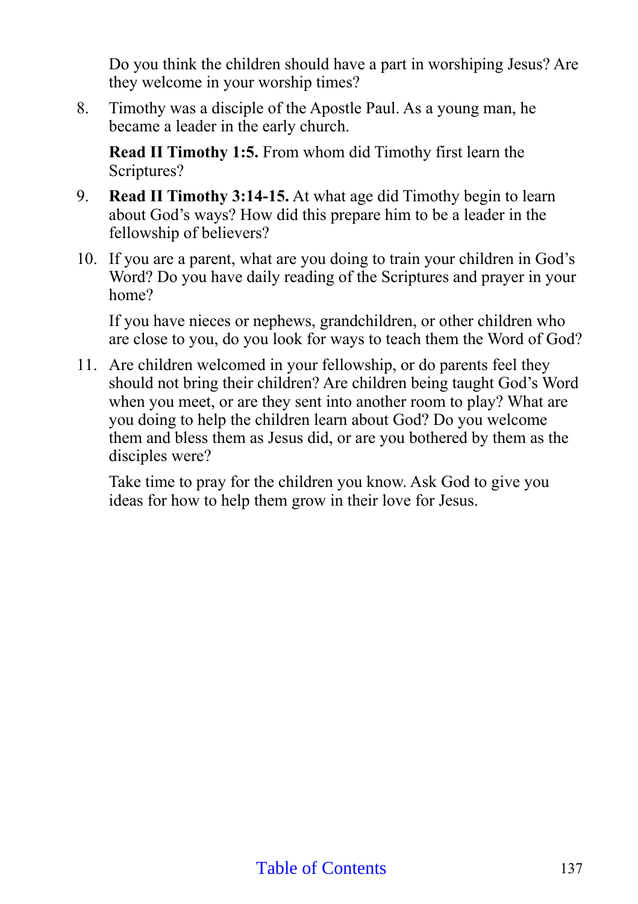Do you think the children should have a part in worshiping Jesus? Are they welcome in your worship times?

8. Timothy was a disciple of the Apostle Paul. As a young man, he became a leader in the early church.

   **Read II Timothy 1:5.** From whom did Timothy first learn the Scriptures?

9. **Read II Timothy 3:14-15.** At what age did Timothy begin to learn about God's ways? How did this prepare him to be a leader in the fellowship of believers?

10. If you are a parent, what are you doing to train your children in God's Word? Do you have daily reading of the Scriptures and prayer in your home?

    If you have nieces or nephews, grandchildren, or other children who are close to you, do you look for ways to teach them the Word of God?

11. Are children welcomed in your fellowship, or do parents feel they should not bring their children? Are children being taught God's Word when you meet, or are they sent into another room to play? What are you doing to help the children learn about God? Do you welcome them and bless them as Jesus did, or are you bothered by them as the disciples were?

    Take time to pray for the children you know. Ask God to give you ideas for how to help them grow in their love for Jesus.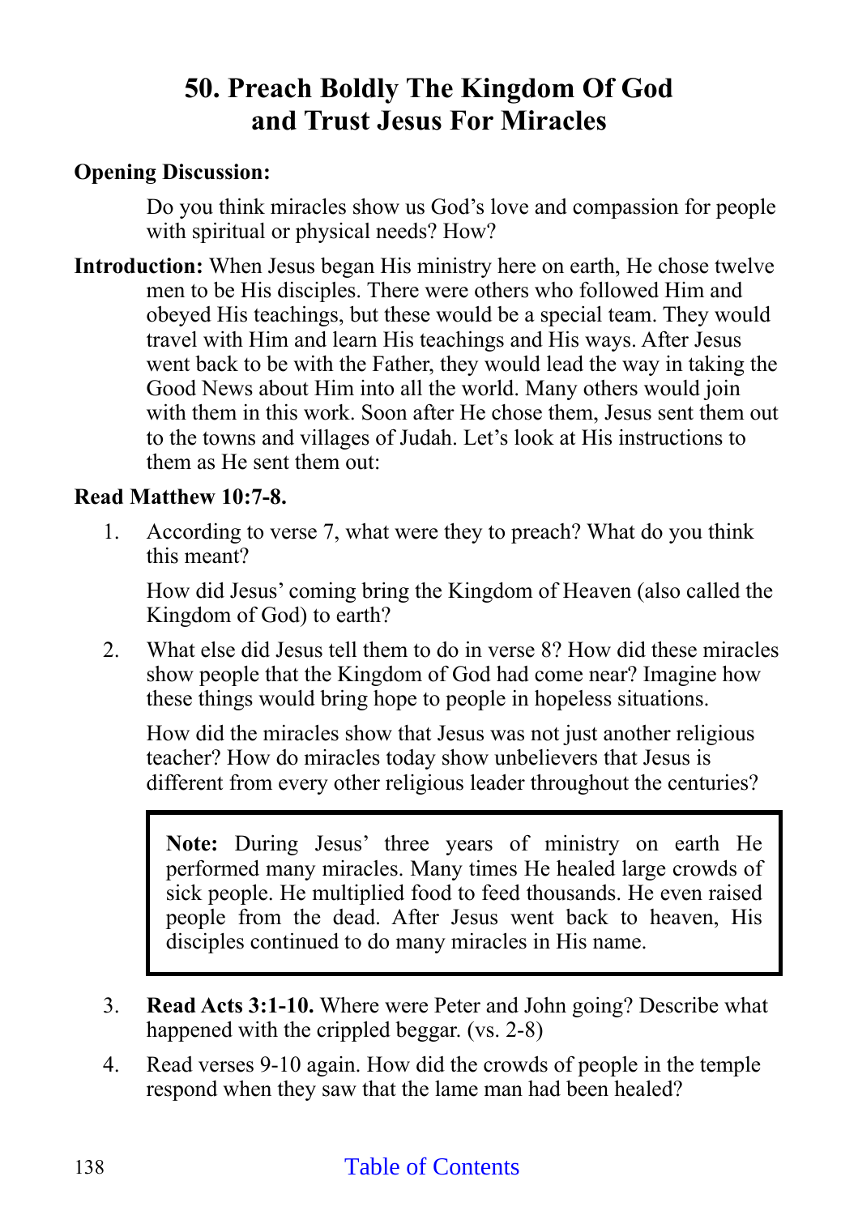# 50. Preach Boldly The Kingdom Of God and Trust Jesus For Miracles

**Opening Discussion:**

Do you think miracles show us God's love and compassion for people with spiritual or physical needs? How?

**Introduction:** When Jesus began His ministry here on earth, He chose twelve men to be His disciples. There were others who followed Him and obeyed His teachings, but these would be a special team. They would travel with Him and learn His teachings and His ways. After Jesus went back to be with the Father, they would lead the way in taking the Good News about Him into all the world. Many others would join with them in this work. Soon after He chose them, Jesus sent them out to the towns and villages of Judah. Let's look at His instructions to them as He sent them out:

**Read Matthew 10:7-8.**

1. According to verse 7, what were they to preach? What do you think this meant?

   How did Jesus' coming bring the Kingdom of Heaven (also called the Kingdom of God) to earth?

2. What else did Jesus tell them to do in verse 8? How did these miracles show people that the Kingdom of God had come near? Imagine how these things would bring hope to people in hopeless situations.

   How did the miracles show that Jesus was not just another religious teacher? How do miracles today show unbelievers that Jesus is different from every other religious leader throughout the centuries?

> **Note:** During Jesus' three years of ministry on earth He performed many miracles. Many times He healed large crowds of sick people. He multiplied food to feed thousands. He even raised people from the dead. After Jesus went back to heaven, His disciples continued to do many miracles in His name.

3. **Read Acts 3:1-10.** Where were Peter and John going? Describe what happened with the crippled beggar. (vs. 2-8)

4. Read verses 9-10 again. How did the crowds of people in the temple respond when they saw that the lame man had been healed?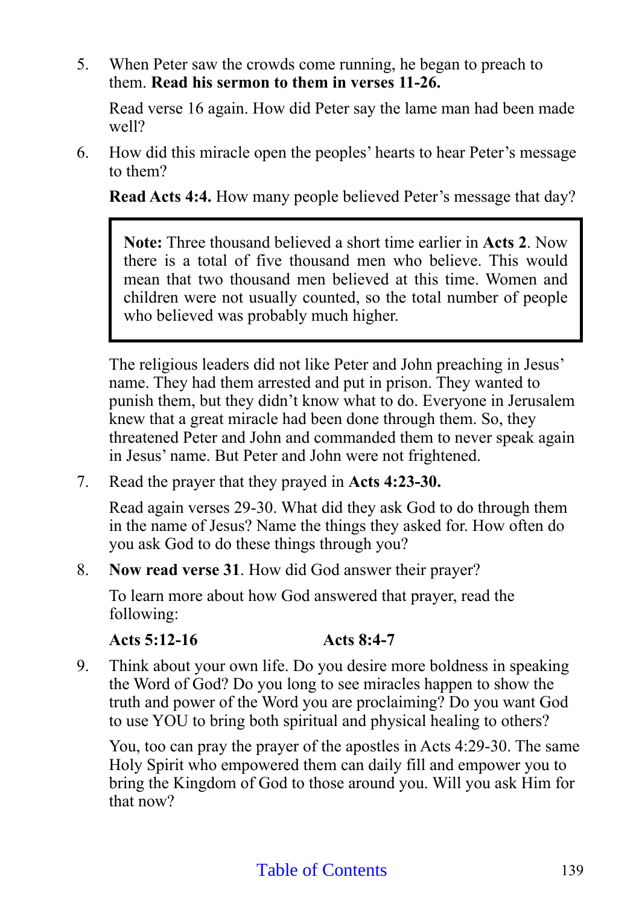5. When Peter saw the crowds come running, he began to preach to them. **Read his sermon to them in verses 11-26.**

   Read verse 16 again. How did Peter say the lame man had been made well?

6. How did this miracle open the peoples' hearts to hear Peter's message to them?

   **Read Acts 4:4.** How many people believed Peter's message that day?

> **Note:** Three thousand believed a short time earlier in **Acts 2**. Now there is a total of five thousand men who believe. This would mean that two thousand men believed at this time. Women and children were not usually counted, so the total number of people who believed was probably much higher.

The religious leaders did not like Peter and John preaching in Jesus' name. They had them arrested and put in prison. They wanted to punish them, but they didn't know what to do. Everyone in Jerusalem knew that a great miracle had been done through them. So, they threatened Peter and John and commanded them to never speak again in Jesus' name. But Peter and John were not frightened.

7. Read the prayer that they prayed in **Acts 4:23-30.**

   Read again verses 29-30. What did they ask God to do through them in the name of Jesus? Name the things they asked for. How often do you ask God to do these things through you?

8. **Now read verse 31**. How did God answer their prayer?

   To learn more about how God answered that prayer, read the following:

   **Acts 5:12-16** **Acts 8:4-7**

9. Think about your own life. Do you desire more boldness in speaking the Word of God? Do you long to see miracles happen to show the truth and power of the Word you are proclaiming? Do you want God to use YOU to bring both spiritual and physical healing to others?

   You, too can pray the prayer of the apostles in Acts 4:29-30. The same Holy Spirit who empowered them can daily fill and empower you to bring the Kingdom of God to those around you. Will you ask Him for that now?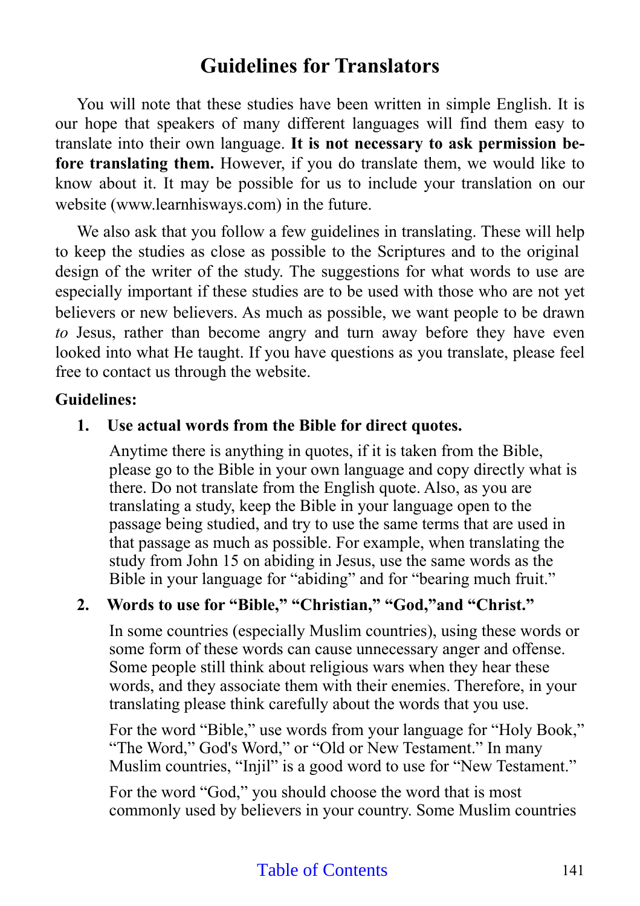# Guidelines for Translators

You will note that these studies have been written in simple English. It is our hope that speakers of many different languages will find them easy to translate into their own language. **It is not necessary to ask permission before translating them.** However, if you do translate them, we would like to know about it. It may be possible for us to include your translation on our website (www.learnhisways.com) in the future.

We also ask that you follow a few guidelines in translating. These will help to keep the studies as close as possible to the Scriptures and to the original design of the writer of the study. The suggestions for what words to use are especially important if these studies are to be used with those who are not yet believers or new believers. As much as possible, we want people to be drawn *to* Jesus, rather than become angry and turn away before they have even looked into what He taught. If you have questions as you translate, please feel free to contact us through the website.

**Guidelines:**

1. **Use actual words from the Bible for direct quotes.**

   Anytime there is anything in quotes, if it is taken from the Bible, please go to the Bible in your own language and copy directly what is there. Do not translate from the English quote. Also, as you are translating a study, keep the Bible in your language open to the passage being studied, and try to use the same terms that are used in that passage as much as possible. For example, when translating the study from John 15 on abiding in Jesus, use the same words as the Bible in your language for "abiding" and for "bearing much fruit."

2. **Words to use for "Bible," "Christian," "God,"and "Christ."**

   In some countries (especially Muslim countries), using these words or some form of these words can cause unnecessary anger and offense. Some people still think about religious wars when they hear these words, and they associate them with their enemies. Therefore, in your translating please think carefully about the words that you use.

   For the word "Bible," use words from your language for "Holy Book," "The Word," God's Word," or "Old or New Testament." In many Muslim countries, "Injil" is a good word to use for "New Testament."

   For the word "God," you should choose the word that is most commonly used by believers in your country. Some Muslim countries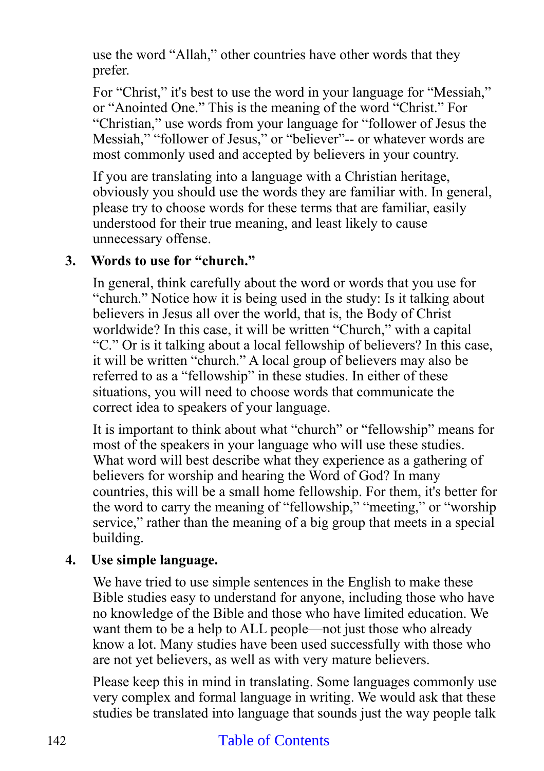use the word “Allah,” other countries have other words that they prefer.

For “Christ,” it's best to use the word in your language for “Messiah,” or “Anointed One.” This is the meaning of the word “Christ.” For “Christian,” use words from your language for “follower of Jesus the Messiah,” “follower of Jesus,” or “believer”-- or whatever words are most commonly used and accepted by believers in your country.

If you are translating into a language with a Christian heritage, obviously you should use the words they are familiar with. In general, please try to choose words for these terms that are familiar, easily understood for their true meaning, and least likely to cause unnecessary offense.

3. **Words to use for “church.”**

   In general, think carefully about the word or words that you use for “church.” Notice how it is being used in the study: Is it talking about believers in Jesus all over the world, that is, the Body of Christ worldwide? In this case, it will be written “Church,” with a capital “C.” Or is it talking about a local fellowship of believers? In this case, it will be written “church.” A local group of believers may also be referred to as a “fellowship” in these studies. In either of these situations, you will need to choose words that communicate the correct idea to speakers of your language.

   It is important to think about what “church” or “fellowship” means for most of the speakers in your language who will use these studies. What word will best describe what they experience as a gathering of believers for worship and hearing the Word of God? In many countries, this will be a small home fellowship. For them, it's better for the word to carry the meaning of “fellowship,” “meeting,” or “worship service,” rather than the meaning of a big group that meets in a special building.

4. **Use simple language.**

   We have tried to use simple sentences in the English to make these Bible studies easy to understand for anyone, including those who have no knowledge of the Bible and those who have limited education. We want them to be a help to ALL people—not just those who already know a lot. Many studies have been used successfully with those who are not yet believers, as well as with very mature believers.

   Please keep this in mind in translating. Some languages commonly use very complex and formal language in writing. We would ask that these studies be translated into language that sounds just the way people talk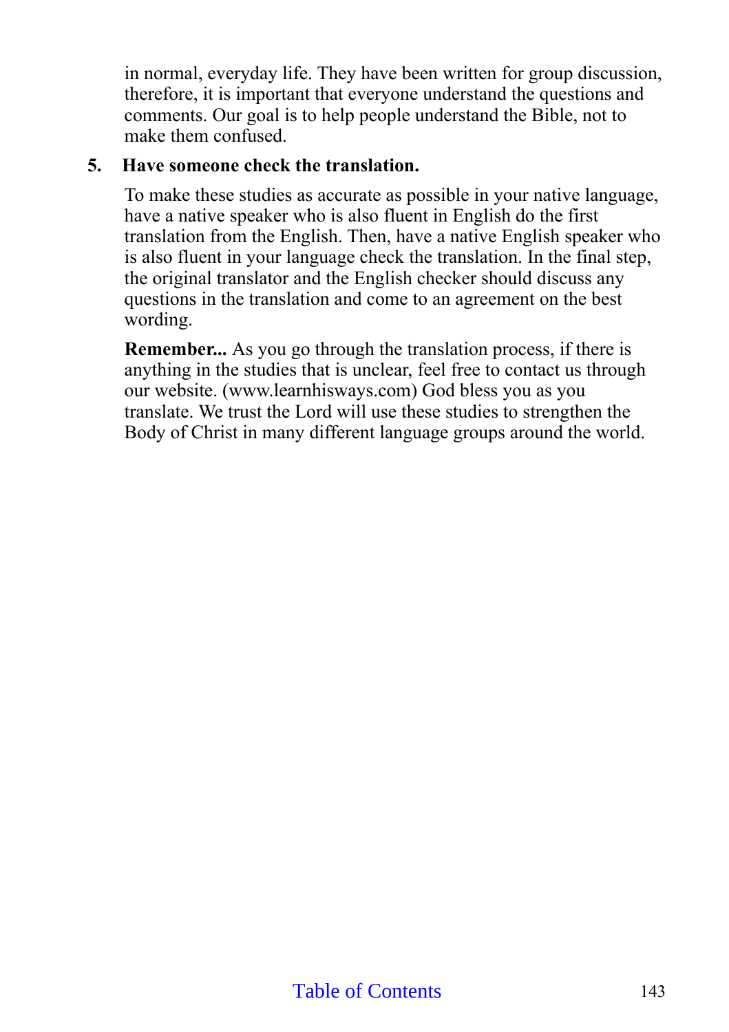in normal, everyday life. They have been written for group discussion, therefore, it is important that everyone understand the questions and comments. Our goal is to help people understand the Bible, not to make them confused.

5. **Have someone check the translation.**

   To make these studies as accurate as possible in your native language, have a native speaker who is also fluent in English do the first translation from the English. Then, have a native English speaker who is also fluent in your language check the translation. In the final step, the original translator and the English checker should discuss any questions in the translation and come to an agreement on the best wording.

   **Remember...** As you go through the translation process, if there is anything in the studies that is unclear, feel free to contact us through our website. (www.learnhisways.com) God bless you as you translate. We trust the Lord will use these studies to strengthen the Body of Christ in many different language groups around the world.

Table of Contents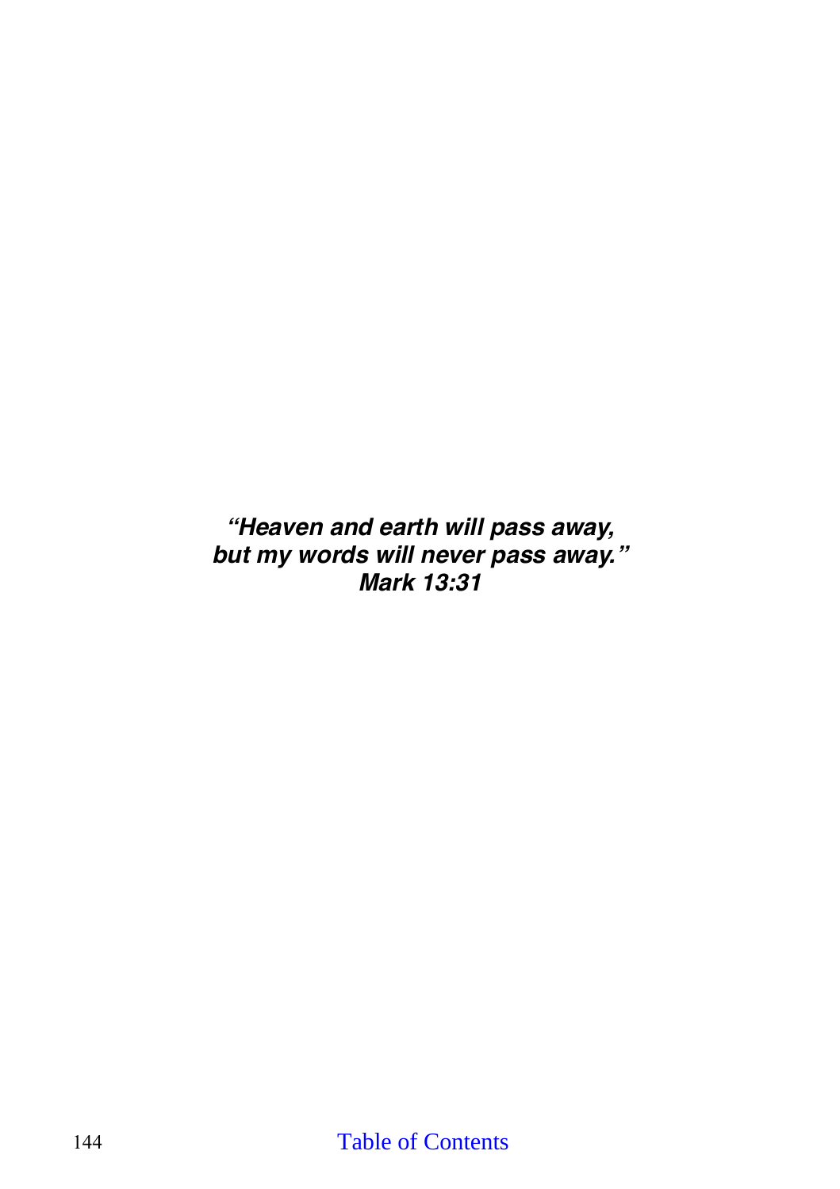***"Heaven and earth will pass away,
but my words will never pass away."
Mark 13:31***

Table of Contents